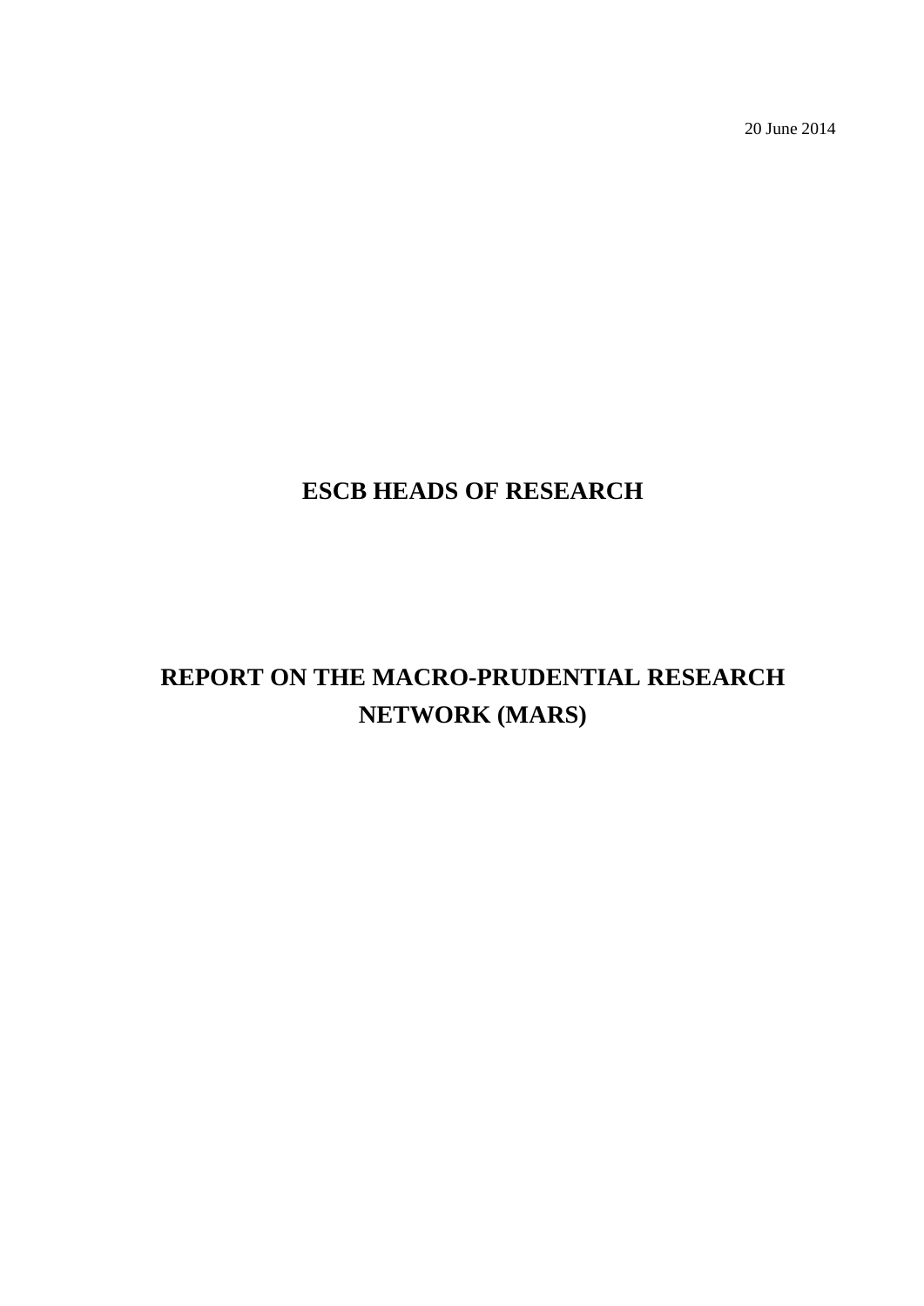20 June 2014

# ESCB HEADS OF RESEARCH

# REPORT ON THE MACRO-PRUDENTIAL RESEARCH NETWORK (MARS)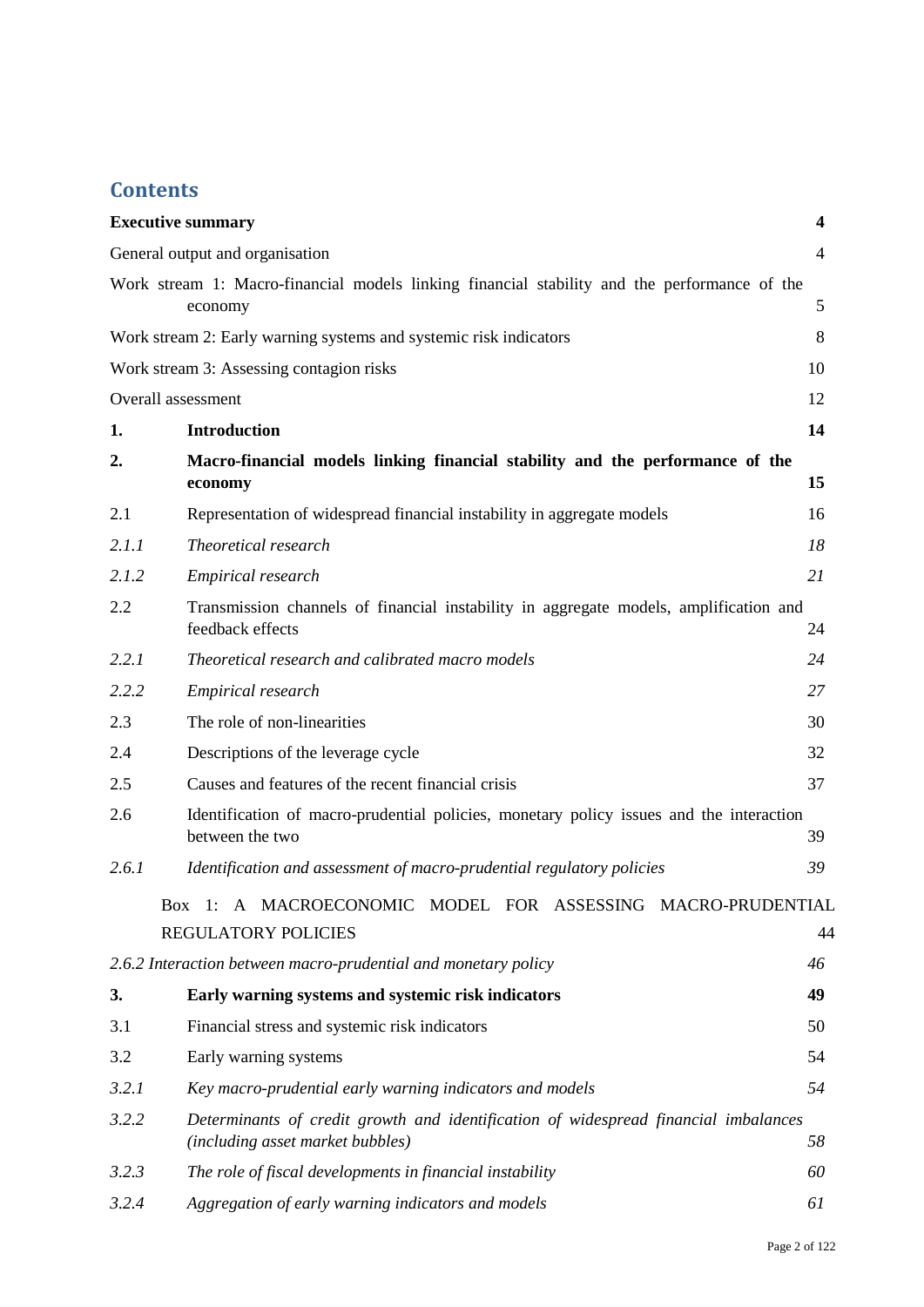# Contents

| | | |
|---|---|---|
| **Executive summary** | | **4** |
| General output and organisation | | 4 |
| Work stream 1: Macro-financial models linking financial stability and the performance of the economy | | 5 |
| Work stream 2: Early warning systems and systemic risk indicators | | 8 |
| Work stream 3: Assessing contagion risks | | 10 |
| Overall assessment | | 12 |
| **1.** | **Introduction** | **14** |
| **2.** | **Macro-financial models linking financial stability and the performance of the economy** | **15** |
| 2.1 | Representation of widespread financial instability in aggregate models | 16 |
| *2.1.1* | *Theoretical research* | *18* |
| *2.1.2* | *Empirical research* | *21* |
| 2.2 | Transmission channels of financial instability in aggregate models, amplification and feedback effects | 24 |
| *2.2.1* | *Theoretical research and calibrated macro models* | *24* |
| *2.2.2* | *Empirical research* | *27* |
| 2.3 | The role of non-linearities | 30 |
| 2.4 | Descriptions of the leverage cycle | 32 |
| 2.5 | Causes and features of the recent financial crisis | 37 |
| 2.6 | Identification of macro-prudential policies, monetary policy issues and the interaction between the two | 39 |
| *2.6.1* | *Identification and assessment of macro-prudential regulatory policies* | *39* |
| | Box 1: A MACROECONOMIC MODEL FOR ASSESSING MACRO-PRUDENTIAL REGULATORY POLICIES | 44 |
| *2.6.2 Interaction between macro-prudential and monetary policy* | | *46* |
| **3.** | **Early warning systems and systemic risk indicators** | **49** |
| 3.1 | Financial stress and systemic risk indicators | 50 |
| 3.2 | Early warning systems | 54 |
| *3.2.1* | *Key macro-prudential early warning indicators and models* | *54* |
| *3.2.2* | *Determinants of credit growth and identification of widespread financial imbalances (including asset market bubbles)* | *58* |
| *3.2.3* | *The role of fiscal developments in financial instability* | *60* |
| *3.2.4* | *Aggregation of early warning indicators and models* | *61* |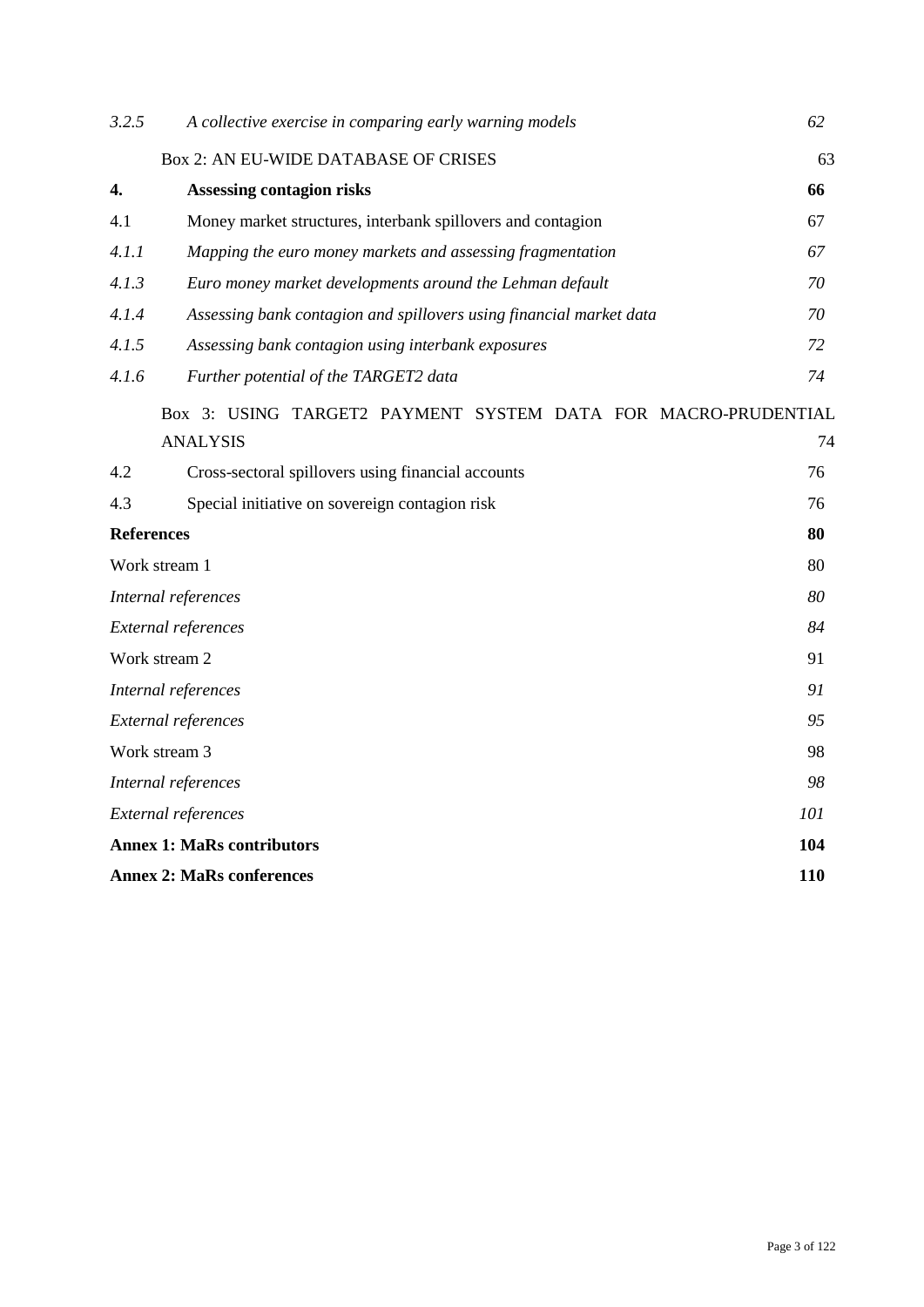| | | |
|---|---|---|
| *3.2.5* | *A collective exercise in comparing early warning models* | *62* |
| | Box 2: AN EU-WIDE DATABASE OF CRISES | 63 |
| **4.** | **Assessing contagion risks** | **66** |
| 4.1 | Money market structures, interbank spillovers and contagion | 67 |
| *4.1.1* | *Mapping the euro money markets and assessing fragmentation* | *67* |
| *4.1.3* | *Euro money market developments around the Lehman default* | *70* |
| *4.1.4* | *Assessing bank contagion and spillovers using financial market data* | *70* |
| *4.1.5* | *Assessing bank contagion using interbank exposures* | *72* |
| *4.1.6* | *Further potential of the TARGET2 data* | *74* |
| | Box 3: USING TARGET2 PAYMENT SYSTEM DATA FOR MACRO-PRUDENTIAL ANALYSIS | 74 |
| 4.2 | Cross-sectoral spillovers using financial accounts | 76 |
| 4.3 | Special initiative on sovereign contagion risk | 76 |
| **References** | | **80** |
| Work stream 1 | | 80 |
| *Internal references* | | *80* |
| *External references* | | *84* |
| Work stream 2 | | 91 |
| *Internal references* | | *91* |
| *External references* | | *95* |
| Work stream 3 | | 98 |
| *Internal references* | | *98* |
| *External references* | | *101* |
| **Annex 1: MaRs contributors** | | **104** |
| **Annex 2: MaRs conferences** | | **110** |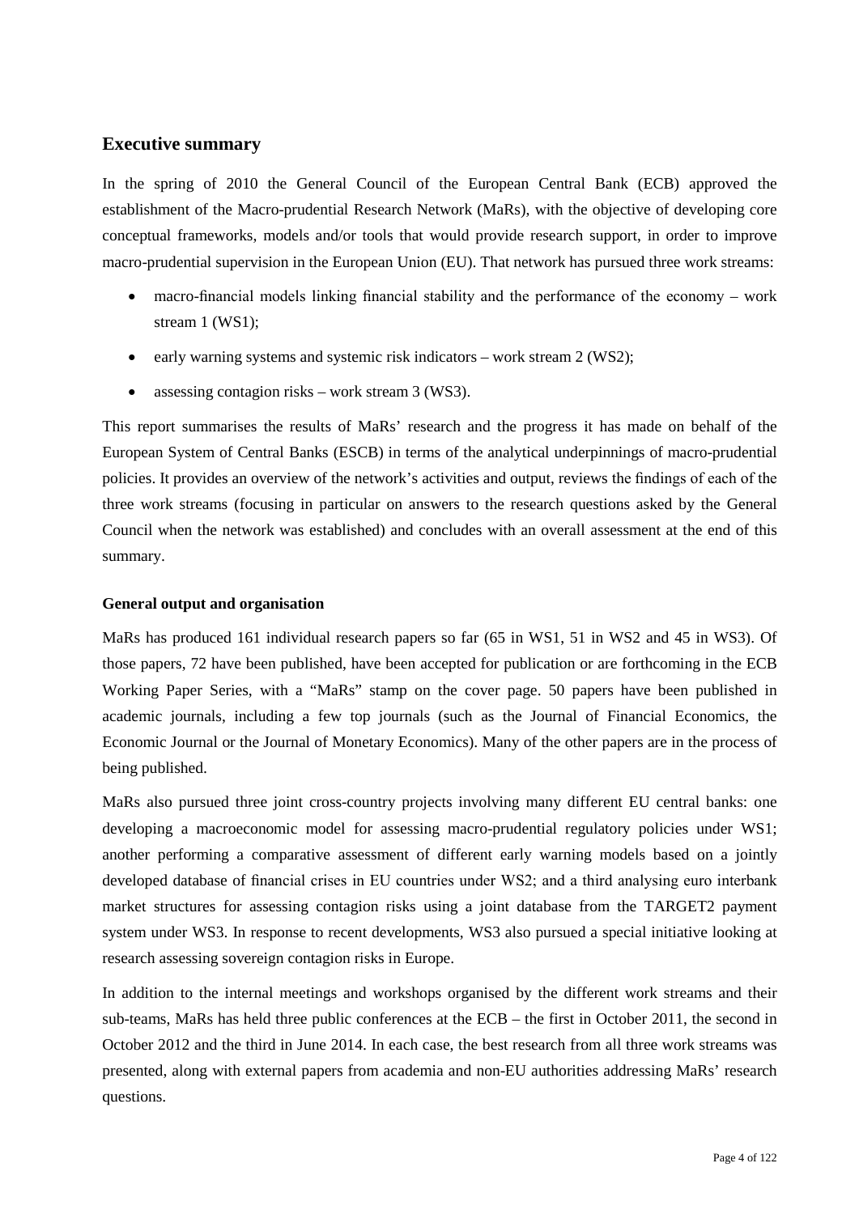## Executive summary

In the spring of 2010 the General Council of the European Central Bank (ECB) approved the establishment of the Macro-prudential Research Network (MaRs), with the objective of developing core conceptual frameworks, models and/or tools that would provide research support, in order to improve macro-prudential supervision in the European Union (EU). That network has pursued three work streams:

- macro-financial models linking financial stability and the performance of the economy – work stream 1 (WS1);
- early warning systems and systemic risk indicators – work stream 2 (WS2);
- assessing contagion risks – work stream 3 (WS3).

This report summarises the results of MaRs' research and the progress it has made on behalf of the European System of Central Banks (ESCB) in terms of the analytical underpinnings of macro-prudential policies. It provides an overview of the network's activities and output, reviews the findings of each of the three work streams (focusing in particular on answers to the research questions asked by the General Council when the network was established) and concludes with an overall assessment at the end of this summary.

**General output and organisation**

MaRs has produced 161 individual research papers so far (65 in WS1, 51 in WS2 and 45 in WS3). Of those papers, 72 have been published, have been accepted for publication or are forthcoming in the ECB Working Paper Series, with a "MaRs" stamp on the cover page. 50 papers have been published in academic journals, including a few top journals (such as the Journal of Financial Economics, the Economic Journal or the Journal of Monetary Economics). Many of the other papers are in the process of being published.

MaRs also pursued three joint cross-country projects involving many different EU central banks: one developing a macroeconomic model for assessing macro-prudential regulatory policies under WS1; another performing a comparative assessment of different early warning models based on a jointly developed database of financial crises in EU countries under WS2; and a third analysing euro interbank market structures for assessing contagion risks using a joint database from the TARGET2 payment system under WS3. In response to recent developments, WS3 also pursued a special initiative looking at research assessing sovereign contagion risks in Europe.

In addition to the internal meetings and workshops organised by the different work streams and their sub-teams, MaRs has held three public conferences at the ECB – the first in October 2011, the second in October 2012 and the third in June 2014. In each case, the best research from all three work streams was presented, along with external papers from academia and non-EU authorities addressing MaRs' research questions.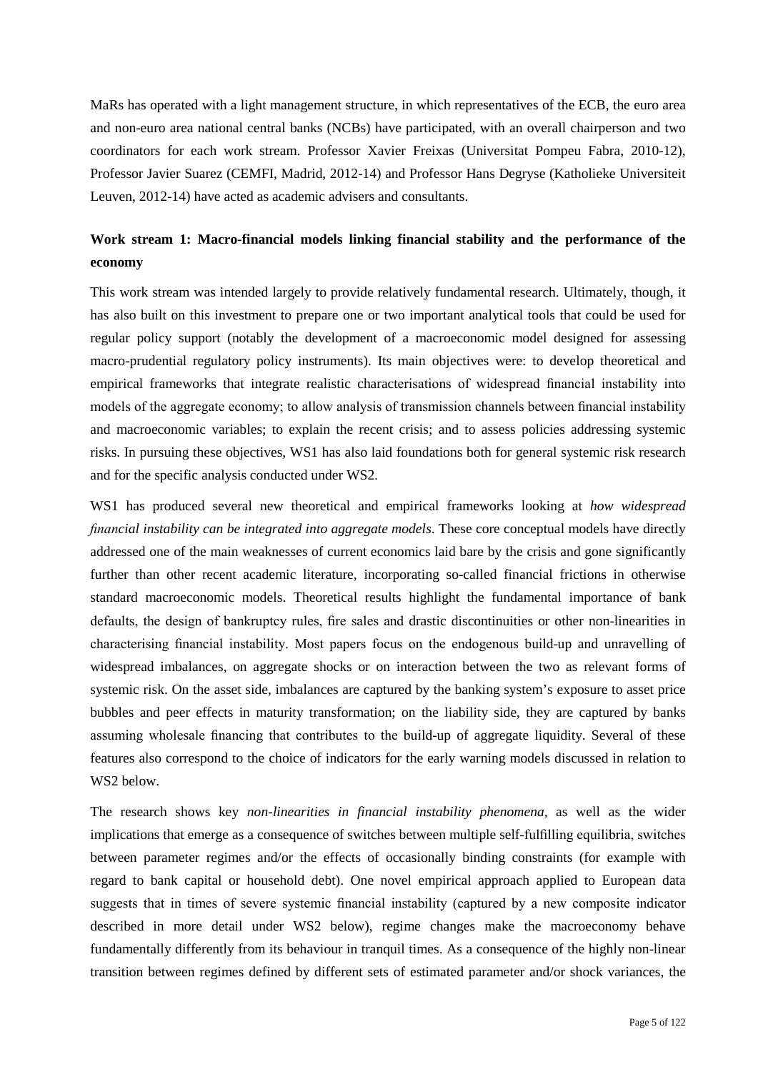MaRs has operated with a light management structure, in which representatives of the ECB, the euro area and non-euro area national central banks (NCBs) have participated, with an overall chairperson and two coordinators for each work stream. Professor Xavier Freixas (Universitat Pompeu Fabra, 2010-12), Professor Javier Suarez (CEMFI, Madrid, 2012-14) and Professor Hans Degryse (Katholieke Universiteit Leuven, 2012-14) have acted as academic advisers and consultants.

**Work stream 1: Macro-financial models linking financial stability and the performance of the economy**

This work stream was intended largely to provide relatively fundamental research. Ultimately, though, it has also built on this investment to prepare one or two important analytical tools that could be used for regular policy support (notably the development of a macroeconomic model designed for assessing macro-prudential regulatory policy instruments). Its main objectives were: to develop theoretical and empirical frameworks that integrate realistic characterisations of widespread financial instability into models of the aggregate economy; to allow analysis of transmission channels between financial instability and macroeconomic variables; to explain the recent crisis; and to assess policies addressing systemic risks. In pursuing these objectives, WS1 has also laid foundations both for general systemic risk research and for the specific analysis conducted under WS2.

WS1 has produced several new theoretical and empirical frameworks looking at *how widespread financial instability can be integrated into aggregate models*. These core conceptual models have directly addressed one of the main weaknesses of current economics laid bare by the crisis and gone significantly further than other recent academic literature, incorporating so-called financial frictions in otherwise standard macroeconomic models. Theoretical results highlight the fundamental importance of bank defaults, the design of bankruptcy rules, fire sales and drastic discontinuities or other non-linearities in characterising financial instability. Most papers focus on the endogenous build-up and unravelling of widespread imbalances, on aggregate shocks or on interaction between the two as relevant forms of systemic risk. On the asset side, imbalances are captured by the banking system's exposure to asset price bubbles and peer effects in maturity transformation; on the liability side, they are captured by banks assuming wholesale financing that contributes to the build-up of aggregate liquidity. Several of these features also correspond to the choice of indicators for the early warning models discussed in relation to WS2 below.

The research shows key *non-linearities in financial instability phenomena*, as well as the wider implications that emerge as a consequence of switches between multiple self-fulfilling equilibria, switches between parameter regimes and/or the effects of occasionally binding constraints (for example with regard to bank capital or household debt). One novel empirical approach applied to European data suggests that in times of severe systemic financial instability (captured by a new composite indicator described in more detail under WS2 below), regime changes make the macroeconomy behave fundamentally differently from its behaviour in tranquil times. As a consequence of the highly non-linear transition between regimes defined by different sets of estimated parameter and/or shock variances, the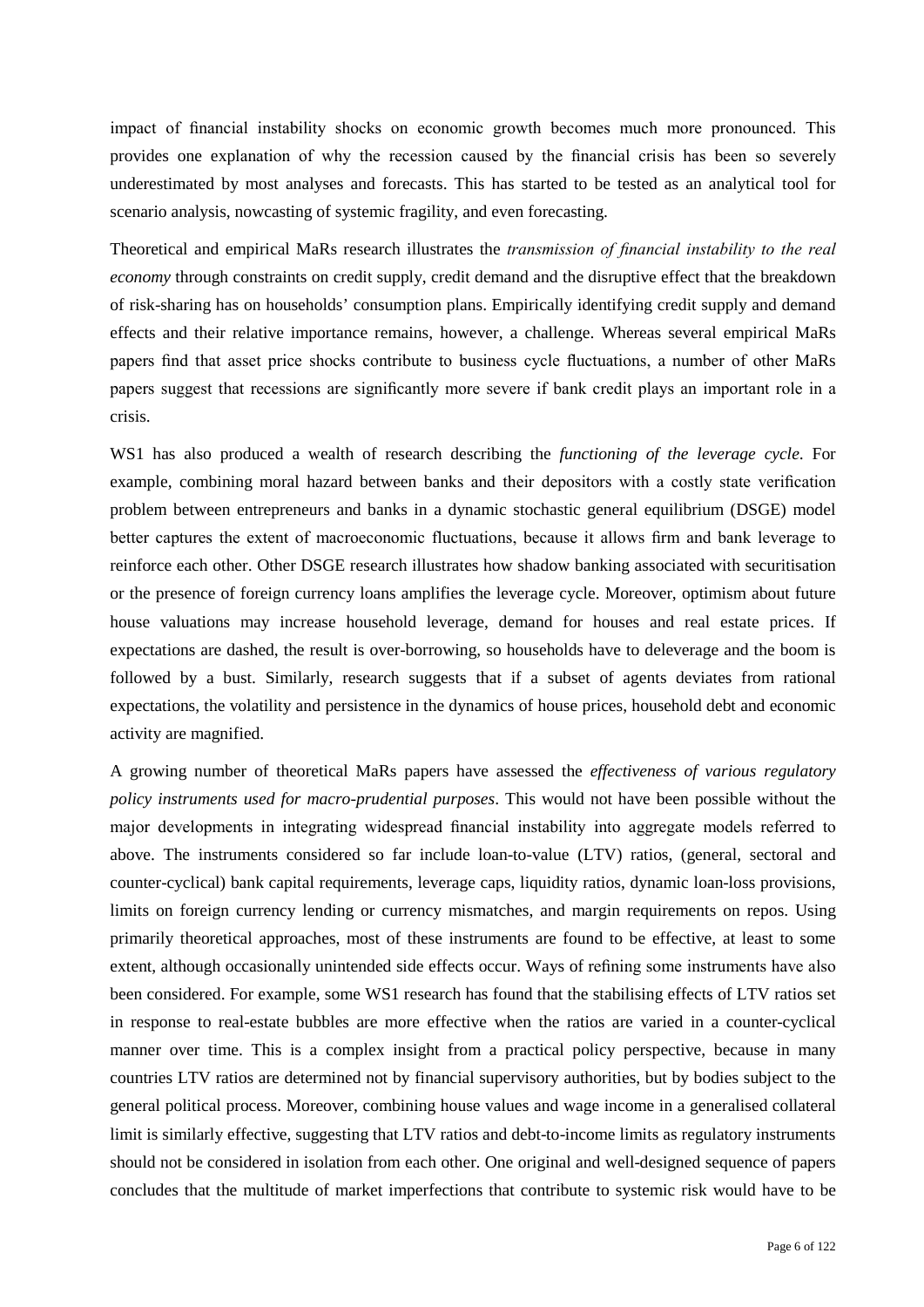impact of financial instability shocks on economic growth becomes much more pronounced. This provides one explanation of why the recession caused by the financial crisis has been so severely underestimated by most analyses and forecasts. This has started to be tested as an analytical tool for scenario analysis, nowcasting of systemic fragility, and even forecasting.

Theoretical and empirical MaRs research illustrates the *transmission of financial instability to the real economy* through constraints on credit supply, credit demand and the disruptive effect that the breakdown of risk-sharing has on households' consumption plans. Empirically identifying credit supply and demand effects and their relative importance remains, however, a challenge. Whereas several empirical MaRs papers find that asset price shocks contribute to business cycle fluctuations, a number of other MaRs papers suggest that recessions are significantly more severe if bank credit plays an important role in a crisis.

WS1 has also produced a wealth of research describing the *functioning of the leverage cycle*. For example, combining moral hazard between banks and their depositors with a costly state verification problem between entrepreneurs and banks in a dynamic stochastic general equilibrium (DSGE) model better captures the extent of macroeconomic fluctuations, because it allows firm and bank leverage to reinforce each other. Other DSGE research illustrates how shadow banking associated with securitisation or the presence of foreign currency loans amplifies the leverage cycle. Moreover, optimism about future house valuations may increase household leverage, demand for houses and real estate prices. If expectations are dashed, the result is over-borrowing, so households have to deleverage and the boom is followed by a bust. Similarly, research suggests that if a subset of agents deviates from rational expectations, the volatility and persistence in the dynamics of house prices, household debt and economic activity are magnified.

A growing number of theoretical MaRs papers have assessed the *effectiveness of various regulatory policy instruments used for macro-prudential purposes*. This would not have been possible without the major developments in integrating widespread financial instability into aggregate models referred to above. The instruments considered so far include loan-to-value (LTV) ratios, (general, sectoral and counter-cyclical) bank capital requirements, leverage caps, liquidity ratios, dynamic loan-loss provisions, limits on foreign currency lending or currency mismatches, and margin requirements on repos. Using primarily theoretical approaches, most of these instruments are found to be effective, at least to some extent, although occasionally unintended side effects occur. Ways of refining some instruments have also been considered. For example, some WS1 research has found that the stabilising effects of LTV ratios set in response to real-estate bubbles are more effective when the ratios are varied in a counter-cyclical manner over time. This is a complex insight from a practical policy perspective, because in many countries LTV ratios are determined not by financial supervisory authorities, but by bodies subject to the general political process. Moreover, combining house values and wage income in a generalised collateral limit is similarly effective, suggesting that LTV ratios and debt-to-income limits as regulatory instruments should not be considered in isolation from each other. One original and well-designed sequence of papers concludes that the multitude of market imperfections that contribute to systemic risk would have to be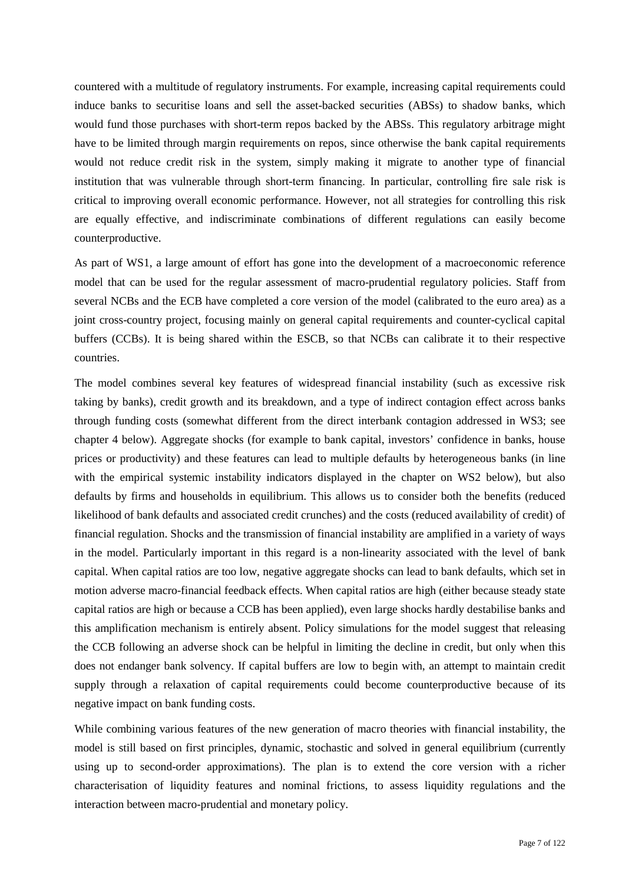countered with a multitude of regulatory instruments. For example, increasing capital requirements could induce banks to securitise loans and sell the asset-backed securities (ABSs) to shadow banks, which would fund those purchases with short-term repos backed by the ABSs. This regulatory arbitrage might have to be limited through margin requirements on repos, since otherwise the bank capital requirements would not reduce credit risk in the system, simply making it migrate to another type of financial institution that was vulnerable through short-term financing. In particular, controlling fire sale risk is critical to improving overall economic performance. However, not all strategies for controlling this risk are equally effective, and indiscriminate combinations of different regulations can easily become counterproductive.

As part of WS1, a large amount of effort has gone into the development of a macroeconomic reference model that can be used for the regular assessment of macro-prudential regulatory policies. Staff from several NCBs and the ECB have completed a core version of the model (calibrated to the euro area) as a joint cross-country project, focusing mainly on general capital requirements and counter-cyclical capital buffers (CCBs). It is being shared within the ESCB, so that NCBs can calibrate it to their respective countries.

The model combines several key features of widespread financial instability (such as excessive risk taking by banks), credit growth and its breakdown, and a type of indirect contagion effect across banks through funding costs (somewhat different from the direct interbank contagion addressed in WS3; see chapter 4 below). Aggregate shocks (for example to bank capital, investors' confidence in banks, house prices or productivity) and these features can lead to multiple defaults by heterogeneous banks (in line with the empirical systemic instability indicators displayed in the chapter on WS2 below), but also defaults by firms and households in equilibrium. This allows us to consider both the benefits (reduced likelihood of bank defaults and associated credit crunches) and the costs (reduced availability of credit) of financial regulation. Shocks and the transmission of financial instability are amplified in a variety of ways in the model. Particularly important in this regard is a non-linearity associated with the level of bank capital. When capital ratios are too low, negative aggregate shocks can lead to bank defaults, which set in motion adverse macro-financial feedback effects. When capital ratios are high (either because steady state capital ratios are high or because a CCB has been applied), even large shocks hardly destabilise banks and this amplification mechanism is entirely absent. Policy simulations for the model suggest that releasing the CCB following an adverse shock can be helpful in limiting the decline in credit, but only when this does not endanger bank solvency. If capital buffers are low to begin with, an attempt to maintain credit supply through a relaxation of capital requirements could become counterproductive because of its negative impact on bank funding costs.

While combining various features of the new generation of macro theories with financial instability, the model is still based on first principles, dynamic, stochastic and solved in general equilibrium (currently using up to second-order approximations). The plan is to extend the core version with a richer characterisation of liquidity features and nominal frictions, to assess liquidity regulations and the interaction between macro-prudential and monetary policy.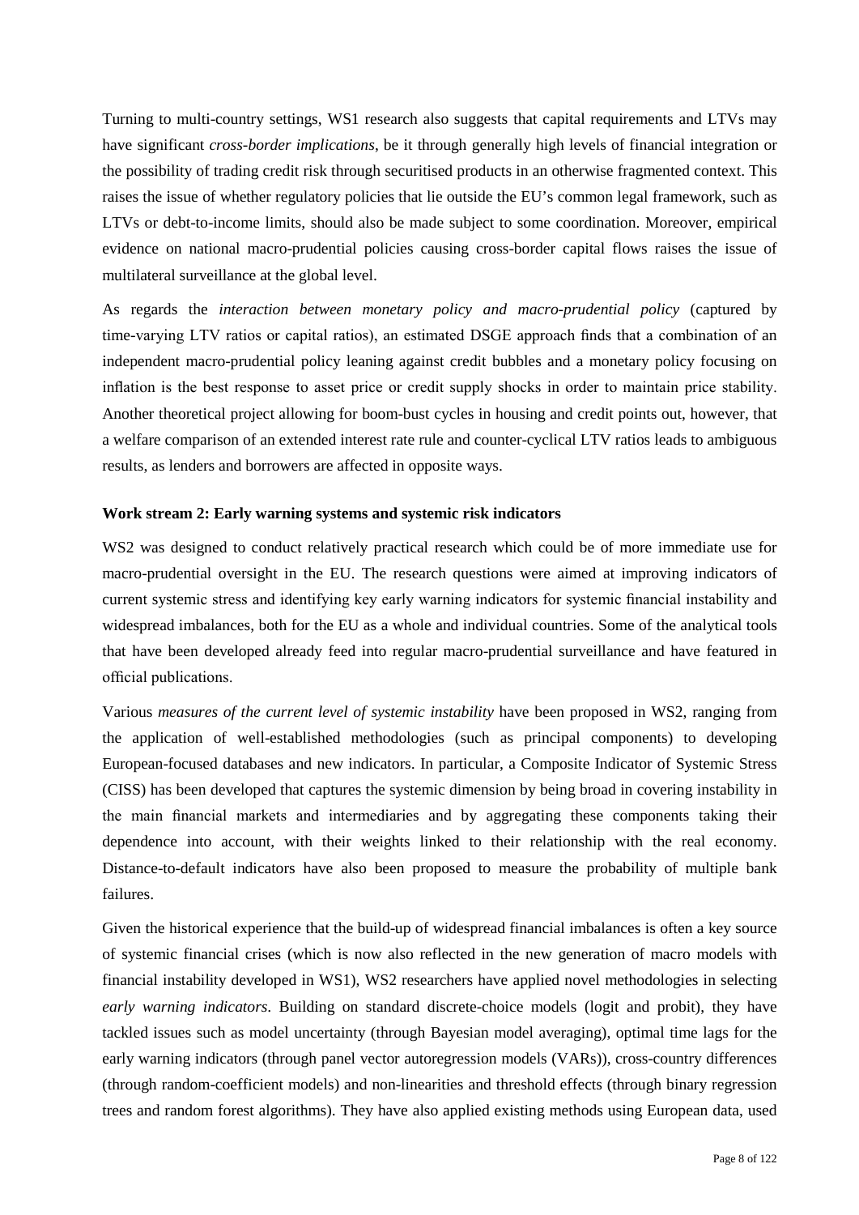Turning to multi-country settings, WS1 research also suggests that capital requirements and LTVs may have significant *cross-border implications*, be it through generally high levels of financial integration or the possibility of trading credit risk through securitised products in an otherwise fragmented context. This raises the issue of whether regulatory policies that lie outside the EU's common legal framework, such as LTVs or debt-to-income limits, should also be made subject to some coordination. Moreover, empirical evidence on national macro-prudential policies causing cross-border capital flows raises the issue of multilateral surveillance at the global level.

As regards the *interaction between monetary policy and macro-prudential policy* (captured by time-varying LTV ratios or capital ratios), an estimated DSGE approach finds that a combination of an independent macro-prudential policy leaning against credit bubbles and a monetary policy focusing on inflation is the best response to asset price or credit supply shocks in order to maintain price stability. Another theoretical project allowing for boom-bust cycles in housing and credit points out, however, that a welfare comparison of an extended interest rate rule and counter-cyclical LTV ratios leads to ambiguous results, as lenders and borrowers are affected in opposite ways.

**Work stream 2: Early warning systems and systemic risk indicators**

WS2 was designed to conduct relatively practical research which could be of more immediate use for macro-prudential oversight in the EU. The research questions were aimed at improving indicators of current systemic stress and identifying key early warning indicators for systemic financial instability and widespread imbalances, both for the EU as a whole and individual countries. Some of the analytical tools that have been developed already feed into regular macro-prudential surveillance and have featured in official publications.

Various *measures of the current level of systemic instability* have been proposed in WS2, ranging from the application of well-established methodologies (such as principal components) to developing European-focused databases and new indicators. In particular, a Composite Indicator of Systemic Stress (CISS) has been developed that captures the systemic dimension by being broad in covering instability in the main financial markets and intermediaries and by aggregating these components taking their dependence into account, with their weights linked to their relationship with the real economy. Distance-to-default indicators have also been proposed to measure the probability of multiple bank failures.

Given the historical experience that the build-up of widespread financial imbalances is often a key source of systemic financial crises (which is now also reflected in the new generation of macro models with financial instability developed in WS1), WS2 researchers have applied novel methodologies in selecting *early warning indicators*. Building on standard discrete-choice models (logit and probit), they have tackled issues such as model uncertainty (through Bayesian model averaging), optimal time lags for the early warning indicators (through panel vector autoregression models (VARs)), cross-country differences (through random-coefficient models) and non-linearities and threshold effects (through binary regression trees and random forest algorithms). They have also applied existing methods using European data, used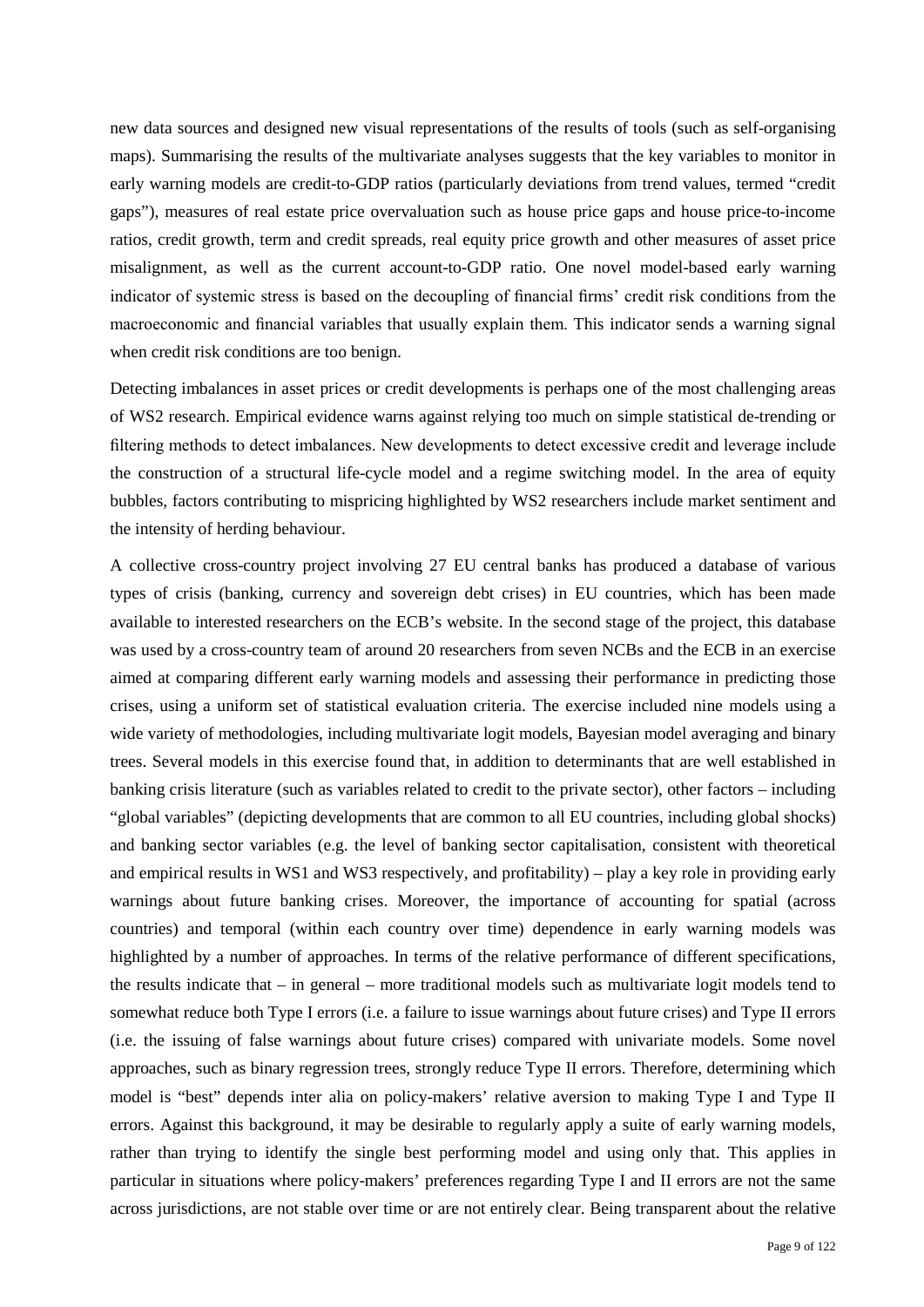new data sources and designed new visual representations of the results of tools (such as self-organising maps). Summarising the results of the multivariate analyses suggests that the key variables to monitor in early warning models are credit-to-GDP ratios (particularly deviations from trend values, termed "credit gaps"), measures of real estate price overvaluation such as house price gaps and house price-to-income ratios, credit growth, term and credit spreads, real equity price growth and other measures of asset price misalignment, as well as the current account-to-GDP ratio. One novel model-based early warning indicator of systemic stress is based on the decoupling of financial firms' credit risk conditions from the macroeconomic and financial variables that usually explain them. This indicator sends a warning signal when credit risk conditions are too benign.

Detecting imbalances in asset prices or credit developments is perhaps one of the most challenging areas of WS2 research. Empirical evidence warns against relying too much on simple statistical de-trending or filtering methods to detect imbalances. New developments to detect excessive credit and leverage include the construction of a structural life-cycle model and a regime switching model. In the area of equity bubbles, factors contributing to mispricing highlighted by WS2 researchers include market sentiment and the intensity of herding behaviour.

A collective cross-country project involving 27 EU central banks has produced a database of various types of crisis (banking, currency and sovereign debt crises) in EU countries, which has been made available to interested researchers on the ECB's website. In the second stage of the project, this database was used by a cross-country team of around 20 researchers from seven NCBs and the ECB in an exercise aimed at comparing different early warning models and assessing their performance in predicting those crises, using a uniform set of statistical evaluation criteria. The exercise included nine models using a wide variety of methodologies, including multivariate logit models, Bayesian model averaging and binary trees. Several models in this exercise found that, in addition to determinants that are well established in banking crisis literature (such as variables related to credit to the private sector), other factors – including "global variables" (depicting developments that are common to all EU countries, including global shocks) and banking sector variables (e.g. the level of banking sector capitalisation, consistent with theoretical and empirical results in WS1 and WS3 respectively, and profitability) – play a key role in providing early warnings about future banking crises. Moreover, the importance of accounting for spatial (across countries) and temporal (within each country over time) dependence in early warning models was highlighted by a number of approaches. In terms of the relative performance of different specifications, the results indicate that – in general – more traditional models such as multivariate logit models tend to somewhat reduce both Type I errors (i.e. a failure to issue warnings about future crises) and Type II errors (i.e. the issuing of false warnings about future crises) compared with univariate models. Some novel approaches, such as binary regression trees, strongly reduce Type II errors. Therefore, determining which model is "best" depends inter alia on policy-makers' relative aversion to making Type I and Type II errors. Against this background, it may be desirable to regularly apply a suite of early warning models, rather than trying to identify the single best performing model and using only that. This applies in particular in situations where policy-makers' preferences regarding Type I and II errors are not the same across jurisdictions, are not stable over time or are not entirely clear. Being transparent about the relative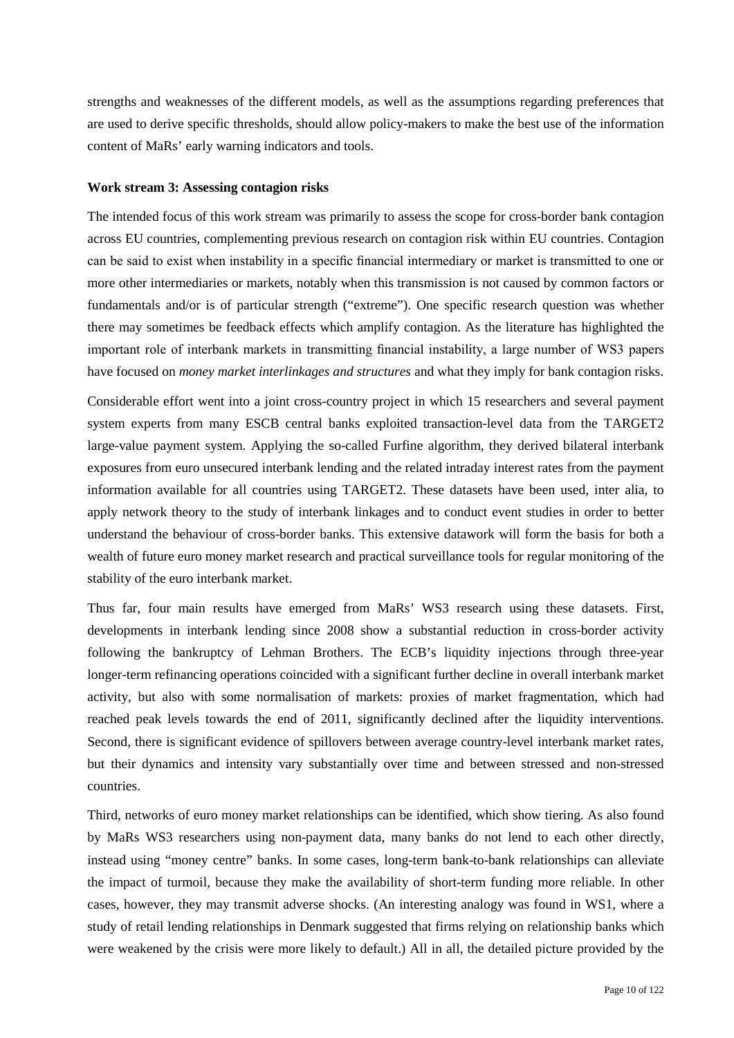strengths and weaknesses of the different models, as well as the assumptions regarding preferences that are used to derive specific thresholds, should allow policy-makers to make the best use of the information content of MaRs' early warning indicators and tools.

**Work stream 3: Assessing contagion risks**

The intended focus of this work stream was primarily to assess the scope for cross-border bank contagion across EU countries, complementing previous research on contagion risk within EU countries. Contagion can be said to exist when instability in a specific financial intermediary or market is transmitted to one or more other intermediaries or markets, notably when this transmission is not caused by common factors or fundamentals and/or is of particular strength ("extreme"). One specific research question was whether there may sometimes be feedback effects which amplify contagion. As the literature has highlighted the important role of interbank markets in transmitting financial instability, a large number of WS3 papers have focused on *money market interlinkages and structures* and what they imply for bank contagion risks.

Considerable effort went into a joint cross-country project in which 15 researchers and several payment system experts from many ESCB central banks exploited transaction-level data from the TARGET2 large-value payment system. Applying the so-called Furfine algorithm, they derived bilateral interbank exposures from euro unsecured interbank lending and the related intraday interest rates from the payment information available for all countries using TARGET2. These datasets have been used, inter alia, to apply network theory to the study of interbank linkages and to conduct event studies in order to better understand the behaviour of cross-border banks. This extensive datawork will form the basis for both a wealth of future euro money market research and practical surveillance tools for regular monitoring of the stability of the euro interbank market.

Thus far, four main results have emerged from MaRs' WS3 research using these datasets. First, developments in interbank lending since 2008 show a substantial reduction in cross-border activity following the bankruptcy of Lehman Brothers. The ECB's liquidity injections through three-year longer-term refinancing operations coincided with a significant further decline in overall interbank market activity, but also with some normalisation of markets: proxies of market fragmentation, which had reached peak levels towards the end of 2011, significantly declined after the liquidity interventions. Second, there is significant evidence of spillovers between average country-level interbank market rates, but their dynamics and intensity vary substantially over time and between stressed and non-stressed countries.

Third, networks of euro money market relationships can be identified, which show tiering. As also found by MaRs WS3 researchers using non-payment data, many banks do not lend to each other directly, instead using "money centre" banks. In some cases, long-term bank-to-bank relationships can alleviate the impact of turmoil, because they make the availability of short-term funding more reliable. In other cases, however, they may transmit adverse shocks. (An interesting analogy was found in WS1, where a study of retail lending relationships in Denmark suggested that firms relying on relationship banks which were weakened by the crisis were more likely to default.) All in all, the detailed picture provided by the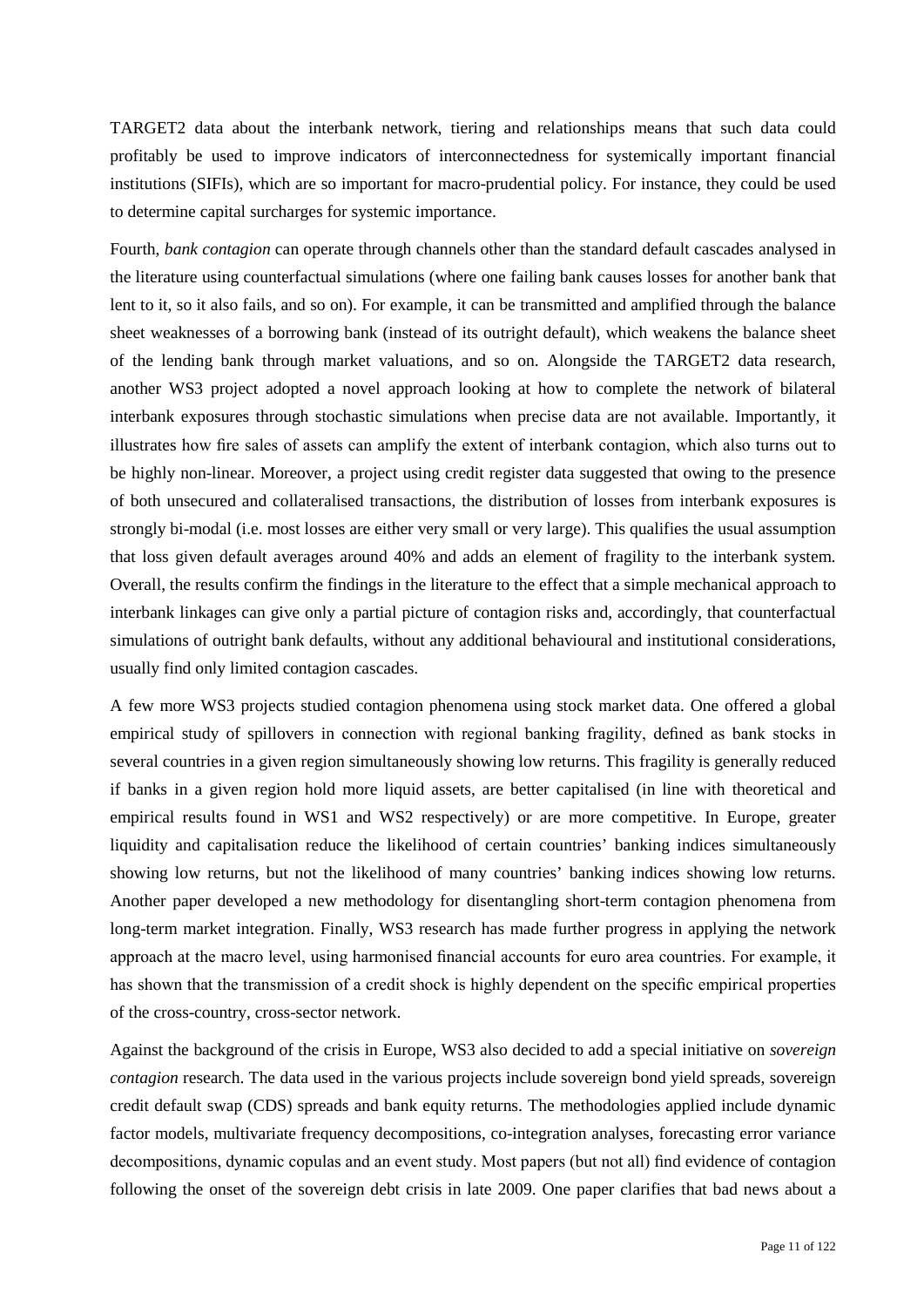TARGET2 data about the interbank network, tiering and relationships means that such data could profitably be used to improve indicators of interconnectedness for systemically important financial institutions (SIFIs), which are so important for macro-prudential policy. For instance, they could be used to determine capital surcharges for systemic importance.

Fourth, *bank contagion* can operate through channels other than the standard default cascades analysed in the literature using counterfactual simulations (where one failing bank causes losses for another bank that lent to it, so it also fails, and so on). For example, it can be transmitted and amplified through the balance sheet weaknesses of a borrowing bank (instead of its outright default), which weakens the balance sheet of the lending bank through market valuations, and so on. Alongside the TARGET2 data research, another WS3 project adopted a novel approach looking at how to complete the network of bilateral interbank exposures through stochastic simulations when precise data are not available. Importantly, it illustrates how fire sales of assets can amplify the extent of interbank contagion, which also turns out to be highly non-linear. Moreover, a project using credit register data suggested that owing to the presence of both unsecured and collateralised transactions, the distribution of losses from interbank exposures is strongly bi-modal (i.e. most losses are either very small or very large). This qualifies the usual assumption that loss given default averages around 40% and adds an element of fragility to the interbank system. Overall, the results confirm the findings in the literature to the effect that a simple mechanical approach to interbank linkages can give only a partial picture of contagion risks and, accordingly, that counterfactual simulations of outright bank defaults, without any additional behavioural and institutional considerations, usually find only limited contagion cascades.

A few more WS3 projects studied contagion phenomena using stock market data. One offered a global empirical study of spillovers in connection with regional banking fragility, defined as bank stocks in several countries in a given region simultaneously showing low returns. This fragility is generally reduced if banks in a given region hold more liquid assets, are better capitalised (in line with theoretical and empirical results found in WS1 and WS2 respectively) or are more competitive. In Europe, greater liquidity and capitalisation reduce the likelihood of certain countries' banking indices simultaneously showing low returns, but not the likelihood of many countries' banking indices showing low returns. Another paper developed a new methodology for disentangling short-term contagion phenomena from long-term market integration. Finally, WS3 research has made further progress in applying the network approach at the macro level, using harmonised financial accounts for euro area countries. For example, it has shown that the transmission of a credit shock is highly dependent on the specific empirical properties of the cross-country, cross-sector network.

Against the background of the crisis in Europe, WS3 also decided to add a special initiative on *sovereign contagion* research. The data used in the various projects include sovereign bond yield spreads, sovereign credit default swap (CDS) spreads and bank equity returns. The methodologies applied include dynamic factor models, multivariate frequency decompositions, co-integration analyses, forecasting error variance decompositions, dynamic copulas and an event study. Most papers (but not all) find evidence of contagion following the onset of the sovereign debt crisis in late 2009. One paper clarifies that bad news about a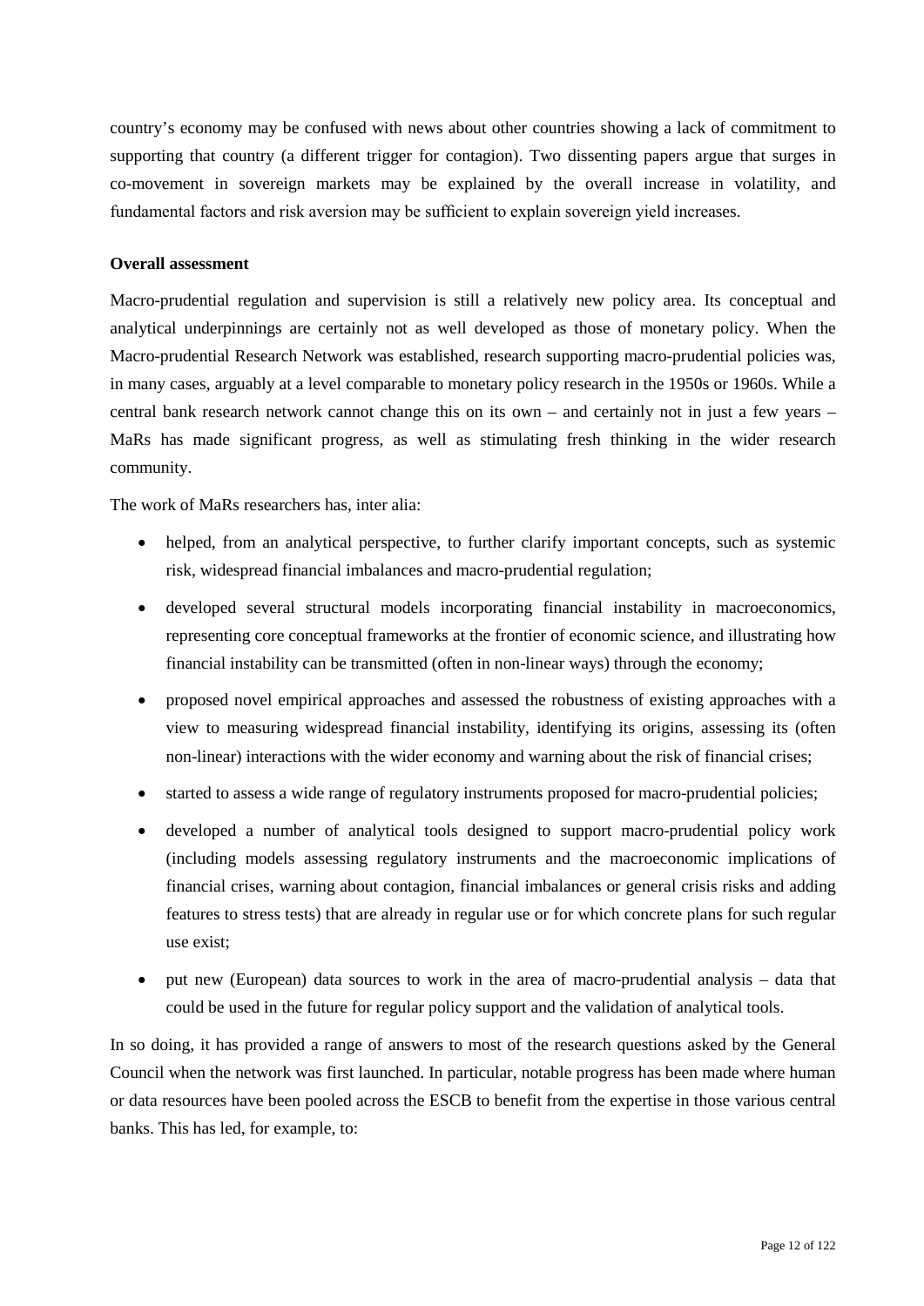country's economy may be confused with news about other countries showing a lack of commitment to supporting that country (a different trigger for contagion). Two dissenting papers argue that surges in co-movement in sovereign markets may be explained by the overall increase in volatility, and fundamental factors and risk aversion may be sufficient to explain sovereign yield increases.

**Overall assessment**

Macro-prudential regulation and supervision is still a relatively new policy area. Its conceptual and analytical underpinnings are certainly not as well developed as those of monetary policy. When the Macro-prudential Research Network was established, research supporting macro-prudential policies was, in many cases, arguably at a level comparable to monetary policy research in the 1950s or 1960s. While a central bank research network cannot change this on its own – and certainly not in just a few years – MaRs has made significant progress, as well as stimulating fresh thinking in the wider research community.

The work of MaRs researchers has, inter alia:

- helped, from an analytical perspective, to further clarify important concepts, such as systemic risk, widespread financial imbalances and macro-prudential regulation;
- developed several structural models incorporating financial instability in macroeconomics, representing core conceptual frameworks at the frontier of economic science, and illustrating how financial instability can be transmitted (often in non-linear ways) through the economy;
- proposed novel empirical approaches and assessed the robustness of existing approaches with a view to measuring widespread financial instability, identifying its origins, assessing its (often non-linear) interactions with the wider economy and warning about the risk of financial crises;
- started to assess a wide range of regulatory instruments proposed for macro-prudential policies;
- developed a number of analytical tools designed to support macro-prudential policy work (including models assessing regulatory instruments and the macroeconomic implications of financial crises, warning about contagion, financial imbalances or general crisis risks and adding features to stress tests) that are already in regular use or for which concrete plans for such regular use exist;
- put new (European) data sources to work in the area of macro-prudential analysis – data that could be used in the future for regular policy support and the validation of analytical tools.

In so doing, it has provided a range of answers to most of the research questions asked by the General Council when the network was first launched. In particular, notable progress has been made where human or data resources have been pooled across the ESCB to benefit from the expertise in those various central banks. This has led, for example, to: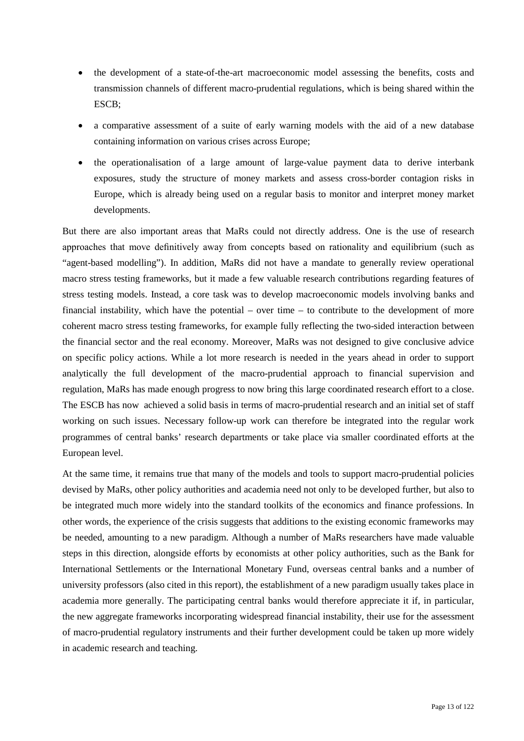- the development of a state-of-the-art macroeconomic model assessing the benefits, costs and transmission channels of different macro-prudential regulations, which is being shared within the ESCB;
- a comparative assessment of a suite of early warning models with the aid of a new database containing information on various crises across Europe;
- the operationalisation of a large amount of large-value payment data to derive interbank exposures, study the structure of money markets and assess cross-border contagion risks in Europe, which is already being used on a regular basis to monitor and interpret money market developments.

But there are also important areas that MaRs could not directly address. One is the use of research approaches that move definitively away from concepts based on rationality and equilibrium (such as "agent-based modelling"). In addition, MaRs did not have a mandate to generally review operational macro stress testing frameworks, but it made a few valuable research contributions regarding features of stress testing models. Instead, a core task was to develop macroeconomic models involving banks and financial instability, which have the potential – over time – to contribute to the development of more coherent macro stress testing frameworks, for example fully reflecting the two-sided interaction between the financial sector and the real economy. Moreover, MaRs was not designed to give conclusive advice on specific policy actions. While a lot more research is needed in the years ahead in order to support analytically the full development of the macro-prudential approach to financial supervision and regulation, MaRs has made enough progress to now bring this large coordinated research effort to a close. The ESCB has now achieved a solid basis in terms of macro-prudential research and an initial set of staff working on such issues. Necessary follow-up work can therefore be integrated into the regular work programmes of central banks' research departments or take place via smaller coordinated efforts at the European level.

At the same time, it remains true that many of the models and tools to support macro-prudential policies devised by MaRs, other policy authorities and academia need not only to be developed further, but also to be integrated much more widely into the standard toolkits of the economics and finance professions. In other words, the experience of the crisis suggests that additions to the existing economic frameworks may be needed, amounting to a new paradigm. Although a number of MaRs researchers have made valuable steps in this direction, alongside efforts by economists at other policy authorities, such as the Bank for International Settlements or the International Monetary Fund, overseas central banks and a number of university professors (also cited in this report), the establishment of a new paradigm usually takes place in academia more generally. The participating central banks would therefore appreciate it if, in particular, the new aggregate frameworks incorporating widespread financial instability, their use for the assessment of macro-prudential regulatory instruments and their further development could be taken up more widely in academic research and teaching.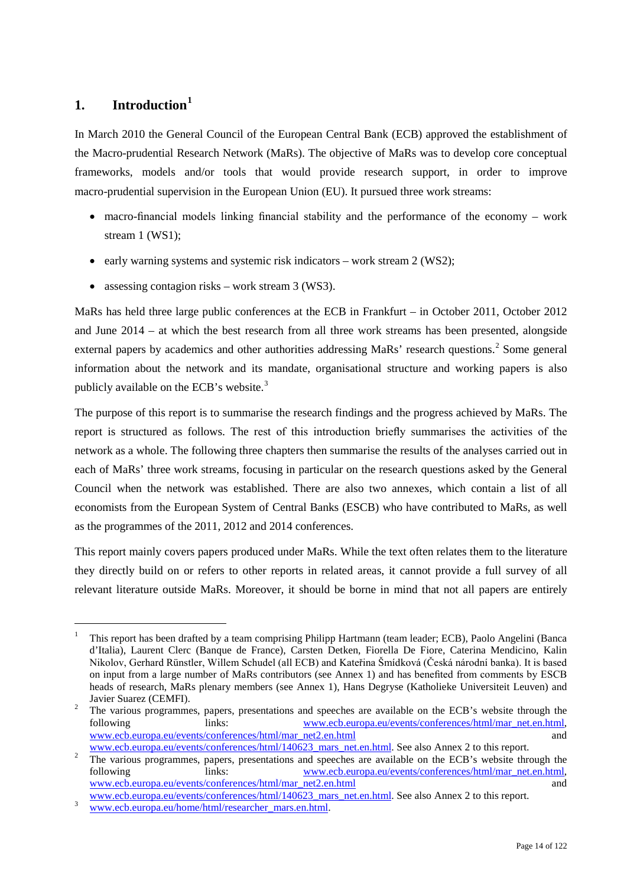# 1. Introduction[1]

In March 2010 the General Council of the European Central Bank (ECB) approved the establishment of the Macro-prudential Research Network (MaRs). The objective of MaRs was to develop core conceptual frameworks, models and/or tools that would provide research support, in order to improve macro-prudential supervision in the European Union (EU). It pursued three work streams:

- macro-financial models linking financial stability and the performance of the economy – work stream 1 (WS1);
- early warning systems and systemic risk indicators – work stream 2 (WS2);
- assessing contagion risks – work stream 3 (WS3).

MaRs has held three large public conferences at the ECB in Frankfurt – in October 2011, October 2012 and June 2014 – at which the best research from all three work streams has been presented, alongside external papers by academics and other authorities addressing MaRs' research questions.[2] Some general information about the network and its mandate, organisational structure and working papers is also publicly available on the ECB's website.[3]

The purpose of this report is to summarise the research findings and the progress achieved by MaRs. The report is structured as follows. The rest of this introduction briefly summarises the activities of the network as a whole. The following three chapters then summarise the results of the analyses carried out in each of MaRs' three work streams, focusing in particular on the research questions asked by the General Council when the network was established. There are also two annexes, which contain a list of all economists from the European System of Central Banks (ESCB) who have contributed to MaRs, as well as the programmes of the 2011, 2012 and 2014 conferences.

This report mainly covers papers produced under MaRs. While the text often relates them to the literature they directly build on or refers to other reports in related areas, it cannot provide a full survey of all relevant literature outside MaRs. Moreover, it should be borne in mind that not all papers are entirely

---

[1] This report has been drafted by a team comprising Philipp Hartmann (team leader; ECB), Paolo Angelini (Banca d'Italia), Laurent Clerc (Banque de France), Carsten Detken, Fiorella De Fiore, Caterina Mendicino, Kalin Nikolov, Gerhard Rünstler, Willem Schudel (all ECB) and Kateřina Šmídková (Česká národní banka). It is based on input from a large number of MaRs contributors (see Annex 1) and has benefited from comments by ESCB heads of research, MaRs plenary members (see Annex 1), Hans Degryse (Katholieke Universiteit Leuven) and Javier Suarez (CEMFI).

[2] The various programmes, papers, presentations and speeches are available on the ECB's website through the following links: www.ecb.europa.eu/events/conferences/html/mar_net.en.html, www.ecb.europa.eu/events/conferences/html/mar_net2.en.html and www.ecb.europa.eu/events/conferences/html/140623_mars_net.en.html. See also Annex 2 to this report.

[2] The various programmes, papers, presentations and speeches are available on the ECB's website through the following links: www.ecb.europa.eu/events/conferences/html/mar_net.en.html, www.ecb.europa.eu/events/conferences/html/mar_net2.en.html and www.ecb.europa.eu/events/conferences/html/140623_mars_net.en.html. See also Annex 2 to this report.

[3] www.ecb.europa.eu/home/html/researcher_mars.en.html.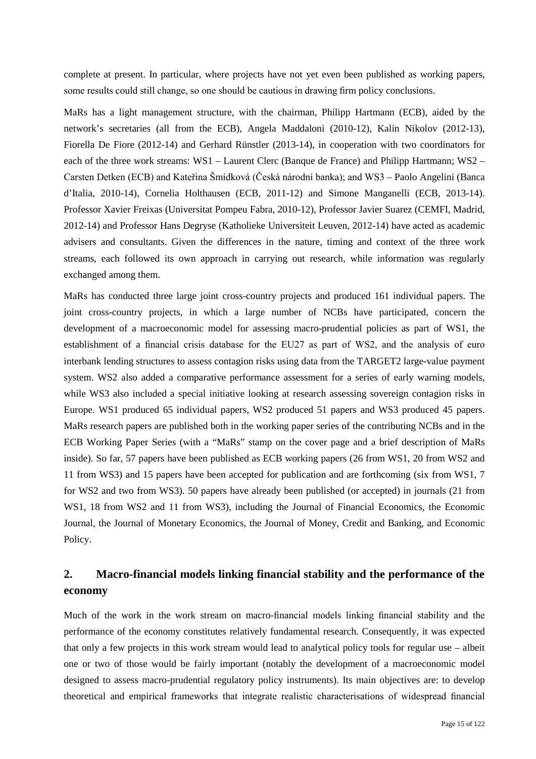complete at present. In particular, where projects have not yet even been published as working papers, some results could still change, so one should be cautious in drawing firm policy conclusions.

MaRs has a light management structure, with the chairman, Philipp Hartmann (ECB), aided by the network's secretaries (all from the ECB), Angela Maddaloni (2010-12), Kalin Nikolov (2012-13), Fiorella De Fiore (2012-14) and Gerhard Rünstler (2013-14), in cooperation with two coordinators for each of the three work streams: WS1 – Laurent Clerc (Banque de France) and Philipp Hartmann; WS2 – Carsten Detken (ECB) and Kateřina Šmídková (Česká národní banka); and WS3 – Paolo Angelini (Banca d'Italia, 2010-14), Cornelia Holthausen (ECB, 2011-12) and Simone Manganelli (ECB, 2013-14). Professor Xavier Freixas (Universitat Pompeu Fabra, 2010-12), Professor Javier Suarez (CEMFI, Madrid, 2012-14) and Professor Hans Degryse (Katholieke Universiteit Leuven, 2012-14) have acted as academic advisers and consultants. Given the differences in the nature, timing and context of the three work streams, each followed its own approach in carrying out research, while information was regularly exchanged among them.

MaRs has conducted three large joint cross-country projects and produced 161 individual papers. The joint cross-country projects, in which a large number of NCBs have participated, concern the development of a macroeconomic model for assessing macro-prudential policies as part of WS1, the establishment of a financial crisis database for the EU27 as part of WS2, and the analysis of euro interbank lending structures to assess contagion risks using data from the TARGET2 large-value payment system. WS2 also added a comparative performance assessment for a series of early warning models, while WS3 also included a special initiative looking at research assessing sovereign contagion risks in Europe. WS1 produced 65 individual papers, WS2 produced 51 papers and WS3 produced 45 papers. MaRs research papers are published both in the working paper series of the contributing NCBs and in the ECB Working Paper Series (with a "MaRs" stamp on the cover page and a brief description of MaRs inside). So far, 57 papers have been published as ECB working papers (26 from WS1, 20 from WS2 and 11 from WS3) and 15 papers have been accepted for publication and are forthcoming (six from WS1, 7 for WS2 and two from WS3). 50 papers have already been published (or accepted) in journals (21 from WS1, 18 from WS2 and 11 from WS3), including the Journal of Financial Economics, the Economic Journal, the Journal of Monetary Economics, the Journal of Money, Credit and Banking, and Economic Policy.

## 2. Macro-financial models linking financial stability and the performance of the economy

Much of the work in the work stream on macro-financial models linking financial stability and the performance of the economy constitutes relatively fundamental research. Consequently, it was expected that only a few projects in this work stream would lead to analytical policy tools for regular use – albeit one or two of those would be fairly important (notably the development of a macroeconomic model designed to assess macro-prudential regulatory policy instruments). Its main objectives are: to develop theoretical and empirical frameworks that integrate realistic characterisations of widespread financial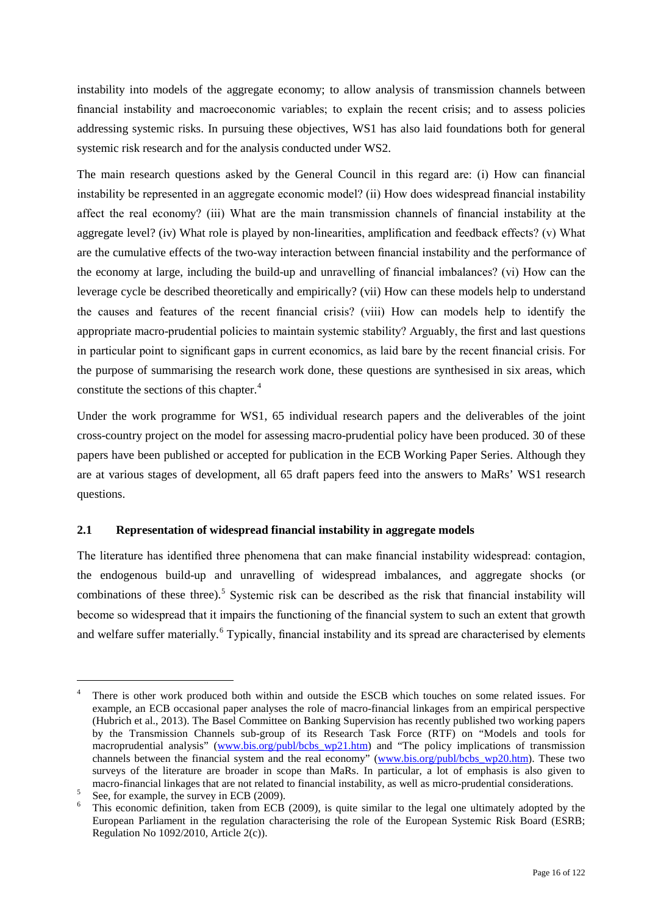instability into models of the aggregate economy; to allow analysis of transmission channels between financial instability and macroeconomic variables; to explain the recent crisis; and to assess policies addressing systemic risks. In pursuing these objectives, WS1 has also laid foundations both for general systemic risk research and for the analysis conducted under WS2.

The main research questions asked by the General Council in this regard are: (i) How can financial instability be represented in an aggregate economic model? (ii) How does widespread financial instability affect the real economy? (iii) What are the main transmission channels of financial instability at the aggregate level? (iv) What role is played by non-linearities, amplification and feedback effects? (v) What are the cumulative effects of the two-way interaction between financial instability and the performance of the economy at large, including the build-up and unravelling of financial imbalances? (vi) How can the leverage cycle be described theoretically and empirically? (vii) How can these models help to understand the causes and features of the recent financial crisis? (viii) How can models help to identify the appropriate macro-prudential policies to maintain systemic stability? Arguably, the first and last questions in particular point to significant gaps in current economics, as laid bare by the recent financial crisis. For the purpose of summarising the research work done, these questions are synthesised in six areas, which constitute the sections of this chapter.[4]

Under the work programme for WS1, 65 individual research papers and the deliverables of the joint cross-country project on the model for assessing macro-prudential policy have been produced. 30 of these papers have been published or accepted for publication in the ECB Working Paper Series. Although they are at various stages of development, all 65 draft papers feed into the answers to MaRs' WS1 research questions.

## 2.1 Representation of widespread financial instability in aggregate models

The literature has identified three phenomena that can make financial instability widespread: contagion, the endogenous build-up and unravelling of widespread imbalances, and aggregate shocks (or combinations of these three).[5] Systemic risk can be described as the risk that financial instability will become so widespread that it impairs the functioning of the financial system to such an extent that growth and welfare suffer materially.[6] Typically, financial instability and its spread are characterised by elements

---

[4] There is other work produced both within and outside the ESCB which touches on some related issues. For example, an ECB occasional paper analyses the role of macro-financial linkages from an empirical perspective (Hubrich et al., 2013). The Basel Committee on Banking Supervision has recently published two working papers by the Transmission Channels sub-group of its Research Task Force (RTF) on "Models and tools for macroprudential analysis" (www.bis.org/publ/bcbs_wp21.htm) and "The policy implications of transmission channels between the financial system and the real economy" (www.bis.org/publ/bcbs_wp20.htm). These two surveys of the literature are broader in scope than MaRs. In particular, a lot of emphasis is also given to macro-financial linkages that are not related to financial instability, as well as micro-prudential considerations.

[5] See, for example, the survey in ECB (2009).

[6] This economic definition, taken from ECB (2009), is quite similar to the legal one ultimately adopted by the European Parliament in the regulation characterising the role of the European Systemic Risk Board (ESRB; Regulation No 1092/2010, Article 2(c)).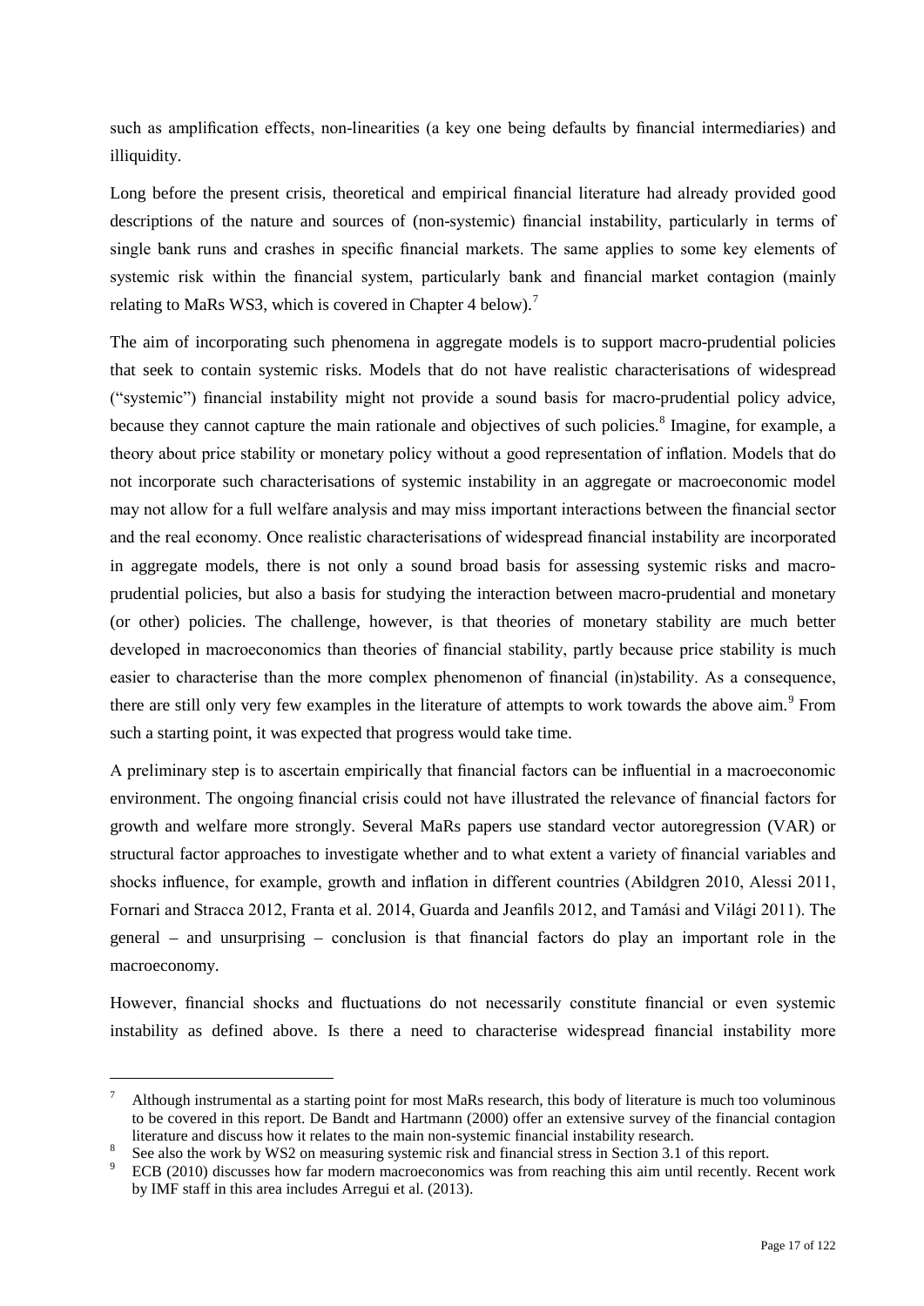such as amplification effects, non-linearities (a key one being defaults by financial intermediaries) and illiquidity.

Long before the present crisis, theoretical and empirical financial literature had already provided good descriptions of the nature and sources of (non-systemic) financial instability, particularly in terms of single bank runs and crashes in specific financial markets. The same applies to some key elements of systemic risk within the financial system, particularly bank and financial market contagion (mainly relating to MaRs WS3, which is covered in Chapter 4 below).[7]

The aim of incorporating such phenomena in aggregate models is to support macro-prudential policies that seek to contain systemic risks. Models that do not have realistic characterisations of widespread ("systemic") financial instability might not provide a sound basis for macro-prudential policy advice, because they cannot capture the main rationale and objectives of such policies.[8] Imagine, for example, a theory about price stability or monetary policy without a good representation of inflation. Models that do not incorporate such characterisations of systemic instability in an aggregate or macroeconomic model may not allow for a full welfare analysis and may miss important interactions between the financial sector and the real economy. Once realistic characterisations of widespread financial instability are incorporated in aggregate models, there is not only a sound broad basis for assessing systemic risks and macro-prudential policies, but also a basis for studying the interaction between macro-prudential and monetary (or other) policies. The challenge, however, is that theories of monetary stability are much better developed in macroeconomics than theories of financial stability, partly because price stability is much easier to characterise than the more complex phenomenon of financial (in)stability. As a consequence, there are still only very few examples in the literature of attempts to work towards the above aim.[9] From such a starting point, it was expected that progress would take time.

A preliminary step is to ascertain empirically that financial factors can be influential in a macroeconomic environment. The ongoing financial crisis could not have illustrated the relevance of financial factors for growth and welfare more strongly. Several MaRs papers use standard vector autoregression (VAR) or structural factor approaches to investigate whether and to what extent a variety of financial variables and shocks influence, for example, growth and inflation in different countries (Abildgren 2010, Alessi 2011, Fornari and Stracca 2012, Franta et al. 2014, Guarda and Jeanfils 2012, and Tamási and Világi 2011). The general – and unsurprising – conclusion is that financial factors do play an important role in the macroeconomy.

However, financial shocks and fluctuations do not necessarily constitute financial or even systemic instability as defined above. Is there a need to characterise widespread financial instability more

---

[7] Although instrumental as a starting point for most MaRs research, this body of literature is much too voluminous to be covered in this report. De Bandt and Hartmann (2000) offer an extensive survey of the financial contagion literature and discuss how it relates to the main non-systemic financial instability research.

[8] See also the work by WS2 on measuring systemic risk and financial stress in Section 3.1 of this report.

[9] ECB (2010) discusses how far modern macroeconomics was from reaching this aim until recently. Recent work by IMF staff in this area includes Arregui et al. (2013).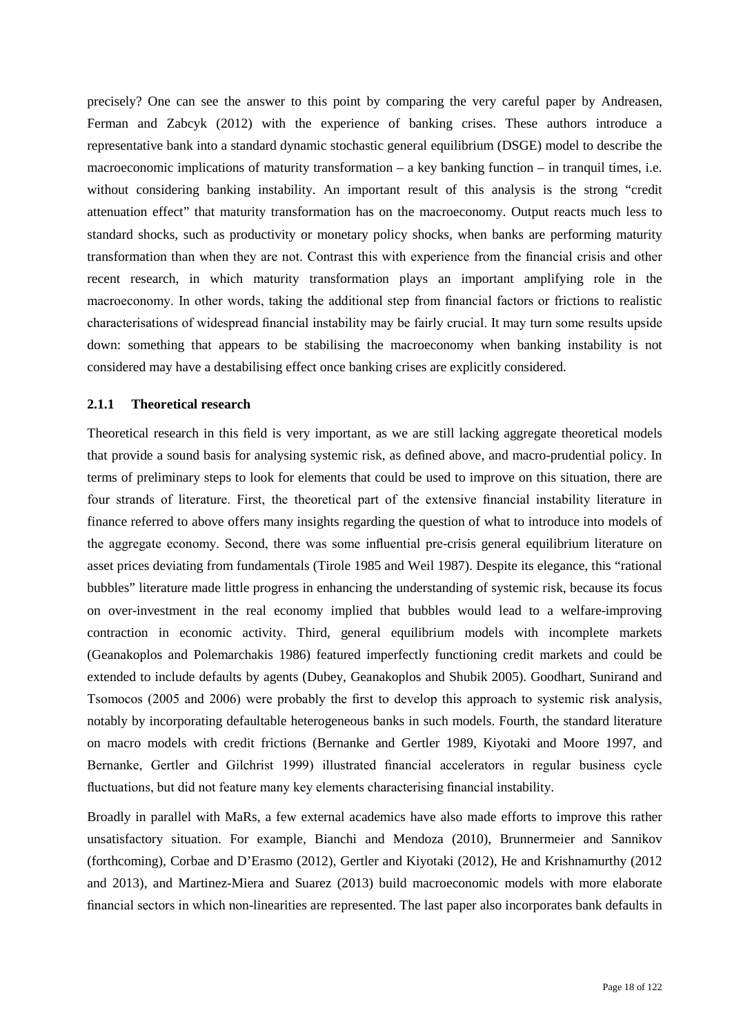precisely? One can see the answer to this point by comparing the very careful paper by Andreasen, Ferman and Zabcyk (2012) with the experience of banking crises. These authors introduce a representative bank into a standard dynamic stochastic general equilibrium (DSGE) model to describe the macroeconomic implications of maturity transformation – a key banking function – in tranquil times, i.e. without considering banking instability. An important result of this analysis is the strong "credit attenuation effect" that maturity transformation has on the macroeconomy. Output reacts much less to standard shocks, such as productivity or monetary policy shocks, when banks are performing maturity transformation than when they are not. Contrast this with experience from the financial crisis and other recent research, in which maturity transformation plays an important amplifying role in the macroeconomy. In other words, taking the additional step from financial factors or frictions to realistic characterisations of widespread financial instability may be fairly crucial. It may turn some results upside down: something that appears to be stabilising the macroeconomy when banking instability is not considered may have a destabilising effect once banking crises are explicitly considered.

### 2.1.1 Theoretical research

Theoretical research in this field is very important, as we are still lacking aggregate theoretical models that provide a sound basis for analysing systemic risk, as defined above, and macro-prudential policy. In terms of preliminary steps to look for elements that could be used to improve on this situation, there are four strands of literature. First, the theoretical part of the extensive financial instability literature in finance referred to above offers many insights regarding the question of what to introduce into models of the aggregate economy. Second, there was some influential pre-crisis general equilibrium literature on asset prices deviating from fundamentals (Tirole 1985 and Weil 1987). Despite its elegance, this "rational bubbles" literature made little progress in enhancing the understanding of systemic risk, because its focus on over-investment in the real economy implied that bubbles would lead to a welfare-improving contraction in economic activity. Third, general equilibrium models with incomplete markets (Geanakoplos and Polemarchakis 1986) featured imperfectly functioning credit markets and could be extended to include defaults by agents (Dubey, Geanakoplos and Shubik 2005). Goodhart, Sunirand and Tsomocos (2005 and 2006) were probably the first to develop this approach to systemic risk analysis, notably by incorporating defaultable heterogeneous banks in such models. Fourth, the standard literature on macro models with credit frictions (Bernanke and Gertler 1989, Kiyotaki and Moore 1997, and Bernanke, Gertler and Gilchrist 1999) illustrated financial accelerators in regular business cycle fluctuations, but did not feature many key elements characterising financial instability.

Broadly in parallel with MaRs, a few external academics have also made efforts to improve this rather unsatisfactory situation. For example, Bianchi and Mendoza (2010), Brunnermeier and Sannikov (forthcoming), Corbae and D'Erasmo (2012), Gertler and Kiyotaki (2012), He and Krishnamurthy (2012 and 2013), and Martinez-Miera and Suarez (2013) build macroeconomic models with more elaborate financial sectors in which non-linearities are represented. The last paper also incorporates bank defaults in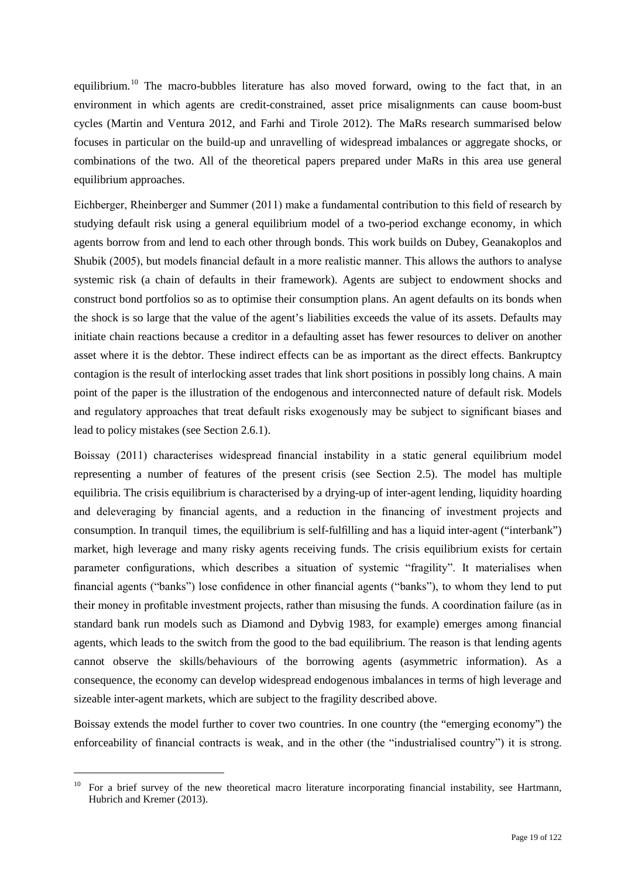equilibrium.[10] The macro-bubbles literature has also moved forward, owing to the fact that, in an environment in which agents are credit-constrained, asset price misalignments can cause boom-bust cycles (Martin and Ventura 2012, and Farhi and Tirole 2012). The MaRs research summarised below focuses in particular on the build-up and unravelling of widespread imbalances or aggregate shocks, or combinations of the two. All of the theoretical papers prepared under MaRs in this area use general equilibrium approaches.

Eichberger, Rheinberger and Summer (2011) make a fundamental contribution to this field of research by studying default risk using a general equilibrium model of a two-period exchange economy, in which agents borrow from and lend to each other through bonds. This work builds on Dubey, Geanakoplos and Shubik (2005), but models financial default in a more realistic manner. This allows the authors to analyse systemic risk (a chain of defaults in their framework). Agents are subject to endowment shocks and construct bond portfolios so as to optimise their consumption plans. An agent defaults on its bonds when the shock is so large that the value of the agent's liabilities exceeds the value of its assets. Defaults may initiate chain reactions because a creditor in a defaulting asset has fewer resources to deliver on another asset where it is the debtor. These indirect effects can be as important as the direct effects. Bankruptcy contagion is the result of interlocking asset trades that link short positions in possibly long chains. A main point of the paper is the illustration of the endogenous and interconnected nature of default risk. Models and regulatory approaches that treat default risks exogenously may be subject to significant biases and lead to policy mistakes (see Section 2.6.1).

Boissay (2011) characterises widespread financial instability in a static general equilibrium model representing a number of features of the present crisis (see Section 2.5). The model has multiple equilibria. The crisis equilibrium is characterised by a drying-up of inter-agent lending, liquidity hoarding and deleveraging by financial agents, and a reduction in the financing of investment projects and consumption. In tranquil times, the equilibrium is self-fulfilling and has a liquid inter-agent ("interbank") market, high leverage and many risky agents receiving funds. The crisis equilibrium exists for certain parameter configurations, which describes a situation of systemic "fragility". It materialises when financial agents ("banks") lose confidence in other financial agents ("banks"), to whom they lend to put their money in profitable investment projects, rather than misusing the funds. A coordination failure (as in standard bank run models such as Diamond and Dybvig 1983, for example) emerges among financial agents, which leads to the switch from the good to the bad equilibrium. The reason is that lending agents cannot observe the skills/behaviours of the borrowing agents (asymmetric information). As a consequence, the economy can develop widespread endogenous imbalances in terms of high leverage and sizeable inter-agent markets, which are subject to the fragility described above.

Boissay extends the model further to cover two countries. In one country (the "emerging economy") the enforceability of financial contracts is weak, and in the other (the "industrialised country") it is strong.

[10] For a brief survey of the new theoretical macro literature incorporating financial instability, see Hartmann, Hubrich and Kremer (2013).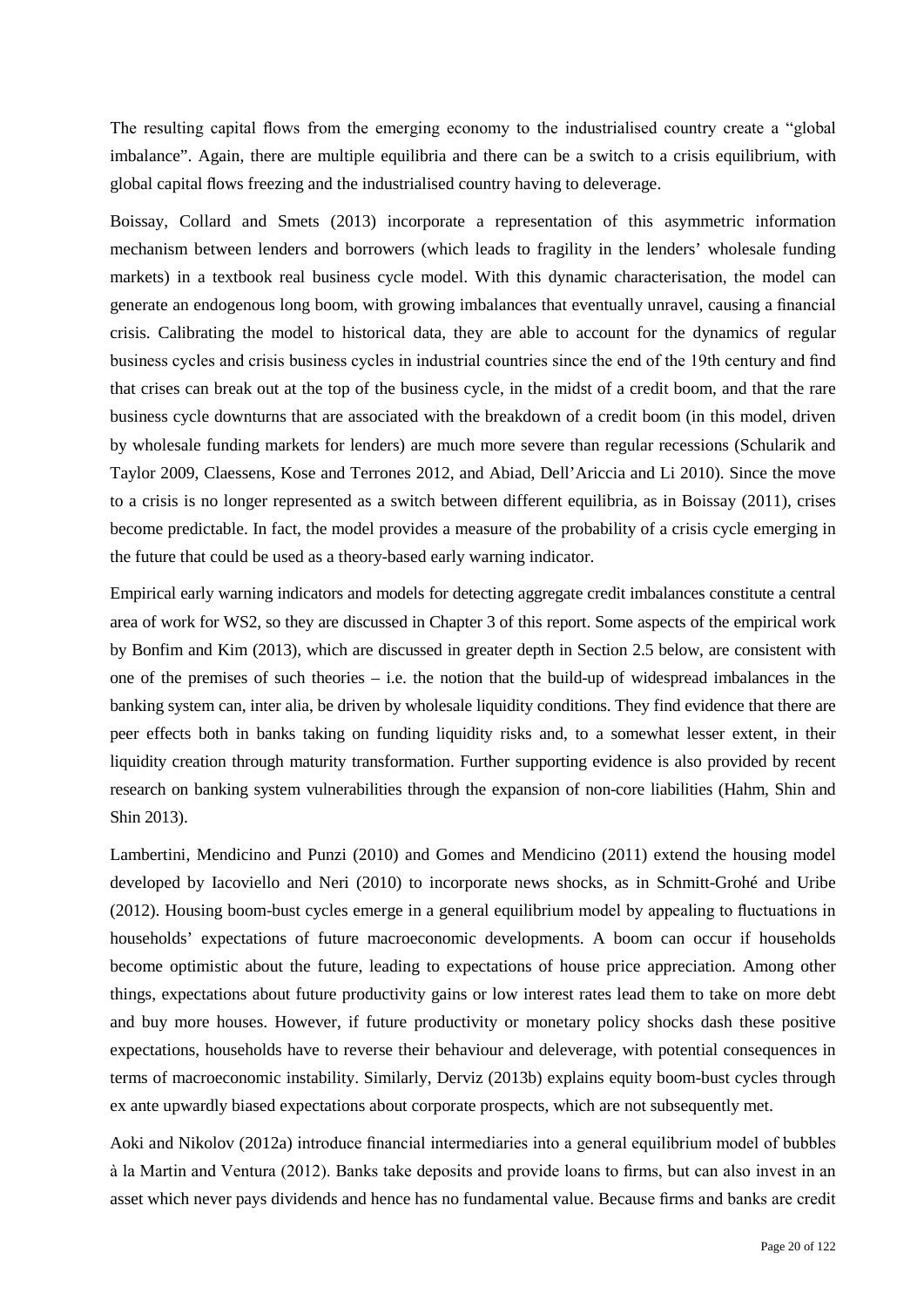The resulting capital flows from the emerging economy to the industrialised country create a "global imbalance". Again, there are multiple equilibria and there can be a switch to a crisis equilibrium, with global capital flows freezing and the industrialised country having to deleverage.

Boissay, Collard and Smets (2013) incorporate a representation of this asymmetric information mechanism between lenders and borrowers (which leads to fragility in the lenders' wholesale funding markets) in a textbook real business cycle model. With this dynamic characterisation, the model can generate an endogenous long boom, with growing imbalances that eventually unravel, causing a financial crisis. Calibrating the model to historical data, they are able to account for the dynamics of regular business cycles and crisis business cycles in industrial countries since the end of the 19th century and find that crises can break out at the top of the business cycle, in the midst of a credit boom, and that the rare business cycle downturns that are associated with the breakdown of a credit boom (in this model, driven by wholesale funding markets for lenders) are much more severe than regular recessions (Schularik and Taylor 2009, Claessens, Kose and Terrones 2012, and Abiad, Dell'Ariccia and Li 2010). Since the move to a crisis is no longer represented as a switch between different equilibria, as in Boissay (2011), crises become predictable. In fact, the model provides a measure of the probability of a crisis cycle emerging in the future that could be used as a theory-based early warning indicator.

Empirical early warning indicators and models for detecting aggregate credit imbalances constitute a central area of work for WS2, so they are discussed in Chapter 3 of this report. Some aspects of the empirical work by Bonfim and Kim (2013), which are discussed in greater depth in Section 2.5 below, are consistent with one of the premises of such theories – i.e. the notion that the build-up of widespread imbalances in the banking system can, inter alia, be driven by wholesale liquidity conditions. They find evidence that there are peer effects both in banks taking on funding liquidity risks and, to a somewhat lesser extent, in their liquidity creation through maturity transformation. Further supporting evidence is also provided by recent research on banking system vulnerabilities through the expansion of non-core liabilities (Hahm, Shin and Shin 2013).

Lambertini, Mendicino and Punzi (2010) and Gomes and Mendicino (2011) extend the housing model developed by Iacoviello and Neri (2010) to incorporate news shocks, as in Schmitt-Grohé and Uribe (2012). Housing boom-bust cycles emerge in a general equilibrium model by appealing to fluctuations in households' expectations of future macroeconomic developments. A boom can occur if households become optimistic about the future, leading to expectations of house price appreciation. Among other things, expectations about future productivity gains or low interest rates lead them to take on more debt and buy more houses. However, if future productivity or monetary policy shocks dash these positive expectations, households have to reverse their behaviour and deleverage, with potential consequences in terms of macroeconomic instability. Similarly, Derviz (2013b) explains equity boom-bust cycles through ex ante upwardly biased expectations about corporate prospects, which are not subsequently met.

Aoki and Nikolov (2012a) introduce financial intermediaries into a general equilibrium model of bubbles à la Martin and Ventura (2012). Banks take deposits and provide loans to firms, but can also invest in an asset which never pays dividends and hence has no fundamental value. Because firms and banks are credit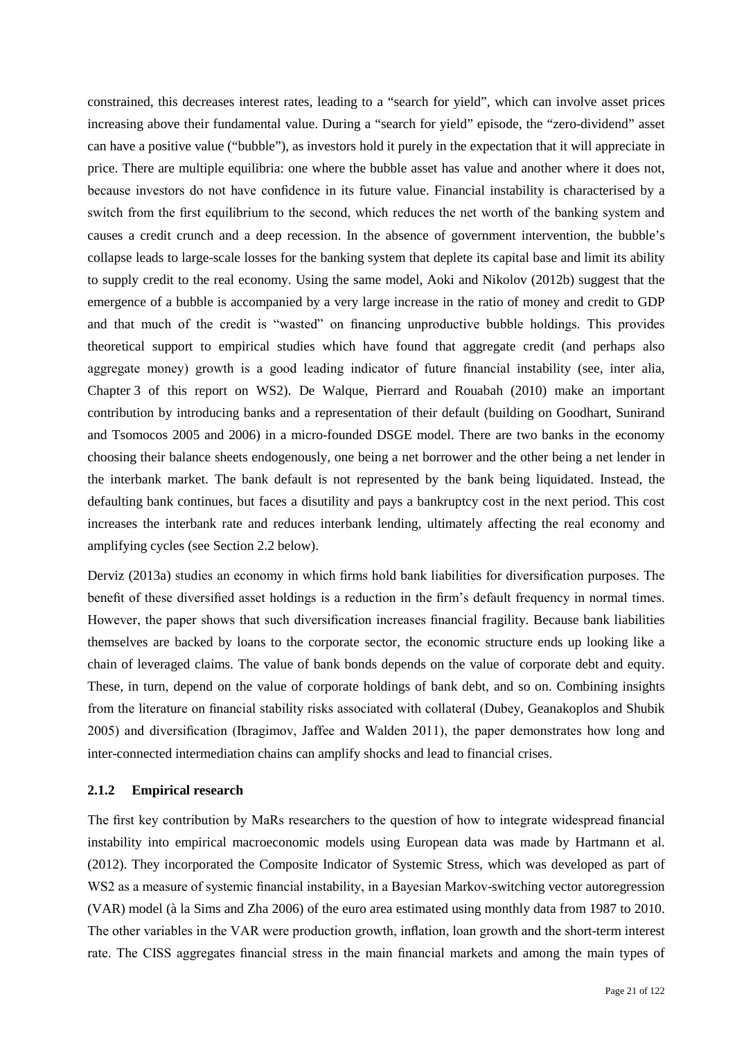constrained, this decreases interest rates, leading to a "search for yield", which can involve asset prices increasing above their fundamental value. During a "search for yield" episode, the "zero-dividend" asset can have a positive value ("bubble"), as investors hold it purely in the expectation that it will appreciate in price. There are multiple equilibria: one where the bubble asset has value and another where it does not, because investors do not have confidence in its future value. Financial instability is characterised by a switch from the first equilibrium to the second, which reduces the net worth of the banking system and causes a credit crunch and a deep recession. In the absence of government intervention, the bubble's collapse leads to large-scale losses for the banking system that deplete its capital base and limit its ability to supply credit to the real economy. Using the same model, Aoki and Nikolov (2012b) suggest that the emergence of a bubble is accompanied by a very large increase in the ratio of money and credit to GDP and that much of the credit is "wasted" on financing unproductive bubble holdings. This provides theoretical support to empirical studies which have found that aggregate credit (and perhaps also aggregate money) growth is a good leading indicator of future financial instability (see, inter alia, Chapter 3 of this report on WS2). De Walque, Pierrard and Rouabah (2010) make an important contribution by introducing banks and a representation of their default (building on Goodhart, Sunirand and Tsomocos 2005 and 2006) in a micro-founded DSGE model. There are two banks in the economy choosing their balance sheets endogenously, one being a net borrower and the other being a net lender in the interbank market. The bank default is not represented by the bank being liquidated. Instead, the defaulting bank continues, but faces a disutility and pays a bankruptcy cost in the next period. This cost increases the interbank rate and reduces interbank lending, ultimately affecting the real economy and amplifying cycles (see Section 2.2 below).

Derviz (2013a) studies an economy in which firms hold bank liabilities for diversification purposes. The benefit of these diversified asset holdings is a reduction in the firm's default frequency in normal times. However, the paper shows that such diversification increases financial fragility. Because bank liabilities themselves are backed by loans to the corporate sector, the economic structure ends up looking like a chain of leveraged claims. The value of bank bonds depends on the value of corporate debt and equity. These, in turn, depend on the value of corporate holdings of bank debt, and so on. Combining insights from the literature on financial stability risks associated with collateral (Dubey, Geanakoplos and Shubik 2005) and diversification (Ibragimov, Jaffee and Walden 2011), the paper demonstrates how long and inter-connected intermediation chains can amplify shocks and lead to financial crises.

### 2.1.2 Empirical research

The first key contribution by MaRs researchers to the question of how to integrate widespread financial instability into empirical macroeconomic models using European data was made by Hartmann et al. (2012). They incorporated the Composite Indicator of Systemic Stress, which was developed as part of WS2 as a measure of systemic financial instability, in a Bayesian Markov-switching vector autoregression (VAR) model (à la Sims and Zha 2006) of the euro area estimated using monthly data from 1987 to 2010. The other variables in the VAR were production growth, inflation, loan growth and the short-term interest rate. The CISS aggregates financial stress in the main financial markets and among the main types of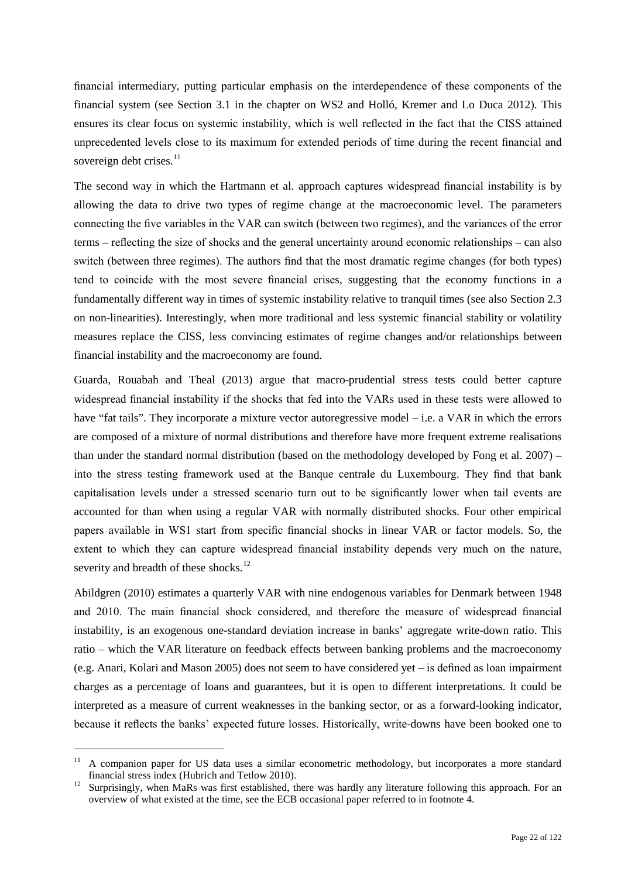financial intermediary, putting particular emphasis on the interdependence of these components of the financial system (see Section 3.1 in the chapter on WS2 and Holló, Kremer and Lo Duca 2012). This ensures its clear focus on systemic instability, which is well reflected in the fact that the CISS attained unprecedented levels close to its maximum for extended periods of time during the recent financial and sovereign debt crises.[11]

The second way in which the Hartmann et al. approach captures widespread financial instability is by allowing the data to drive two types of regime change at the macroeconomic level. The parameters connecting the five variables in the VAR can switch (between two regimes), and the variances of the error terms – reflecting the size of shocks and the general uncertainty around economic relationships – can also switch (between three regimes). The authors find that the most dramatic regime changes (for both types) tend to coincide with the most severe financial crises, suggesting that the economy functions in a fundamentally different way in times of systemic instability relative to tranquil times (see also Section 2.3 on non-linearities). Interestingly, when more traditional and less systemic financial stability or volatility measures replace the CISS, less convincing estimates of regime changes and/or relationships between financial instability and the macroeconomy are found.

Guarda, Rouabah and Theal (2013) argue that macro-prudential stress tests could better capture widespread financial instability if the shocks that fed into the VARs used in these tests were allowed to have "fat tails". They incorporate a mixture vector autoregressive model – i.e. a VAR in which the errors are composed of a mixture of normal distributions and therefore have more frequent extreme realisations than under the standard normal distribution (based on the methodology developed by Fong et al. 2007) – into the stress testing framework used at the Banque centrale du Luxembourg. They find that bank capitalisation levels under a stressed scenario turn out to be significantly lower when tail events are accounted for than when using a regular VAR with normally distributed shocks. Four other empirical papers available in WS1 start from specific financial shocks in linear VAR or factor models. So, the extent to which they can capture widespread financial instability depends very much on the nature, severity and breadth of these shocks.[12]

Abildgren (2010) estimates a quarterly VAR with nine endogenous variables for Denmark between 1948 and 2010. The main financial shock considered, and therefore the measure of widespread financial instability, is an exogenous one-standard deviation increase in banks' aggregate write-down ratio. This ratio – which the VAR literature on feedback effects between banking problems and the macroeconomy (e.g. Anari, Kolari and Mason 2005) does not seem to have considered yet – is defined as loan impairment charges as a percentage of loans and guarantees, but it is open to different interpretations. It could be interpreted as a measure of current weaknesses in the banking sector, or as a forward-looking indicator, because it reflects the banks' expected future losses. Historically, write-downs have been booked one to

---

[11] A companion paper for US data uses a similar econometric methodology, but incorporates a more standard financial stress index (Hubrich and Tetlow 2010).

[12] Surprisingly, when MaRs was first established, there was hardly any literature following this approach. For an overview of what existed at the time, see the ECB occasional paper referred to in footnote 4.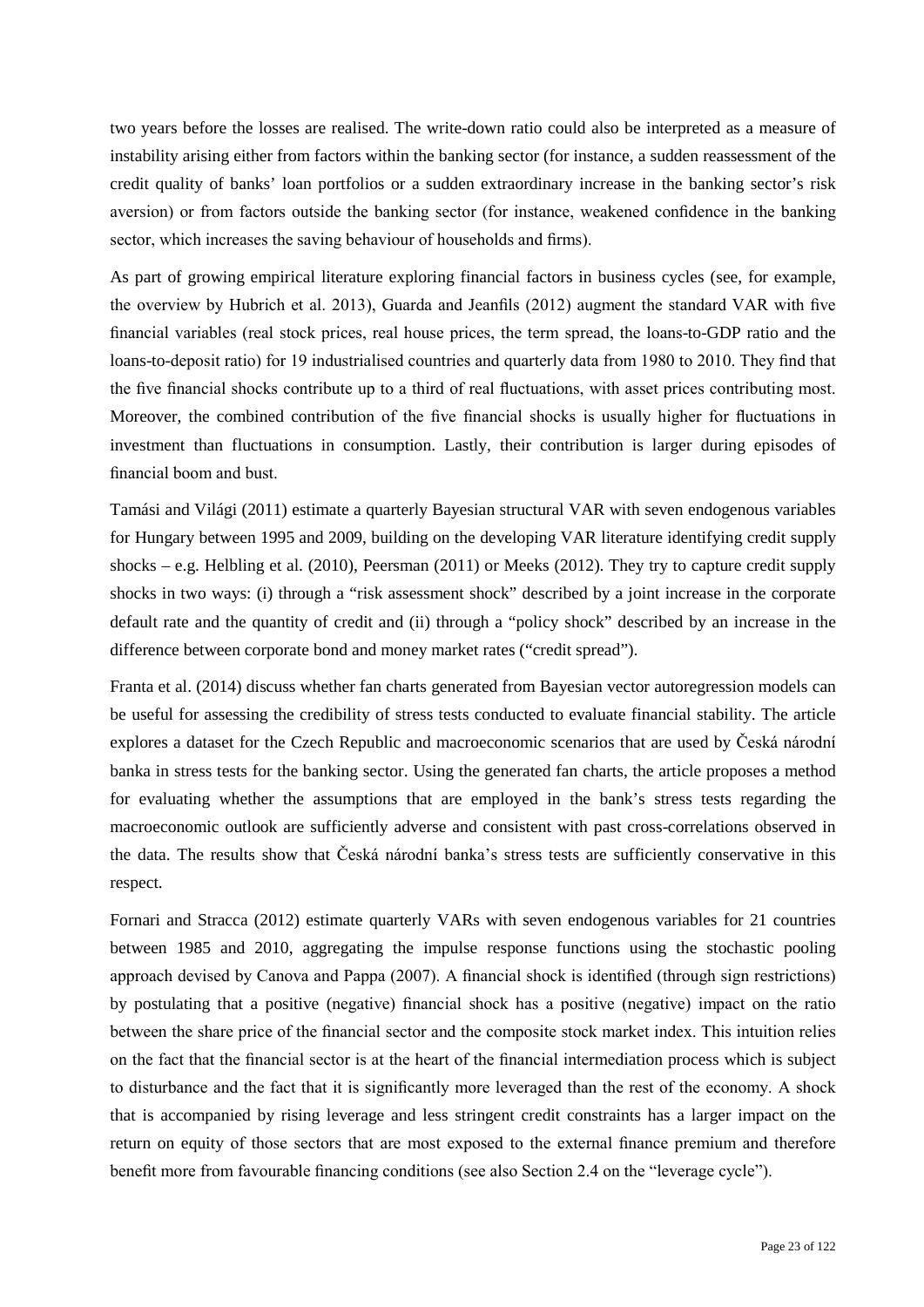two years before the losses are realised. The write-down ratio could also be interpreted as a measure of instability arising either from factors within the banking sector (for instance, a sudden reassessment of the credit quality of banks' loan portfolios or a sudden extraordinary increase in the banking sector's risk aversion) or from factors outside the banking sector (for instance, weakened confidence in the banking sector, which increases the saving behaviour of households and firms).

As part of growing empirical literature exploring financial factors in business cycles (see, for example, the overview by Hubrich et al. 2013), Guarda and Jeanfils (2012) augment the standard VAR with five financial variables (real stock prices, real house prices, the term spread, the loans-to-GDP ratio and the loans-to-deposit ratio) for 19 industrialised countries and quarterly data from 1980 to 2010. They find that the five financial shocks contribute up to a third of real fluctuations, with asset prices contributing most. Moreover, the combined contribution of the five financial shocks is usually higher for fluctuations in investment than fluctuations in consumption. Lastly, their contribution is larger during episodes of financial boom and bust.

Tamási and Világi (2011) estimate a quarterly Bayesian structural VAR with seven endogenous variables for Hungary between 1995 and 2009, building on the developing VAR literature identifying credit supply shocks – e.g. Helbling et al. (2010), Peersman (2011) or Meeks (2012). They try to capture credit supply shocks in two ways: (i) through a "risk assessment shock" described by a joint increase in the corporate default rate and the quantity of credit and (ii) through a "policy shock" described by an increase in the difference between corporate bond and money market rates ("credit spread").

Franta et al. (2014) discuss whether fan charts generated from Bayesian vector autoregression models can be useful for assessing the credibility of stress tests conducted to evaluate financial stability. The article explores a dataset for the Czech Republic and macroeconomic scenarios that are used by Česká národní banka in stress tests for the banking sector. Using the generated fan charts, the article proposes a method for evaluating whether the assumptions that are employed in the bank's stress tests regarding the macroeconomic outlook are sufficiently adverse and consistent with past cross-correlations observed in the data. The results show that Česká národní banka's stress tests are sufficiently conservative in this respect.

Fornari and Stracca (2012) estimate quarterly VARs with seven endogenous variables for 21 countries between 1985 and 2010, aggregating the impulse response functions using the stochastic pooling approach devised by Canova and Pappa (2007). A financial shock is identified (through sign restrictions) by postulating that a positive (negative) financial shock has a positive (negative) impact on the ratio between the share price of the financial sector and the composite stock market index. This intuition relies on the fact that the financial sector is at the heart of the financial intermediation process which is subject to disturbance and the fact that it is significantly more leveraged than the rest of the economy. A shock that is accompanied by rising leverage and less stringent credit constraints has a larger impact on the return on equity of those sectors that are most exposed to the external finance premium and therefore benefit more from favourable financing conditions (see also Section 2.4 on the "leverage cycle").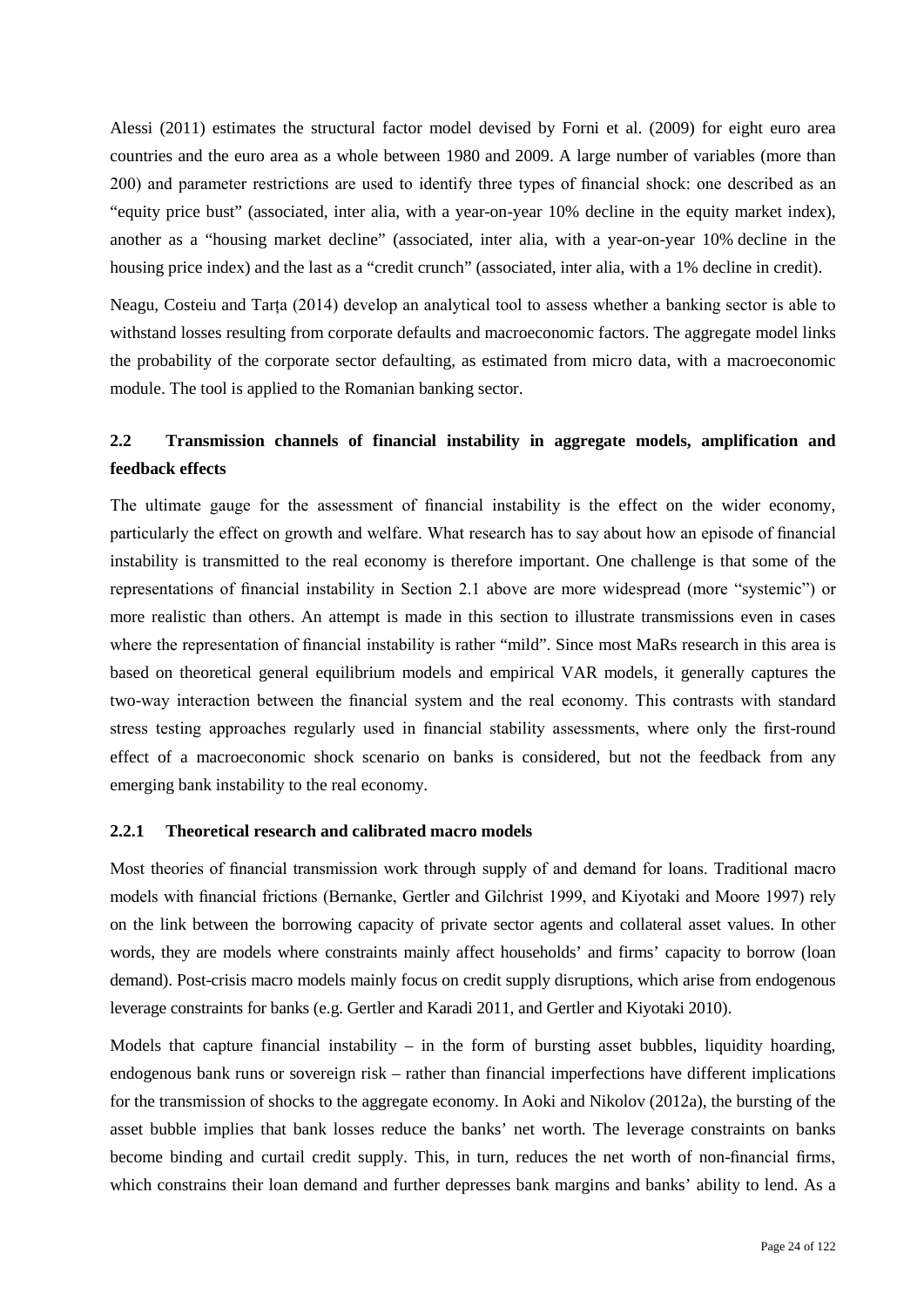Alessi (2011) estimates the structural factor model devised by Forni et al. (2009) for eight euro area countries and the euro area as a whole between 1980 and 2009. A large number of variables (more than 200) and parameter restrictions are used to identify three types of financial shock: one described as an "equity price bust" (associated, inter alia, with a year-on-year 10% decline in the equity market index), another as a "housing market decline" (associated, inter alia, with a year-on-year 10% decline in the housing price index) and the last as a "credit crunch" (associated, inter alia, with a 1% decline in credit).

Neagu, Costeiu and Tarța (2014) develop an analytical tool to assess whether a banking sector is able to withstand losses resulting from corporate defaults and macroeconomic factors. The aggregate model links the probability of the corporate sector defaulting, as estimated from micro data, with a macroeconomic module. The tool is applied to the Romanian banking sector.

## 2.2 Transmission channels of financial instability in aggregate models, amplification and feedback effects

The ultimate gauge for the assessment of financial instability is the effect on the wider economy, particularly the effect on growth and welfare. What research has to say about how an episode of financial instability is transmitted to the real economy is therefore important. One challenge is that some of the representations of financial instability in Section 2.1 above are more widespread (more "systemic") or more realistic than others. An attempt is made in this section to illustrate transmissions even in cases where the representation of financial instability is rather "mild". Since most MaRs research in this area is based on theoretical general equilibrium models and empirical VAR models, it generally captures the two-way interaction between the financial system and the real economy. This contrasts with standard stress testing approaches regularly used in financial stability assessments, where only the first-round effect of a macroeconomic shock scenario on banks is considered, but not the feedback from any emerging bank instability to the real economy.

### 2.2.1 Theoretical research and calibrated macro models

Most theories of financial transmission work through supply of and demand for loans. Traditional macro models with financial frictions (Bernanke, Gertler and Gilchrist 1999, and Kiyotaki and Moore 1997) rely on the link between the borrowing capacity of private sector agents and collateral asset values. In other words, they are models where constraints mainly affect households' and firms' capacity to borrow (loan demand). Post-crisis macro models mainly focus on credit supply disruptions, which arise from endogenous leverage constraints for banks (e.g. Gertler and Karadi 2011, and Gertler and Kiyotaki 2010).

Models that capture financial instability – in the form of bursting asset bubbles, liquidity hoarding, endogenous bank runs or sovereign risk – rather than financial imperfections have different implications for the transmission of shocks to the aggregate economy. In Aoki and Nikolov (2012a), the bursting of the asset bubble implies that bank losses reduce the banks' net worth. The leverage constraints on banks become binding and curtail credit supply. This, in turn, reduces the net worth of non-financial firms, which constrains their loan demand and further depresses bank margins and banks' ability to lend. As a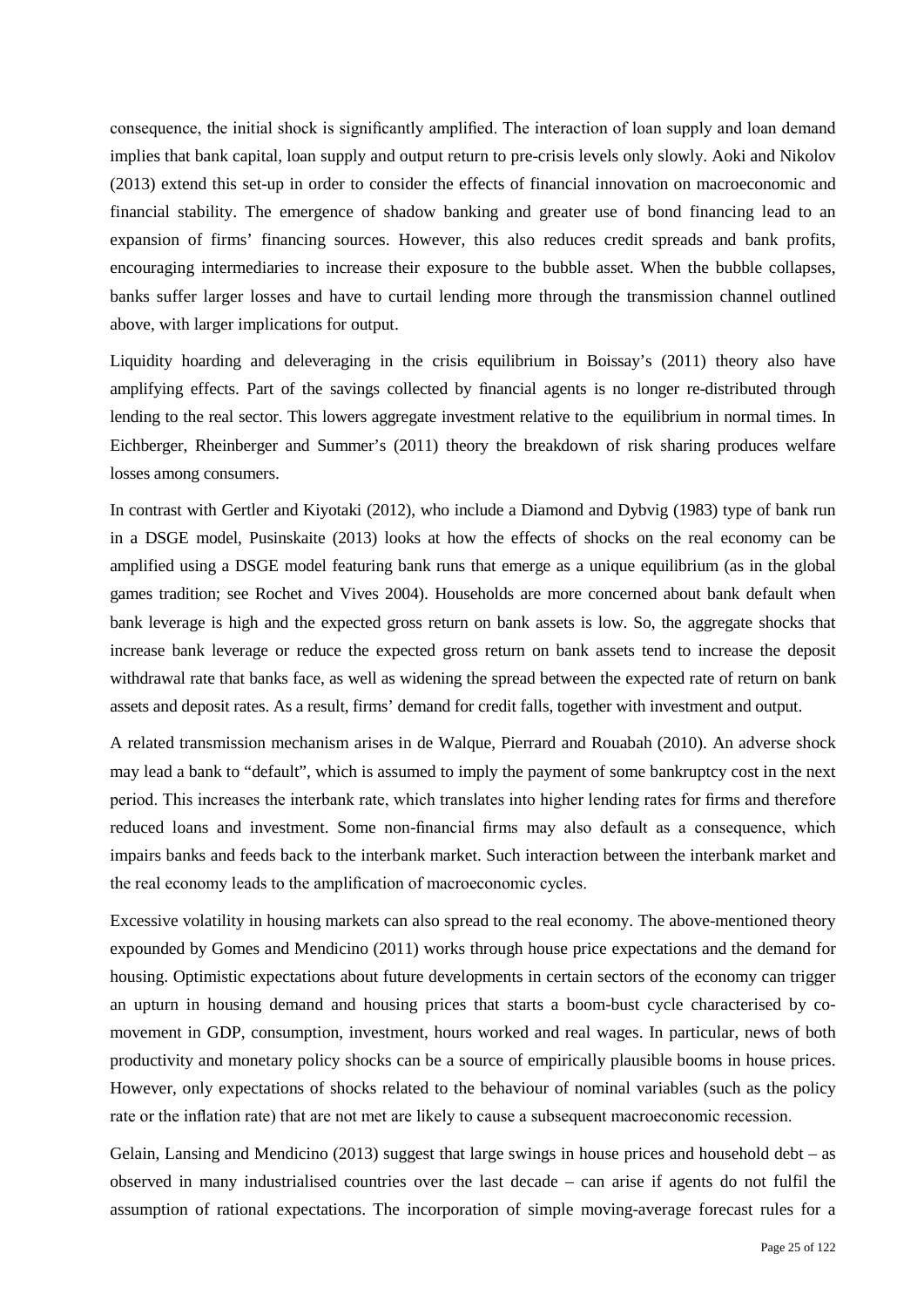consequence, the initial shock is significantly amplified. The interaction of loan supply and loan demand implies that bank capital, loan supply and output return to pre-crisis levels only slowly. Aoki and Nikolov (2013) extend this set-up in order to consider the effects of financial innovation on macroeconomic and financial stability. The emergence of shadow banking and greater use of bond financing lead to an expansion of firms' financing sources. However, this also reduces credit spreads and bank profits, encouraging intermediaries to increase their exposure to the bubble asset. When the bubble collapses, banks suffer larger losses and have to curtail lending more through the transmission channel outlined above, with larger implications for output.

Liquidity hoarding and deleveraging in the crisis equilibrium in Boissay's (2011) theory also have amplifying effects. Part of the savings collected by financial agents is no longer re-distributed through lending to the real sector. This lowers aggregate investment relative to the equilibrium in normal times. In Eichberger, Rheinberger and Summer's (2011) theory the breakdown of risk sharing produces welfare losses among consumers.

In contrast with Gertler and Kiyotaki (2012), who include a Diamond and Dybvig (1983) type of bank run in a DSGE model, Pusinskaite (2013) looks at how the effects of shocks on the real economy can be amplified using a DSGE model featuring bank runs that emerge as a unique equilibrium (as in the global games tradition; see Rochet and Vives 2004). Households are more concerned about bank default when bank leverage is high and the expected gross return on bank assets is low. So, the aggregate shocks that increase bank leverage or reduce the expected gross return on bank assets tend to increase the deposit withdrawal rate that banks face, as well as widening the spread between the expected rate of return on bank assets and deposit rates. As a result, firms' demand for credit falls, together with investment and output.

A related transmission mechanism arises in de Walque, Pierrard and Rouabah (2010). An adverse shock may lead a bank to "default", which is assumed to imply the payment of some bankruptcy cost in the next period. This increases the interbank rate, which translates into higher lending rates for firms and therefore reduced loans and investment. Some non-financial firms may also default as a consequence, which impairs banks and feeds back to the interbank market. Such interaction between the interbank market and the real economy leads to the amplification of macroeconomic cycles.

Excessive volatility in housing markets can also spread to the real economy. The above-mentioned theory expounded by Gomes and Mendicino (2011) works through house price expectations and the demand for housing. Optimistic expectations about future developments in certain sectors of the economy can trigger an upturn in housing demand and housing prices that starts a boom-bust cycle characterised by co-movement in GDP, consumption, investment, hours worked and real wages. In particular, news of both productivity and monetary policy shocks can be a source of empirically plausible booms in house prices. However, only expectations of shocks related to the behaviour of nominal variables (such as the policy rate or the inflation rate) that are not met are likely to cause a subsequent macroeconomic recession.

Gelain, Lansing and Mendicino (2013) suggest that large swings in house prices and household debt – as observed in many industrialised countries over the last decade – can arise if agents do not fulfil the assumption of rational expectations. The incorporation of simple moving-average forecast rules for a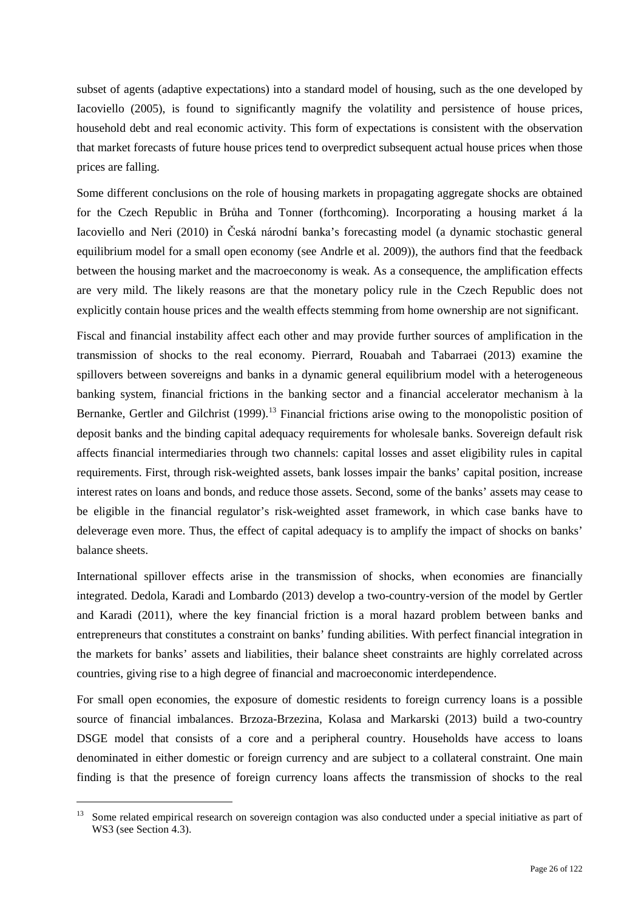subset of agents (adaptive expectations) into a standard model of housing, such as the one developed by Iacoviello (2005), is found to significantly magnify the volatility and persistence of house prices, household debt and real economic activity. This form of expectations is consistent with the observation that market forecasts of future house prices tend to overpredict subsequent actual house prices when those prices are falling.

Some different conclusions on the role of housing markets in propagating aggregate shocks are obtained for the Czech Republic in Brůha and Tonner (forthcoming). Incorporating a housing market á la Iacoviello and Neri (2010) in Česká národní banka's forecasting model (a dynamic stochastic general equilibrium model for a small open economy (see Andrle et al. 2009)), the authors find that the feedback between the housing market and the macroeconomy is weak. As a consequence, the amplification effects are very mild. The likely reasons are that the monetary policy rule in the Czech Republic does not explicitly contain house prices and the wealth effects stemming from home ownership are not significant.

Fiscal and financial instability affect each other and may provide further sources of amplification in the transmission of shocks to the real economy. Pierrard, Rouabah and Tabarraei (2013) examine the spillovers between sovereigns and banks in a dynamic general equilibrium model with a heterogeneous banking system, financial frictions in the banking sector and a financial accelerator mechanism à la Bernanke, Gertler and Gilchrist (1999).[13] Financial frictions arise owing to the monopolistic position of deposit banks and the binding capital adequacy requirements for wholesale banks. Sovereign default risk affects financial intermediaries through two channels: capital losses and asset eligibility rules in capital requirements. First, through risk-weighted assets, bank losses impair the banks' capital position, increase interest rates on loans and bonds, and reduce those assets. Second, some of the banks' assets may cease to be eligible in the financial regulator's risk-weighted asset framework, in which case banks have to deleverage even more. Thus, the effect of capital adequacy is to amplify the impact of shocks on banks' balance sheets.

International spillover effects arise in the transmission of shocks, when economies are financially integrated. Dedola, Karadi and Lombardo (2013) develop a two-country-version of the model by Gertler and Karadi (2011), where the key financial friction is a moral hazard problem between banks and entrepreneurs that constitutes a constraint on banks' funding abilities. With perfect financial integration in the markets for banks' assets and liabilities, their balance sheet constraints are highly correlated across countries, giving rise to a high degree of financial and macroeconomic interdependence.

For small open economies, the exposure of domestic residents to foreign currency loans is a possible source of financial imbalances. Brzoza-Brzezina, Kolasa and Markarski (2013) build a two-country DSGE model that consists of a core and a peripheral country. Households have access to loans denominated in either domestic or foreign currency and are subject to a collateral constraint. One main finding is that the presence of foreign currency loans affects the transmission of shocks to the real

[13] Some related empirical research on sovereign contagion was also conducted under a special initiative as part of WS3 (see Section 4.3).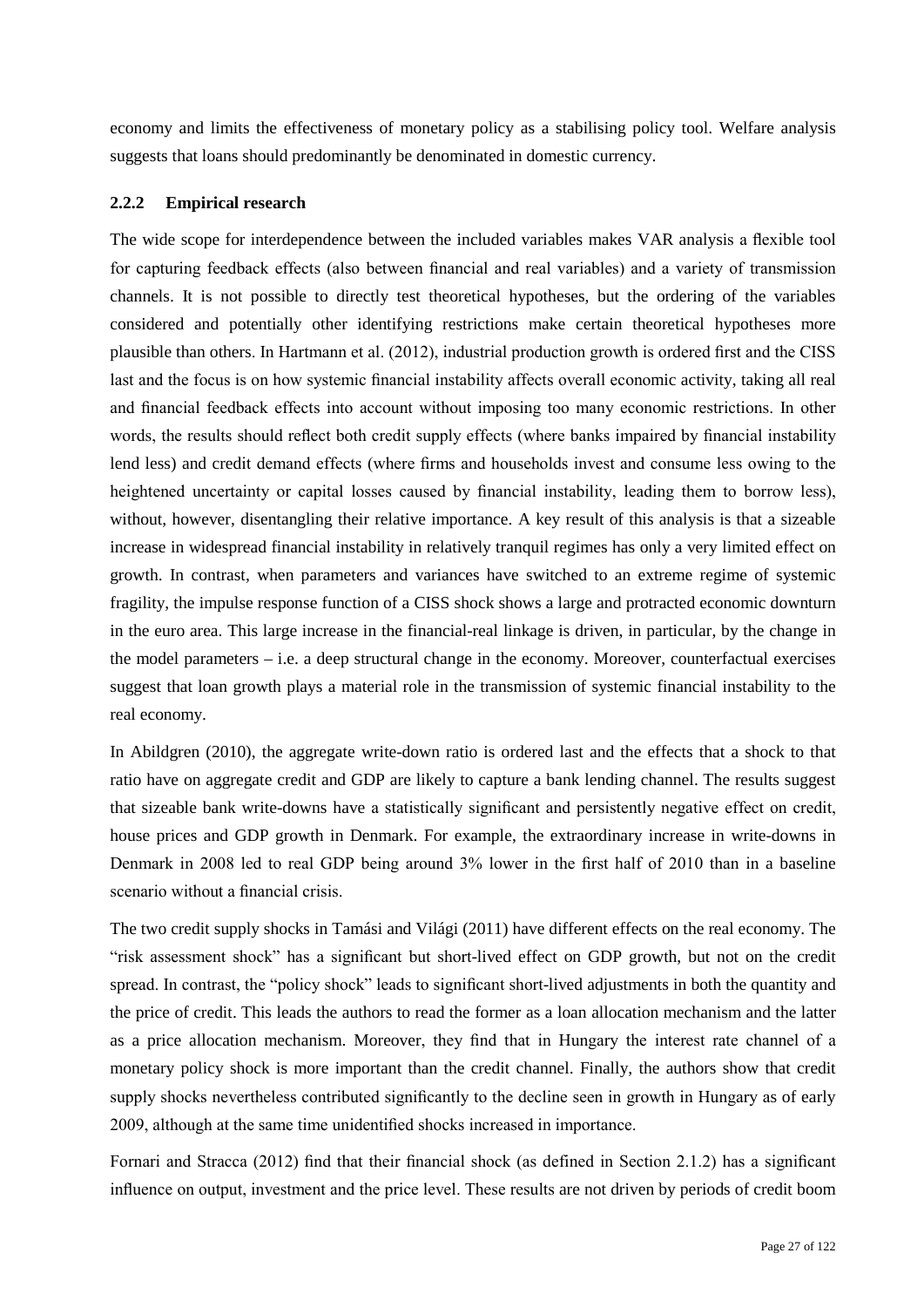economy and limits the effectiveness of monetary policy as a stabilising policy tool. Welfare analysis suggests that loans should predominantly be denominated in domestic currency.

### 2.2.2 Empirical research

The wide scope for interdependence between the included variables makes VAR analysis a flexible tool for capturing feedback effects (also between financial and real variables) and a variety of transmission channels. It is not possible to directly test theoretical hypotheses, but the ordering of the variables considered and potentially other identifying restrictions make certain theoretical hypotheses more plausible than others. In Hartmann et al. (2012), industrial production growth is ordered first and the CISS last and the focus is on how systemic financial instability affects overall economic activity, taking all real and financial feedback effects into account without imposing too many economic restrictions. In other words, the results should reflect both credit supply effects (where banks impaired by financial instability lend less) and credit demand effects (where firms and households invest and consume less owing to the heightened uncertainty or capital losses caused by financial instability, leading them to borrow less), without, however, disentangling their relative importance. A key result of this analysis is that a sizeable increase in widespread financial instability in relatively tranquil regimes has only a very limited effect on growth. In contrast, when parameters and variances have switched to an extreme regime of systemic fragility, the impulse response function of a CISS shock shows a large and protracted economic downturn in the euro area. This large increase in the financial-real linkage is driven, in particular, by the change in the model parameters – i.e. a deep structural change in the economy. Moreover, counterfactual exercises suggest that loan growth plays a material role in the transmission of systemic financial instability to the real economy.

In Abildgren (2010), the aggregate write-down ratio is ordered last and the effects that a shock to that ratio have on aggregate credit and GDP are likely to capture a bank lending channel. The results suggest that sizeable bank write-downs have a statistically significant and persistently negative effect on credit, house prices and GDP growth in Denmark. For example, the extraordinary increase in write-downs in Denmark in 2008 led to real GDP being around 3% lower in the first half of 2010 than in a baseline scenario without a financial crisis.

The two credit supply shocks in Tamási and Világi (2011) have different effects on the real economy. The "risk assessment shock" has a significant but short-lived effect on GDP growth, but not on the credit spread. In contrast, the "policy shock" leads to significant short-lived adjustments in both the quantity and the price of credit. This leads the authors to read the former as a loan allocation mechanism and the latter as a price allocation mechanism. Moreover, they find that in Hungary the interest rate channel of a monetary policy shock is more important than the credit channel. Finally, the authors show that credit supply shocks nevertheless contributed significantly to the decline seen in growth in Hungary as of early 2009, although at the same time unidentified shocks increased in importance.

Fornari and Stracca (2012) find that their financial shock (as defined in Section 2.1.2) has a significant influence on output, investment and the price level. These results are not driven by periods of credit boom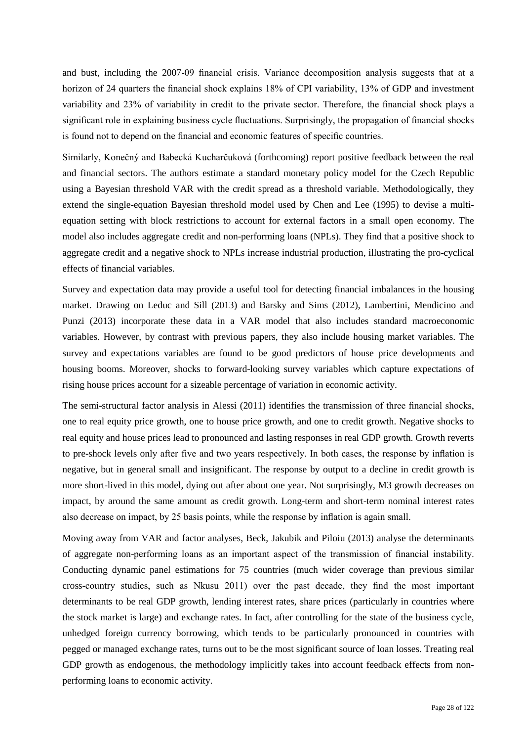and bust, including the 2007-09 financial crisis. Variance decomposition analysis suggests that at a horizon of 24 quarters the financial shock explains 18% of CPI variability, 13% of GDP and investment variability and 23% of variability in credit to the private sector. Therefore, the financial shock plays a significant role in explaining business cycle fluctuations. Surprisingly, the propagation of financial shocks is found not to depend on the financial and economic features of specific countries.

Similarly, Konečný and Babecká Kucharčuková (forthcoming) report positive feedback between the real and financial sectors. The authors estimate a standard monetary policy model for the Czech Republic using a Bayesian threshold VAR with the credit spread as a threshold variable. Methodologically, they extend the single-equation Bayesian threshold model used by Chen and Lee (1995) to devise a multi-equation setting with block restrictions to account for external factors in a small open economy. The model also includes aggregate credit and non-performing loans (NPLs). They find that a positive shock to aggregate credit and a negative shock to NPLs increase industrial production, illustrating the pro-cyclical effects of financial variables.

Survey and expectation data may provide a useful tool for detecting financial imbalances in the housing market. Drawing on Leduc and Sill (2013) and Barsky and Sims (2012), Lambertini, Mendicino and Punzi (2013) incorporate these data in a VAR model that also includes standard macroeconomic variables. However, by contrast with previous papers, they also include housing market variables. The survey and expectations variables are found to be good predictors of house price developments and housing booms. Moreover, shocks to forward-looking survey variables which capture expectations of rising house prices account for a sizeable percentage of variation in economic activity.

The semi-structural factor analysis in Alessi (2011) identifies the transmission of three financial shocks, one to real equity price growth, one to house price growth, and one to credit growth. Negative shocks to real equity and house prices lead to pronounced and lasting responses in real GDP growth. Growth reverts to pre-shock levels only after five and two years respectively. In both cases, the response by inflation is negative, but in general small and insignificant. The response by output to a decline in credit growth is more short-lived in this model, dying out after about one year. Not surprisingly, M3 growth decreases on impact, by around the same amount as credit growth. Long-term and short-term nominal interest rates also decrease on impact, by 25 basis points, while the response by inflation is again small.

Moving away from VAR and factor analyses, Beck, Jakubik and Piloiu (2013) analyse the determinants of aggregate non-performing loans as an important aspect of the transmission of financial instability. Conducting dynamic panel estimations for 75 countries (much wider coverage than previous similar cross-country studies, such as Nkusu 2011) over the past decade, they find the most important determinants to be real GDP growth, lending interest rates, share prices (particularly in countries where the stock market is large) and exchange rates. In fact, after controlling for the state of the business cycle, unhedged foreign currency borrowing, which tends to be particularly pronounced in countries with pegged or managed exchange rates, turns out to be the most significant source of loan losses. Treating real GDP growth as endogenous, the methodology implicitly takes into account feedback effects from non-performing loans to economic activity.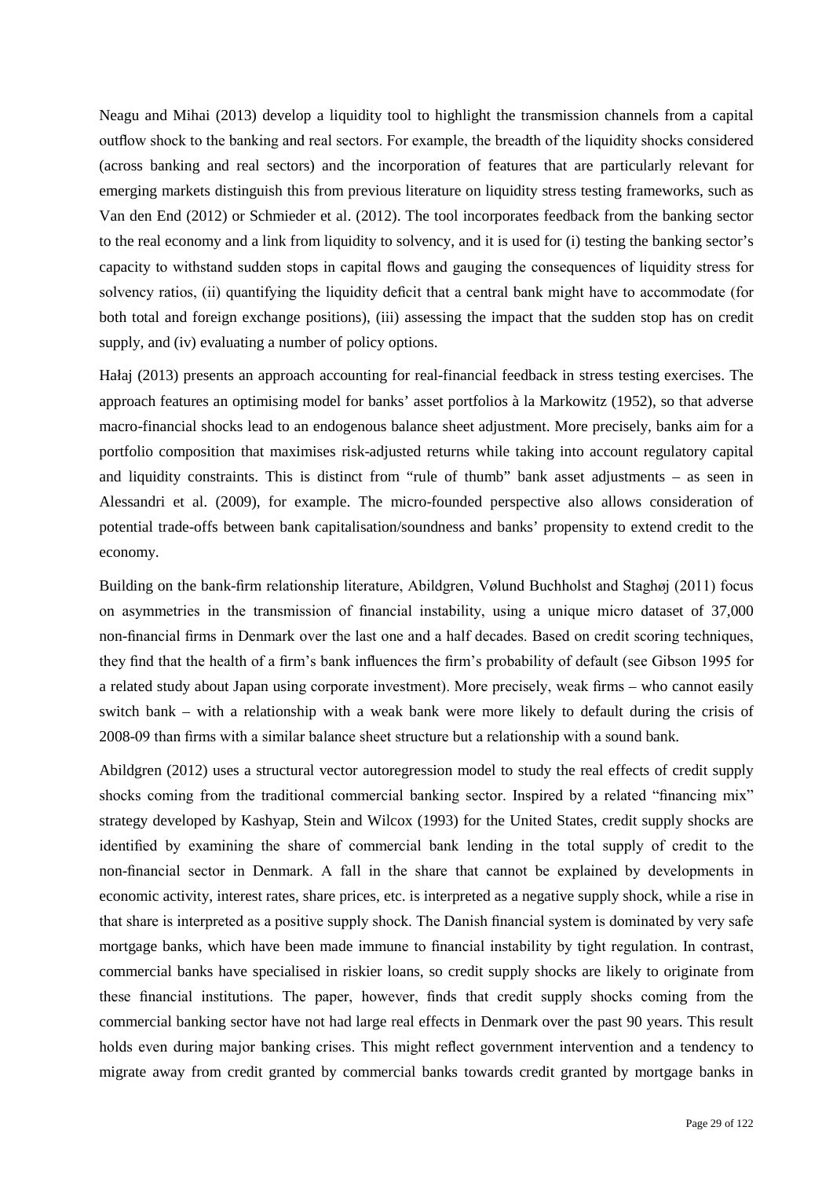Neagu and Mihai (2013) develop a liquidity tool to highlight the transmission channels from a capital outflow shock to the banking and real sectors. For example, the breadth of the liquidity shocks considered (across banking and real sectors) and the incorporation of features that are particularly relevant for emerging markets distinguish this from previous literature on liquidity stress testing frameworks, such as Van den End (2012) or Schmieder et al. (2012). The tool incorporates feedback from the banking sector to the real economy and a link from liquidity to solvency, and it is used for (i) testing the banking sector's capacity to withstand sudden stops in capital flows and gauging the consequences of liquidity stress for solvency ratios, (ii) quantifying the liquidity deficit that a central bank might have to accommodate (for both total and foreign exchange positions), (iii) assessing the impact that the sudden stop has on credit supply, and (iv) evaluating a number of policy options.

Hałaj (2013) presents an approach accounting for real-financial feedback in stress testing exercises. The approach features an optimising model for banks' asset portfolios à la Markowitz (1952), so that adverse macro-financial shocks lead to an endogenous balance sheet adjustment. More precisely, banks aim for a portfolio composition that maximises risk-adjusted returns while taking into account regulatory capital and liquidity constraints. This is distinct from "rule of thumb" bank asset adjustments – as seen in Alessandri et al. (2009), for example. The micro-founded perspective also allows consideration of potential trade-offs between bank capitalisation/soundness and banks' propensity to extend credit to the economy.

Building on the bank-firm relationship literature, Abildgren, Vølund Buchholst and Staghøj (2011) focus on asymmetries in the transmission of financial instability, using a unique micro dataset of 37,000 non-financial firms in Denmark over the last one and a half decades. Based on credit scoring techniques, they find that the health of a firm's bank influences the firm's probability of default (see Gibson 1995 for a related study about Japan using corporate investment). More precisely, weak firms – who cannot easily switch bank – with a relationship with a weak bank were more likely to default during the crisis of 2008-09 than firms with a similar balance sheet structure but a relationship with a sound bank.

Abildgren (2012) uses a structural vector autoregression model to study the real effects of credit supply shocks coming from the traditional commercial banking sector. Inspired by a related "financing mix" strategy developed by Kashyap, Stein and Wilcox (1993) for the United States, credit supply shocks are identified by examining the share of commercial bank lending in the total supply of credit to the non-financial sector in Denmark. A fall in the share that cannot be explained by developments in economic activity, interest rates, share prices, etc. is interpreted as a negative supply shock, while a rise in that share is interpreted as a positive supply shock. The Danish financial system is dominated by very safe mortgage banks, which have been made immune to financial instability by tight regulation. In contrast, commercial banks have specialised in riskier loans, so credit supply shocks are likely to originate from these financial institutions. The paper, however, finds that credit supply shocks coming from the commercial banking sector have not had large real effects in Denmark over the past 90 years. This result holds even during major banking crises. This might reflect government intervention and a tendency to migrate away from credit granted by commercial banks towards credit granted by mortgage banks in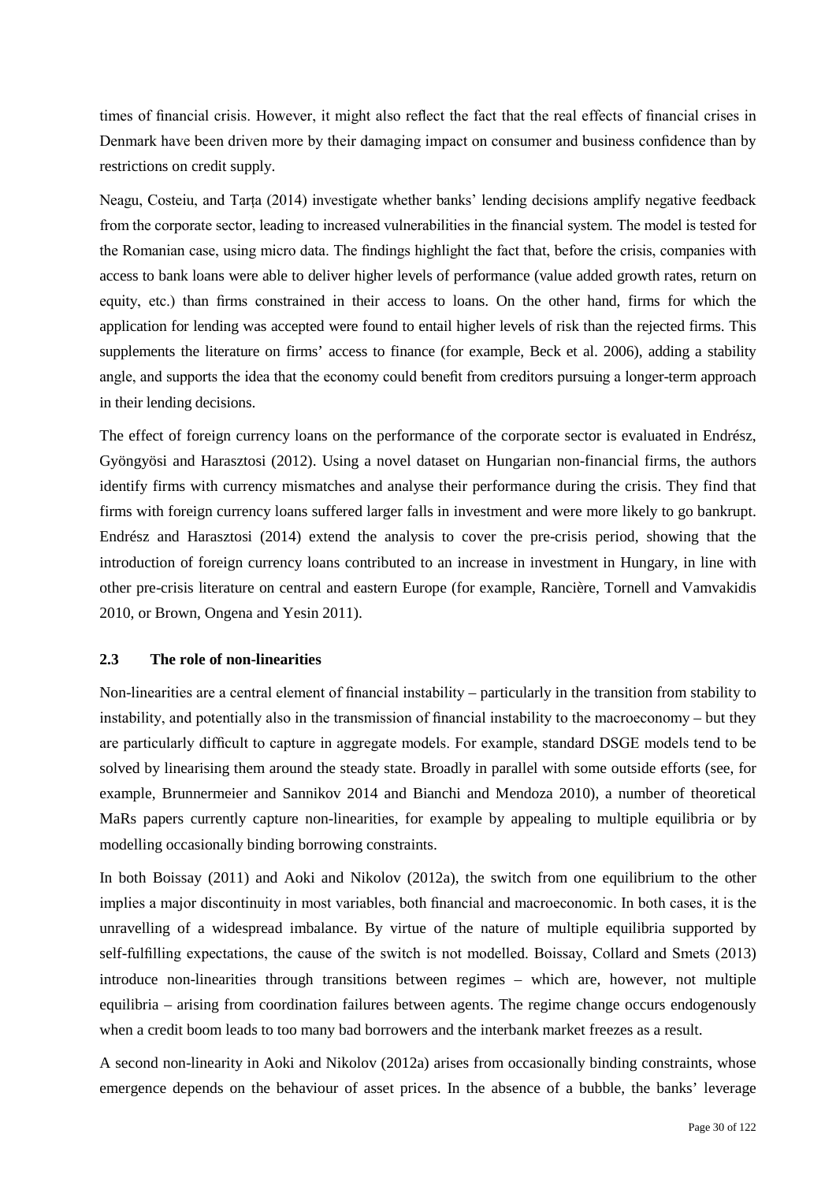times of financial crisis. However, it might also reflect the fact that the real effects of financial crises in Denmark have been driven more by their damaging impact on consumer and business confidence than by restrictions on credit supply.

Neagu, Costeiu, and Tarța (2014) investigate whether banks' lending decisions amplify negative feedback from the corporate sector, leading to increased vulnerabilities in the financial system. The model is tested for the Romanian case, using micro data. The findings highlight the fact that, before the crisis, companies with access to bank loans were able to deliver higher levels of performance (value added growth rates, return on equity, etc.) than firms constrained in their access to loans. On the other hand, firms for which the application for lending was accepted were found to entail higher levels of risk than the rejected firms. This supplements the literature on firms' access to finance (for example, Beck et al. 2006), adding a stability angle, and supports the idea that the economy could benefit from creditors pursuing a longer-term approach in their lending decisions.

The effect of foreign currency loans on the performance of the corporate sector is evaluated in Endrész, Gyöngyösi and Harasztosi (2012). Using a novel dataset on Hungarian non-financial firms, the authors identify firms with currency mismatches and analyse their performance during the crisis. They find that firms with foreign currency loans suffered larger falls in investment and were more likely to go bankrupt. Endrész and Harasztosi (2014) extend the analysis to cover the pre-crisis period, showing that the introduction of foreign currency loans contributed to an increase in investment in Hungary, in line with other pre-crisis literature on central and eastern Europe (for example, Rancière, Tornell and Vamvakidis 2010, or Brown, Ongena and Yesin 2011).

### 2.3 The role of non-linearities

Non-linearities are a central element of financial instability – particularly in the transition from stability to instability, and potentially also in the transmission of financial instability to the macroeconomy – but they are particularly difficult to capture in aggregate models. For example, standard DSGE models tend to be solved by linearising them around the steady state. Broadly in parallel with some outside efforts (see, for example, Brunnermeier and Sannikov 2014 and Bianchi and Mendoza 2010), a number of theoretical MaRs papers currently capture non-linearities, for example by appealing to multiple equilibria or by modelling occasionally binding borrowing constraints.

In both Boissay (2011) and Aoki and Nikolov (2012a), the switch from one equilibrium to the other implies a major discontinuity in most variables, both financial and macroeconomic. In both cases, it is the unravelling of a widespread imbalance. By virtue of the nature of multiple equilibria supported by self-fulfilling expectations, the cause of the switch is not modelled. Boissay, Collard and Smets (2013) introduce non-linearities through transitions between regimes – which are, however, not multiple equilibria – arising from coordination failures between agents. The regime change occurs endogenously when a credit boom leads to too many bad borrowers and the interbank market freezes as a result.

A second non-linearity in Aoki and Nikolov (2012a) arises from occasionally binding constraints, whose emergence depends on the behaviour of asset prices. In the absence of a bubble, the banks' leverage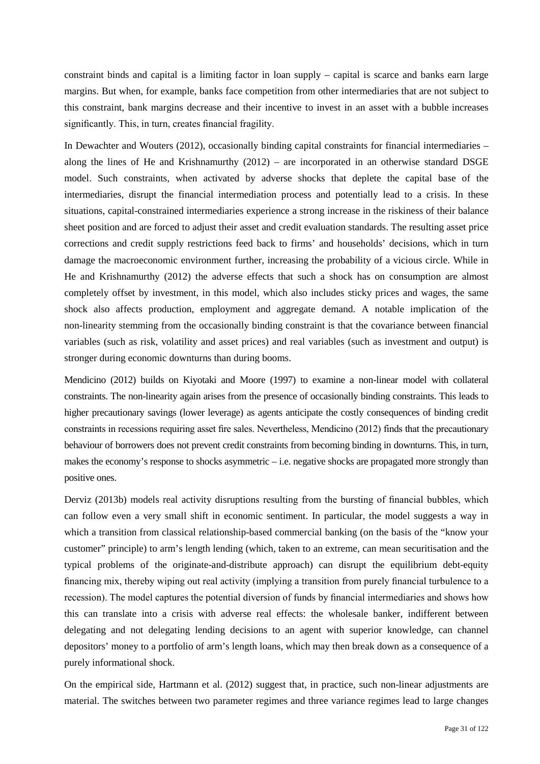constraint binds and capital is a limiting factor in loan supply – capital is scarce and banks earn large margins. But when, for example, banks face competition from other intermediaries that are not subject to this constraint, bank margins decrease and their incentive to invest in an asset with a bubble increases significantly. This, in turn, creates financial fragility.

In Dewachter and Wouters (2012), occasionally binding capital constraints for financial intermediaries – along the lines of He and Krishnamurthy (2012) – are incorporated in an otherwise standard DSGE model. Such constraints, when activated by adverse shocks that deplete the capital base of the intermediaries, disrupt the financial intermediation process and potentially lead to a crisis. In these situations, capital-constrained intermediaries experience a strong increase in the riskiness of their balance sheet position and are forced to adjust their asset and credit evaluation standards. The resulting asset price corrections and credit supply restrictions feed back to firms' and households' decisions, which in turn damage the macroeconomic environment further, increasing the probability of a vicious circle. While in He and Krishnamurthy (2012) the adverse effects that such a shock has on consumption are almost completely offset by investment, in this model, which also includes sticky prices and wages, the same shock also affects production, employment and aggregate demand. A notable implication of the non-linearity stemming from the occasionally binding constraint is that the covariance between financial variables (such as risk, volatility and asset prices) and real variables (such as investment and output) is stronger during economic downturns than during booms.

Mendicino (2012) builds on Kiyotaki and Moore (1997) to examine a non-linear model with collateral constraints. The non-linearity again arises from the presence of occasionally binding constraints. This leads to higher precautionary savings (lower leverage) as agents anticipate the costly consequences of binding credit constraints in recessions requiring asset fire sales. Nevertheless, Mendicino (2012) finds that the precautionary behaviour of borrowers does not prevent credit constraints from becoming binding in downturns. This, in turn, makes the economy's response to shocks asymmetric – i.e. negative shocks are propagated more strongly than positive ones.

Derviz (2013b) models real activity disruptions resulting from the bursting of financial bubbles, which can follow even a very small shift in economic sentiment. In particular, the model suggests a way in which a transition from classical relationship-based commercial banking (on the basis of the "know your customer" principle) to arm's length lending (which, taken to an extreme, can mean securitisation and the typical problems of the originate-and-distribute approach) can disrupt the equilibrium debt-equity financing mix, thereby wiping out real activity (implying a transition from purely financial turbulence to a recession). The model captures the potential diversion of funds by financial intermediaries and shows how this can translate into a crisis with adverse real effects: the wholesale banker, indifferent between delegating and not delegating lending decisions to an agent with superior knowledge, can channel depositors' money to a portfolio of arm's length loans, which may then break down as a consequence of a purely informational shock.

On the empirical side, Hartmann et al. (2012) suggest that, in practice, such non-linear adjustments are material. The switches between two parameter regimes and three variance regimes lead to large changes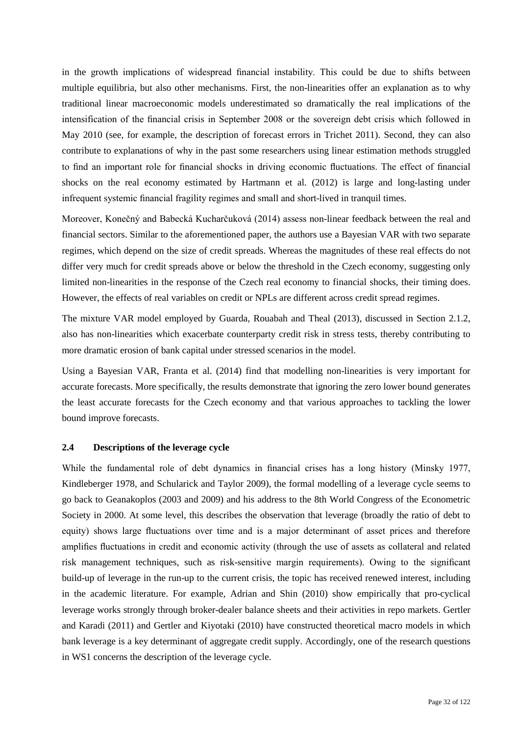in the growth implications of widespread financial instability. This could be due to shifts between multiple equilibria, but also other mechanisms. First, the non-linearities offer an explanation as to why traditional linear macroeconomic models underestimated so dramatically the real implications of the intensification of the financial crisis in September 2008 or the sovereign debt crisis which followed in May 2010 (see, for example, the description of forecast errors in Trichet 2011). Second, they can also contribute to explanations of why in the past some researchers using linear estimation methods struggled to find an important role for financial shocks in driving economic fluctuations. The effect of financial shocks on the real economy estimated by Hartmann et al. (2012) is large and long-lasting under infrequent systemic financial fragility regimes and small and short-lived in tranquil times.

Moreover, Konečný and Babecká Kucharčuková (2014) assess non-linear feedback between the real and financial sectors. Similar to the aforementioned paper, the authors use a Bayesian VAR with two separate regimes, which depend on the size of credit spreads. Whereas the magnitudes of these real effects do not differ very much for credit spreads above or below the threshold in the Czech economy, suggesting only limited non-linearities in the response of the Czech real economy to financial shocks, their timing does. However, the effects of real variables on credit or NPLs are different across credit spread regimes.

The mixture VAR model employed by Guarda, Rouabah and Theal (2013), discussed in Section 2.1.2, also has non-linearities which exacerbate counterparty credit risk in stress tests, thereby contributing to more dramatic erosion of bank capital under stressed scenarios in the model.

Using a Bayesian VAR, Franta et al. (2014) find that modelling non-linearities is very important for accurate forecasts. More specifically, the results demonstrate that ignoring the zero lower bound generates the least accurate forecasts for the Czech economy and that various approaches to tackling the lower bound improve forecasts.

### 2.4 Descriptions of the leverage cycle

While the fundamental role of debt dynamics in financial crises has a long history (Minsky 1977, Kindleberger 1978, and Schularick and Taylor 2009), the formal modelling of a leverage cycle seems to go back to Geanakoplos (2003 and 2009) and his address to the 8th World Congress of the Econometric Society in 2000. At some level, this describes the observation that leverage (broadly the ratio of debt to equity) shows large fluctuations over time and is a major determinant of asset prices and therefore amplifies fluctuations in credit and economic activity (through the use of assets as collateral and related risk management techniques, such as risk-sensitive margin requirements). Owing to the significant build-up of leverage in the run-up to the current crisis, the topic has received renewed interest, including in the academic literature. For example, Adrian and Shin (2010) show empirically that pro-cyclical leverage works strongly through broker-dealer balance sheets and their activities in repo markets. Gertler and Karadi (2011) and Gertler and Kiyotaki (2010) have constructed theoretical macro models in which bank leverage is a key determinant of aggregate credit supply. Accordingly, one of the research questions in WS1 concerns the description of the leverage cycle.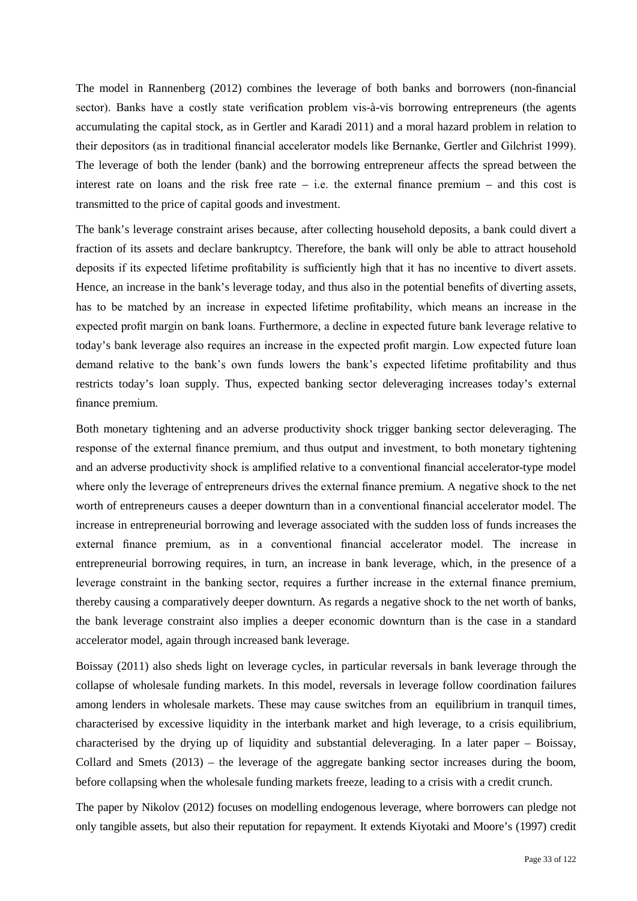The model in Rannenberg (2012) combines the leverage of both banks and borrowers (non-financial sector). Banks have a costly state verification problem vis-à-vis borrowing entrepreneurs (the agents accumulating the capital stock, as in Gertler and Karadi 2011) and a moral hazard problem in relation to their depositors (as in traditional financial accelerator models like Bernanke, Gertler and Gilchrist 1999). The leverage of both the lender (bank) and the borrowing entrepreneur affects the spread between the interest rate on loans and the risk free rate – i.e. the external finance premium – and this cost is transmitted to the price of capital goods and investment.

The bank's leverage constraint arises because, after collecting household deposits, a bank could divert a fraction of its assets and declare bankruptcy. Therefore, the bank will only be able to attract household deposits if its expected lifetime profitability is sufficiently high that it has no incentive to divert assets. Hence, an increase in the bank's leverage today, and thus also in the potential benefits of diverting assets, has to be matched by an increase in expected lifetime profitability, which means an increase in the expected profit margin on bank loans. Furthermore, a decline in expected future bank leverage relative to today's bank leverage also requires an increase in the expected profit margin. Low expected future loan demand relative to the bank's own funds lowers the bank's expected lifetime profitability and thus restricts today's loan supply. Thus, expected banking sector deleveraging increases today's external finance premium.

Both monetary tightening and an adverse productivity shock trigger banking sector deleveraging. The response of the external finance premium, and thus output and investment, to both monetary tightening and an adverse productivity shock is amplified relative to a conventional financial accelerator-type model where only the leverage of entrepreneurs drives the external finance premium. A negative shock to the net worth of entrepreneurs causes a deeper downturn than in a conventional financial accelerator model. The increase in entrepreneurial borrowing and leverage associated with the sudden loss of funds increases the external finance premium, as in a conventional financial accelerator model. The increase in entrepreneurial borrowing requires, in turn, an increase in bank leverage, which, in the presence of a leverage constraint in the banking sector, requires a further increase in the external finance premium, thereby causing a comparatively deeper downturn. As regards a negative shock to the net worth of banks, the bank leverage constraint also implies a deeper economic downturn than is the case in a standard accelerator model, again through increased bank leverage.

Boissay (2011) also sheds light on leverage cycles, in particular reversals in bank leverage through the collapse of wholesale funding markets. In this model, reversals in leverage follow coordination failures among lenders in wholesale markets. These may cause switches from an equilibrium in tranquil times, characterised by excessive liquidity in the interbank market and high leverage, to a crisis equilibrium, characterised by the drying up of liquidity and substantial deleveraging. In a later paper – Boissay, Collard and Smets (2013) – the leverage of the aggregate banking sector increases during the boom, before collapsing when the wholesale funding markets freeze, leading to a crisis with a credit crunch.

The paper by Nikolov (2012) focuses on modelling endogenous leverage, where borrowers can pledge not only tangible assets, but also their reputation for repayment. It extends Kiyotaki and Moore's (1997) credit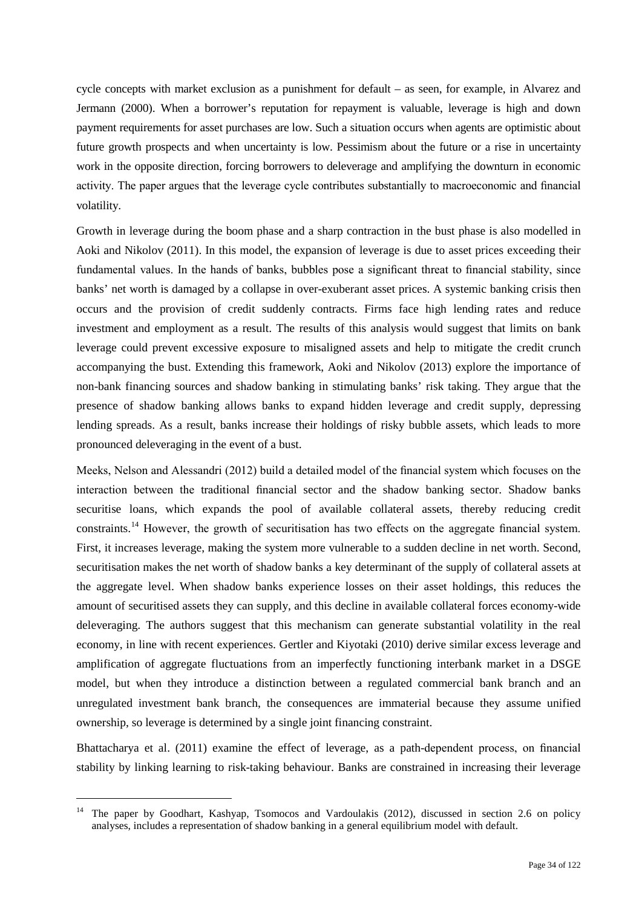cycle concepts with market exclusion as a punishment for default – as seen, for example, in Alvarez and Jermann (2000). When a borrower's reputation for repayment is valuable, leverage is high and down payment requirements for asset purchases are low. Such a situation occurs when agents are optimistic about future growth prospects and when uncertainty is low. Pessimism about the future or a rise in uncertainty work in the opposite direction, forcing borrowers to deleverage and amplifying the downturn in economic activity. The paper argues that the leverage cycle contributes substantially to macroeconomic and financial volatility.

Growth in leverage during the boom phase and a sharp contraction in the bust phase is also modelled in Aoki and Nikolov (2011). In this model, the expansion of leverage is due to asset prices exceeding their fundamental values. In the hands of banks, bubbles pose a significant threat to financial stability, since banks' net worth is damaged by a collapse in over-exuberant asset prices. A systemic banking crisis then occurs and the provision of credit suddenly contracts. Firms face high lending rates and reduce investment and employment as a result. The results of this analysis would suggest that limits on bank leverage could prevent excessive exposure to misaligned assets and help to mitigate the credit crunch accompanying the bust. Extending this framework, Aoki and Nikolov (2013) explore the importance of non-bank financing sources and shadow banking in stimulating banks' risk taking. They argue that the presence of shadow banking allows banks to expand hidden leverage and credit supply, depressing lending spreads. As a result, banks increase their holdings of risky bubble assets, which leads to more pronounced deleveraging in the event of a bust.

Meeks, Nelson and Alessandri (2012) build a detailed model of the financial system which focuses on the interaction between the traditional financial sector and the shadow banking sector. Shadow banks securitise loans, which expands the pool of available collateral assets, thereby reducing credit constraints.[14] However, the growth of securitisation has two effects on the aggregate financial system. First, it increases leverage, making the system more vulnerable to a sudden decline in net worth. Second, securitisation makes the net worth of shadow banks a key determinant of the supply of collateral assets at the aggregate level. When shadow banks experience losses on their asset holdings, this reduces the amount of securitised assets they can supply, and this decline in available collateral forces economy-wide deleveraging. The authors suggest that this mechanism can generate substantial volatility in the real economy, in line with recent experiences. Gertler and Kiyotaki (2010) derive similar excess leverage and amplification of aggregate fluctuations from an imperfectly functioning interbank market in a DSGE model, but when they introduce a distinction between a regulated commercial bank branch and an unregulated investment bank branch, the consequences are immaterial because they assume unified ownership, so leverage is determined by a single joint financing constraint.

Bhattacharya et al. (2011) examine the effect of leverage, as a path-dependent process, on financial stability by linking learning to risk-taking behaviour. Banks are constrained in increasing their leverage

---

[14] The paper by Goodhart, Kashyap, Tsomocos and Vardoulakis (2012), discussed in section 2.6 on policy analyses, includes a representation of shadow banking in a general equilibrium model with default.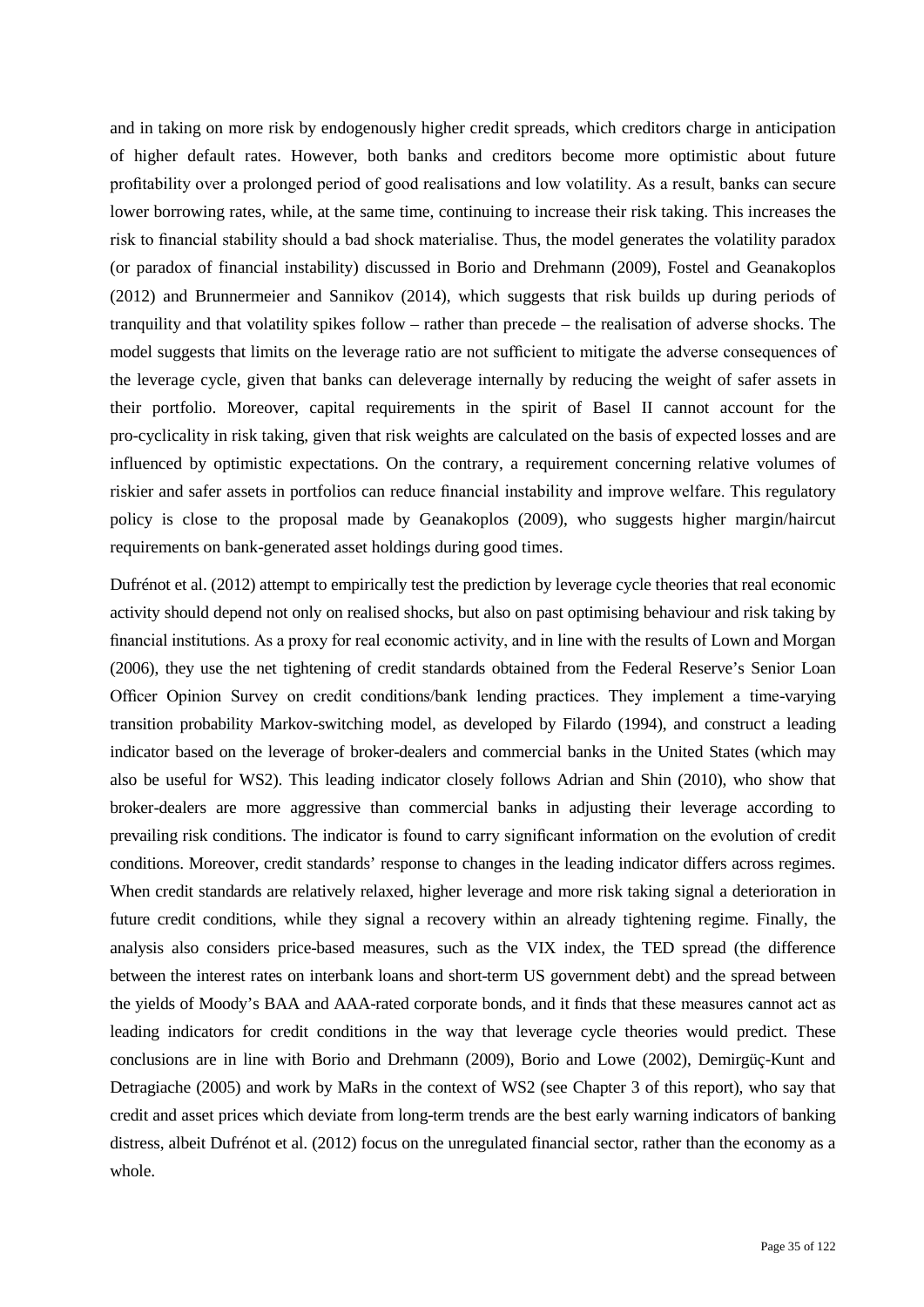and in taking on more risk by endogenously higher credit spreads, which creditors charge in anticipation of higher default rates. However, both banks and creditors become more optimistic about future profitability over a prolonged period of good realisations and low volatility. As a result, banks can secure lower borrowing rates, while, at the same time, continuing to increase their risk taking. This increases the risk to financial stability should a bad shock materialise. Thus, the model generates the volatility paradox (or paradox of financial instability) discussed in Borio and Drehmann (2009), Fostel and Geanakoplos (2012) and Brunnermeier and Sannikov (2014), which suggests that risk builds up during periods of tranquility and that volatility spikes follow – rather than precede – the realisation of adverse shocks. The model suggests that limits on the leverage ratio are not sufficient to mitigate the adverse consequences of the leverage cycle, given that banks can deleverage internally by reducing the weight of safer assets in their portfolio. Moreover, capital requirements in the spirit of Basel II cannot account for the pro-cyclicality in risk taking, given that risk weights are calculated on the basis of expected losses and are influenced by optimistic expectations. On the contrary, a requirement concerning relative volumes of riskier and safer assets in portfolios can reduce financial instability and improve welfare. This regulatory policy is close to the proposal made by Geanakoplos (2009), who suggests higher margin/haircut requirements on bank-generated asset holdings during good times.

Dufrénot et al. (2012) attempt to empirically test the prediction by leverage cycle theories that real economic activity should depend not only on realised shocks, but also on past optimising behaviour and risk taking by financial institutions. As a proxy for real economic activity, and in line with the results of Lown and Morgan (2006), they use the net tightening of credit standards obtained from the Federal Reserve's Senior Loan Officer Opinion Survey on credit conditions/bank lending practices. They implement a time-varying transition probability Markov-switching model, as developed by Filardo (1994), and construct a leading indicator based on the leverage of broker-dealers and commercial banks in the United States (which may also be useful for WS2). This leading indicator closely follows Adrian and Shin (2010), who show that broker-dealers are more aggressive than commercial banks in adjusting their leverage according to prevailing risk conditions. The indicator is found to carry significant information on the evolution of credit conditions. Moreover, credit standards' response to changes in the leading indicator differs across regimes. When credit standards are relatively relaxed, higher leverage and more risk taking signal a deterioration in future credit conditions, while they signal a recovery within an already tightening regime. Finally, the analysis also considers price-based measures, such as the VIX index, the TED spread (the difference between the interest rates on interbank loans and short-term US government debt) and the spread between the yields of Moody's BAA and AAA-rated corporate bonds, and it finds that these measures cannot act as leading indicators for credit conditions in the way that leverage cycle theories would predict. These conclusions are in line with Borio and Drehmann (2009), Borio and Lowe (2002), Demirgüç-Kunt and Detragiache (2005) and work by MaRs in the context of WS2 (see Chapter 3 of this report), who say that credit and asset prices which deviate from long-term trends are the best early warning indicators of banking distress, albeit Dufrénot et al. (2012) focus on the unregulated financial sector, rather than the economy as a whole.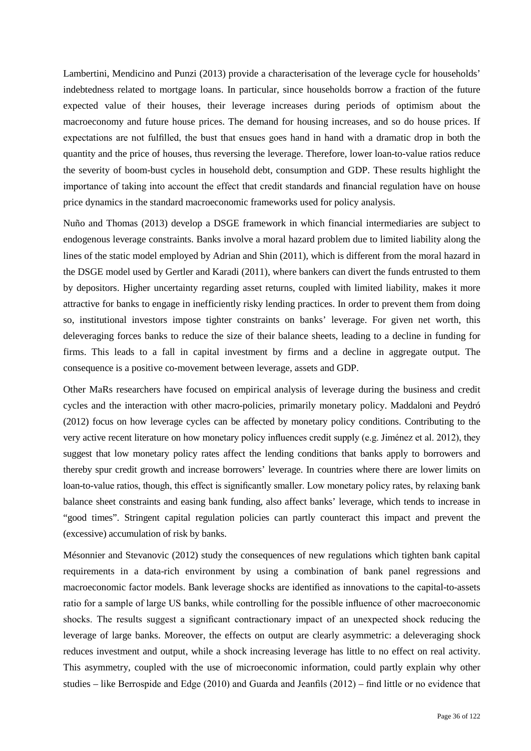Lambertini, Mendicino and Punzi (2013) provide a characterisation of the leverage cycle for households' indebtedness related to mortgage loans. In particular, since households borrow a fraction of the future expected value of their houses, their leverage increases during periods of optimism about the macroeconomy and future house prices. The demand for housing increases, and so do house prices. If expectations are not fulfilled, the bust that ensues goes hand in hand with a dramatic drop in both the quantity and the price of houses, thus reversing the leverage. Therefore, lower loan-to-value ratios reduce the severity of boom-bust cycles in household debt, consumption and GDP. These results highlight the importance of taking into account the effect that credit standards and financial regulation have on house price dynamics in the standard macroeconomic frameworks used for policy analysis.

Nuño and Thomas (2013) develop a DSGE framework in which financial intermediaries are subject to endogenous leverage constraints. Banks involve a moral hazard problem due to limited liability along the lines of the static model employed by Adrian and Shin (2011), which is different from the moral hazard in the DSGE model used by Gertler and Karadi (2011), where bankers can divert the funds entrusted to them by depositors. Higher uncertainty regarding asset returns, coupled with limited liability, makes it more attractive for banks to engage in inefficiently risky lending practices. In order to prevent them from doing so, institutional investors impose tighter constraints on banks' leverage. For given net worth, this deleveraging forces banks to reduce the size of their balance sheets, leading to a decline in funding for firms. This leads to a fall in capital investment by firms and a decline in aggregate output. The consequence is a positive co-movement between leverage, assets and GDP.

Other MaRs researchers have focused on empirical analysis of leverage during the business and credit cycles and the interaction with other macro-policies, primarily monetary policy. Maddaloni and Peydró (2012) focus on how leverage cycles can be affected by monetary policy conditions. Contributing to the very active recent literature on how monetary policy influences credit supply (e.g. Jiménez et al. 2012), they suggest that low monetary policy rates affect the lending conditions that banks apply to borrowers and thereby spur credit growth and increase borrowers' leverage. In countries where there are lower limits on loan-to-value ratios, though, this effect is significantly smaller. Low monetary policy rates, by relaxing bank balance sheet constraints and easing bank funding, also affect banks' leverage, which tends to increase in "good times". Stringent capital regulation policies can partly counteract this impact and prevent the (excessive) accumulation of risk by banks.

Mésonnier and Stevanovic (2012) study the consequences of new regulations which tighten bank capital requirements in a data-rich environment by using a combination of bank panel regressions and macroeconomic factor models. Bank leverage shocks are identified as innovations to the capital-to-assets ratio for a sample of large US banks, while controlling for the possible influence of other macroeconomic shocks. The results suggest a significant contractionary impact of an unexpected shock reducing the leverage of large banks. Moreover, the effects on output are clearly asymmetric: a deleveraging shock reduces investment and output, while a shock increasing leverage has little to no effect on real activity. This asymmetry, coupled with the use of microeconomic information, could partly explain why other studies – like Berrospide and Edge (2010) and Guarda and Jeanfils (2012) – find little or no evidence that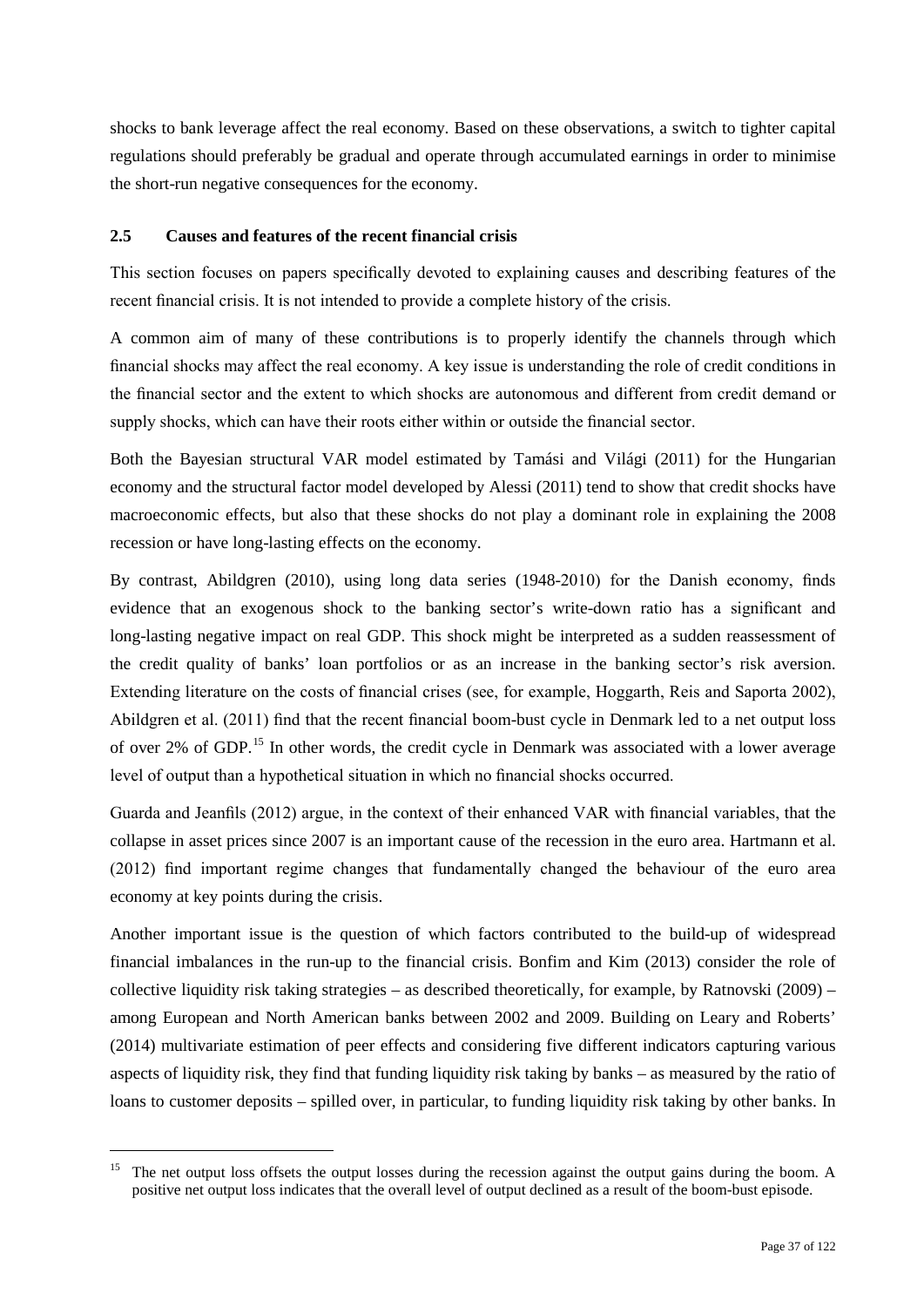shocks to bank leverage affect the real economy. Based on these observations, a switch to tighter capital regulations should preferably be gradual and operate through accumulated earnings in order to minimise the short-run negative consequences for the economy.

### 2.5 Causes and features of the recent financial crisis

This section focuses on papers specifically devoted to explaining causes and describing features of the recent financial crisis. It is not intended to provide a complete history of the crisis.

A common aim of many of these contributions is to properly identify the channels through which financial shocks may affect the real economy. A key issue is understanding the role of credit conditions in the financial sector and the extent to which shocks are autonomous and different from credit demand or supply shocks, which can have their roots either within or outside the financial sector.

Both the Bayesian structural VAR model estimated by Tamási and Világi (2011) for the Hungarian economy and the structural factor model developed by Alessi (2011) tend to show that credit shocks have macroeconomic effects, but also that these shocks do not play a dominant role in explaining the 2008 recession or have long-lasting effects on the economy.

By contrast, Abildgren (2010), using long data series (1948-2010) for the Danish economy, finds evidence that an exogenous shock to the banking sector's write-down ratio has a significant and long-lasting negative impact on real GDP. This shock might be interpreted as a sudden reassessment of the credit quality of banks' loan portfolios or as an increase in the banking sector's risk aversion. Extending literature on the costs of financial crises (see, for example, Hoggarth, Reis and Saporta 2002), Abildgren et al. (2011) find that the recent financial boom-bust cycle in Denmark led to a net output loss of over 2% of GDP.[15] In other words, the credit cycle in Denmark was associated with a lower average level of output than a hypothetical situation in which no financial shocks occurred.

Guarda and Jeanfils (2012) argue, in the context of their enhanced VAR with financial variables, that the collapse in asset prices since 2007 is an important cause of the recession in the euro area. Hartmann et al. (2012) find important regime changes that fundamentally changed the behaviour of the euro area economy at key points during the crisis.

Another important issue is the question of which factors contributed to the build-up of widespread financial imbalances in the run-up to the financial crisis. Bonfim and Kim (2013) consider the role of collective liquidity risk taking strategies – as described theoretically, for example, by Ratnovski (2009) – among European and North American banks between 2002 and 2009. Building on Leary and Roberts' (2014) multivariate estimation of peer effects and considering five different indicators capturing various aspects of liquidity risk, they find that funding liquidity risk taking by banks – as measured by the ratio of loans to customer deposits – spilled over, in particular, to funding liquidity risk taking by other banks. In

[15] The net output loss offsets the output losses during the recession against the output gains during the boom. A positive net output loss indicates that the overall level of output declined as a result of the boom-bust episode.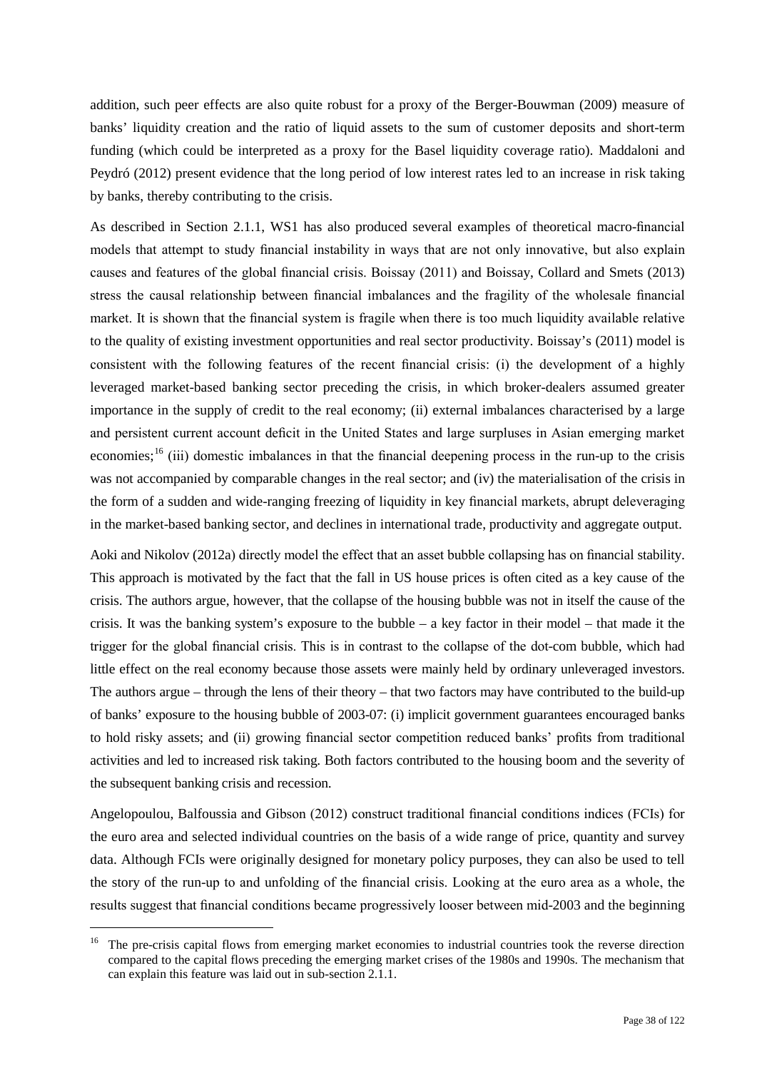addition, such peer effects are also quite robust for a proxy of the Berger-Bouwman (2009) measure of banks' liquidity creation and the ratio of liquid assets to the sum of customer deposits and short-term funding (which could be interpreted as a proxy for the Basel liquidity coverage ratio). Maddaloni and Peydró (2012) present evidence that the long period of low interest rates led to an increase in risk taking by banks, thereby contributing to the crisis.

As described in Section 2.1.1, WS1 has also produced several examples of theoretical macro-financial models that attempt to study financial instability in ways that are not only innovative, but also explain causes and features of the global financial crisis. Boissay (2011) and Boissay, Collard and Smets (2013) stress the causal relationship between financial imbalances and the fragility of the wholesale financial market. It is shown that the financial system is fragile when there is too much liquidity available relative to the quality of existing investment opportunities and real sector productivity. Boissay's (2011) model is consistent with the following features of the recent financial crisis: (i) the development of a highly leveraged market-based banking sector preceding the crisis, in which broker-dealers assumed greater importance in the supply of credit to the real economy; (ii) external imbalances characterised by a large and persistent current account deficit in the United States and large surpluses in Asian emerging market economies;[16] (iii) domestic imbalances in that the financial deepening process in the run-up to the crisis was not accompanied by comparable changes in the real sector; and (iv) the materialisation of the crisis in the form of a sudden and wide-ranging freezing of liquidity in key financial markets, abrupt deleveraging in the market-based banking sector, and declines in international trade, productivity and aggregate output.

Aoki and Nikolov (2012a) directly model the effect that an asset bubble collapsing has on financial stability. This approach is motivated by the fact that the fall in US house prices is often cited as a key cause of the crisis. The authors argue, however, that the collapse of the housing bubble was not in itself the cause of the crisis. It was the banking system's exposure to the bubble – a key factor in their model – that made it the trigger for the global financial crisis. This is in contrast to the collapse of the dot-com bubble, which had little effect on the real economy because those assets were mainly held by ordinary unleveraged investors. The authors argue – through the lens of their theory – that two factors may have contributed to the build-up of banks' exposure to the housing bubble of 2003-07: (i) implicit government guarantees encouraged banks to hold risky assets; and (ii) growing financial sector competition reduced banks' profits from traditional activities and led to increased risk taking. Both factors contributed to the housing boom and the severity of the subsequent banking crisis and recession.

Angelopoulou, Balfoussia and Gibson (2012) construct traditional financial conditions indices (FCIs) for the euro area and selected individual countries on the basis of a wide range of price, quantity and survey data. Although FCIs were originally designed for monetary policy purposes, they can also be used to tell the story of the run-up to and unfolding of the financial crisis. Looking at the euro area as a whole, the results suggest that financial conditions became progressively looser between mid-2003 and the beginning

[16] The pre-crisis capital flows from emerging market economies to industrial countries took the reverse direction compared to the capital flows preceding the emerging market crises of the 1980s and 1990s. The mechanism that can explain this feature was laid out in sub-section 2.1.1.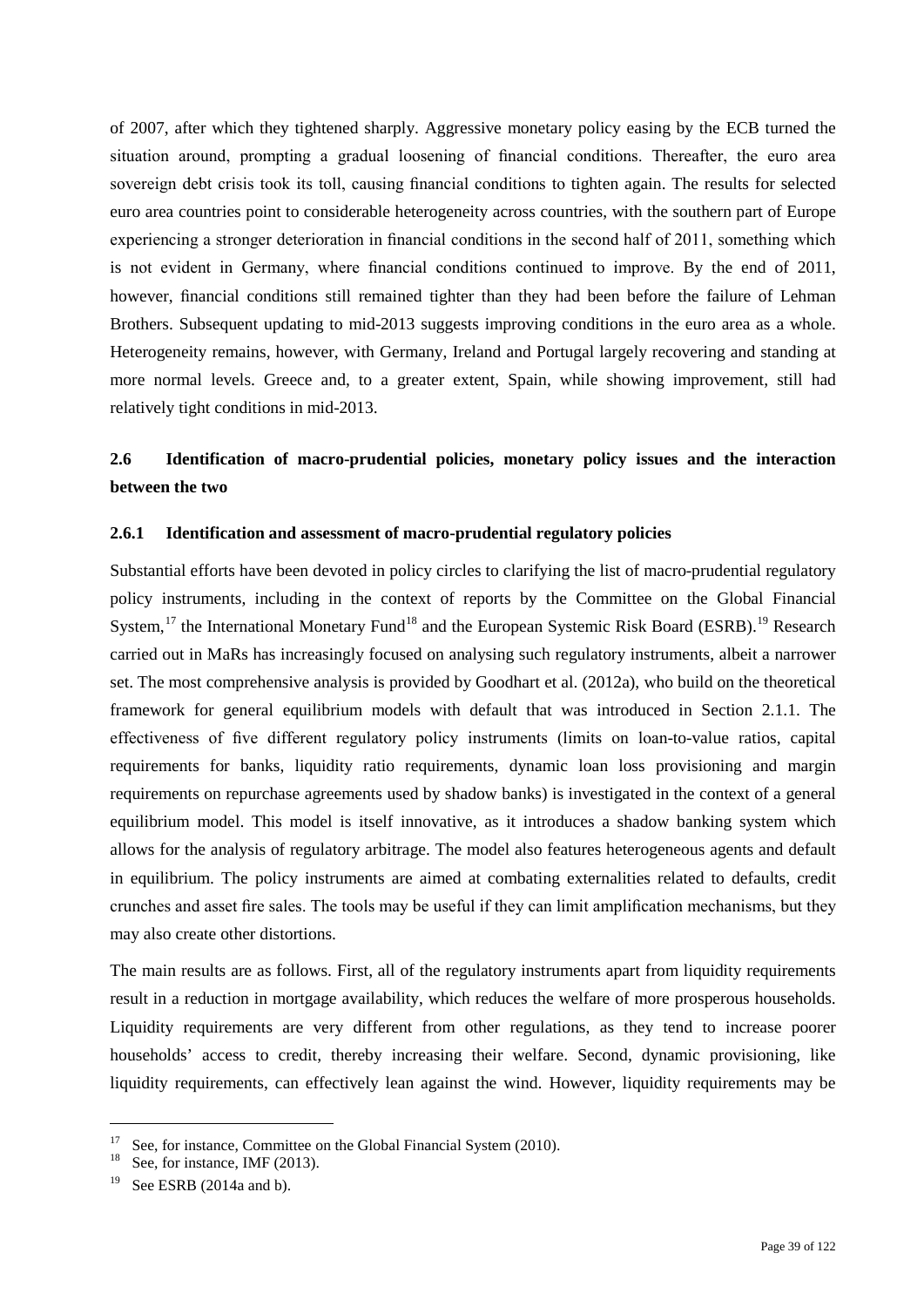of 2007, after which they tightened sharply. Aggressive monetary policy easing by the ECB turned the situation around, prompting a gradual loosening of financial conditions. Thereafter, the euro area sovereign debt crisis took its toll, causing financial conditions to tighten again. The results for selected euro area countries point to considerable heterogeneity across countries, with the southern part of Europe experiencing a stronger deterioration in financial conditions in the second half of 2011, something which is not evident in Germany, where financial conditions continued to improve. By the end of 2011, however, financial conditions still remained tighter than they had been before the failure of Lehman Brothers. Subsequent updating to mid-2013 suggests improving conditions in the euro area as a whole. Heterogeneity remains, however, with Germany, Ireland and Portugal largely recovering and standing at more normal levels. Greece and, to a greater extent, Spain, while showing improvement, still had relatively tight conditions in mid-2013.

## 2.6 Identification of macro-prudential policies, monetary policy issues and the interaction between the two

### 2.6.1 Identification and assessment of macro-prudential regulatory policies

Substantial efforts have been devoted in policy circles to clarifying the list of macro-prudential regulatory policy instruments, including in the context of reports by the Committee on the Global Financial System,[17] the International Monetary Fund[18] and the European Systemic Risk Board (ESRB).[19] Research carried out in MaRs has increasingly focused on analysing such regulatory instruments, albeit a narrower set. The most comprehensive analysis is provided by Goodhart et al. (2012a), who build on the theoretical framework for general equilibrium models with default that was introduced in Section 2.1.1. The effectiveness of five different regulatory policy instruments (limits on loan-to-value ratios, capital requirements for banks, liquidity ratio requirements, dynamic loan loss provisioning and margin requirements on repurchase agreements used by shadow banks) is investigated in the context of a general equilibrium model. This model is itself innovative, as it introduces a shadow banking system which allows for the analysis of regulatory arbitrage. The model also features heterogeneous agents and default in equilibrium. The policy instruments are aimed at combating externalities related to defaults, credit crunches and asset fire sales. The tools may be useful if they can limit amplification mechanisms, but they may also create other distortions.

The main results are as follows. First, all of the regulatory instruments apart from liquidity requirements result in a reduction in mortgage availability, which reduces the welfare of more prosperous households. Liquidity requirements are very different from other regulations, as they tend to increase poorer households' access to credit, thereby increasing their welfare. Second, dynamic provisioning, like liquidity requirements, can effectively lean against the wind. However, liquidity requirements may be

---

[17] See, for instance, Committee on the Global Financial System (2010).

[18] See, for instance, IMF (2013).

[19] See ESRB (2014a and b).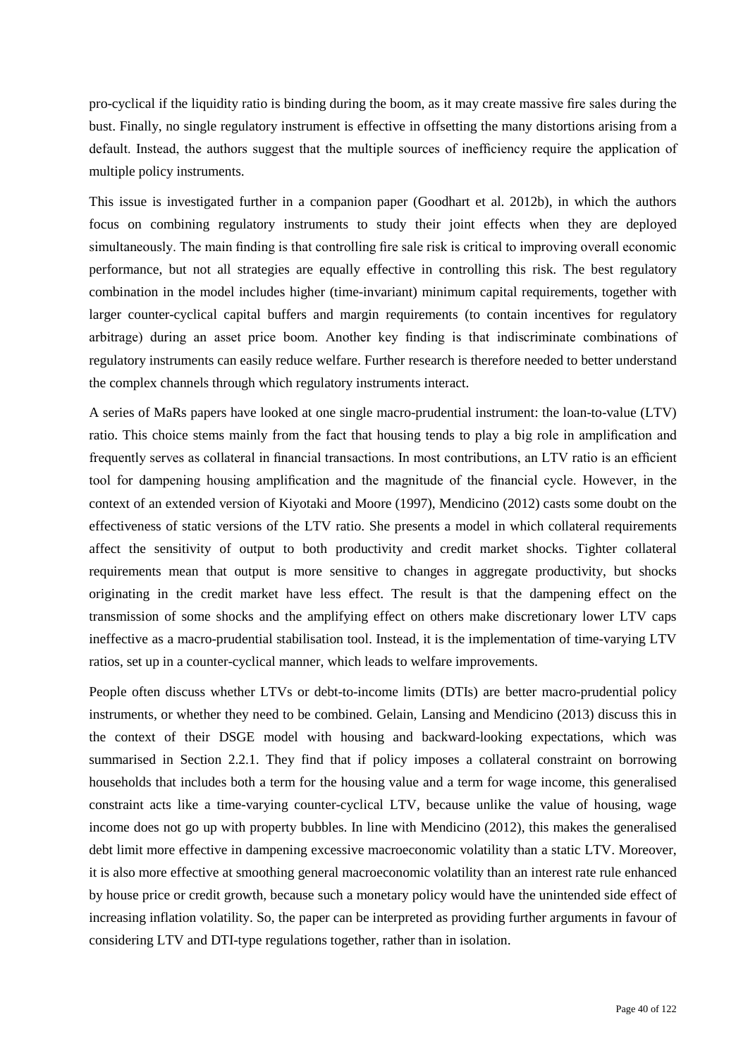pro-cyclical if the liquidity ratio is binding during the boom, as it may create massive fire sales during the bust. Finally, no single regulatory instrument is effective in offsetting the many distortions arising from a default. Instead, the authors suggest that the multiple sources of inefficiency require the application of multiple policy instruments.

This issue is investigated further in a companion paper (Goodhart et al. 2012b), in which the authors focus on combining regulatory instruments to study their joint effects when they are deployed simultaneously. The main finding is that controlling fire sale risk is critical to improving overall economic performance, but not all strategies are equally effective in controlling this risk. The best regulatory combination in the model includes higher (time-invariant) minimum capital requirements, together with larger counter-cyclical capital buffers and margin requirements (to contain incentives for regulatory arbitrage) during an asset price boom. Another key finding is that indiscriminate combinations of regulatory instruments can easily reduce welfare. Further research is therefore needed to better understand the complex channels through which regulatory instruments interact.

A series of MaRs papers have looked at one single macro-prudential instrument: the loan-to-value (LTV) ratio. This choice stems mainly from the fact that housing tends to play a big role in amplification and frequently serves as collateral in financial transactions. In most contributions, an LTV ratio is an efficient tool for dampening housing amplification and the magnitude of the financial cycle. However, in the context of an extended version of Kiyotaki and Moore (1997), Mendicino (2012) casts some doubt on the effectiveness of static versions of the LTV ratio. She presents a model in which collateral requirements affect the sensitivity of output to both productivity and credit market shocks. Tighter collateral requirements mean that output is more sensitive to changes in aggregate productivity, but shocks originating in the credit market have less effect. The result is that the dampening effect on the transmission of some shocks and the amplifying effect on others make discretionary lower LTV caps ineffective as a macro-prudential stabilisation tool. Instead, it is the implementation of time-varying LTV ratios, set up in a counter-cyclical manner, which leads to welfare improvements.

People often discuss whether LTVs or debt-to-income limits (DTIs) are better macro-prudential policy instruments, or whether they need to be combined. Gelain, Lansing and Mendicino (2013) discuss this in the context of their DSGE model with housing and backward-looking expectations, which was summarised in Section 2.2.1. They find that if policy imposes a collateral constraint on borrowing households that includes both a term for the housing value and a term for wage income, this generalised constraint acts like a time-varying counter-cyclical LTV, because unlike the value of housing, wage income does not go up with property bubbles. In line with Mendicino (2012), this makes the generalised debt limit more effective in dampening excessive macroeconomic volatility than a static LTV. Moreover, it is also more effective at smoothing general macroeconomic volatility than an interest rate rule enhanced by house price or credit growth, because such a monetary policy would have the unintended side effect of increasing inflation volatility. So, the paper can be interpreted as providing further arguments in favour of considering LTV and DTI-type regulations together, rather than in isolation.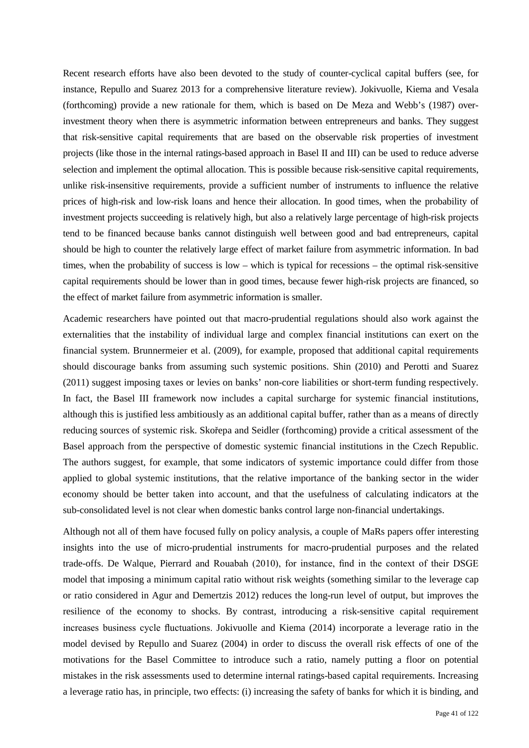Recent research efforts have also been devoted to the study of counter-cyclical capital buffers (see, for instance, Repullo and Suarez 2013 for a comprehensive literature review). Jokivuolle, Kiema and Vesala (forthcoming) provide a new rationale for them, which is based on De Meza and Webb's (1987) over-investment theory when there is asymmetric information between entrepreneurs and banks. They suggest that risk-sensitive capital requirements that are based on the observable risk properties of investment projects (like those in the internal ratings-based approach in Basel II and III) can be used to reduce adverse selection and implement the optimal allocation. This is possible because risk-sensitive capital requirements, unlike risk-insensitive requirements, provide a sufficient number of instruments to influence the relative prices of high-risk and low-risk loans and hence their allocation. In good times, when the probability of investment projects succeeding is relatively high, but also a relatively large percentage of high-risk projects tend to be financed because banks cannot distinguish well between good and bad entrepreneurs, capital should be high to counter the relatively large effect of market failure from asymmetric information. In bad times, when the probability of success is low – which is typical for recessions – the optimal risk-sensitive capital requirements should be lower than in good times, because fewer high-risk projects are financed, so the effect of market failure from asymmetric information is smaller.

Academic researchers have pointed out that macro-prudential regulations should also work against the externalities that the instability of individual large and complex financial institutions can exert on the financial system. Brunnermeier et al. (2009), for example, proposed that additional capital requirements should discourage banks from assuming such systemic positions. Shin (2010) and Perotti and Suarez (2011) suggest imposing taxes or levies on banks' non-core liabilities or short-term funding respectively. In fact, the Basel III framework now includes a capital surcharge for systemic financial institutions, although this is justified less ambitiously as an additional capital buffer, rather than as a means of directly reducing sources of systemic risk. Skořepa and Seidler (forthcoming) provide a critical assessment of the Basel approach from the perspective of domestic systemic financial institutions in the Czech Republic. The authors suggest, for example, that some indicators of systemic importance could differ from those applied to global systemic institutions, that the relative importance of the banking sector in the wider economy should be better taken into account, and that the usefulness of calculating indicators at the sub-consolidated level is not clear when domestic banks control large non-financial undertakings.

Although not all of them have focused fully on policy analysis, a couple of MaRs papers offer interesting insights into the use of micro-prudential instruments for macro-prudential purposes and the related trade-offs. De Walque, Pierrard and Rouabah (2010), for instance, find in the context of their DSGE model that imposing a minimum capital ratio without risk weights (something similar to the leverage cap or ratio considered in Agur and Demertzis 2012) reduces the long-run level of output, but improves the resilience of the economy to shocks. By contrast, introducing a risk-sensitive capital requirement increases business cycle fluctuations. Jokivuolle and Kiema (2014) incorporate a leverage ratio in the model devised by Repullo and Suarez (2004) in order to discuss the overall risk effects of one of the motivations for the Basel Committee to introduce such a ratio, namely putting a floor on potential mistakes in the risk assessments used to determine internal ratings-based capital requirements. Increasing a leverage ratio has, in principle, two effects: (i) increasing the safety of banks for which it is binding, and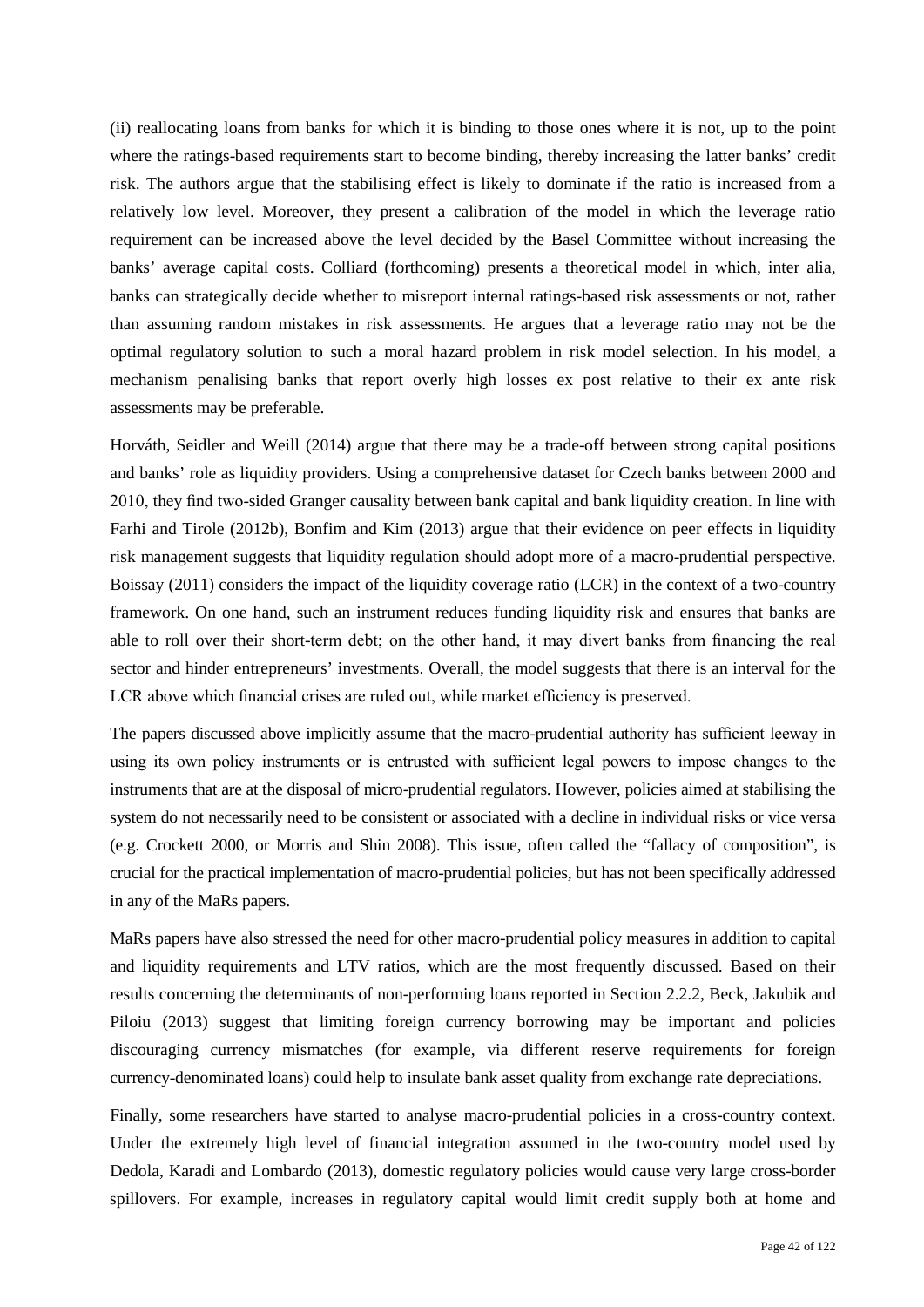(ii) reallocating loans from banks for which it is binding to those ones where it is not, up to the point where the ratings-based requirements start to become binding, thereby increasing the latter banks' credit risk. The authors argue that the stabilising effect is likely to dominate if the ratio is increased from a relatively low level. Moreover, they present a calibration of the model in which the leverage ratio requirement can be increased above the level decided by the Basel Committee without increasing the banks' average capital costs. Colliard (forthcoming) presents a theoretical model in which, inter alia, banks can strategically decide whether to misreport internal ratings-based risk assessments or not, rather than assuming random mistakes in risk assessments. He argues that a leverage ratio may not be the optimal regulatory solution to such a moral hazard problem in risk model selection. In his model, a mechanism penalising banks that report overly high losses ex post relative to their ex ante risk assessments may be preferable.

Horváth, Seidler and Weill (2014) argue that there may be a trade-off between strong capital positions and banks' role as liquidity providers. Using a comprehensive dataset for Czech banks between 2000 and 2010, they find two-sided Granger causality between bank capital and bank liquidity creation. In line with Farhi and Tirole (2012b), Bonfim and Kim (2013) argue that their evidence on peer effects in liquidity risk management suggests that liquidity regulation should adopt more of a macro-prudential perspective. Boissay (2011) considers the impact of the liquidity coverage ratio (LCR) in the context of a two-country framework. On one hand, such an instrument reduces funding liquidity risk and ensures that banks are able to roll over their short-term debt; on the other hand, it may divert banks from financing the real sector and hinder entrepreneurs' investments. Overall, the model suggests that there is an interval for the LCR above which financial crises are ruled out, while market efficiency is preserved.

The papers discussed above implicitly assume that the macro-prudential authority has sufficient leeway in using its own policy instruments or is entrusted with sufficient legal powers to impose changes to the instruments that are at the disposal of micro-prudential regulators. However, policies aimed at stabilising the system do not necessarily need to be consistent or associated with a decline in individual risks or vice versa (e.g. Crockett 2000, or Morris and Shin 2008). This issue, often called the "fallacy of composition", is crucial for the practical implementation of macro-prudential policies, but has not been specifically addressed in any of the MaRs papers.

MaRs papers have also stressed the need for other macro-prudential policy measures in addition to capital and liquidity requirements and LTV ratios, which are the most frequently discussed. Based on their results concerning the determinants of non-performing loans reported in Section 2.2.2, Beck, Jakubik and Piloiu (2013) suggest that limiting foreign currency borrowing may be important and policies discouraging currency mismatches (for example, via different reserve requirements for foreign currency-denominated loans) could help to insulate bank asset quality from exchange rate depreciations.

Finally, some researchers have started to analyse macro-prudential policies in a cross-country context. Under the extremely high level of financial integration assumed in the two-country model used by Dedola, Karadi and Lombardo (2013), domestic regulatory policies would cause very large cross-border spillovers. For example, increases in regulatory capital would limit credit supply both at home and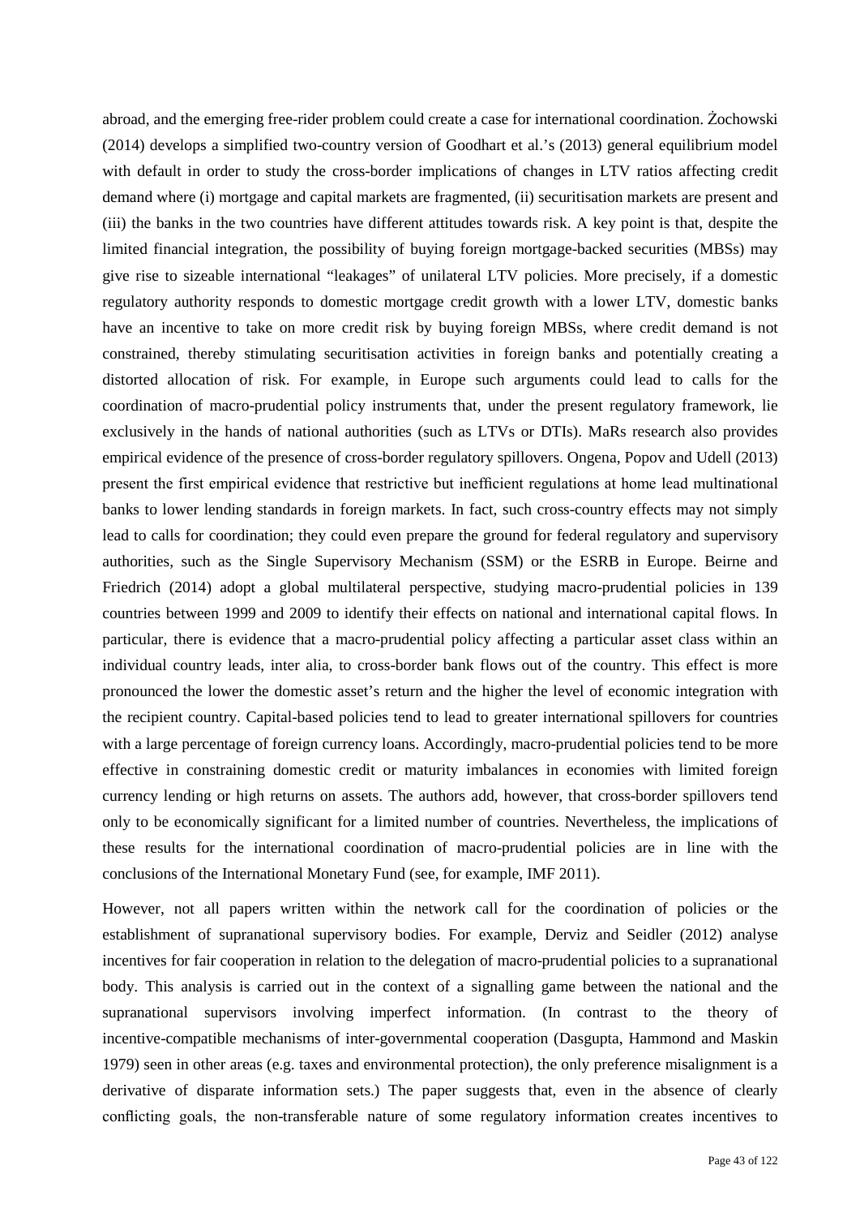abroad, and the emerging free-rider problem could create a case for international coordination. Żochowski (2014) develops a simplified two-country version of Goodhart et al.'s (2013) general equilibrium model with default in order to study the cross-border implications of changes in LTV ratios affecting credit demand where (i) mortgage and capital markets are fragmented, (ii) securitisation markets are present and (iii) the banks in the two countries have different attitudes towards risk. A key point is that, despite the limited financial integration, the possibility of buying foreign mortgage-backed securities (MBSs) may give rise to sizeable international "leakages" of unilateral LTV policies. More precisely, if a domestic regulatory authority responds to domestic mortgage credit growth with a lower LTV, domestic banks have an incentive to take on more credit risk by buying foreign MBSs, where credit demand is not constrained, thereby stimulating securitisation activities in foreign banks and potentially creating a distorted allocation of risk. For example, in Europe such arguments could lead to calls for the coordination of macro-prudential policy instruments that, under the present regulatory framework, lie exclusively in the hands of national authorities (such as LTVs or DTIs). MaRs research also provides empirical evidence of the presence of cross-border regulatory spillovers. Ongena, Popov and Udell (2013) present the first empirical evidence that restrictive but inefficient regulations at home lead multinational banks to lower lending standards in foreign markets. In fact, such cross-country effects may not simply lead to calls for coordination; they could even prepare the ground for federal regulatory and supervisory authorities, such as the Single Supervisory Mechanism (SSM) or the ESRB in Europe. Beirne and Friedrich (2014) adopt a global multilateral perspective, studying macro-prudential policies in 139 countries between 1999 and 2009 to identify their effects on national and international capital flows. In particular, there is evidence that a macro-prudential policy affecting a particular asset class within an individual country leads, inter alia, to cross-border bank flows out of the country. This effect is more pronounced the lower the domestic asset's return and the higher the level of economic integration with the recipient country. Capital-based policies tend to lead to greater international spillovers for countries with a large percentage of foreign currency loans. Accordingly, macro-prudential policies tend to be more effective in constraining domestic credit or maturity imbalances in economies with limited foreign currency lending or high returns on assets. The authors add, however, that cross-border spillovers tend only to be economically significant for a limited number of countries. Nevertheless, the implications of these results for the international coordination of macro-prudential policies are in line with the conclusions of the International Monetary Fund (see, for example, IMF 2011).

However, not all papers written within the network call for the coordination of policies or the establishment of supranational supervisory bodies. For example, Derviz and Seidler (2012) analyse incentives for fair cooperation in relation to the delegation of macro-prudential policies to a supranational body. This analysis is carried out in the context of a signalling game between the national and the supranational supervisors involving imperfect information. (In contrast to the theory of incentive-compatible mechanisms of inter-governmental cooperation (Dasgupta, Hammond and Maskin 1979) seen in other areas (e.g. taxes and environmental protection), the only preference misalignment is a derivative of disparate information sets.) The paper suggests that, even in the absence of clearly conflicting goals, the non-transferable nature of some regulatory information creates incentives to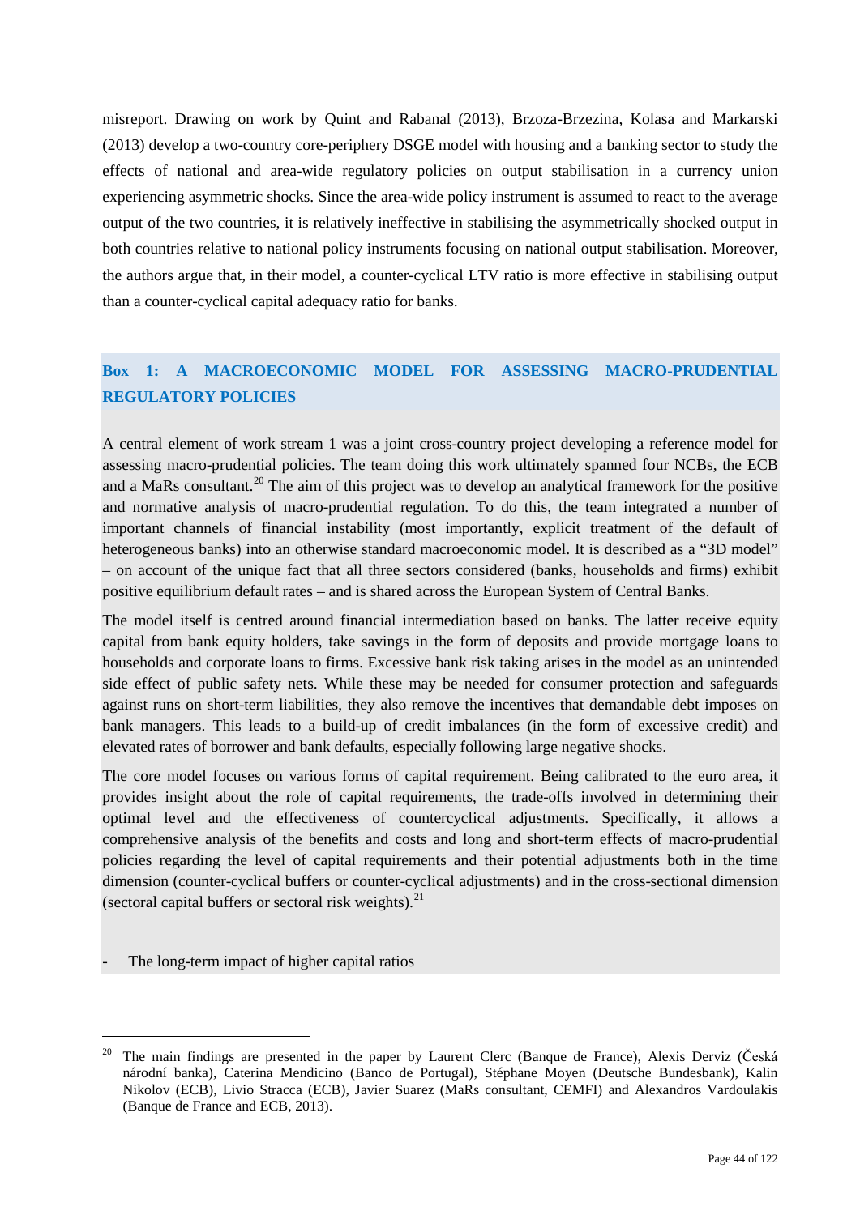misreport. Drawing on work by Quint and Rabanal (2013), Brzoza-Brzezina, Kolasa and Markarski (2013) develop a two-country core-periphery DSGE model with housing and a banking sector to study the effects of national and area-wide regulatory policies on output stabilisation in a currency union experiencing asymmetric shocks. Since the area-wide policy instrument is assumed to react to the average output of the two countries, it is relatively ineffective in stabilising the asymmetrically shocked output in both countries relative to national policy instruments focusing on national output stabilisation. Moreover, the authors argue that, in their model, a counter-cyclical LTV ratio is more effective in stabilising output than a counter-cyclical capital adequacy ratio for banks.

**Box 1: A MACROECONOMIC MODEL FOR ASSESSING MACRO-PRUDENTIAL REGULATORY POLICIES**

A central element of work stream 1 was a joint cross-country project developing a reference model for assessing macro-prudential policies. The team doing this work ultimately spanned four NCBs, the ECB and a MaRs consultant.[20] The aim of this project was to develop an analytical framework for the positive and normative analysis of macro-prudential regulation. To do this, the team integrated a number of important channels of financial instability (most importantly, explicit treatment of the default of heterogeneous banks) into an otherwise standard macroeconomic model. It is described as a "3D model" – on account of the unique fact that all three sectors considered (banks, households and firms) exhibit positive equilibrium default rates – and is shared across the European System of Central Banks.

The model itself is centred around financial intermediation based on banks. The latter receive equity capital from bank equity holders, take savings in the form of deposits and provide mortgage loans to households and corporate loans to firms. Excessive bank risk taking arises in the model as an unintended side effect of public safety nets. While these may be needed for consumer protection and safeguards against runs on short-term liabilities, they also remove the incentives that demandable debt imposes on bank managers. This leads to a build-up of credit imbalances (in the form of excessive credit) and elevated rates of borrower and bank defaults, especially following large negative shocks.

The core model focuses on various forms of capital requirement. Being calibrated to the euro area, it provides insight about the role of capital requirements, the trade-offs involved in determining their optimal level and the effectiveness of countercyclical adjustments. Specifically, it allows a comprehensive analysis of the benefits and costs and long and short-term effects of macro-prudential policies regarding the level of capital requirements and their potential adjustments both in the time dimension (counter-cyclical buffers or counter-cyclical adjustments) and in the cross-sectional dimension (sectoral capital buffers or sectoral risk weights).[21]

- The long-term impact of higher capital ratios

[20] The main findings are presented in the paper by Laurent Clerc (Banque de France), Alexis Derviz (Česká národní banka), Caterina Mendicino (Banco de Portugal), Stéphane Moyen (Deutsche Bundesbank), Kalin Nikolov (ECB), Livio Stracca (ECB), Javier Suarez (MaRs consultant, CEMFI) and Alexandros Vardoulakis (Banque de France and ECB, 2013).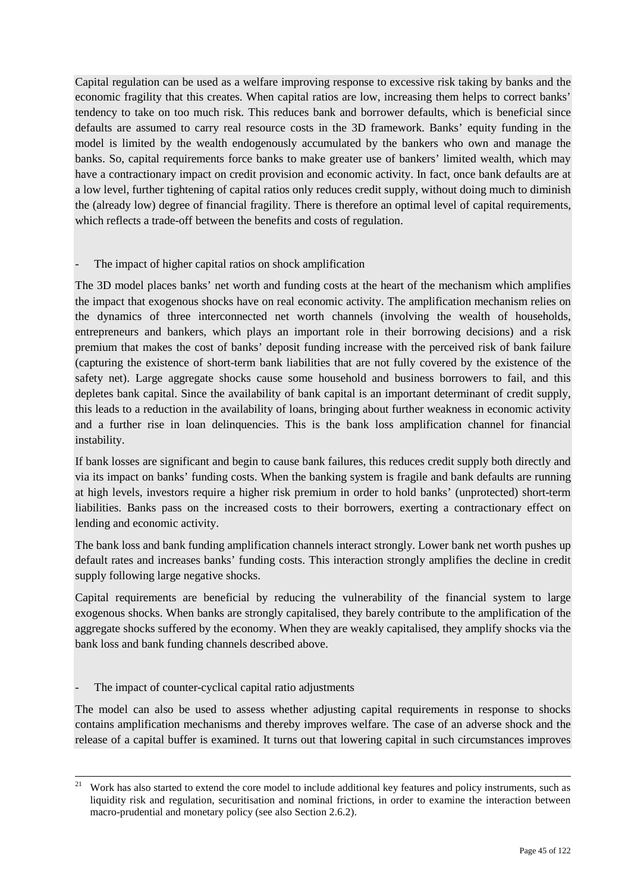Capital regulation can be used as a welfare improving response to excessive risk taking by banks and the economic fragility that this creates. When capital ratios are low, increasing them helps to correct banks' tendency to take on too much risk. This reduces bank and borrower defaults, which is beneficial since defaults are assumed to carry real resource costs in the 3D framework. Banks' equity funding in the model is limited by the wealth endogenously accumulated by the bankers who own and manage the banks. So, capital requirements force banks to make greater use of bankers' limited wealth, which may have a contractionary impact on credit provision and economic activity. In fact, once bank defaults are at a low level, further tightening of capital ratios only reduces credit supply, without doing much to diminish the (already low) degree of financial fragility. There is therefore an optimal level of capital requirements, which reflects a trade-off between the benefits and costs of regulation.

- The impact of higher capital ratios on shock amplification

The 3D model places banks' net worth and funding costs at the heart of the mechanism which amplifies the impact that exogenous shocks have on real economic activity. The amplification mechanism relies on the dynamics of three interconnected net worth channels (involving the wealth of households, entrepreneurs and bankers, which plays an important role in their borrowing decisions) and a risk premium that makes the cost of banks' deposit funding increase with the perceived risk of bank failure (capturing the existence of short-term bank liabilities that are not fully covered by the existence of the safety net). Large aggregate shocks cause some household and business borrowers to fail, and this depletes bank capital. Since the availability of bank capital is an important determinant of credit supply, this leads to a reduction in the availability of loans, bringing about further weakness in economic activity and a further rise in loan delinquencies. This is the bank loss amplification channel for financial instability.

If bank losses are significant and begin to cause bank failures, this reduces credit supply both directly and via its impact on banks' funding costs. When the banking system is fragile and bank defaults are running at high levels, investors require a higher risk premium in order to hold banks' (unprotected) short-term liabilities. Banks pass on the increased costs to their borrowers, exerting a contractionary effect on lending and economic activity.

The bank loss and bank funding amplification channels interact strongly. Lower bank net worth pushes up default rates and increases banks' funding costs. This interaction strongly amplifies the decline in credit supply following large negative shocks.

Capital requirements are beneficial by reducing the vulnerability of the financial system to large exogenous shocks. When banks are strongly capitalised, they barely contribute to the amplification of the aggregate shocks suffered by the economy. When they are weakly capitalised, they amplify shocks via the bank loss and bank funding channels described above.

- The impact of counter-cyclical capital ratio adjustments

The model can also be used to assess whether adjusting capital requirements in response to shocks contains amplification mechanisms and thereby improves welfare. The case of an adverse shock and the release of a capital buffer is examined. It turns out that lowering capital in such circumstances improves

[21] Work has also started to extend the core model to include additional key features and policy instruments, such as liquidity risk and regulation, securitisation and nominal frictions, in order to examine the interaction between macro-prudential and monetary policy (see also Section 2.6.2).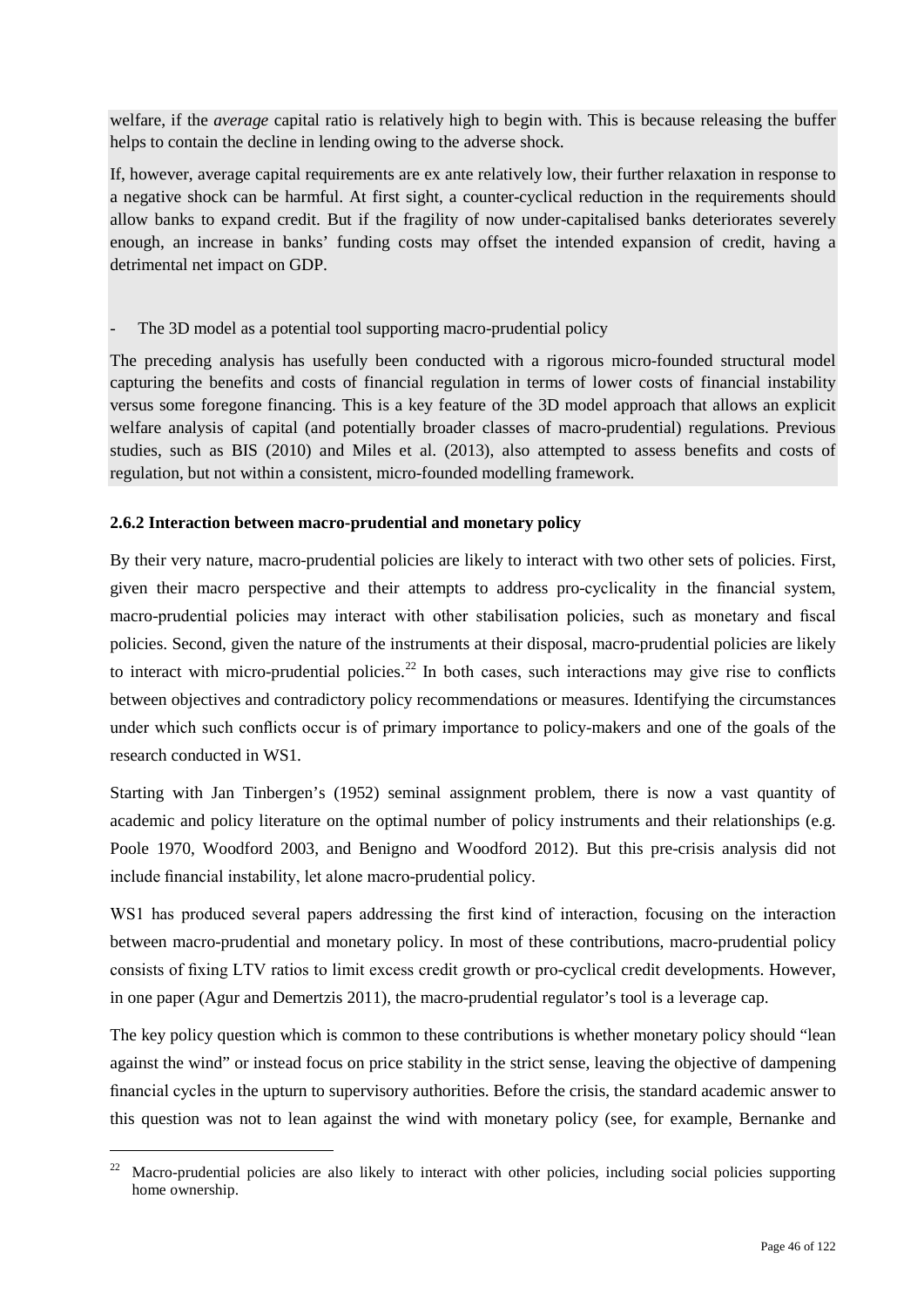welfare, if the *average* capital ratio is relatively high to begin with. This is because releasing the buffer helps to contain the decline in lending owing to the adverse shock.

If, however, average capital requirements are ex ante relatively low, their further relaxation in response to a negative shock can be harmful. At first sight, a counter-cyclical reduction in the requirements should allow banks to expand credit. But if the fragility of now under-capitalised banks deteriorates severely enough, an increase in banks' funding costs may offset the intended expansion of credit, having a detrimental net impact on GDP.

- The 3D model as a potential tool supporting macro-prudential policy

The preceding analysis has usefully been conducted with a rigorous micro-founded structural model capturing the benefits and costs of financial regulation in terms of lower costs of financial instability versus some foregone financing. This is a key feature of the 3D model approach that allows an explicit welfare analysis of capital (and potentially broader classes of macro-prudential) regulations. Previous studies, such as BIS (2010) and Miles et al. (2013), also attempted to assess benefits and costs of regulation, but not within a consistent, micro-founded modelling framework.

### 2.6.2 Interaction between macro-prudential and monetary policy

By their very nature, macro-prudential policies are likely to interact with two other sets of policies. First, given their macro perspective and their attempts to address pro-cyclicality in the financial system, macro-prudential policies may interact with other stabilisation policies, such as monetary and fiscal policies. Second, given the nature of the instruments at their disposal, macro-prudential policies are likely to interact with micro-prudential policies.[22] In both cases, such interactions may give rise to conflicts between objectives and contradictory policy recommendations or measures. Identifying the circumstances under which such conflicts occur is of primary importance to policy-makers and one of the goals of the research conducted in WS1.

Starting with Jan Tinbergen's (1952) seminal assignment problem, there is now a vast quantity of academic and policy literature on the optimal number of policy instruments and their relationships (e.g. Poole 1970, Woodford 2003, and Benigno and Woodford 2012). But this pre-crisis analysis did not include financial instability, let alone macro-prudential policy.

WS1 has produced several papers addressing the first kind of interaction, focusing on the interaction between macro-prudential and monetary policy. In most of these contributions, macro-prudential policy consists of fixing LTV ratios to limit excess credit growth or pro-cyclical credit developments. However, in one paper (Agur and Demertzis 2011), the macro-prudential regulator's tool is a leverage cap.

The key policy question which is common to these contributions is whether monetary policy should "lean against the wind" or instead focus on price stability in the strict sense, leaving the objective of dampening financial cycles in the upturn to supervisory authorities. Before the crisis, the standard academic answer to this question was not to lean against the wind with monetary policy (see, for example, Bernanke and

[22] Macro-prudential policies are also likely to interact with other policies, including social policies supporting home ownership.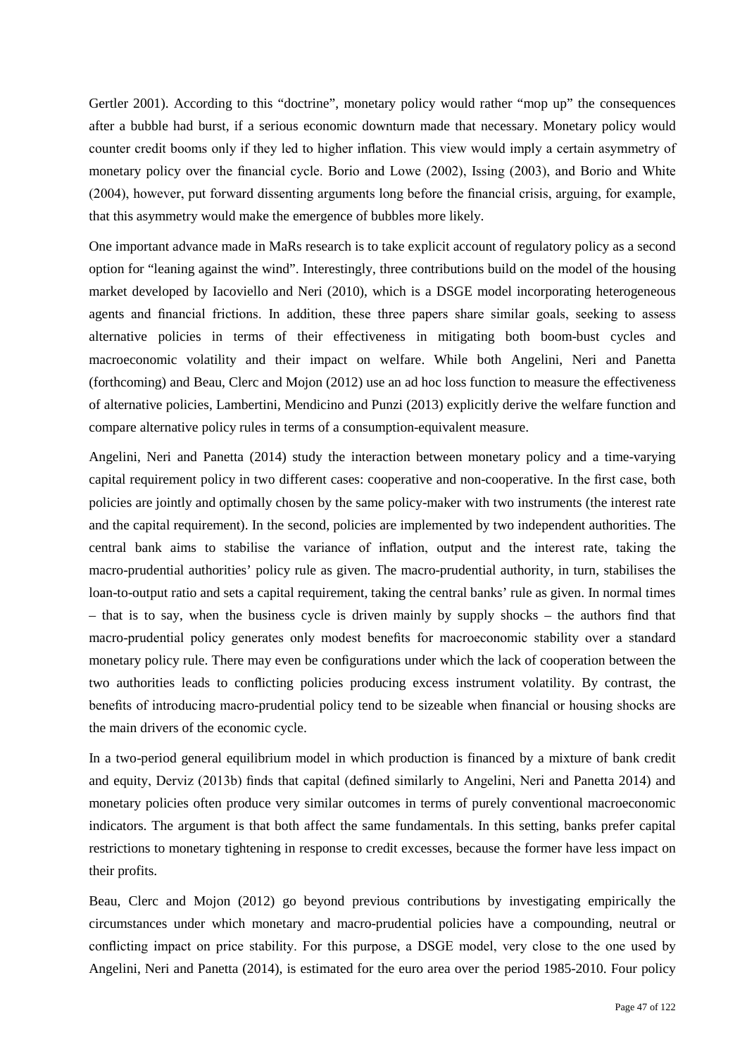Gertler 2001). According to this "doctrine", monetary policy would rather "mop up" the consequences after a bubble had burst, if a serious economic downturn made that necessary. Monetary policy would counter credit booms only if they led to higher inflation. This view would imply a certain asymmetry of monetary policy over the financial cycle. Borio and Lowe (2002), Issing (2003), and Borio and White (2004), however, put forward dissenting arguments long before the financial crisis, arguing, for example, that this asymmetry would make the emergence of bubbles more likely.

One important advance made in MaRs research is to take explicit account of regulatory policy as a second option for "leaning against the wind". Interestingly, three contributions build on the model of the housing market developed by Iacoviello and Neri (2010), which is a DSGE model incorporating heterogeneous agents and financial frictions. In addition, these three papers share similar goals, seeking to assess alternative policies in terms of their effectiveness in mitigating both boom-bust cycles and macroeconomic volatility and their impact on welfare. While both Angelini, Neri and Panetta (forthcoming) and Beau, Clerc and Mojon (2012) use an ad hoc loss function to measure the effectiveness of alternative policies, Lambertini, Mendicino and Punzi (2013) explicitly derive the welfare function and compare alternative policy rules in terms of a consumption-equivalent measure.

Angelini, Neri and Panetta (2014) study the interaction between monetary policy and a time-varying capital requirement policy in two different cases: cooperative and non-cooperative. In the first case, both policies are jointly and optimally chosen by the same policy-maker with two instruments (the interest rate and the capital requirement). In the second, policies are implemented by two independent authorities. The central bank aims to stabilise the variance of inflation, output and the interest rate, taking the macro-prudential authorities' policy rule as given. The macro-prudential authority, in turn, stabilises the loan-to-output ratio and sets a capital requirement, taking the central banks' rule as given. In normal times – that is to say, when the business cycle is driven mainly by supply shocks – the authors find that macro-prudential policy generates only modest benefits for macroeconomic stability over a standard monetary policy rule. There may even be configurations under which the lack of cooperation between the two authorities leads to conflicting policies producing excess instrument volatility. By contrast, the benefits of introducing macro-prudential policy tend to be sizeable when financial or housing shocks are the main drivers of the economic cycle.

In a two-period general equilibrium model in which production is financed by a mixture of bank credit and equity, Derviz (2013b) finds that capital (defined similarly to Angelini, Neri and Panetta 2014) and monetary policies often produce very similar outcomes in terms of purely conventional macroeconomic indicators. The argument is that both affect the same fundamentals. In this setting, banks prefer capital restrictions to monetary tightening in response to credit excesses, because the former have less impact on their profits.

Beau, Clerc and Mojon (2012) go beyond previous contributions by investigating empirically the circumstances under which monetary and macro-prudential policies have a compounding, neutral or conflicting impact on price stability. For this purpose, a DSGE model, very close to the one used by Angelini, Neri and Panetta (2014), is estimated for the euro area over the period 1985-2010. Four policy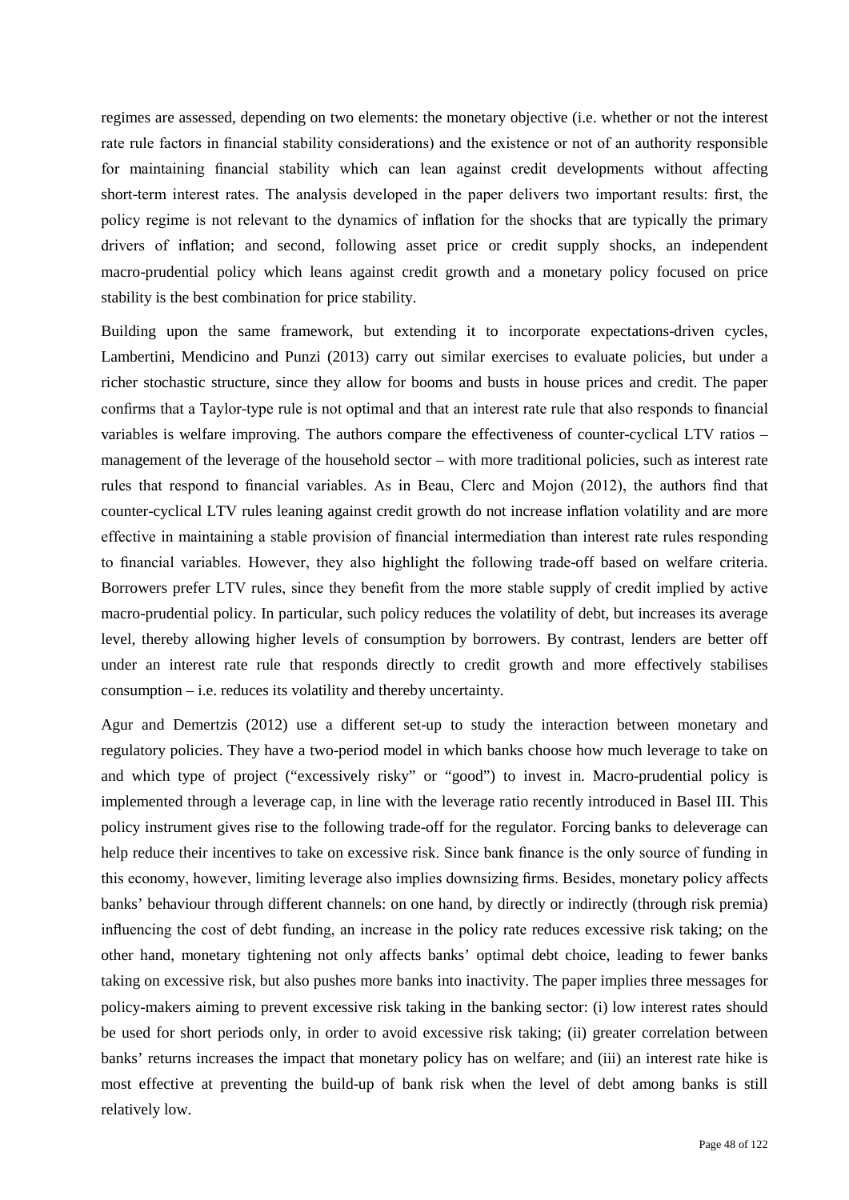regimes are assessed, depending on two elements: the monetary objective (i.e. whether or not the interest rate rule factors in financial stability considerations) and the existence or not of an authority responsible for maintaining financial stability which can lean against credit developments without affecting short-term interest rates. The analysis developed in the paper delivers two important results: first, the policy regime is not relevant to the dynamics of inflation for the shocks that are typically the primary drivers of inflation; and second, following asset price or credit supply shocks, an independent macro-prudential policy which leans against credit growth and a monetary policy focused on price stability is the best combination for price stability.

Building upon the same framework, but extending it to incorporate expectations-driven cycles, Lambertini, Mendicino and Punzi (2013) carry out similar exercises to evaluate policies, but under a richer stochastic structure, since they allow for booms and busts in house prices and credit. The paper confirms that a Taylor-type rule is not optimal and that an interest rate rule that also responds to financial variables is welfare improving. The authors compare the effectiveness of counter-cyclical LTV ratios – management of the leverage of the household sector – with more traditional policies, such as interest rate rules that respond to financial variables. As in Beau, Clerc and Mojon (2012), the authors find that counter-cyclical LTV rules leaning against credit growth do not increase inflation volatility and are more effective in maintaining a stable provision of financial intermediation than interest rate rules responding to financial variables. However, they also highlight the following trade-off based on welfare criteria. Borrowers prefer LTV rules, since they benefit from the more stable supply of credit implied by active macro-prudential policy. In particular, such policy reduces the volatility of debt, but increases its average level, thereby allowing higher levels of consumption by borrowers. By contrast, lenders are better off under an interest rate rule that responds directly to credit growth and more effectively stabilises consumption – i.e. reduces its volatility and thereby uncertainty.

Agur and Demertzis (2012) use a different set-up to study the interaction between monetary and regulatory policies. They have a two-period model in which banks choose how much leverage to take on and which type of project ("excessively risky" or "good") to invest in. Macro-prudential policy is implemented through a leverage cap, in line with the leverage ratio recently introduced in Basel III. This policy instrument gives rise to the following trade-off for the regulator. Forcing banks to deleverage can help reduce their incentives to take on excessive risk. Since bank finance is the only source of funding in this economy, however, limiting leverage also implies downsizing firms. Besides, monetary policy affects banks' behaviour through different channels: on one hand, by directly or indirectly (through risk premia) influencing the cost of debt funding, an increase in the policy rate reduces excessive risk taking; on the other hand, monetary tightening not only affects banks' optimal debt choice, leading to fewer banks taking on excessive risk, but also pushes more banks into inactivity. The paper implies three messages for policy-makers aiming to prevent excessive risk taking in the banking sector: (i) low interest rates should be used for short periods only, in order to avoid excessive risk taking; (ii) greater correlation between banks' returns increases the impact that monetary policy has on welfare; and (iii) an interest rate hike is most effective at preventing the build-up of bank risk when the level of debt among banks is still relatively low.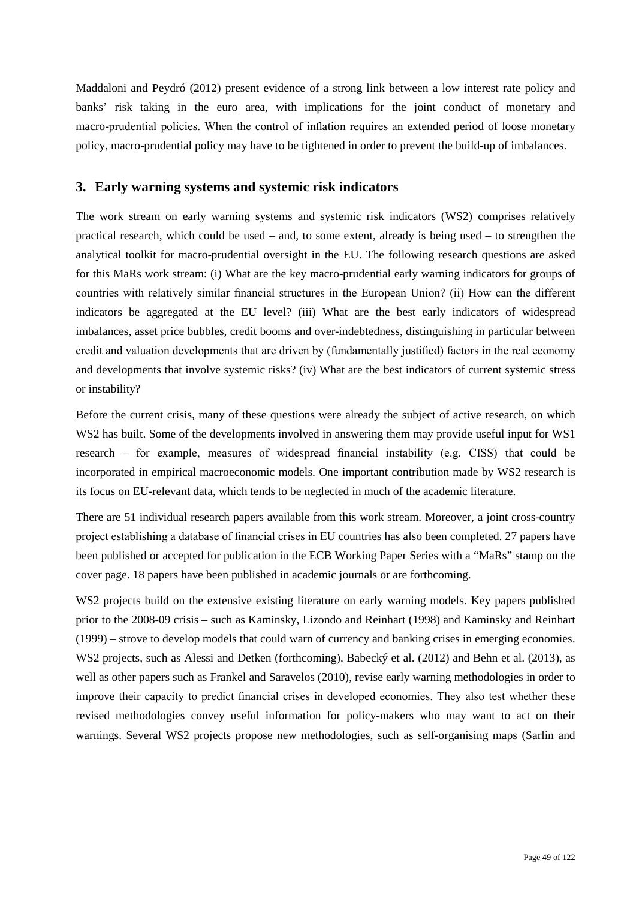Maddaloni and Peydró (2012) present evidence of a strong link between a low interest rate policy and banks' risk taking in the euro area, with implications for the joint conduct of monetary and macro-prudential policies. When the control of inflation requires an extended period of loose monetary policy, macro-prudential policy may have to be tightened in order to prevent the build-up of imbalances.

## 3. Early warning systems and systemic risk indicators

The work stream on early warning systems and systemic risk indicators (WS2) comprises relatively practical research, which could be used – and, to some extent, already is being used – to strengthen the analytical toolkit for macro-prudential oversight in the EU. The following research questions are asked for this MaRs work stream: (i) What are the key macro-prudential early warning indicators for groups of countries with relatively similar financial structures in the European Union? (ii) How can the different indicators be aggregated at the EU level? (iii) What are the best early indicators of widespread imbalances, asset price bubbles, credit booms and over-indebtedness, distinguishing in particular between credit and valuation developments that are driven by (fundamentally justified) factors in the real economy and developments that involve systemic risks? (iv) What are the best indicators of current systemic stress or instability?

Before the current crisis, many of these questions were already the subject of active research, on which WS2 has built. Some of the developments involved in answering them may provide useful input for WS1 research – for example, measures of widespread financial instability (e.g. CISS) that could be incorporated in empirical macroeconomic models. One important contribution made by WS2 research is its focus on EU-relevant data, which tends to be neglected in much of the academic literature.

There are 51 individual research papers available from this work stream. Moreover, a joint cross-country project establishing a database of financial crises in EU countries has also been completed. 27 papers have been published or accepted for publication in the ECB Working Paper Series with a "MaRs" stamp on the cover page. 18 papers have been published in academic journals or are forthcoming.

WS2 projects build on the extensive existing literature on early warning models. Key papers published prior to the 2008-09 crisis – such as Kaminsky, Lizondo and Reinhart (1998) and Kaminsky and Reinhart (1999) – strove to develop models that could warn of currency and banking crises in emerging economies. WS2 projects, such as Alessi and Detken (forthcoming), Babecký et al. (2012) and Behn et al. (2013), as well as other papers such as Frankel and Saravelos (2010), revise early warning methodologies in order to improve their capacity to predict financial crises in developed economies. They also test whether these revised methodologies convey useful information for policy-makers who may want to act on their warnings. Several WS2 projects propose new methodologies, such as self-organising maps (Sarlin and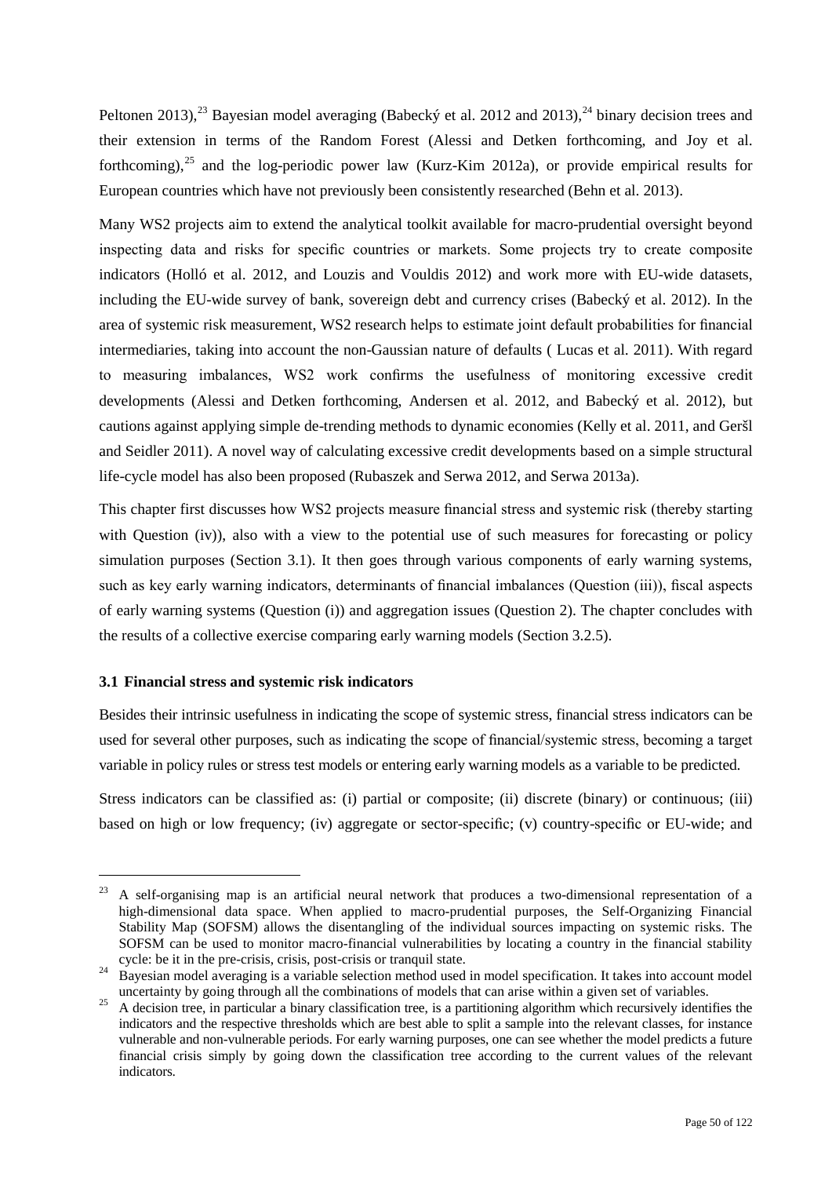Peltonen 2013),[23] Bayesian model averaging (Babecký et al. 2012 and 2013),[24] binary decision trees and their extension in terms of the Random Forest (Alessi and Detken forthcoming, and Joy et al. forthcoming),[25] and the log-periodic power law (Kurz-Kim 2012a), or provide empirical results for European countries which have not previously been consistently researched (Behn et al. 2013).

Many WS2 projects aim to extend the analytical toolkit available for macro-prudential oversight beyond inspecting data and risks for specific countries or markets. Some projects try to create composite indicators (Holló et al. 2012, and Louzis and Vouldis 2012) and work more with EU-wide datasets, including the EU-wide survey of bank, sovereign debt and currency crises (Babecký et al. 2012). In the area of systemic risk measurement, WS2 research helps to estimate joint default probabilities for financial intermediaries, taking into account the non-Gaussian nature of defaults ( Lucas et al. 2011). With regard to measuring imbalances, WS2 work confirms the usefulness of monitoring excessive credit developments (Alessi and Detken forthcoming, Andersen et al. 2012, and Babecký et al. 2012), but cautions against applying simple de-trending methods to dynamic economies (Kelly et al. 2011, and Geršl and Seidler 2011). A novel way of calculating excessive credit developments based on a simple structural life-cycle model has also been proposed (Rubaszek and Serwa 2012, and Serwa 2013a).

This chapter first discusses how WS2 projects measure financial stress and systemic risk (thereby starting with Question (iv)), also with a view to the potential use of such measures for forecasting or policy simulation purposes (Section 3.1). It then goes through various components of early warning systems, such as key early warning indicators, determinants of financial imbalances (Question (iii)), fiscal aspects of early warning systems (Question (i)) and aggregation issues (Question 2). The chapter concludes with the results of a collective exercise comparing early warning models (Section 3.2.5).

### 3.1 Financial stress and systemic risk indicators

Besides their intrinsic usefulness in indicating the scope of systemic stress, financial stress indicators can be used for several other purposes, such as indicating the scope of financial/systemic stress, becoming a target variable in policy rules or stress test models or entering early warning models as a variable to be predicted.

Stress indicators can be classified as: (i) partial or composite; (ii) discrete (binary) or continuous; (iii) based on high or low frequency; (iv) aggregate or sector-specific; (v) country-specific or EU-wide; and

---

[23] A self-organising map is an artificial neural network that produces a two-dimensional representation of a high-dimensional data space. When applied to macro-prudential purposes, the Self-Organizing Financial Stability Map (SOFSM) allows the disentangling of the individual sources impacting on systemic risks. The SOFSM can be used to monitor macro-financial vulnerabilities by locating a country in the financial stability cycle: be it in the pre-crisis, crisis, post-crisis or tranquil state.

[24] Bayesian model averaging is a variable selection method used in model specification. It takes into account model uncertainty by going through all the combinations of models that can arise within a given set of variables.

[25] A decision tree, in particular a binary classification tree, is a partitioning algorithm which recursively identifies the indicators and the respective thresholds which are best able to split a sample into the relevant classes, for instance vulnerable and non-vulnerable periods. For early warning purposes, one can see whether the model predicts a future financial crisis simply by going down the classification tree according to the current values of the relevant indicators.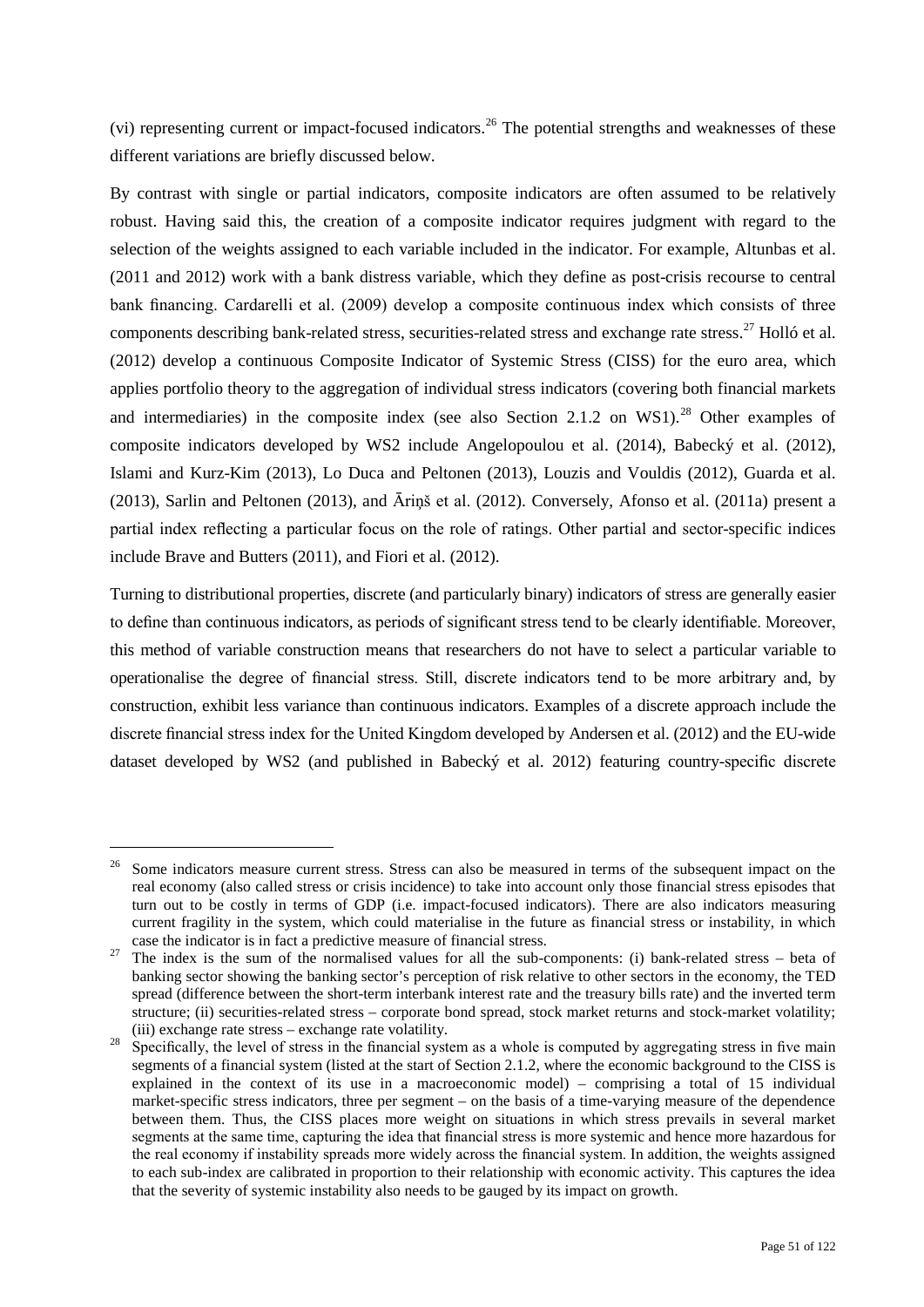(vi) representing current or impact-focused indicators.[26] The potential strengths and weaknesses of these different variations are briefly discussed below.

By contrast with single or partial indicators, composite indicators are often assumed to be relatively robust. Having said this, the creation of a composite indicator requires judgment with regard to the selection of the weights assigned to each variable included in the indicator. For example, Altunbas et al. (2011 and 2012) work with a bank distress variable, which they define as post-crisis recourse to central bank financing. Cardarelli et al. (2009) develop a composite continuous index which consists of three components describing bank-related stress, securities-related stress and exchange rate stress.[27] Holló et al. (2012) develop a continuous Composite Indicator of Systemic Stress (CISS) for the euro area, which applies portfolio theory to the aggregation of individual stress indicators (covering both financial markets and intermediaries) in the composite index (see also Section 2.1.2 on WS1).[28] Other examples of composite indicators developed by WS2 include Angelopoulou et al. (2014), Babecký et al. (2012), Islami and Kurz-Kim (2013), Lo Duca and Peltonen (2013), Louzis and Vouldis (2012), Guarda et al. (2013), Sarlin and Peltonen (2013), and Āriņš et al. (2012). Conversely, Afonso et al. (2011a) present a partial index reflecting a particular focus on the role of ratings. Other partial and sector-specific indices include Brave and Butters (2011), and Fiori et al. (2012).

Turning to distributional properties, discrete (and particularly binary) indicators of stress are generally easier to define than continuous indicators, as periods of significant stress tend to be clearly identifiable. Moreover, this method of variable construction means that researchers do not have to select a particular variable to operationalise the degree of financial stress. Still, discrete indicators tend to be more arbitrary and, by construction, exhibit less variance than continuous indicators. Examples of a discrete approach include the discrete financial stress index for the United Kingdom developed by Andersen et al. (2012) and the EU-wide dataset developed by WS2 (and published in Babecký et al. 2012) featuring country-specific discrete

---

[26] Some indicators measure current stress. Stress can also be measured in terms of the subsequent impact on the real economy (also called stress or crisis incidence) to take into account only those financial stress episodes that turn out to be costly in terms of GDP (i.e. impact-focused indicators). There are also indicators measuring current fragility in the system, which could materialise in the future as financial stress or instability, in which case the indicator is in fact a predictive measure of financial stress.

[27] The index is the sum of the normalised values for all the sub-components: (i) bank-related stress – beta of banking sector showing the banking sector's perception of risk relative to other sectors in the economy, the TED spread (difference between the short-term interbank interest rate and the treasury bills rate) and the inverted term structure; (ii) securities-related stress – corporate bond spread, stock market returns and stock-market volatility; (iii) exchange rate stress – exchange rate volatility.

[28] Specifically, the level of stress in the financial system as a whole is computed by aggregating stress in five main segments of a financial system (listed at the start of Section 2.1.2, where the economic background to the CISS is explained in the context of its use in a macroeconomic model) – comprising a total of 15 individual market-specific stress indicators, three per segment – on the basis of a time-varying measure of the dependence between them. Thus, the CISS places more weight on situations in which stress prevails in several market segments at the same time, capturing the idea that financial stress is more systemic and hence more hazardous for the real economy if instability spreads more widely across the financial system. In addition, the weights assigned to each sub-index are calibrated in proportion to their relationship with economic activity. This captures the idea that the severity of systemic instability also needs to be gauged by its impact on growth.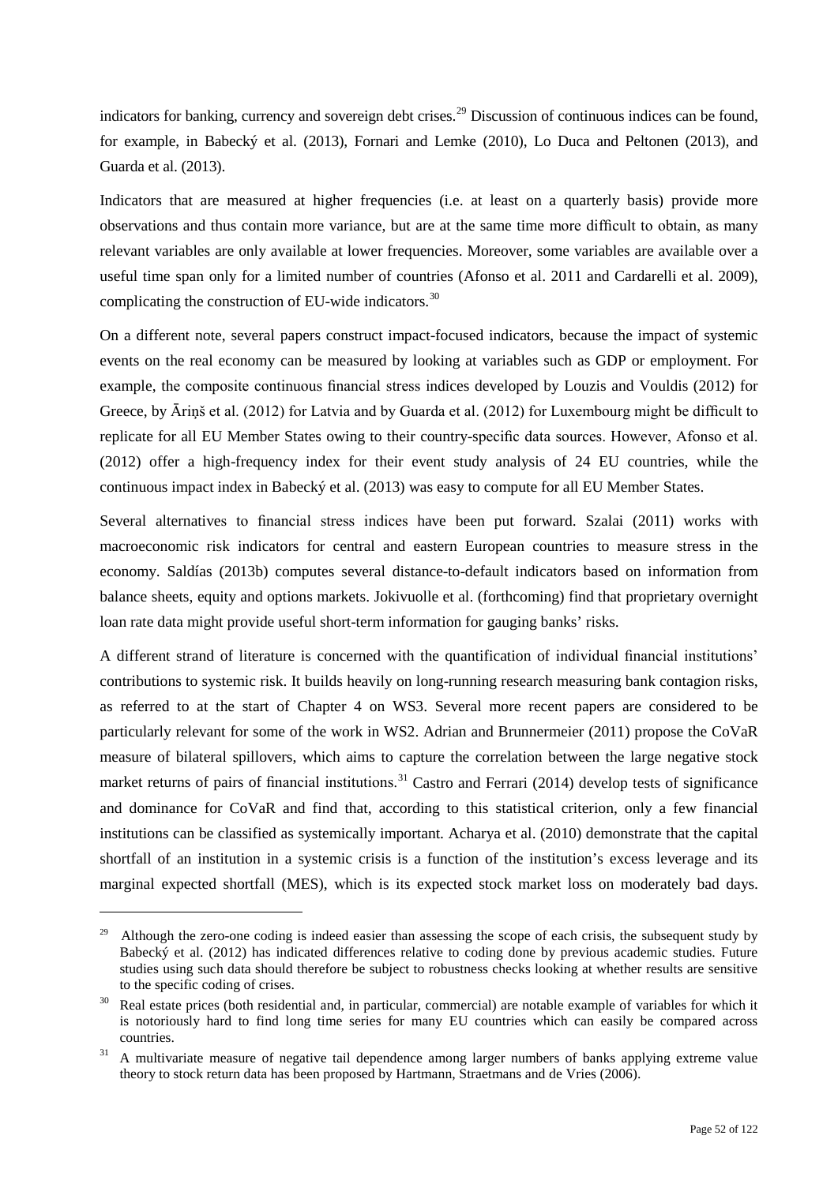indicators for banking, currency and sovereign debt crises.[29] Discussion of continuous indices can be found, for example, in Babecký et al. (2013), Fornari and Lemke (2010), Lo Duca and Peltonen (2013), and Guarda et al. (2013).

Indicators that are measured at higher frequencies (i.e. at least on a quarterly basis) provide more observations and thus contain more variance, but are at the same time more difficult to obtain, as many relevant variables are only available at lower frequencies. Moreover, some variables are available over a useful time span only for a limited number of countries (Afonso et al. 2011 and Cardarelli et al. 2009), complicating the construction of EU-wide indicators.[30]

On a different note, several papers construct impact-focused indicators, because the impact of systemic events on the real economy can be measured by looking at variables such as GDP or employment. For example, the composite continuous financial stress indices developed by Louzis and Vouldis (2012) for Greece, by Āriņš et al. (2012) for Latvia and by Guarda et al. (2012) for Luxembourg might be difficult to replicate for all EU Member States owing to their country-specific data sources. However, Afonso et al. (2012) offer a high-frequency index for their event study analysis of 24 EU countries, while the continuous impact index in Babecký et al. (2013) was easy to compute for all EU Member States.

Several alternatives to financial stress indices have been put forward. Szalai (2011) works with macroeconomic risk indicators for central and eastern European countries to measure stress in the economy. Saldías (2013b) computes several distance-to-default indicators based on information from balance sheets, equity and options markets. Jokivuolle et al. (forthcoming) find that proprietary overnight loan rate data might provide useful short-term information for gauging banks' risks.

A different strand of literature is concerned with the quantification of individual financial institutions' contributions to systemic risk. It builds heavily on long-running research measuring bank contagion risks, as referred to at the start of Chapter 4 on WS3. Several more recent papers are considered to be particularly relevant for some of the work in WS2. Adrian and Brunnermeier (2011) propose the CoVaR measure of bilateral spillovers, which aims to capture the correlation between the large negative stock market returns of pairs of financial institutions.[31] Castro and Ferrari (2014) develop tests of significance and dominance for CoVaR and find that, according to this statistical criterion, only a few financial institutions can be classified as systemically important. Acharya et al. (2010) demonstrate that the capital shortfall of an institution in a systemic crisis is a function of the institution's excess leverage and its marginal expected shortfall (MES), which is its expected stock market loss on moderately bad days.

---

[29] Although the zero-one coding is indeed easier than assessing the scope of each crisis, the subsequent study by Babecký et al. (2012) has indicated differences relative to coding done by previous academic studies. Future studies using such data should therefore be subject to robustness checks looking at whether results are sensitive to the specific coding of crises.

[30] Real estate prices (both residential and, in particular, commercial) are notable example of variables for which it is notoriously hard to find long time series for many EU countries which can easily be compared across countries.

[31] A multivariate measure of negative tail dependence among larger numbers of banks applying extreme value theory to stock return data has been proposed by Hartmann, Straetmans and de Vries (2006).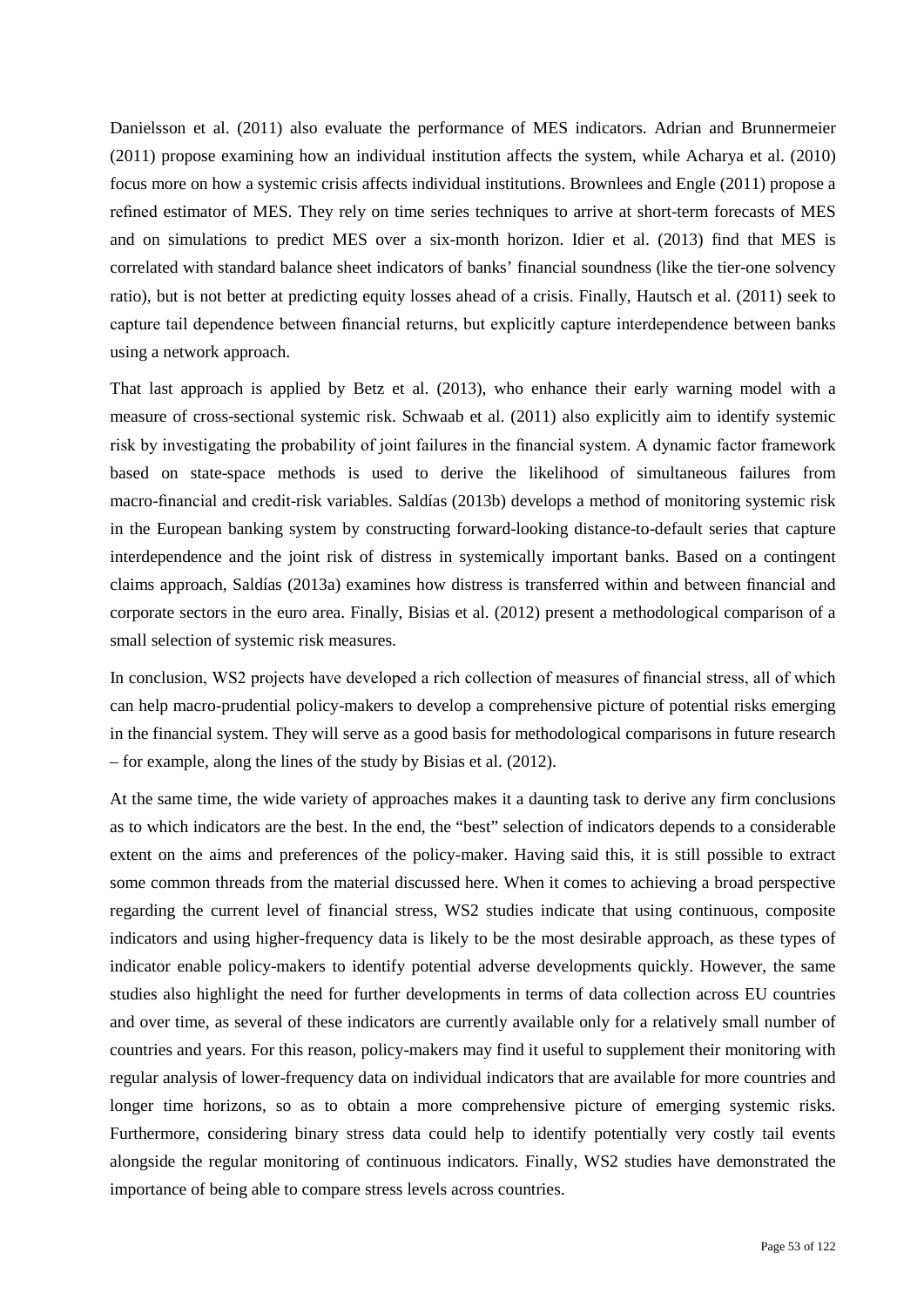Danielsson et al. (2011) also evaluate the performance of MES indicators. Adrian and Brunnermeier (2011) propose examining how an individual institution affects the system, while Acharya et al. (2010) focus more on how a systemic crisis affects individual institutions. Brownlees and Engle (2011) propose a refined estimator of MES. They rely on time series techniques to arrive at short-term forecasts of MES and on simulations to predict MES over a six-month horizon. Idier et al. (2013) find that MES is correlated with standard balance sheet indicators of banks' financial soundness (like the tier-one solvency ratio), but is not better at predicting equity losses ahead of a crisis. Finally, Hautsch et al. (2011) seek to capture tail dependence between financial returns, but explicitly capture interdependence between banks using a network approach.

That last approach is applied by Betz et al. (2013), who enhance their early warning model with a measure of cross-sectional systemic risk. Schwaab et al. (2011) also explicitly aim to identify systemic risk by investigating the probability of joint failures in the financial system. A dynamic factor framework based on state-space methods is used to derive the likelihood of simultaneous failures from macro-financial and credit-risk variables. Saldías (2013b) develops a method of monitoring systemic risk in the European banking system by constructing forward-looking distance-to-default series that capture interdependence and the joint risk of distress in systemically important banks. Based on a contingent claims approach, Saldías (2013a) examines how distress is transferred within and between financial and corporate sectors in the euro area. Finally, Bisias et al. (2012) present a methodological comparison of a small selection of systemic risk measures.

In conclusion, WS2 projects have developed a rich collection of measures of financial stress, all of which can help macro-prudential policy-makers to develop a comprehensive picture of potential risks emerging in the financial system. They will serve as a good basis for methodological comparisons in future research – for example, along the lines of the study by Bisias et al. (2012).

At the same time, the wide variety of approaches makes it a daunting task to derive any firm conclusions as to which indicators are the best. In the end, the "best" selection of indicators depends to a considerable extent on the aims and preferences of the policy-maker. Having said this, it is still possible to extract some common threads from the material discussed here. When it comes to achieving a broad perspective regarding the current level of financial stress, WS2 studies indicate that using continuous, composite indicators and using higher-frequency data is likely to be the most desirable approach, as these types of indicator enable policy-makers to identify potential adverse developments quickly. However, the same studies also highlight the need for further developments in terms of data collection across EU countries and over time, as several of these indicators are currently available only for a relatively small number of countries and years. For this reason, policy-makers may find it useful to supplement their monitoring with regular analysis of lower-frequency data on individual indicators that are available for more countries and longer time horizons, so as to obtain a more comprehensive picture of emerging systemic risks. Furthermore, considering binary stress data could help to identify potentially very costly tail events alongside the regular monitoring of continuous indicators. Finally, WS2 studies have demonstrated the importance of being able to compare stress levels across countries.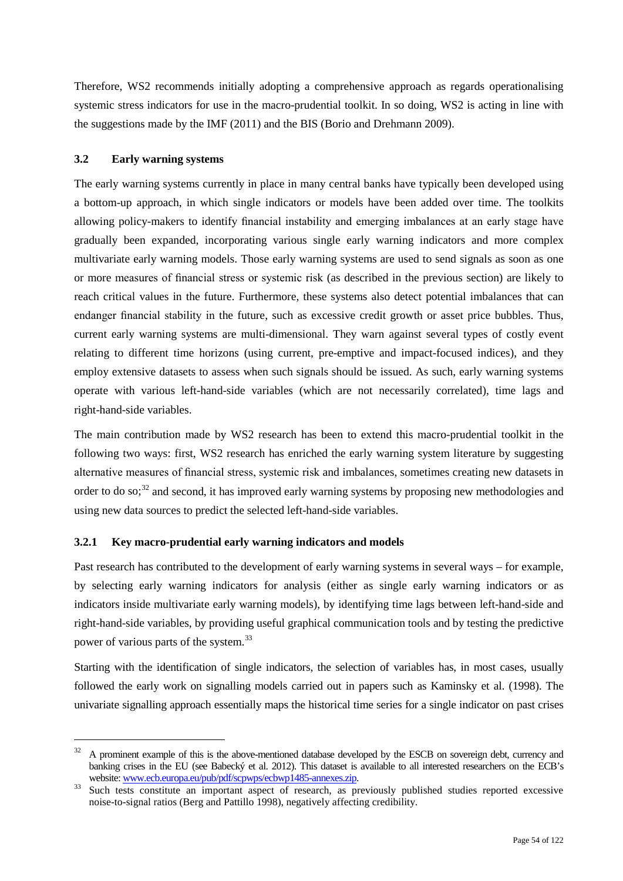Therefore, WS2 recommends initially adopting a comprehensive approach as regards operationalising systemic stress indicators for use in the macro-prudential toolkit. In so doing, WS2 is acting in line with the suggestions made by the IMF (2011) and the BIS (Borio and Drehmann 2009).

### 3.2 Early warning systems

The early warning systems currently in place in many central banks have typically been developed using a bottom-up approach, in which single indicators or models have been added over time. The toolkits allowing policy-makers to identify financial instability and emerging imbalances at an early stage have gradually been expanded, incorporating various single early warning indicators and more complex multivariate early warning models. Those early warning systems are used to send signals as soon as one or more measures of financial stress or systemic risk (as described in the previous section) are likely to reach critical values in the future. Furthermore, these systems also detect potential imbalances that can endanger financial stability in the future, such as excessive credit growth or asset price bubbles. Thus, current early warning systems are multi-dimensional. They warn against several types of costly event relating to different time horizons (using current, pre-emptive and impact-focused indices), and they employ extensive datasets to assess when such signals should be issued. As such, early warning systems operate with various left-hand-side variables (which are not necessarily correlated), time lags and right-hand-side variables.

The main contribution made by WS2 research has been to extend this macro-prudential toolkit in the following two ways: first, WS2 research has enriched the early warning system literature by suggesting alternative measures of financial stress, systemic risk and imbalances, sometimes creating new datasets in order to do so;[32] and second, it has improved early warning systems by proposing new methodologies and using new data sources to predict the selected left-hand-side variables.

#### 3.2.1 Key macro-prudential early warning indicators and models

Past research has contributed to the development of early warning systems in several ways – for example, by selecting early warning indicators for analysis (either as single early warning indicators or as indicators inside multivariate early warning models), by identifying time lags between left-hand-side and right-hand-side variables, by providing useful graphical communication tools and by testing the predictive power of various parts of the system.[33]

Starting with the identification of single indicators, the selection of variables has, in most cases, usually followed the early work on signalling models carried out in papers such as Kaminsky et al. (1998). The univariate signalling approach essentially maps the historical time series for a single indicator on past crises

---

[32] A prominent example of this is the above-mentioned database developed by the ESCB on sovereign debt, currency and banking crises in the EU (see Babecký et al. 2012). This dataset is available to all interested researchers on the ECB's website: www.ecb.europa.eu/pub/pdf/scpwps/ecbwp1485-annexes.zip.

[33] Such tests constitute an important aspect of research, as previously published studies reported excessive noise-to-signal ratios (Berg and Pattillo 1998), negatively affecting credibility.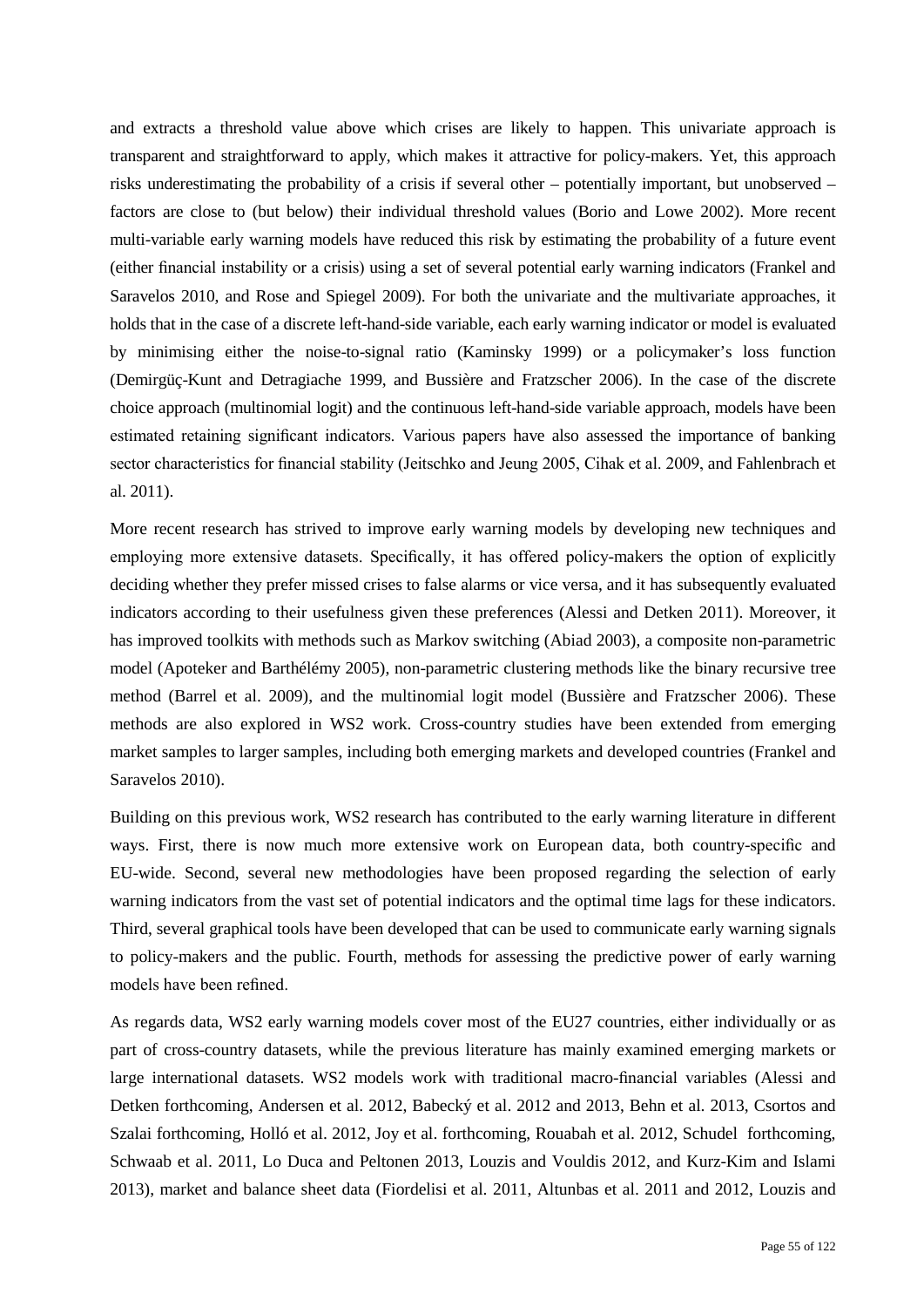and extracts a threshold value above which crises are likely to happen. This univariate approach is transparent and straightforward to apply, which makes it attractive for policy-makers. Yet, this approach risks underestimating the probability of a crisis if several other – potentially important, but unobserved – factors are close to (but below) their individual threshold values (Borio and Lowe 2002). More recent multi-variable early warning models have reduced this risk by estimating the probability of a future event (either financial instability or a crisis) using a set of several potential early warning indicators (Frankel and Saravelos 2010, and Rose and Spiegel 2009). For both the univariate and the multivariate approaches, it holds that in the case of a discrete left-hand-side variable, each early warning indicator or model is evaluated by minimising either the noise-to-signal ratio (Kaminsky 1999) or a policymaker's loss function (Demirgüç-Kunt and Detragiache 1999, and Bussière and Fratzscher 2006). In the case of the discrete choice approach (multinomial logit) and the continuous left-hand-side variable approach, models have been estimated retaining significant indicators. Various papers have also assessed the importance of banking sector characteristics for financial stability (Jeitschko and Jeung 2005, Cihak et al. 2009, and Fahlenbrach et al. 2011).

More recent research has strived to improve early warning models by developing new techniques and employing more extensive datasets. Specifically, it has offered policy-makers the option of explicitly deciding whether they prefer missed crises to false alarms or vice versa, and it has subsequently evaluated indicators according to their usefulness given these preferences (Alessi and Detken 2011). Moreover, it has improved toolkits with methods such as Markov switching (Abiad 2003), a composite non-parametric model (Apoteker and Barthélémy 2005), non-parametric clustering methods like the binary recursive tree method (Barrel et al. 2009), and the multinomial logit model (Bussière and Fratzscher 2006). These methods are also explored in WS2 work. Cross-country studies have been extended from emerging market samples to larger samples, including both emerging markets and developed countries (Frankel and Saravelos 2010).

Building on this previous work, WS2 research has contributed to the early warning literature in different ways. First, there is now much more extensive work on European data, both country-specific and EU-wide. Second, several new methodologies have been proposed regarding the selection of early warning indicators from the vast set of potential indicators and the optimal time lags for these indicators. Third, several graphical tools have been developed that can be used to communicate early warning signals to policy-makers and the public. Fourth, methods for assessing the predictive power of early warning models have been refined.

As regards data, WS2 early warning models cover most of the EU27 countries, either individually or as part of cross-country datasets, while the previous literature has mainly examined emerging markets or large international datasets. WS2 models work with traditional macro-financial variables (Alessi and Detken forthcoming, Andersen et al. 2012, Babecký et al. 2012 and 2013, Behn et al. 2013, Csortos and Szalai forthcoming, Holló et al. 2012, Joy et al. forthcoming, Rouabah et al. 2012, Schudel forthcoming, Schwaab et al. 2011, Lo Duca and Peltonen 2013, Louzis and Vouldis 2012, and Kurz-Kim and Islami 2013), market and balance sheet data (Fiordelisi et al. 2011, Altunbas et al. 2011 and 2012, Louzis and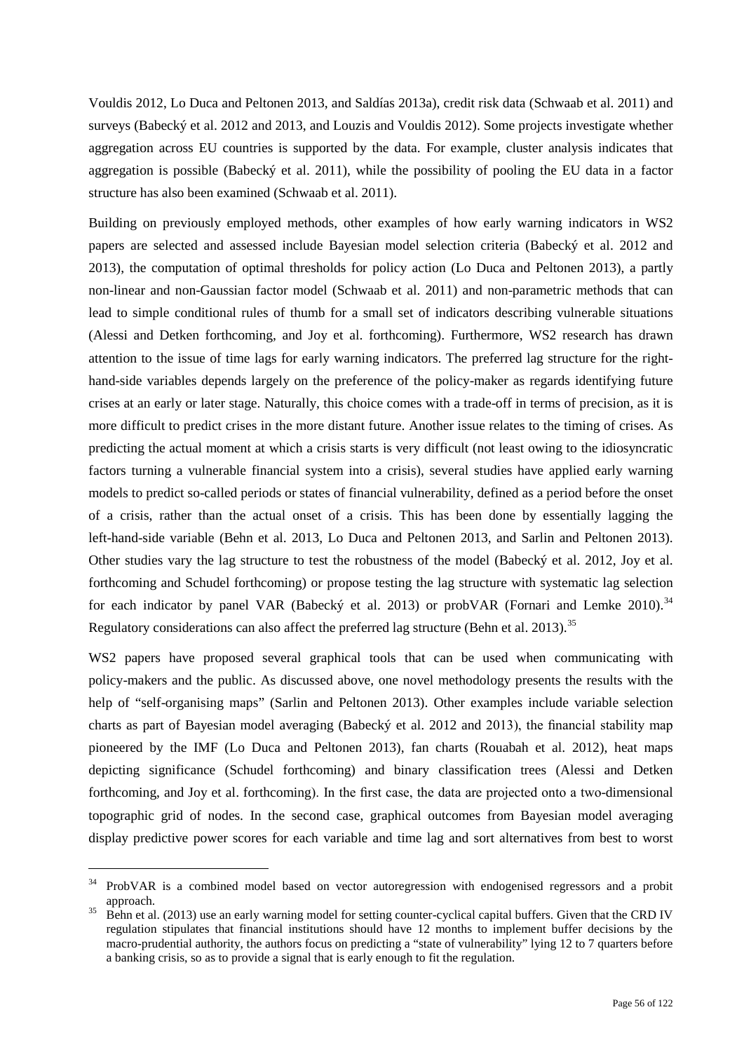Vouldis 2012, Lo Duca and Peltonen 2013, and Saldías 2013a), credit risk data (Schwaab et al. 2011) and surveys (Babecký et al. 2012 and 2013, and Louzis and Vouldis 2012). Some projects investigate whether aggregation across EU countries is supported by the data. For example, cluster analysis indicates that aggregation is possible (Babecký et al. 2011), while the possibility of pooling the EU data in a factor structure has also been examined (Schwaab et al. 2011).

Building on previously employed methods, other examples of how early warning indicators in WS2 papers are selected and assessed include Bayesian model selection criteria (Babecký et al. 2012 and 2013), the computation of optimal thresholds for policy action (Lo Duca and Peltonen 2013), a partly non-linear and non-Gaussian factor model (Schwaab et al. 2011) and non-parametric methods that can lead to simple conditional rules of thumb for a small set of indicators describing vulnerable situations (Alessi and Detken forthcoming, and Joy et al. forthcoming). Furthermore, WS2 research has drawn attention to the issue of time lags for early warning indicators. The preferred lag structure for the right-hand-side variables depends largely on the preference of the policy-maker as regards identifying future crises at an early or later stage. Naturally, this choice comes with a trade-off in terms of precision, as it is more difficult to predict crises in the more distant future. Another issue relates to the timing of crises. As predicting the actual moment at which a crisis starts is very difficult (not least owing to the idiosyncratic factors turning a vulnerable financial system into a crisis), several studies have applied early warning models to predict so-called periods or states of financial vulnerability, defined as a period before the onset of a crisis, rather than the actual onset of a crisis. This has been done by essentially lagging the left-hand-side variable (Behn et al. 2013, Lo Duca and Peltonen 2013, and Sarlin and Peltonen 2013). Other studies vary the lag structure to test the robustness of the model (Babecký et al. 2012, Joy et al. forthcoming and Schudel forthcoming) or propose testing the lag structure with systematic lag selection for each indicator by panel VAR (Babecký et al. 2013) or probVAR (Fornari and Lemke 2010).[34] Regulatory considerations can also affect the preferred lag structure (Behn et al. 2013).[35]

WS2 papers have proposed several graphical tools that can be used when communicating with policy-makers and the public. As discussed above, one novel methodology presents the results with the help of "self-organising maps" (Sarlin and Peltonen 2013). Other examples include variable selection charts as part of Bayesian model averaging (Babecký et al. 2012 and 2013), the financial stability map pioneered by the IMF (Lo Duca and Peltonen 2013), fan charts (Rouabah et al. 2012), heat maps depicting significance (Schudel forthcoming) and binary classification trees (Alessi and Detken forthcoming, and Joy et al. forthcoming). In the first case, the data are projected onto a two-dimensional topographic grid of nodes. In the second case, graphical outcomes from Bayesian model averaging display predictive power scores for each variable and time lag and sort alternatives from best to worst

---

[34] ProbVAR is a combined model based on vector autoregression with endogenised regressors and a probit approach.

[35] Behn et al. (2013) use an early warning model for setting counter-cyclical capital buffers. Given that the CRD IV regulation stipulates that financial institutions should have 12 months to implement buffer decisions by the macro-prudential authority, the authors focus on predicting a "state of vulnerability" lying 12 to 7 quarters before a banking crisis, so as to provide a signal that is early enough to fit the regulation.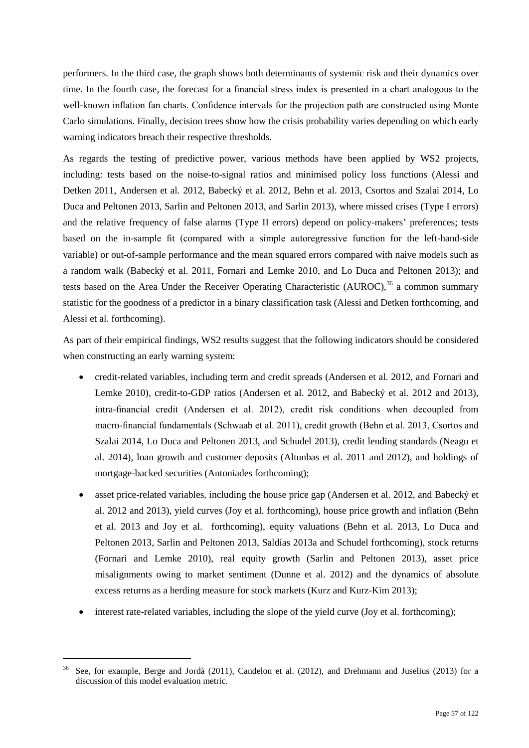performers. In the third case, the graph shows both determinants of systemic risk and their dynamics over time. In the fourth case, the forecast for a financial stress index is presented in a chart analogous to the well-known inflation fan charts. Confidence intervals for the projection path are constructed using Monte Carlo simulations. Finally, decision trees show how the crisis probability varies depending on which early warning indicators breach their respective thresholds.

As regards the testing of predictive power, various methods have been applied by WS2 projects, including: tests based on the noise-to-signal ratios and minimised policy loss functions (Alessi and Detken 2011, Andersen et al. 2012, Babecký et al. 2012, Behn et al. 2013, Csortos and Szalai 2014, Lo Duca and Peltonen 2013, Sarlin and Peltonen 2013, and Sarlin 2013), where missed crises (Type I errors) and the relative frequency of false alarms (Type II errors) depend on policy-makers' preferences; tests based on the in-sample fit (compared with a simple autoregressive function for the left-hand-side variable) or out-of-sample performance and the mean squared errors compared with naive models such as a random walk (Babecký et al. 2011, Fornari and Lemke 2010, and Lo Duca and Peltonen 2013); and tests based on the Area Under the Receiver Operating Characteristic (AUROC),[36] a common summary statistic for the goodness of a predictor in a binary classification task (Alessi and Detken forthcoming, and Alessi et al. forthcoming).

As part of their empirical findings, WS2 results suggest that the following indicators should be considered when constructing an early warning system:

- credit-related variables, including term and credit spreads (Andersen et al. 2012, and Fornari and Lemke 2010), credit-to-GDP ratios (Andersen et al. 2012, and Babecký et al. 2012 and 2013), intra-financial credit (Andersen et al. 2012), credit risk conditions when decoupled from macro-financial fundamentals (Schwaab et al. 2011), credit growth (Behn et al. 2013, Csortos and Szalai 2014, Lo Duca and Peltonen 2013, and Schudel 2013), credit lending standards (Neagu et al. 2014), loan growth and customer deposits (Altunbas et al. 2011 and 2012), and holdings of mortgage-backed securities (Antoniades forthcoming);
- asset price-related variables, including the house price gap (Andersen et al. 2012, and Babecký et al. 2012 and 2013), yield curves (Joy et al. forthcoming), house price growth and inflation (Behn et al. 2013 and Joy et al. forthcoming), equity valuations (Behn et al. 2013, Lo Duca and Peltonen 2013, Sarlin and Peltonen 2013, Saldías 2013a and Schudel forthcoming), stock returns (Fornari and Lemke 2010), real equity growth (Sarlin and Peltonen 2013), asset price misalignments owing to market sentiment (Dunne et al. 2012) and the dynamics of absolute excess returns as a herding measure for stock markets (Kurz and Kurz-Kim 2013);
- interest rate-related variables, including the slope of the yield curve (Joy et al. forthcoming);

[36] See, for example, Berge and Jordà (2011), Candelon et al. (2012), and Drehmann and Juselius (2013) for a discussion of this model evaluation metric.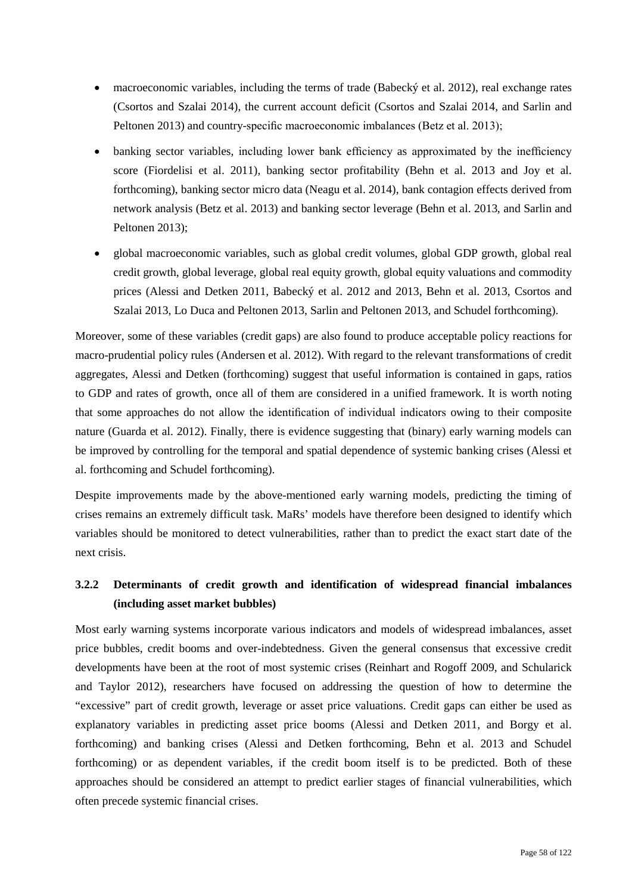- macroeconomic variables, including the terms of trade (Babecký et al. 2012), real exchange rates (Csortos and Szalai 2014), the current account deficit (Csortos and Szalai 2014, and Sarlin and Peltonen 2013) and country-specific macroeconomic imbalances (Betz et al. 2013);
- banking sector variables, including lower bank efficiency as approximated by the inefficiency score (Fiordelisi et al. 2011), banking sector profitability (Behn et al. 2013 and Joy et al. forthcoming), banking sector micro data (Neagu et al. 2014), bank contagion effects derived from network analysis (Betz et al. 2013) and banking sector leverage (Behn et al. 2013, and Sarlin and Peltonen 2013);
- global macroeconomic variables, such as global credit volumes, global GDP growth, global real credit growth, global leverage, global real equity growth, global equity valuations and commodity prices (Alessi and Detken 2011, Babecký et al. 2012 and 2013, Behn et al. 2013, Csortos and Szalai 2013, Lo Duca and Peltonen 2013, Sarlin and Peltonen 2013, and Schudel forthcoming).

Moreover, some of these variables (credit gaps) are also found to produce acceptable policy reactions for macro-prudential policy rules (Andersen et al. 2012). With regard to the relevant transformations of credit aggregates, Alessi and Detken (forthcoming) suggest that useful information is contained in gaps, ratios to GDP and rates of growth, once all of them are considered in a unified framework. It is worth noting that some approaches do not allow the identification of individual indicators owing to their composite nature (Guarda et al. 2012). Finally, there is evidence suggesting that (binary) early warning models can be improved by controlling for the temporal and spatial dependence of systemic banking crises (Alessi et al. forthcoming and Schudel forthcoming).

Despite improvements made by the above-mentioned early warning models, predicting the timing of crises remains an extremely difficult task. MaRs' models have therefore been designed to identify which variables should be monitored to detect vulnerabilities, rather than to predict the exact start date of the next crisis.

### 3.2.2 Determinants of credit growth and identification of widespread financial imbalances (including asset market bubbles)

Most early warning systems incorporate various indicators and models of widespread imbalances, asset price bubbles, credit booms and over-indebtedness. Given the general consensus that excessive credit developments have been at the root of most systemic crises (Reinhart and Rogoff 2009, and Schularick and Taylor 2012), researchers have focused on addressing the question of how to determine the "excessive" part of credit growth, leverage or asset price valuations. Credit gaps can either be used as explanatory variables in predicting asset price booms (Alessi and Detken 2011, and Borgy et al. forthcoming) and banking crises (Alessi and Detken forthcoming, Behn et al. 2013 and Schudel forthcoming) or as dependent variables, if the credit boom itself is to be predicted. Both of these approaches should be considered an attempt to predict earlier stages of financial vulnerabilities, which often precede systemic financial crises.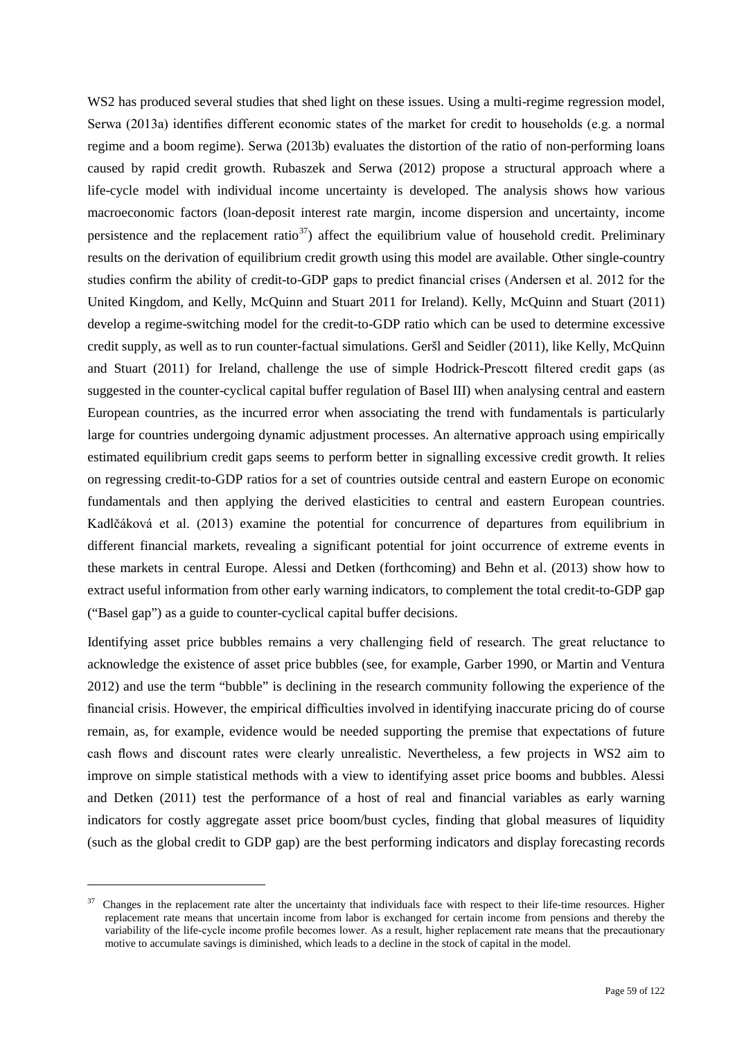WS2 has produced several studies that shed light on these issues. Using a multi-regime regression model, Serwa (2013a) identifies different economic states of the market for credit to households (e.g. a normal regime and a boom regime). Serwa (2013b) evaluates the distortion of the ratio of non-performing loans caused by rapid credit growth. Rubaszek and Serwa (2012) propose a structural approach where a life-cycle model with individual income uncertainty is developed. The analysis shows how various macroeconomic factors (loan-deposit interest rate margin, income dispersion and uncertainty, income persistence and the replacement ratio[37]) affect the equilibrium value of household credit. Preliminary results on the derivation of equilibrium credit growth using this model are available. Other single-country studies confirm the ability of credit-to-GDP gaps to predict financial crises (Andersen et al. 2012 for the United Kingdom, and Kelly, McQuinn and Stuart 2011 for Ireland). Kelly, McQuinn and Stuart (2011) develop a regime-switching model for the credit-to-GDP ratio which can be used to determine excessive credit supply, as well as to run counter-factual simulations. Geršl and Seidler (2011), like Kelly, McQuinn and Stuart (2011) for Ireland, challenge the use of simple Hodrick-Prescott filtered credit gaps (as suggested in the counter-cyclical capital buffer regulation of Basel III) when analysing central and eastern European countries, as the incurred error when associating the trend with fundamentals is particularly large for countries undergoing dynamic adjustment processes. An alternative approach using empirically estimated equilibrium credit gaps seems to perform better in signalling excessive credit growth. It relies on regressing credit-to-GDP ratios for a set of countries outside central and eastern Europe on economic fundamentals and then applying the derived elasticities to central and eastern European countries. Kadlčáková et al. (2013) examine the potential for concurrence of departures from equilibrium in different financial markets, revealing a significant potential for joint occurrence of extreme events in these markets in central Europe. Alessi and Detken (forthcoming) and Behn et al. (2013) show how to extract useful information from other early warning indicators, to complement the total credit-to-GDP gap ("Basel gap") as a guide to counter-cyclical capital buffer decisions.

Identifying asset price bubbles remains a very challenging field of research. The great reluctance to acknowledge the existence of asset price bubbles (see, for example, Garber 1990, or Martin and Ventura 2012) and use the term "bubble" is declining in the research community following the experience of the financial crisis. However, the empirical difficulties involved in identifying inaccurate pricing do of course remain, as, for example, evidence would be needed supporting the premise that expectations of future cash flows and discount rates were clearly unrealistic. Nevertheless, a few projects in WS2 aim to improve on simple statistical methods with a view to identifying asset price booms and bubbles. Alessi and Detken (2011) test the performance of a host of real and financial variables as early warning indicators for costly aggregate asset price boom/bust cycles, finding that global measures of liquidity (such as the global credit to GDP gap) are the best performing indicators and display forecasting records

---

[37] Changes in the replacement rate alter the uncertainty that individuals face with respect to their life-time resources. Higher replacement rate means that uncertain income from labor is exchanged for certain income from pensions and thereby the variability of the life-cycle income profile becomes lower. As a result, higher replacement rate means that the precautionary motive to accumulate savings is diminished, which leads to a decline in the stock of capital in the model.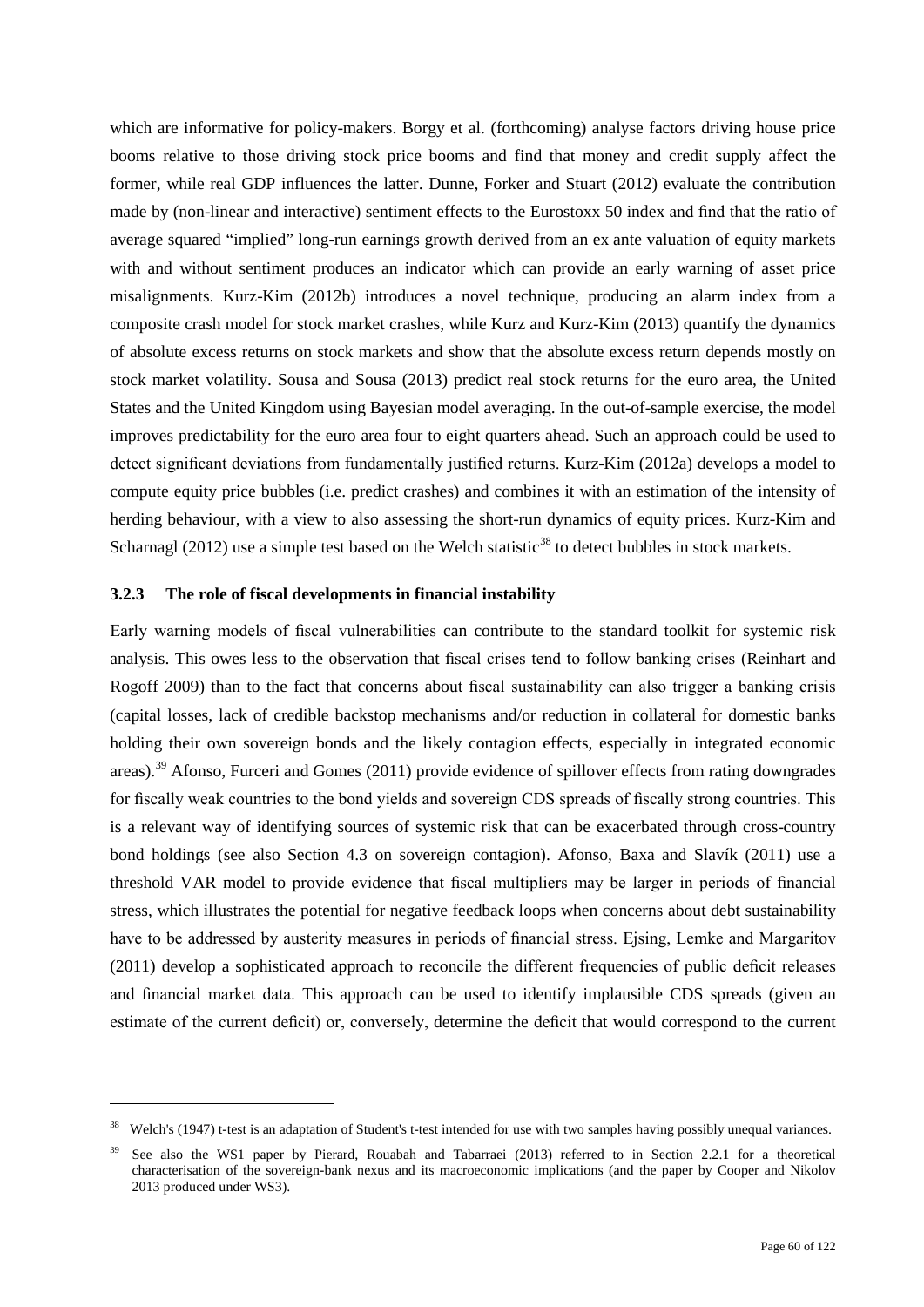which are informative for policy-makers. Borgy et al. (forthcoming) analyse factors driving house price booms relative to those driving stock price booms and find that money and credit supply affect the former, while real GDP influences the latter. Dunne, Forker and Stuart (2012) evaluate the contribution made by (non-linear and interactive) sentiment effects to the Eurostoxx 50 index and find that the ratio of average squared "implied" long-run earnings growth derived from an ex ante valuation of equity markets with and without sentiment produces an indicator which can provide an early warning of asset price misalignments. Kurz-Kim (2012b) introduces a novel technique, producing an alarm index from a composite crash model for stock market crashes, while Kurz and Kurz-Kim (2013) quantify the dynamics of absolute excess returns on stock markets and show that the absolute excess return depends mostly on stock market volatility. Sousa and Sousa (2013) predict real stock returns for the euro area, the United States and the United Kingdom using Bayesian model averaging. In the out-of-sample exercise, the model improves predictability for the euro area four to eight quarters ahead. Such an approach could be used to detect significant deviations from fundamentally justified returns. Kurz-Kim (2012a) develops a model to compute equity price bubbles (i.e. predict crashes) and combines it with an estimation of the intensity of herding behaviour, with a view to also assessing the short-run dynamics of equity prices. Kurz-Kim and Scharnagl (2012) use a simple test based on the Welch statistic[38] to detect bubbles in stock markets.

### 3.2.3 The role of fiscal developments in financial instability

Early warning models of fiscal vulnerabilities can contribute to the standard toolkit for systemic risk analysis. This owes less to the observation that fiscal crises tend to follow banking crises (Reinhart and Rogoff 2009) than to the fact that concerns about fiscal sustainability can also trigger a banking crisis (capital losses, lack of credible backstop mechanisms and/or reduction in collateral for domestic banks holding their own sovereign bonds and the likely contagion effects, especially in integrated economic areas).[39] Afonso, Furceri and Gomes (2011) provide evidence of spillover effects from rating downgrades for fiscally weak countries to the bond yields and sovereign CDS spreads of fiscally strong countries. This is a relevant way of identifying sources of systemic risk that can be exacerbated through cross-country bond holdings (see also Section 4.3 on sovereign contagion). Afonso, Baxa and Slavík (2011) use a threshold VAR model to provide evidence that fiscal multipliers may be larger in periods of financial stress, which illustrates the potential for negative feedback loops when concerns about debt sustainability have to be addressed by austerity measures in periods of financial stress. Ejsing, Lemke and Margaritov (2011) develop a sophisticated approach to reconcile the different frequencies of public deficit releases and financial market data. This approach can be used to identify implausible CDS spreads (given an estimate of the current deficit) or, conversely, determine the deficit that would correspond to the current

---

[38] Welch's (1947) t-test is an adaptation of Student's t-test intended for use with two samples having possibly unequal variances.

[39] See also the WS1 paper by Pierard, Rouabah and Tabarraei (2013) referred to in Section 2.2.1 for a theoretical characterisation of the sovereign-bank nexus and its macroeconomic implications (and the paper by Cooper and Nikolov 2013 produced under WS3).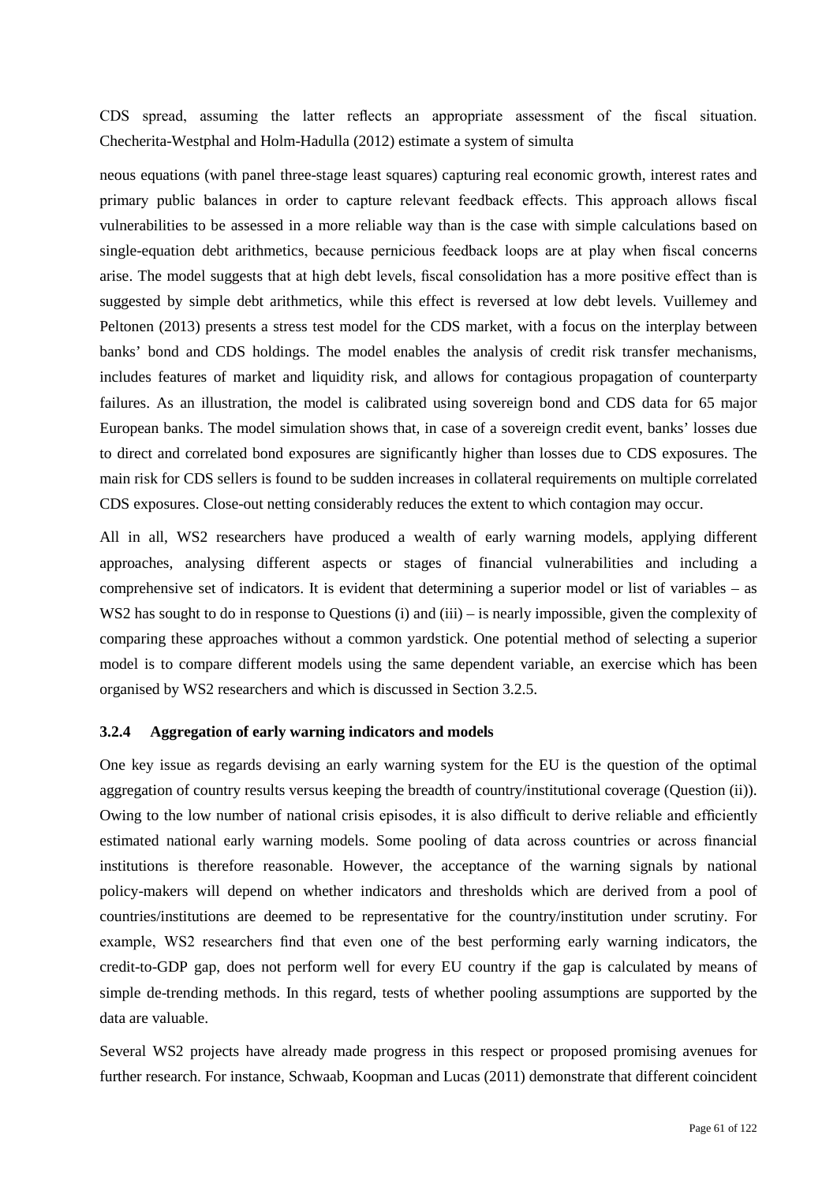CDS spread, assuming the latter reflects an appropriate assessment of the fiscal situation. Checherita-Westphal and Holm-Hadulla (2012) estimate a system of simulta

neous equations (with panel three-stage least squares) capturing real economic growth, interest rates and primary public balances in order to capture relevant feedback effects. This approach allows fiscal vulnerabilities to be assessed in a more reliable way than is the case with simple calculations based on single-equation debt arithmetics, because pernicious feedback loops are at play when fiscal concerns arise. The model suggests that at high debt levels, fiscal consolidation has a more positive effect than is suggested by simple debt arithmetics, while this effect is reversed at low debt levels. Vuillemey and Peltonen (2013) presents a stress test model for the CDS market, with a focus on the interplay between banks' bond and CDS holdings. The model enables the analysis of credit risk transfer mechanisms, includes features of market and liquidity risk, and allows for contagious propagation of counterparty failures. As an illustration, the model is calibrated using sovereign bond and CDS data for 65 major European banks. The model simulation shows that, in case of a sovereign credit event, banks' losses due to direct and correlated bond exposures are significantly higher than losses due to CDS exposures. The main risk for CDS sellers is found to be sudden increases in collateral requirements on multiple correlated CDS exposures. Close-out netting considerably reduces the extent to which contagion may occur.

All in all, WS2 researchers have produced a wealth of early warning models, applying different approaches, analysing different aspects or stages of financial vulnerabilities and including a comprehensive set of indicators. It is evident that determining a superior model or list of variables – as WS2 has sought to do in response to Questions (i) and (iii) – is nearly impossible, given the complexity of comparing these approaches without a common yardstick. One potential method of selecting a superior model is to compare different models using the same dependent variable, an exercise which has been organised by WS2 researchers and which is discussed in Section 3.2.5.

### 3.2.4 Aggregation of early warning indicators and models

One key issue as regards devising an early warning system for the EU is the question of the optimal aggregation of country results versus keeping the breadth of country/institutional coverage (Question (ii)). Owing to the low number of national crisis episodes, it is also difficult to derive reliable and efficiently estimated national early warning models. Some pooling of data across countries or across financial institutions is therefore reasonable. However, the acceptance of the warning signals by national policy-makers will depend on whether indicators and thresholds which are derived from a pool of countries/institutions are deemed to be representative for the country/institution under scrutiny. For example, WS2 researchers find that even one of the best performing early warning indicators, the credit-to-GDP gap, does not perform well for every EU country if the gap is calculated by means of simple de-trending methods. In this regard, tests of whether pooling assumptions are supported by the data are valuable.

Several WS2 projects have already made progress in this respect or proposed promising avenues for further research. For instance, Schwaab, Koopman and Lucas (2011) demonstrate that different coincident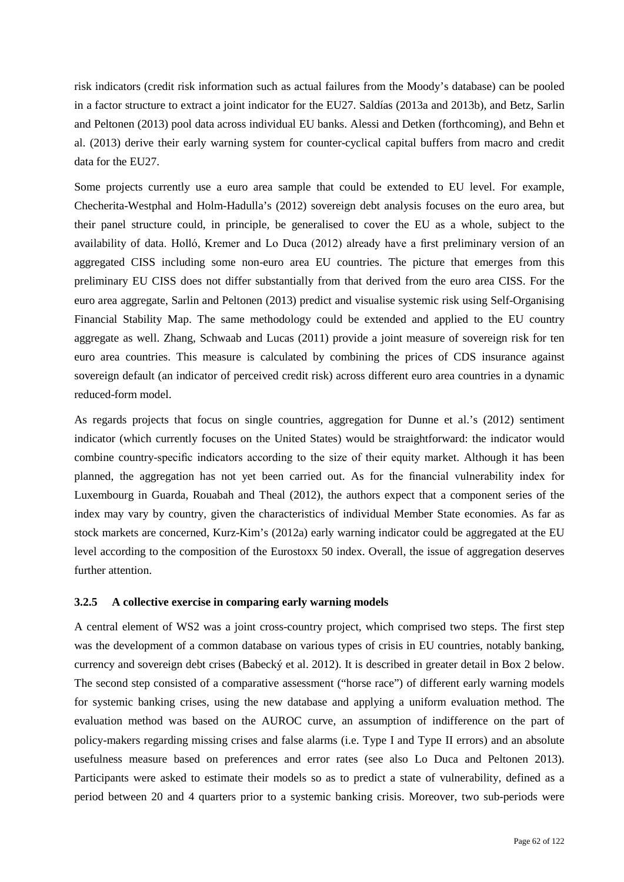risk indicators (credit risk information such as actual failures from the Moody's database) can be pooled in a factor structure to extract a joint indicator for the EU27. Saldías (2013a and 2013b), and Betz, Sarlin and Peltonen (2013) pool data across individual EU banks. Alessi and Detken (forthcoming), and Behn et al. (2013) derive their early warning system for counter-cyclical capital buffers from macro and credit data for the EU27.

Some projects currently use a euro area sample that could be extended to EU level. For example, Checherita-Westphal and Holm-Hadulla's (2012) sovereign debt analysis focuses on the euro area, but their panel structure could, in principle, be generalised to cover the EU as a whole, subject to the availability of data. Holló, Kremer and Lo Duca (2012) already have a first preliminary version of an aggregated CISS including some non-euro area EU countries. The picture that emerges from this preliminary EU CISS does not differ substantially from that derived from the euro area CISS. For the euro area aggregate, Sarlin and Peltonen (2013) predict and visualise systemic risk using Self-Organising Financial Stability Map. The same methodology could be extended and applied to the EU country aggregate as well. Zhang, Schwaab and Lucas (2011) provide a joint measure of sovereign risk for ten euro area countries. This measure is calculated by combining the prices of CDS insurance against sovereign default (an indicator of perceived credit risk) across different euro area countries in a dynamic reduced-form model.

As regards projects that focus on single countries, aggregation for Dunne et al.'s (2012) sentiment indicator (which currently focuses on the United States) would be straightforward: the indicator would combine country-specific indicators according to the size of their equity market. Although it has been planned, the aggregation has not yet been carried out. As for the financial vulnerability index for Luxembourg in Guarda, Rouabah and Theal (2012), the authors expect that a component series of the index may vary by country, given the characteristics of individual Member State economies. As far as stock markets are concerned, Kurz-Kim's (2012a) early warning indicator could be aggregated at the EU level according to the composition of the Eurostoxx 50 index. Overall, the issue of aggregation deserves further attention.

#### 3.2.5 A collective exercise in comparing early warning models

A central element of WS2 was a joint cross-country project, which comprised two steps. The first step was the development of a common database on various types of crisis in EU countries, notably banking, currency and sovereign debt crises (Babecký et al. 2012). It is described in greater detail in Box 2 below. The second step consisted of a comparative assessment ("horse race") of different early warning models for systemic banking crises, using the new database and applying a uniform evaluation method. The evaluation method was based on the AUROC curve, an assumption of indifference on the part of policy-makers regarding missing crises and false alarms (i.e. Type I and Type II errors) and an absolute usefulness measure based on preferences and error rates (see also Lo Duca and Peltonen 2013). Participants were asked to estimate their models so as to predict a state of vulnerability, defined as a period between 20 and 4 quarters prior to a systemic banking crisis. Moreover, two sub-periods were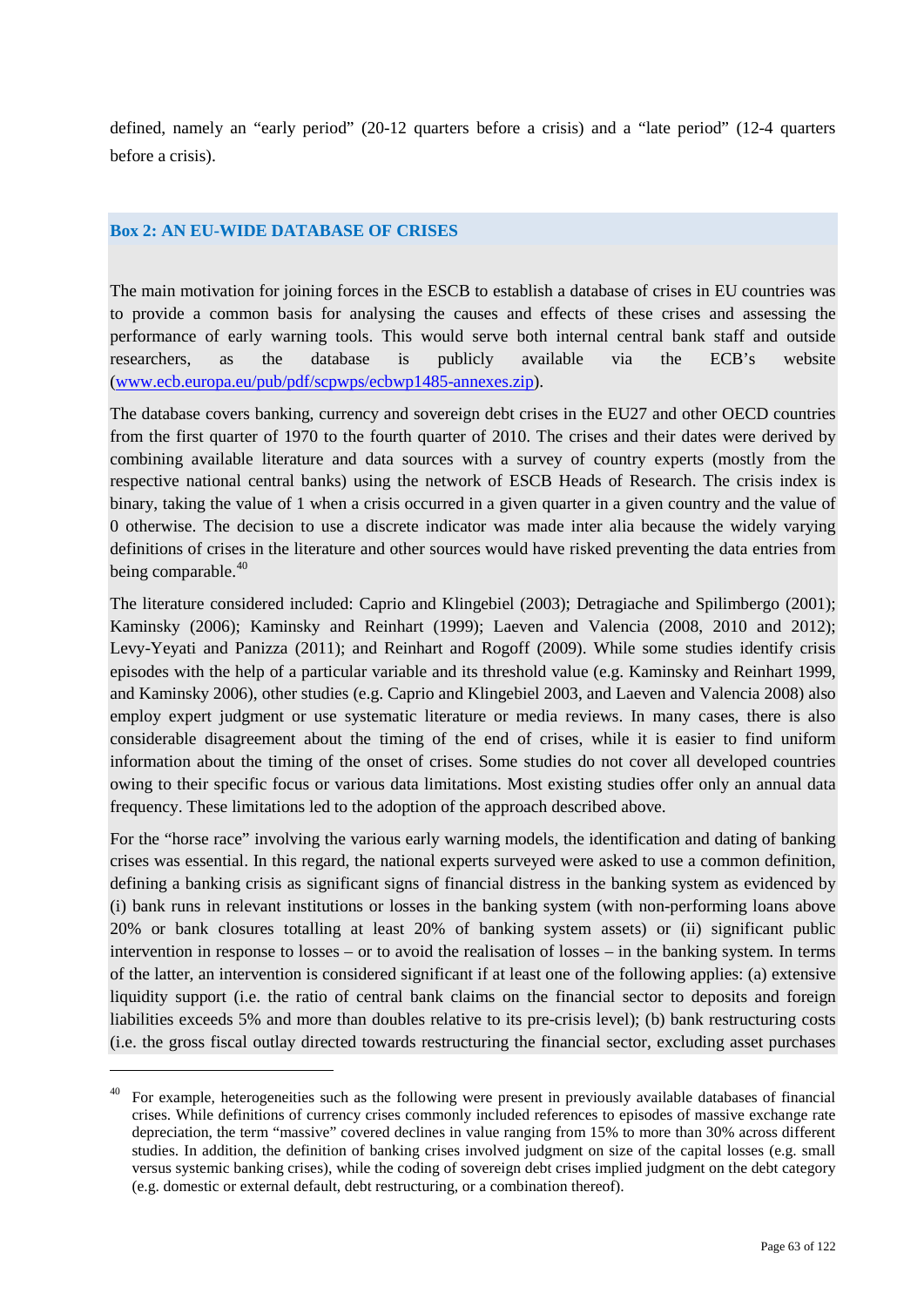defined, namely an “early period” (20-12 quarters before a crisis) and a “late period” (12-4 quarters before a crisis).

### Box 2: AN EU-WIDE DATABASE OF CRISES

The main motivation for joining forces in the ESCB to establish a database of crises in EU countries was to provide a common basis for analysing the causes and effects of these crises and assessing the performance of early warning tools. This would serve both internal central bank staff and outside researchers, as the database is publicly available via the ECB’s website (www.ecb.europa.eu/pub/pdf/scpwps/ecbwp1485-annexes.zip).

The database covers banking, currency and sovereign debt crises in the EU27 and other OECD countries from the first quarter of 1970 to the fourth quarter of 2010. The crises and their dates were derived by combining available literature and data sources with a survey of country experts (mostly from the respective national central banks) using the network of ESCB Heads of Research. The crisis index is binary, taking the value of 1 when a crisis occurred in a given quarter in a given country and the value of 0 otherwise. The decision to use a discrete indicator was made inter alia because the widely varying definitions of crises in the literature and other sources would have risked preventing the data entries from being comparable.[40]

The literature considered included: Caprio and Klingebiel (2003); Detragiache and Spilimbergo (2001); Kaminsky (2006); Kaminsky and Reinhart (1999); Laeven and Valencia (2008, 2010 and 2012); Levy-Yeyati and Panizza (2011); and Reinhart and Rogoff (2009). While some studies identify crisis episodes with the help of a particular variable and its threshold value (e.g. Kaminsky and Reinhart 1999, and Kaminsky 2006), other studies (e.g. Caprio and Klingebiel 2003, and Laeven and Valencia 2008) also employ expert judgment or use systematic literature or media reviews. In many cases, there is also considerable disagreement about the timing of the end of crises, while it is easier to find uniform information about the timing of the onset of crises. Some studies do not cover all developed countries owing to their specific focus or various data limitations. Most existing studies offer only an annual data frequency. These limitations led to the adoption of the approach described above.

For the “horse race” involving the various early warning models, the identification and dating of banking crises was essential. In this regard, the national experts surveyed were asked to use a common definition, defining a banking crisis as significant signs of financial distress in the banking system as evidenced by (i) bank runs in relevant institutions or losses in the banking system (with non-performing loans above 20% or bank closures totalling at least 20% of banking system assets) or (ii) significant public intervention in response to losses – or to avoid the realisation of losses – in the banking system. In terms of the latter, an intervention is considered significant if at least one of the following applies: (a) extensive liquidity support (i.e. the ratio of central bank claims on the financial sector to deposits and foreign liabilities exceeds 5% and more than doubles relative to its pre-crisis level); (b) bank restructuring costs (i.e. the gross fiscal outlay directed towards restructuring the financial sector, excluding asset purchases

---

[40] For example, heterogeneities such as the following were present in previously available databases of financial crises. While definitions of currency crises commonly included references to episodes of massive exchange rate depreciation, the term “massive” covered declines in value ranging from 15% to more than 30% across different studies. In addition, the definition of banking crises involved judgment on size of the capital losses (e.g. small versus systemic banking crises), while the coding of sovereign debt crises implied judgment on the debt category (e.g. domestic or external default, debt restructuring, or a combination thereof).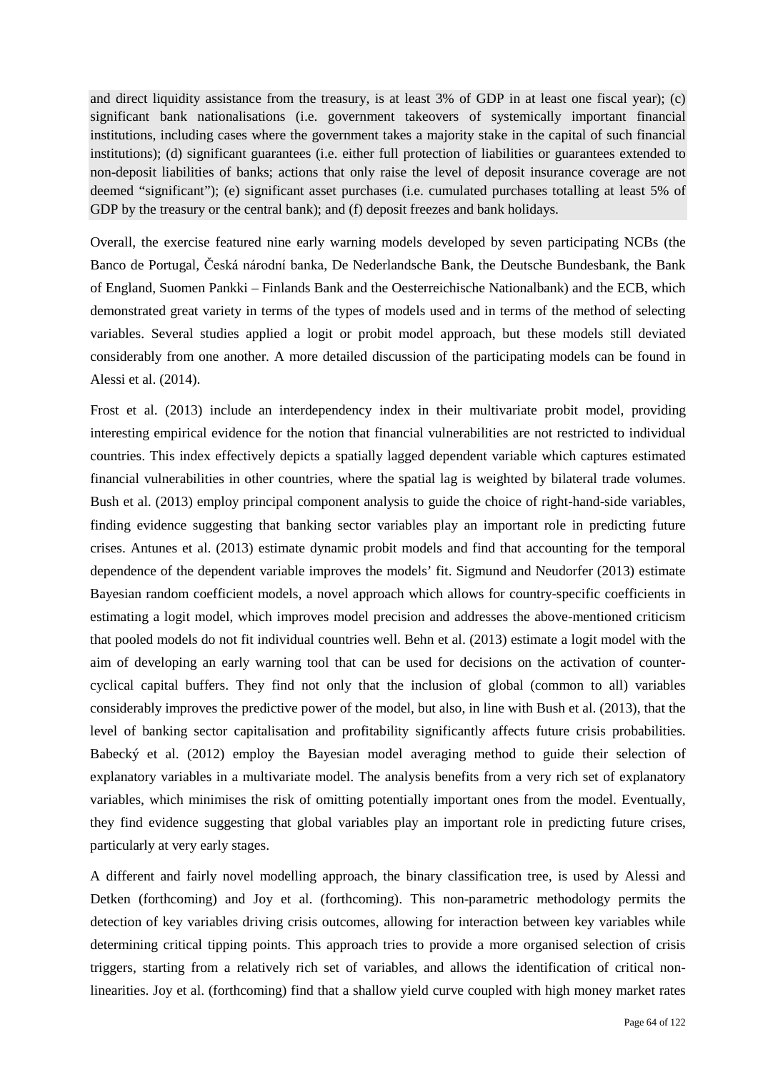and direct liquidity assistance from the treasury, is at least 3% of GDP in at least one fiscal year); (c) significant bank nationalisations (i.e. government takeovers of systemically important financial institutions, including cases where the government takes a majority stake in the capital of such financial institutions); (d) significant guarantees (i.e. either full protection of liabilities or guarantees extended to non-deposit liabilities of banks; actions that only raise the level of deposit insurance coverage are not deemed "significant"); (e) significant asset purchases (i.e. cumulated purchases totalling at least 5% of GDP by the treasury or the central bank); and (f) deposit freezes and bank holidays.

Overall, the exercise featured nine early warning models developed by seven participating NCBs (the Banco de Portugal, Česká národní banka, De Nederlandsche Bank, the Deutsche Bundesbank, the Bank of England, Suomen Pankki – Finlands Bank and the Oesterreichische Nationalbank) and the ECB, which demonstrated great variety in terms of the types of models used and in terms of the method of selecting variables. Several studies applied a logit or probit model approach, but these models still deviated considerably from one another. A more detailed discussion of the participating models can be found in Alessi et al. (2014).

Frost et al. (2013) include an interdependency index in their multivariate probit model, providing interesting empirical evidence for the notion that financial vulnerabilities are not restricted to individual countries. This index effectively depicts a spatially lagged dependent variable which captures estimated financial vulnerabilities in other countries, where the spatial lag is weighted by bilateral trade volumes. Bush et al. (2013) employ principal component analysis to guide the choice of right-hand-side variables, finding evidence suggesting that banking sector variables play an important role in predicting future crises. Antunes et al. (2013) estimate dynamic probit models and find that accounting for the temporal dependence of the dependent variable improves the models' fit. Sigmund and Neudorfer (2013) estimate Bayesian random coefficient models, a novel approach which allows for country-specific coefficients in estimating a logit model, which improves model precision and addresses the above-mentioned criticism that pooled models do not fit individual countries well. Behn et al. (2013) estimate a logit model with the aim of developing an early warning tool that can be used for decisions on the activation of counter-cyclical capital buffers. They find not only that the inclusion of global (common to all) variables considerably improves the predictive power of the model, but also, in line with Bush et al. (2013), that the level of banking sector capitalisation and profitability significantly affects future crisis probabilities. Babecký et al. (2012) employ the Bayesian model averaging method to guide their selection of explanatory variables in a multivariate model. The analysis benefits from a very rich set of explanatory variables, which minimises the risk of omitting potentially important ones from the model. Eventually, they find evidence suggesting that global variables play an important role in predicting future crises, particularly at very early stages.

A different and fairly novel modelling approach, the binary classification tree, is used by Alessi and Detken (forthcoming) and Joy et al. (forthcoming). This non-parametric methodology permits the detection of key variables driving crisis outcomes, allowing for interaction between key variables while determining critical tipping points. This approach tries to provide a more organised selection of crisis triggers, starting from a relatively rich set of variables, and allows the identification of critical non-linearities. Joy et al. (forthcoming) find that a shallow yield curve coupled with high money market rates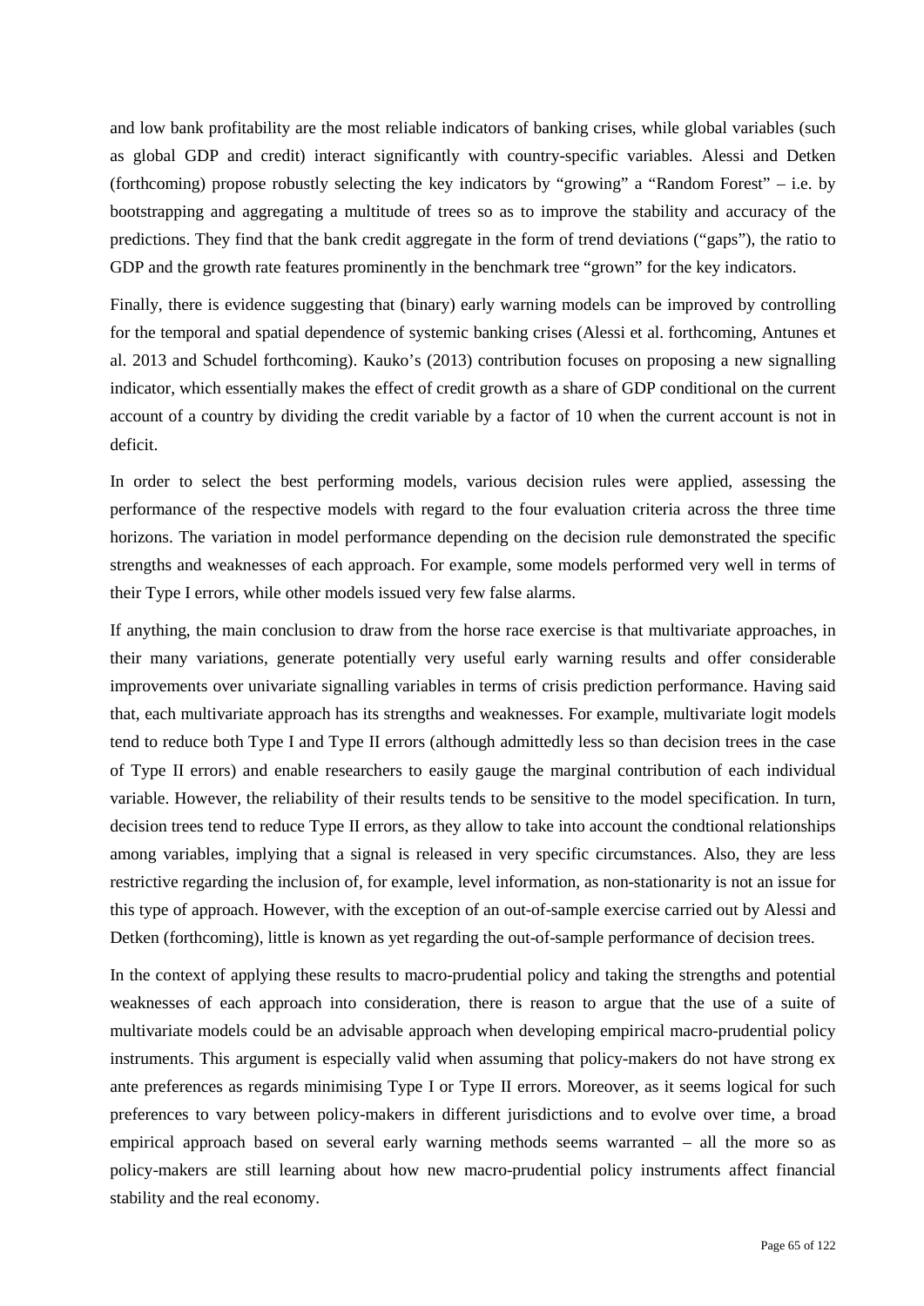and low bank profitability are the most reliable indicators of banking crises, while global variables (such as global GDP and credit) interact significantly with country-specific variables. Alessi and Detken (forthcoming) propose robustly selecting the key indicators by "growing" a "Random Forest" – i.e. by bootstrapping and aggregating a multitude of trees so as to improve the stability and accuracy of the predictions. They find that the bank credit aggregate in the form of trend deviations ("gaps"), the ratio to GDP and the growth rate features prominently in the benchmark tree "grown" for the key indicators.

Finally, there is evidence suggesting that (binary) early warning models can be improved by controlling for the temporal and spatial dependence of systemic banking crises (Alessi et al. forthcoming, Antunes et al. 2013 and Schudel forthcoming). Kauko's (2013) contribution focuses on proposing a new signalling indicator, which essentially makes the effect of credit growth as a share of GDP conditional on the current account of a country by dividing the credit variable by a factor of 10 when the current account is not in deficit.

In order to select the best performing models, various decision rules were applied, assessing the performance of the respective models with regard to the four evaluation criteria across the three time horizons. The variation in model performance depending on the decision rule demonstrated the specific strengths and weaknesses of each approach. For example, some models performed very well in terms of their Type I errors, while other models issued very few false alarms.

If anything, the main conclusion to draw from the horse race exercise is that multivariate approaches, in their many variations, generate potentially very useful early warning results and offer considerable improvements over univariate signalling variables in terms of crisis prediction performance. Having said that, each multivariate approach has its strengths and weaknesses. For example, multivariate logit models tend to reduce both Type I and Type II errors (although admittedly less so than decision trees in the case of Type II errors) and enable researchers to easily gauge the marginal contribution of each individual variable. However, the reliability of their results tends to be sensitive to the model specification. In turn, decision trees tend to reduce Type II errors, as they allow to take into account the condtional relationships among variables, implying that a signal is released in very specific circumstances. Also, they are less restrictive regarding the inclusion of, for example, level information, as non-stationarity is not an issue for this type of approach. However, with the exception of an out-of-sample exercise carried out by Alessi and Detken (forthcoming), little is known as yet regarding the out-of-sample performance of decision trees.

In the context of applying these results to macro-prudential policy and taking the strengths and potential weaknesses of each approach into consideration, there is reason to argue that the use of a suite of multivariate models could be an advisable approach when developing empirical macro-prudential policy instruments. This argument is especially valid when assuming that policy-makers do not have strong ex ante preferences as regards minimising Type I or Type II errors. Moreover, as it seems logical for such preferences to vary between policy-makers in different jurisdictions and to evolve over time, a broad empirical approach based on several early warning methods seems warranted – all the more so as policy-makers are still learning about how new macro-prudential policy instruments affect financial stability and the real economy.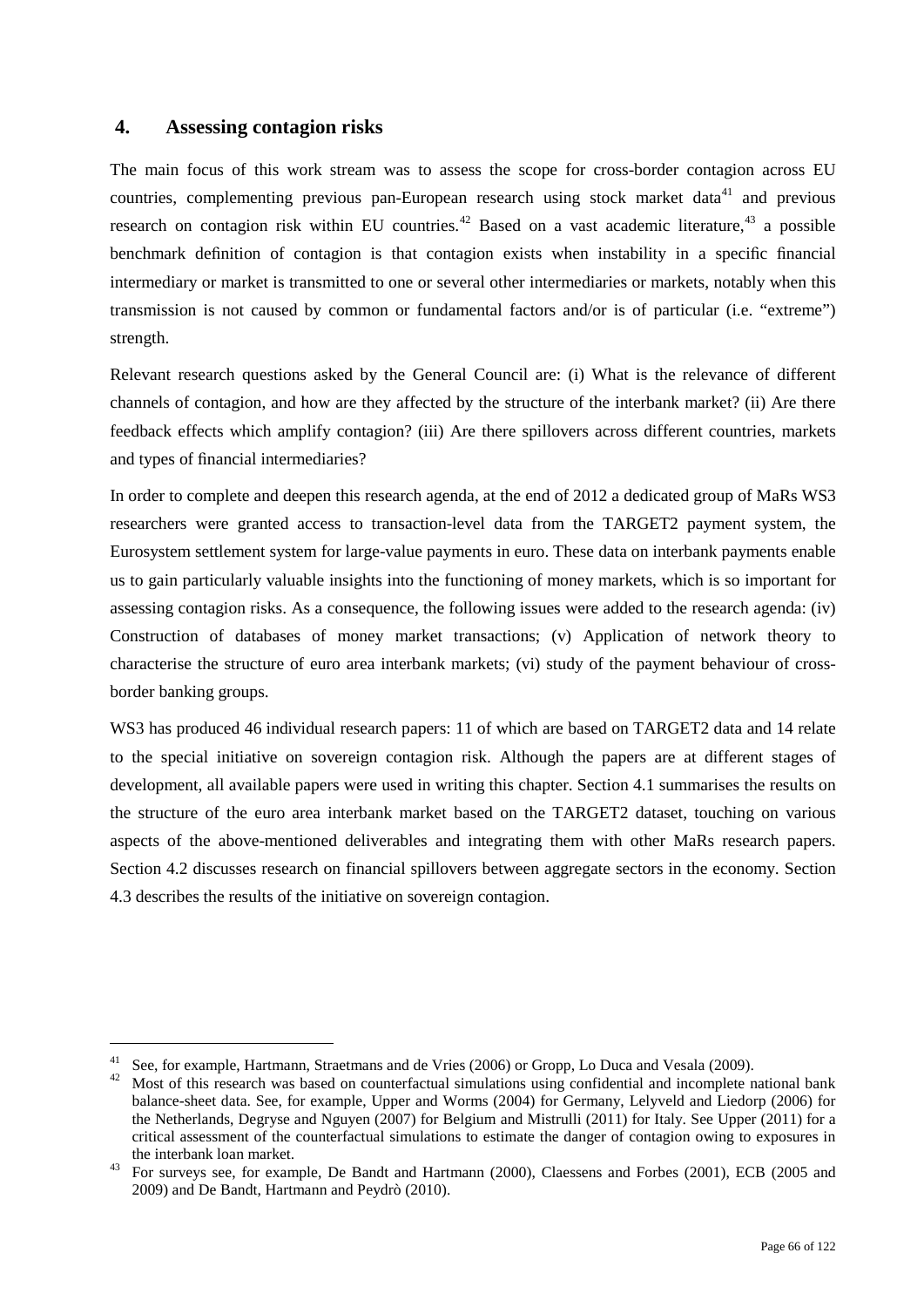## 4. Assessing contagion risks

The main focus of this work stream was to assess the scope for cross-border contagion across EU countries, complementing previous pan-European research using stock market data[41] and previous research on contagion risk within EU countries.[42] Based on a vast academic literature,[43] a possible benchmark definition of contagion is that contagion exists when instability in a specific financial intermediary or market is transmitted to one or several other intermediaries or markets, notably when this transmission is not caused by common or fundamental factors and/or is of particular (i.e. "extreme") strength.

Relevant research questions asked by the General Council are: (i) What is the relevance of different channels of contagion, and how are they affected by the structure of the interbank market? (ii) Are there feedback effects which amplify contagion? (iii) Are there spillovers across different countries, markets and types of financial intermediaries?

In order to complete and deepen this research agenda, at the end of 2012 a dedicated group of MaRs WS3 researchers were granted access to transaction-level data from the TARGET2 payment system, the Eurosystem settlement system for large-value payments in euro. These data on interbank payments enable us to gain particularly valuable insights into the functioning of money markets, which is so important for assessing contagion risks. As a consequence, the following issues were added to the research agenda: (iv) Construction of databases of money market transactions; (v) Application of network theory to characterise the structure of euro area interbank markets; (vi) study of the payment behaviour of cross-border banking groups.

WS3 has produced 46 individual research papers: 11 of which are based on TARGET2 data and 14 relate to the special initiative on sovereign contagion risk. Although the papers are at different stages of development, all available papers were used in writing this chapter. Section 4.1 summarises the results on the structure of the euro area interbank market based on the TARGET2 dataset, touching on various aspects of the above-mentioned deliverables and integrating them with other MaRs research papers. Section 4.2 discusses research on financial spillovers between aggregate sectors in the economy. Section 4.3 describes the results of the initiative on sovereign contagion.

---

[41] See, for example, Hartmann, Straetmans and de Vries (2006) or Gropp, Lo Duca and Vesala (2009).

[42] Most of this research was based on counterfactual simulations using confidential and incomplete national bank balance-sheet data. See, for example, Upper and Worms (2004) for Germany, Lelyveld and Liedorp (2006) for the Netherlands, Degryse and Nguyen (2007) for Belgium and Mistrulli (2011) for Italy. See Upper (2011) for a critical assessment of the counterfactual simulations to estimate the danger of contagion owing to exposures in the interbank loan market.

[43] For surveys see, for example, De Bandt and Hartmann (2000), Claessens and Forbes (2001), ECB (2005 and 2009) and De Bandt, Hartmann and Peydrò (2010).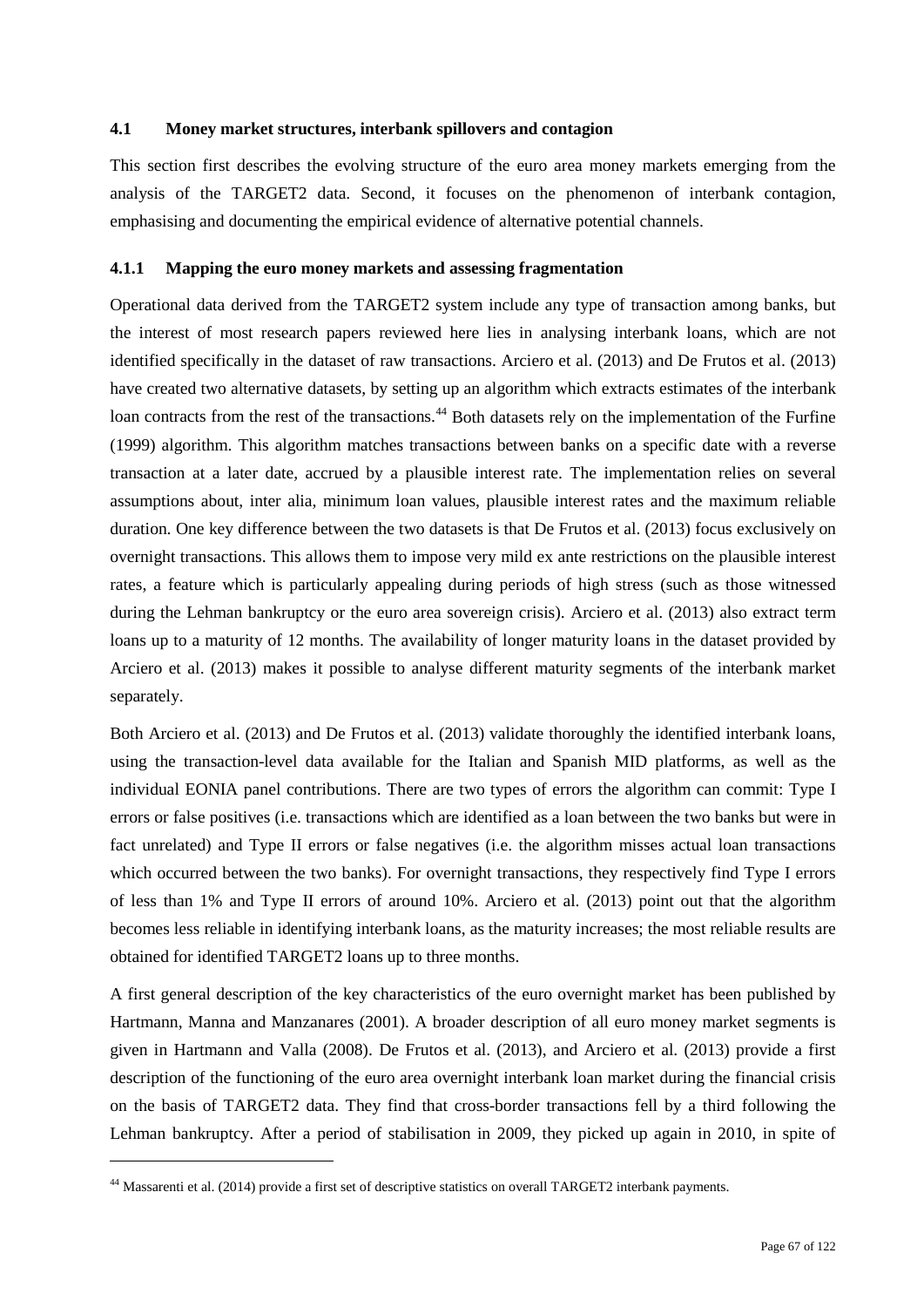### 4.1 Money market structures, interbank spillovers and contagion

This section first describes the evolving structure of the euro area money markets emerging from the analysis of the TARGET2 data. Second, it focuses on the phenomenon of interbank contagion, emphasising and documenting the empirical evidence of alternative potential channels.

#### 4.1.1 Mapping the euro money markets and assessing fragmentation

Operational data derived from the TARGET2 system include any type of transaction among banks, but the interest of most research papers reviewed here lies in analysing interbank loans, which are not identified specifically in the dataset of raw transactions. Arciero et al. (2013) and De Frutos et al. (2013) have created two alternative datasets, by setting up an algorithm which extracts estimates of the interbank loan contracts from the rest of the transactions.[44] Both datasets rely on the implementation of the Furfine (1999) algorithm. This algorithm matches transactions between banks on a specific date with a reverse transaction at a later date, accrued by a plausible interest rate. The implementation relies on several assumptions about, inter alia, minimum loan values, plausible interest rates and the maximum reliable duration. One key difference between the two datasets is that De Frutos et al. (2013) focus exclusively on overnight transactions. This allows them to impose very mild ex ante restrictions on the plausible interest rates, a feature which is particularly appealing during periods of high stress (such as those witnessed during the Lehman bankruptcy or the euro area sovereign crisis). Arciero et al. (2013) also extract term loans up to a maturity of 12 months. The availability of longer maturity loans in the dataset provided by Arciero et al. (2013) makes it possible to analyse different maturity segments of the interbank market separately.

Both Arciero et al. (2013) and De Frutos et al. (2013) validate thoroughly the identified interbank loans, using the transaction-level data available for the Italian and Spanish MID platforms, as well as the individual EONIA panel contributions. There are two types of errors the algorithm can commit: Type I errors or false positives (i.e. transactions which are identified as a loan between the two banks but were in fact unrelated) and Type II errors or false negatives (i.e. the algorithm misses actual loan transactions which occurred between the two banks). For overnight transactions, they respectively find Type I errors of less than 1% and Type II errors of around 10%. Arciero et al. (2013) point out that the algorithm becomes less reliable in identifying interbank loans, as the maturity increases; the most reliable results are obtained for identified TARGET2 loans up to three months.

A first general description of the key characteristics of the euro overnight market has been published by Hartmann, Manna and Manzanares (2001). A broader description of all euro money market segments is given in Hartmann and Valla (2008). De Frutos et al. (2013), and Arciero et al. (2013) provide a first description of the functioning of the euro area overnight interbank loan market during the financial crisis on the basis of TARGET2 data. They find that cross-border transactions fell by a third following the Lehman bankruptcy. After a period of stabilisation in 2009, they picked up again in 2010, in spite of

[44] Massarenti et al. (2014) provide a first set of descriptive statistics on overall TARGET2 interbank payments.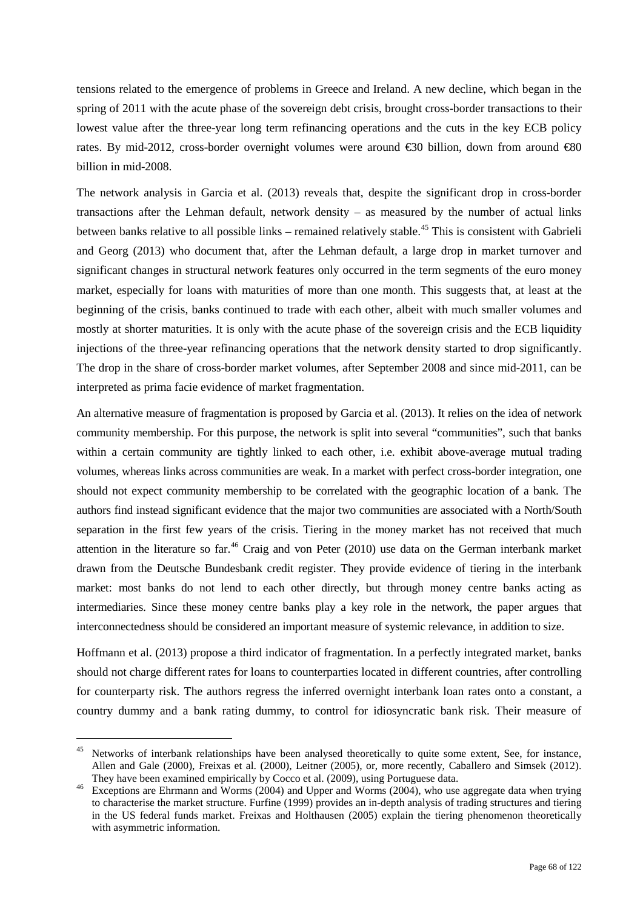tensions related to the emergence of problems in Greece and Ireland. A new decline, which began in the spring of 2011 with the acute phase of the sovereign debt crisis, brought cross-border transactions to their lowest value after the three-year long term refinancing operations and the cuts in the key ECB policy rates. By mid-2012, cross-border overnight volumes were around €30 billion, down from around €80 billion in mid-2008.

The network analysis in Garcia et al. (2013) reveals that, despite the significant drop in cross-border transactions after the Lehman default, network density – as measured by the number of actual links between banks relative to all possible links – remained relatively stable.[45] This is consistent with Gabrieli and Georg (2013) who document that, after the Lehman default, a large drop in market turnover and significant changes in structural network features only occurred in the term segments of the euro money market, especially for loans with maturities of more than one month. This suggests that, at least at the beginning of the crisis, banks continued to trade with each other, albeit with much smaller volumes and mostly at shorter maturities. It is only with the acute phase of the sovereign crisis and the ECB liquidity injections of the three-year refinancing operations that the network density started to drop significantly. The drop in the share of cross-border market volumes, after September 2008 and since mid-2011, can be interpreted as prima facie evidence of market fragmentation.

An alternative measure of fragmentation is proposed by Garcia et al. (2013). It relies on the idea of network community membership. For this purpose, the network is split into several "communities", such that banks within a certain community are tightly linked to each other, i.e. exhibit above-average mutual trading volumes, whereas links across communities are weak. In a market with perfect cross-border integration, one should not expect community membership to be correlated with the geographic location of a bank. The authors find instead significant evidence that the major two communities are associated with a North/South separation in the first few years of the crisis. Tiering in the money market has not received that much attention in the literature so far.[46] Craig and von Peter (2010) use data on the German interbank market drawn from the Deutsche Bundesbank credit register. They provide evidence of tiering in the interbank market: most banks do not lend to each other directly, but through money centre banks acting as intermediaries. Since these money centre banks play a key role in the network, the paper argues that interconnectedness should be considered an important measure of systemic relevance, in addition to size.

Hoffmann et al. (2013) propose a third indicator of fragmentation. In a perfectly integrated market, banks should not charge different rates for loans to counterparties located in different countries, after controlling for counterparty risk. The authors regress the inferred overnight interbank loan rates onto a constant, a country dummy and a bank rating dummy, to control for idiosyncratic bank risk. Their measure of

---

[45] Networks of interbank relationships have been analysed theoretically to quite some extent, See, for instance, Allen and Gale (2000), Freixas et al. (2000), Leitner (2005), or, more recently, Caballero and Simsek (2012). They have been examined empirically by Cocco et al. (2009), using Portuguese data.

[46] Exceptions are Ehrmann and Worms (2004) and Upper and Worms (2004), who use aggregate data when trying to characterise the market structure. Furfine (1999) provides an in-depth analysis of trading structures and tiering in the US federal funds market. Freixas and Holthausen (2005) explain the tiering phenomenon theoretically with asymmetric information.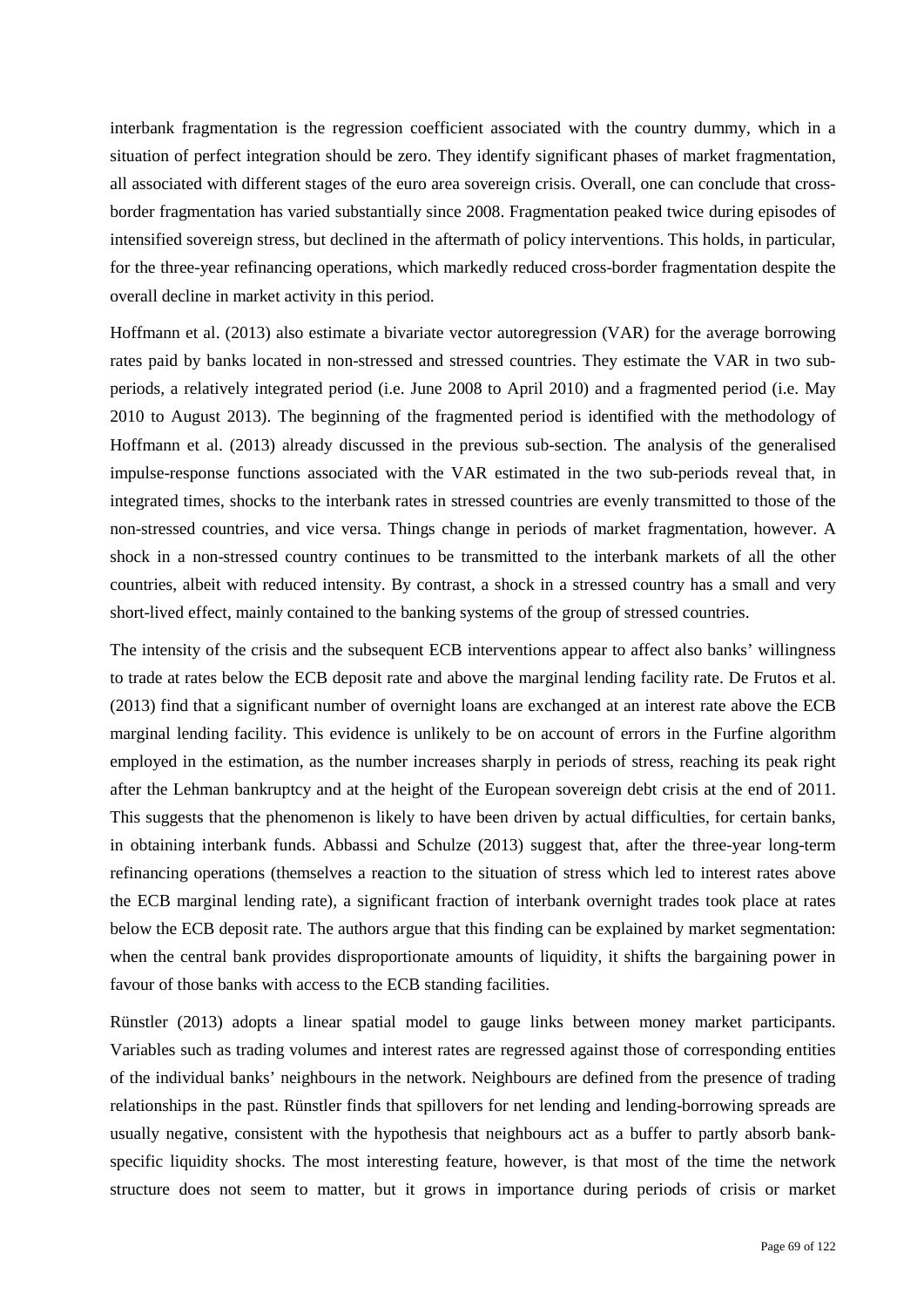interbank fragmentation is the regression coefficient associated with the country dummy, which in a situation of perfect integration should be zero. They identify significant phases of market fragmentation, all associated with different stages of the euro area sovereign crisis. Overall, one can conclude that cross-border fragmentation has varied substantially since 2008. Fragmentation peaked twice during episodes of intensified sovereign stress, but declined in the aftermath of policy interventions. This holds, in particular, for the three-year refinancing operations, which markedly reduced cross-border fragmentation despite the overall decline in market activity in this period.

Hoffmann et al. (2013) also estimate a bivariate vector autoregression (VAR) for the average borrowing rates paid by banks located in non-stressed and stressed countries. They estimate the VAR in two sub-periods, a relatively integrated period (i.e. June 2008 to April 2010) and a fragmented period (i.e. May 2010 to August 2013). The beginning of the fragmented period is identified with the methodology of Hoffmann et al. (2013) already discussed in the previous sub-section. The analysis of the generalised impulse-response functions associated with the VAR estimated in the two sub-periods reveal that, in integrated times, shocks to the interbank rates in stressed countries are evenly transmitted to those of the non-stressed countries, and vice versa. Things change in periods of market fragmentation, however. A shock in a non-stressed country continues to be transmitted to the interbank markets of all the other countries, albeit with reduced intensity. By contrast, a shock in a stressed country has a small and very short-lived effect, mainly contained to the banking systems of the group of stressed countries.

The intensity of the crisis and the subsequent ECB interventions appear to affect also banks' willingness to trade at rates below the ECB deposit rate and above the marginal lending facility rate. De Frutos et al. (2013) find that a significant number of overnight loans are exchanged at an interest rate above the ECB marginal lending facility. This evidence is unlikely to be on account of errors in the Furfine algorithm employed in the estimation, as the number increases sharply in periods of stress, reaching its peak right after the Lehman bankruptcy and at the height of the European sovereign debt crisis at the end of 2011. This suggests that the phenomenon is likely to have been driven by actual difficulties, for certain banks, in obtaining interbank funds. Abbassi and Schulze (2013) suggest that, after the three-year long-term refinancing operations (themselves a reaction to the situation of stress which led to interest rates above the ECB marginal lending rate), a significant fraction of interbank overnight trades took place at rates below the ECB deposit rate. The authors argue that this finding can be explained by market segmentation: when the central bank provides disproportionate amounts of liquidity, it shifts the bargaining power in favour of those banks with access to the ECB standing facilities.

Rünstler (2013) adopts a linear spatial model to gauge links between money market participants. Variables such as trading volumes and interest rates are regressed against those of corresponding entities of the individual banks' neighbours in the network. Neighbours are defined from the presence of trading relationships in the past. Rünstler finds that spillovers for net lending and lending-borrowing spreads are usually negative, consistent with the hypothesis that neighbours act as a buffer to partly absorb bank-specific liquidity shocks. The most interesting feature, however, is that most of the time the network structure does not seem to matter, but it grows in importance during periods of crisis or market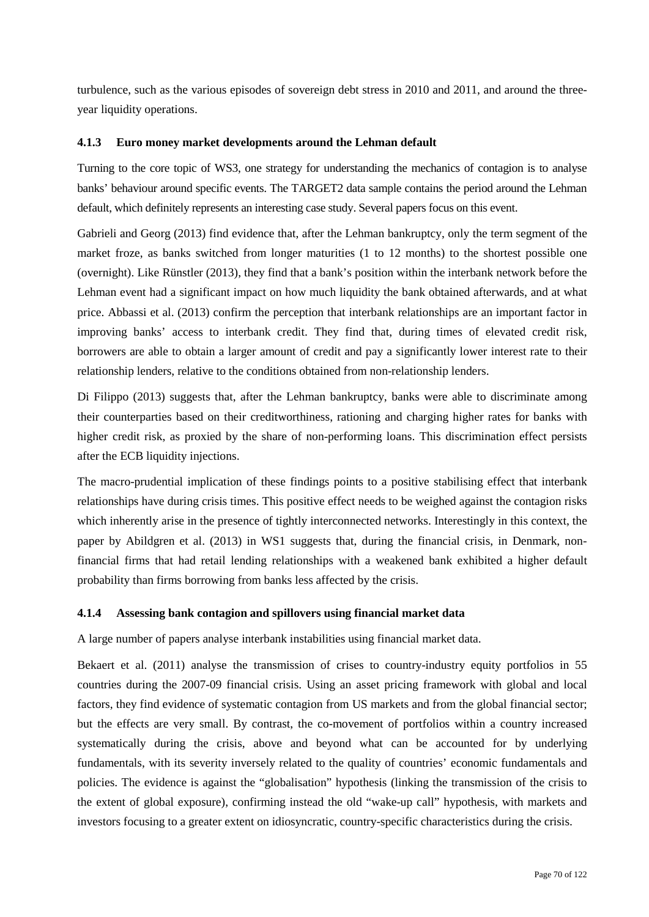turbulence, such as the various episodes of sovereign debt stress in 2010 and 2011, and around the three-year liquidity operations.

### 4.1.3 Euro money market developments around the Lehman default

Turning to the core topic of WS3, one strategy for understanding the mechanics of contagion is to analyse banks' behaviour around specific events. The TARGET2 data sample contains the period around the Lehman default, which definitely represents an interesting case study. Several papers focus on this event.

Gabrieli and Georg (2013) find evidence that, after the Lehman bankruptcy, only the term segment of the market froze, as banks switched from longer maturities (1 to 12 months) to the shortest possible one (overnight). Like Rünstler (2013), they find that a bank's position within the interbank network before the Lehman event had a significant impact on how much liquidity the bank obtained afterwards, and at what price. Abbassi et al. (2013) confirm the perception that interbank relationships are an important factor in improving banks' access to interbank credit. They find that, during times of elevated credit risk, borrowers are able to obtain a larger amount of credit and pay a significantly lower interest rate to their relationship lenders, relative to the conditions obtained from non-relationship lenders.

Di Filippo (2013) suggests that, after the Lehman bankruptcy, banks were able to discriminate among their counterparties based on their creditworthiness, rationing and charging higher rates for banks with higher credit risk, as proxied by the share of non-performing loans. This discrimination effect persists after the ECB liquidity injections.

The macro-prudential implication of these findings points to a positive stabilising effect that interbank relationships have during crisis times. This positive effect needs to be weighed against the contagion risks which inherently arise in the presence of tightly interconnected networks. Interestingly in this context, the paper by Abildgren et al. (2013) in WS1 suggests that, during the financial crisis, in Denmark, non-financial firms that had retail lending relationships with a weakened bank exhibited a higher default probability than firms borrowing from banks less affected by the crisis.

### 4.1.4 Assessing bank contagion and spillovers using financial market data

A large number of papers analyse interbank instabilities using financial market data.

Bekaert et al. (2011) analyse the transmission of crises to country-industry equity portfolios in 55 countries during the 2007-09 financial crisis. Using an asset pricing framework with global and local factors, they find evidence of systematic contagion from US markets and from the global financial sector; but the effects are very small. By contrast, the co-movement of portfolios within a country increased systematically during the crisis, above and beyond what can be accounted for by underlying fundamentals, with its severity inversely related to the quality of countries' economic fundamentals and policies. The evidence is against the "globalisation" hypothesis (linking the transmission of the crisis to the extent of global exposure), confirming instead the old "wake-up call" hypothesis, with markets and investors focusing to a greater extent on idiosyncratic, country-specific characteristics during the crisis.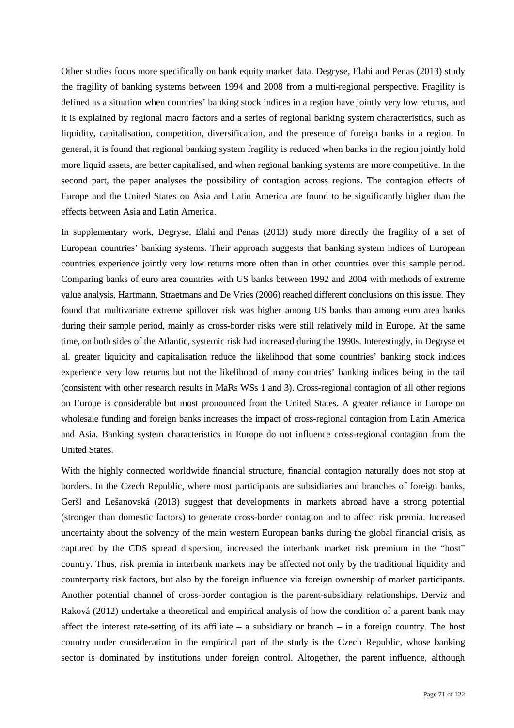Other studies focus more specifically on bank equity market data. Degryse, Elahi and Penas (2013) study the fragility of banking systems between 1994 and 2008 from a multi-regional perspective. Fragility is defined as a situation when countries' banking stock indices in a region have jointly very low returns, and it is explained by regional macro factors and a series of regional banking system characteristics, such as liquidity, capitalisation, competition, diversification, and the presence of foreign banks in a region. In general, it is found that regional banking system fragility is reduced when banks in the region jointly hold more liquid assets, are better capitalised, and when regional banking systems are more competitive. In the second part, the paper analyses the possibility of contagion across regions. The contagion effects of Europe and the United States on Asia and Latin America are found to be significantly higher than the effects between Asia and Latin America.

In supplementary work, Degryse, Elahi and Penas (2013) study more directly the fragility of a set of European countries' banking systems. Their approach suggests that banking system indices of European countries experience jointly very low returns more often than in other countries over this sample period. Comparing banks of euro area countries with US banks between 1992 and 2004 with methods of extreme value analysis, Hartmann, Straetmans and De Vries (2006) reached different conclusions on this issue. They found that multivariate extreme spillover risk was higher among US banks than among euro area banks during their sample period, mainly as cross-border risks were still relatively mild in Europe. At the same time, on both sides of the Atlantic, systemic risk had increased during the 1990s. Interestingly, in Degryse et al. greater liquidity and capitalisation reduce the likelihood that some countries' banking stock indices experience very low returns but not the likelihood of many countries' banking indices being in the tail (consistent with other research results in MaRs WSs 1 and 3). Cross-regional contagion of all other regions on Europe is considerable but most pronounced from the United States. A greater reliance in Europe on wholesale funding and foreign banks increases the impact of cross-regional contagion from Latin America and Asia. Banking system characteristics in Europe do not influence cross-regional contagion from the United States.

With the highly connected worldwide financial structure, financial contagion naturally does not stop at borders. In the Czech Republic, where most participants are subsidiaries and branches of foreign banks, Geršl and Lešanovská (2013) suggest that developments in markets abroad have a strong potential (stronger than domestic factors) to generate cross-border contagion and to affect risk premia. Increased uncertainty about the solvency of the main western European banks during the global financial crisis, as captured by the CDS spread dispersion, increased the interbank market risk premium in the "host" country. Thus, risk premia in interbank markets may be affected not only by the traditional liquidity and counterparty risk factors, but also by the foreign influence via foreign ownership of market participants. Another potential channel of cross-border contagion is the parent-subsidiary relationships. Derviz and Raková (2012) undertake a theoretical and empirical analysis of how the condition of a parent bank may affect the interest rate-setting of its affiliate – a subsidiary or branch – in a foreign country. The host country under consideration in the empirical part of the study is the Czech Republic, whose banking sector is dominated by institutions under foreign control. Altogether, the parent influence, although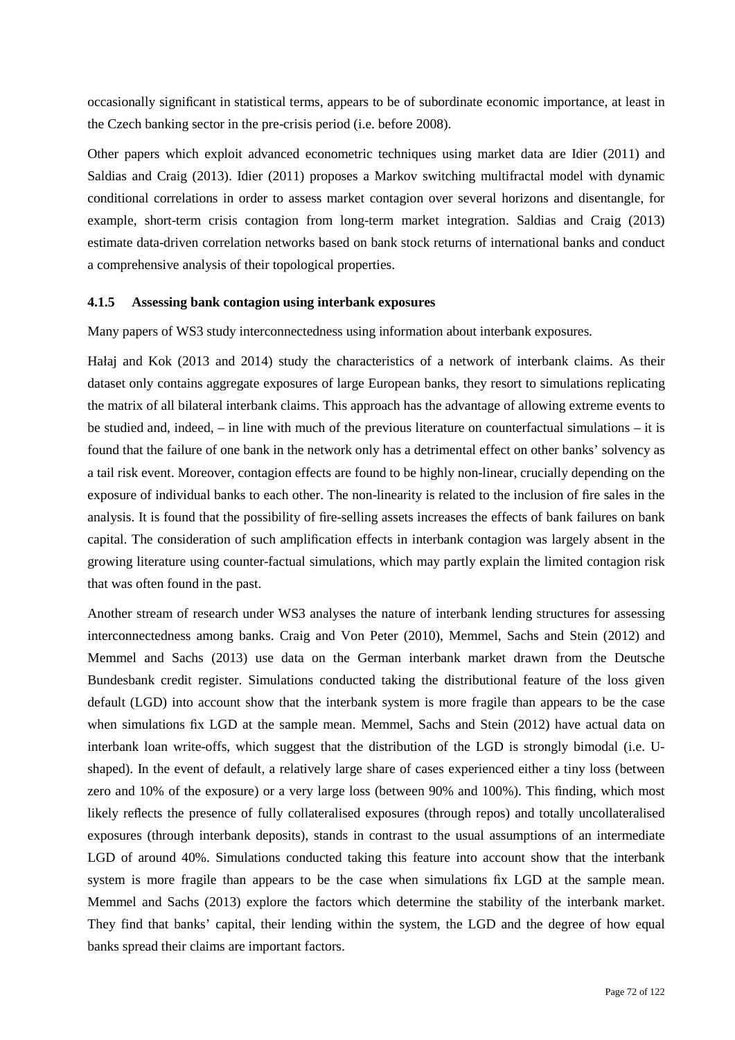occasionally significant in statistical terms, appears to be of subordinate economic importance, at least in the Czech banking sector in the pre-crisis period (i.e. before 2008).

Other papers which exploit advanced econometric techniques using market data are Idier (2011) and Saldias and Craig (2013). Idier (2011) proposes a Markov switching multifractal model with dynamic conditional correlations in order to assess market contagion over several horizons and disentangle, for example, short-term crisis contagion from long-term market integration. Saldias and Craig (2013) estimate data-driven correlation networks based on bank stock returns of international banks and conduct a comprehensive analysis of their topological properties.

#### 4.1.5 Assessing bank contagion using interbank exposures

Many papers of WS3 study interconnectedness using information about interbank exposures.

Hałaj and Kok (2013 and 2014) study the characteristics of a network of interbank claims. As their dataset only contains aggregate exposures of large European banks, they resort to simulations replicating the matrix of all bilateral interbank claims. This approach has the advantage of allowing extreme events to be studied and, indeed, – in line with much of the previous literature on counterfactual simulations – it is found that the failure of one bank in the network only has a detrimental effect on other banks' solvency as a tail risk event. Moreover, contagion effects are found to be highly non-linear, crucially depending on the exposure of individual banks to each other. The non-linearity is related to the inclusion of fire sales in the analysis. It is found that the possibility of fire-selling assets increases the effects of bank failures on bank capital. The consideration of such amplification effects in interbank contagion was largely absent in the growing literature using counter-factual simulations, which may partly explain the limited contagion risk that was often found in the past.

Another stream of research under WS3 analyses the nature of interbank lending structures for assessing interconnectedness among banks. Craig and Von Peter (2010), Memmel, Sachs and Stein (2012) and Memmel and Sachs (2013) use data on the German interbank market drawn from the Deutsche Bundesbank credit register. Simulations conducted taking the distributional feature of the loss given default (LGD) into account show that the interbank system is more fragile than appears to be the case when simulations fix LGD at the sample mean. Memmel, Sachs and Stein (2012) have actual data on interbank loan write-offs, which suggest that the distribution of the LGD is strongly bimodal (i.e. U-shaped). In the event of default, a relatively large share of cases experienced either a tiny loss (between zero and 10% of the exposure) or a very large loss (between 90% and 100%). This finding, which most likely reflects the presence of fully collateralised exposures (through repos) and totally uncollateralised exposures (through interbank deposits), stands in contrast to the usual assumptions of an intermediate LGD of around 40%. Simulations conducted taking this feature into account show that the interbank system is more fragile than appears to be the case when simulations fix LGD at the sample mean. Memmel and Sachs (2013) explore the factors which determine the stability of the interbank market. They find that banks' capital, their lending within the system, the LGD and the degree of how equal banks spread their claims are important factors.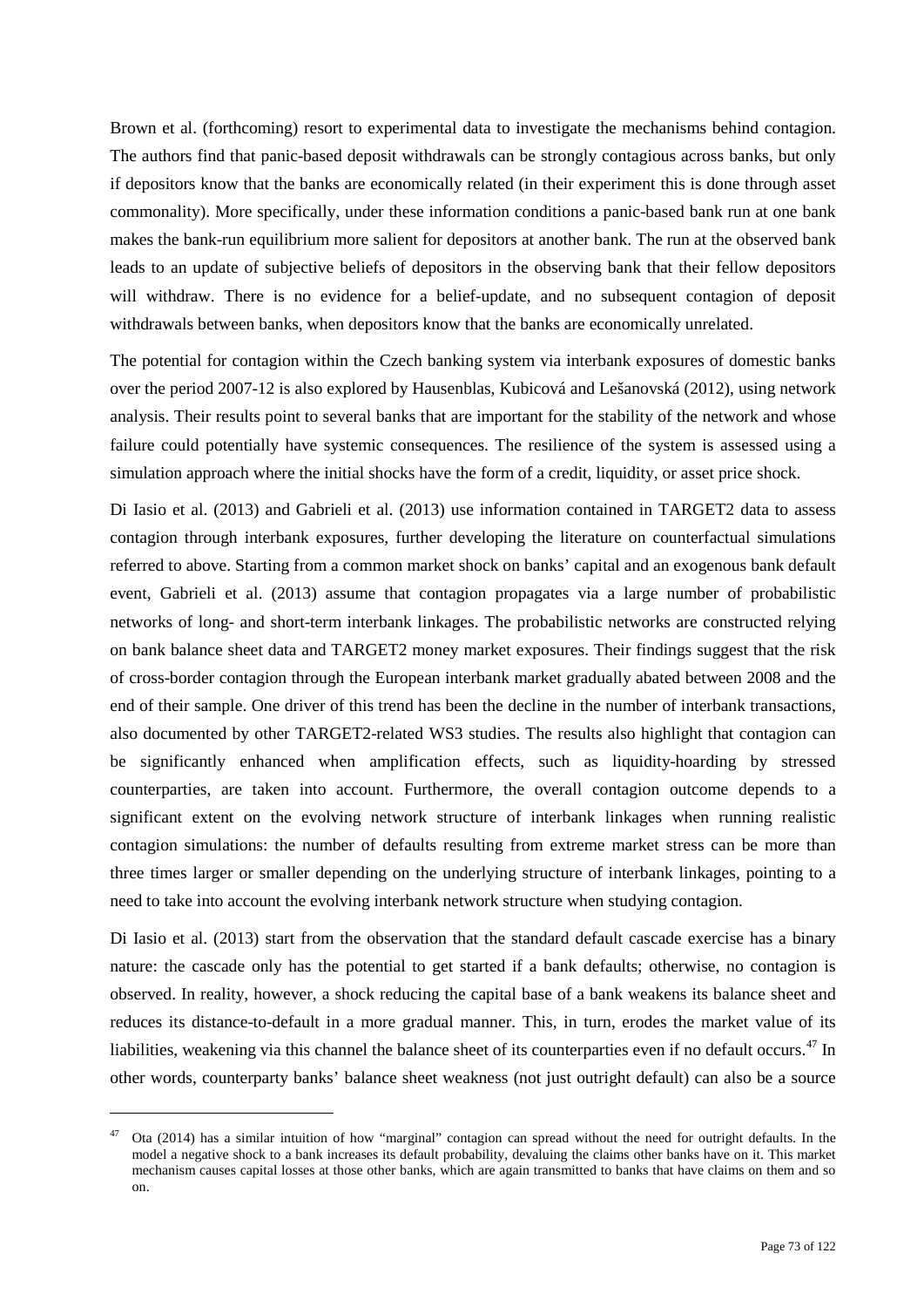Brown et al. (forthcoming) resort to experimental data to investigate the mechanisms behind contagion. The authors find that panic-based deposit withdrawals can be strongly contagious across banks, but only if depositors know that the banks are economically related (in their experiment this is done through asset commonality). More specifically, under these information conditions a panic-based bank run at one bank makes the bank-run equilibrium more salient for depositors at another bank. The run at the observed bank leads to an update of subjective beliefs of depositors in the observing bank that their fellow depositors will withdraw. There is no evidence for a belief-update, and no subsequent contagion of deposit withdrawals between banks, when depositors know that the banks are economically unrelated.

The potential for contagion within the Czech banking system via interbank exposures of domestic banks over the period 2007-12 is also explored by Hausenblas, Kubicová and Lešanovská (2012), using network analysis. Their results point to several banks that are important for the stability of the network and whose failure could potentially have systemic consequences. The resilience of the system is assessed using a simulation approach where the initial shocks have the form of a credit, liquidity, or asset price shock.

Di Iasio et al. (2013) and Gabrieli et al. (2013) use information contained in TARGET2 data to assess contagion through interbank exposures, further developing the literature on counterfactual simulations referred to above. Starting from a common market shock on banks' capital and an exogenous bank default event, Gabrieli et al. (2013) assume that contagion propagates via a large number of probabilistic networks of long- and short-term interbank linkages. The probabilistic networks are constructed relying on bank balance sheet data and TARGET2 money market exposures. Their findings suggest that the risk of cross-border contagion through the European interbank market gradually abated between 2008 and the end of their sample. One driver of this trend has been the decline in the number of interbank transactions, also documented by other TARGET2-related WS3 studies. The results also highlight that contagion can be significantly enhanced when amplification effects, such as liquidity-hoarding by stressed counterparties, are taken into account. Furthermore, the overall contagion outcome depends to a significant extent on the evolving network structure of interbank linkages when running realistic contagion simulations: the number of defaults resulting from extreme market stress can be more than three times larger or smaller depending on the underlying structure of interbank linkages, pointing to a need to take into account the evolving interbank network structure when studying contagion.

Di Iasio et al. (2013) start from the observation that the standard default cascade exercise has a binary nature: the cascade only has the potential to get started if a bank defaults; otherwise, no contagion is observed. In reality, however, a shock reducing the capital base of a bank weakens its balance sheet and reduces its distance-to-default in a more gradual manner. This, in turn, erodes the market value of its liabilities, weakening via this channel the balance sheet of its counterparties even if no default occurs.[47] In other words, counterparty banks' balance sheet weakness (not just outright default) can also be a source

[47] Ota (2014) has a similar intuition of how "marginal" contagion can spread without the need for outright defaults. In the model a negative shock to a bank increases its default probability, devaluing the claims other banks have on it. This market mechanism causes capital losses at those other banks, which are again transmitted to banks that have claims on them and so on.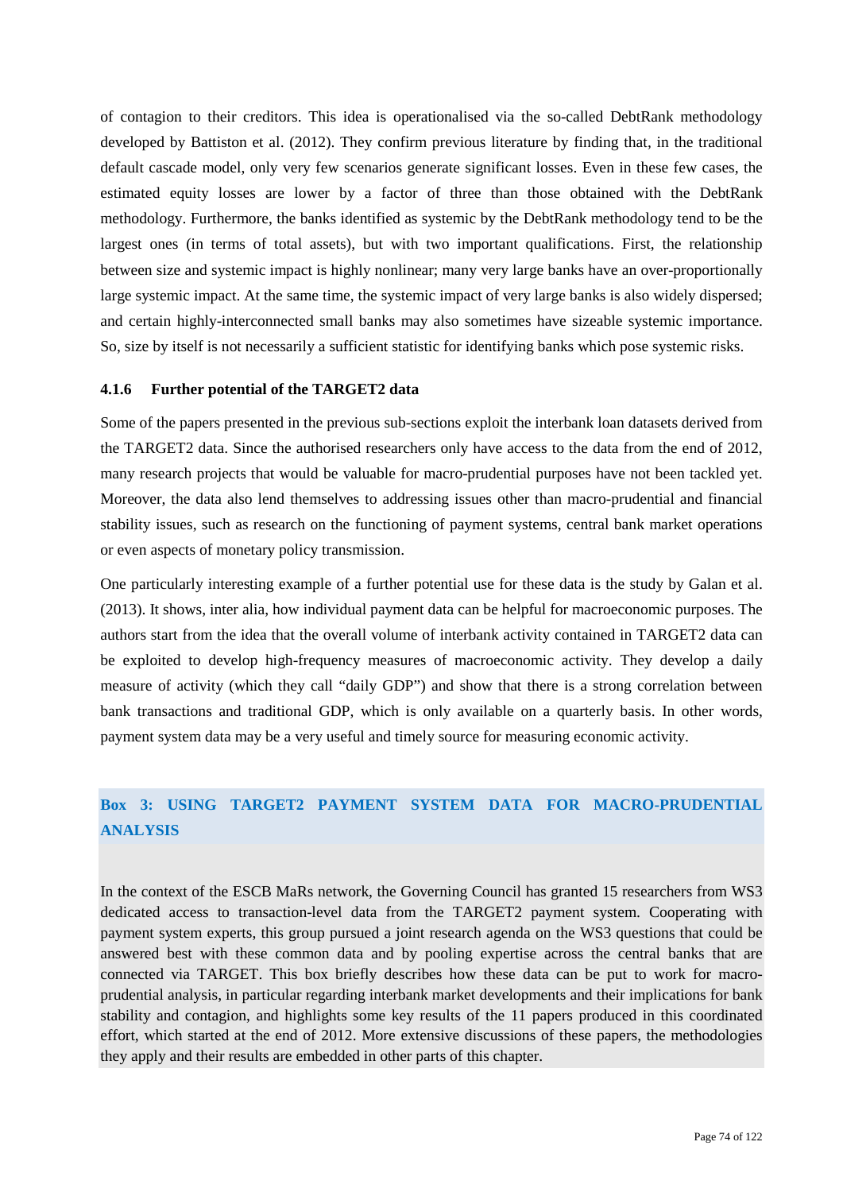of contagion to their creditors. This idea is operationalised via the so-called DebtRank methodology developed by Battiston et al. (2012). They confirm previous literature by finding that, in the traditional default cascade model, only very few scenarios generate significant losses. Even in these few cases, the estimated equity losses are lower by a factor of three than those obtained with the DebtRank methodology. Furthermore, the banks identified as systemic by the DebtRank methodology tend to be the largest ones (in terms of total assets), but with two important qualifications. First, the relationship between size and systemic impact is highly nonlinear; many very large banks have an over-proportionally large systemic impact. At the same time, the systemic impact of very large banks is also widely dispersed; and certain highly-interconnected small banks may also sometimes have sizeable systemic importance. So, size by itself is not necessarily a sufficient statistic for identifying banks which pose systemic risks.

#### 4.1.6 Further potential of the TARGET2 data

Some of the papers presented in the previous sub-sections exploit the interbank loan datasets derived from the TARGET2 data. Since the authorised researchers only have access to the data from the end of 2012, many research projects that would be valuable for macro-prudential purposes have not been tackled yet. Moreover, the data also lend themselves to addressing issues other than macro-prudential and financial stability issues, such as research on the functioning of payment systems, central bank market operations or even aspects of monetary policy transmission.

One particularly interesting example of a further potential use for these data is the study by Galan et al. (2013). It shows, inter alia, how individual payment data can be helpful for macroeconomic purposes. The authors start from the idea that the overall volume of interbank activity contained in TARGET2 data can be exploited to develop high-frequency measures of macroeconomic activity. They develop a daily measure of activity (which they call "daily GDP") and show that there is a strong correlation between bank transactions and traditional GDP, which is only available on a quarterly basis. In other words, payment system data may be a very useful and timely source for measuring economic activity.

**Box 3: USING TARGET2 PAYMENT SYSTEM DATA FOR MACRO-PRUDENTIAL ANALYSIS**

In the context of the ESCB MaRs network, the Governing Council has granted 15 researchers from WS3 dedicated access to transaction-level data from the TARGET2 payment system. Cooperating with payment system experts, this group pursued a joint research agenda on the WS3 questions that could be answered best with these common data and by pooling expertise across the central banks that are connected via TARGET. This box briefly describes how these data can be put to work for macro-prudential analysis, in particular regarding interbank market developments and their implications for bank stability and contagion, and highlights some key results of the 11 papers produced in this coordinated effort, which started at the end of 2012. More extensive discussions of these papers, the methodologies they apply and their results are embedded in other parts of this chapter.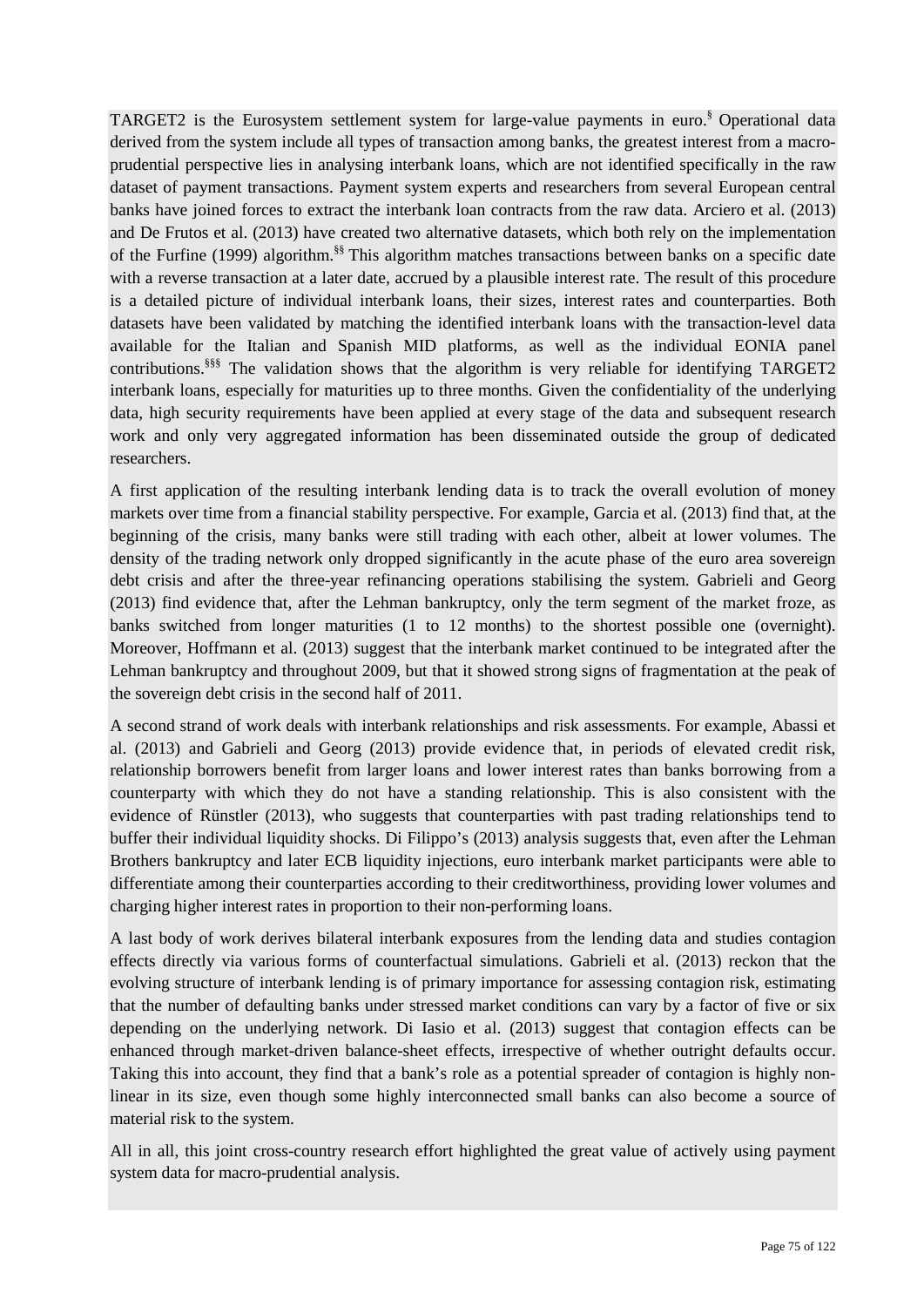TARGET2 is the Eurosystem settlement system for large-value payments in euro.[§] Operational data derived from the system include all types of transaction among banks, the greatest interest from a macro-prudential perspective lies in analysing interbank loans, which are not identified specifically in the raw dataset of payment transactions. Payment system experts and researchers from several European central banks have joined forces to extract the interbank loan contracts from the raw data. Arciero et al. (2013) and De Frutos et al. (2013) have created two alternative datasets, which both rely on the implementation of the Furfine (1999) algorithm.[§§] This algorithm matches transactions between banks on a specific date with a reverse transaction at a later date, accrued by a plausible interest rate. The result of this procedure is a detailed picture of individual interbank loans, their sizes, interest rates and counterparties. Both datasets have been validated by matching the identified interbank loans with the transaction-level data available for the Italian and Spanish MID platforms, as well as the individual EONIA panel contributions.[§§§] The validation shows that the algorithm is very reliable for identifying TARGET2 interbank loans, especially for maturities up to three months. Given the confidentiality of the underlying data, high security requirements have been applied at every stage of the data and subsequent research work and only very aggregated information has been disseminated outside the group of dedicated researchers.

A first application of the resulting interbank lending data is to track the overall evolution of money markets over time from a financial stability perspective. For example, Garcia et al. (2013) find that, at the beginning of the crisis, many banks were still trading with each other, albeit at lower volumes. The density of the trading network only dropped significantly in the acute phase of the euro area sovereign debt crisis and after the three-year refinancing operations stabilising the system. Gabrieli and Georg (2013) find evidence that, after the Lehman bankruptcy, only the term segment of the market froze, as banks switched from longer maturities (1 to 12 months) to the shortest possible one (overnight). Moreover, Hoffmann et al. (2013) suggest that the interbank market continued to be integrated after the Lehman bankruptcy and throughout 2009, but that it showed strong signs of fragmentation at the peak of the sovereign debt crisis in the second half of 2011.

A second strand of work deals with interbank relationships and risk assessments. For example, Abassi et al. (2013) and Gabrieli and Georg (2013) provide evidence that, in periods of elevated credit risk, relationship borrowers benefit from larger loans and lower interest rates than banks borrowing from a counterparty with which they do not have a standing relationship. This is also consistent with the evidence of Rünstler (2013), who suggests that counterparties with past trading relationships tend to buffer their individual liquidity shocks. Di Filippo's (2013) analysis suggests that, even after the Lehman Brothers bankruptcy and later ECB liquidity injections, euro interbank market participants were able to differentiate among their counterparties according to their creditworthiness, providing lower volumes and charging higher interest rates in proportion to their non-performing loans.

A last body of work derives bilateral interbank exposures from the lending data and studies contagion effects directly via various forms of counterfactual simulations. Gabrieli et al. (2013) reckon that the evolving structure of interbank lending is of primary importance for assessing contagion risk, estimating that the number of defaulting banks under stressed market conditions can vary by a factor of five or six depending on the underlying network. Di Iasio et al. (2013) suggest that contagion effects can be enhanced through market-driven balance-sheet effects, irrespective of whether outright defaults occur. Taking this into account, they find that a bank's role as a potential spreader of contagion is highly non-linear in its size, even though some highly interconnected small banks can also become a source of material risk to the system.

All in all, this joint cross-country research effort highlighted the great value of actively using payment system data for macro-prudential analysis.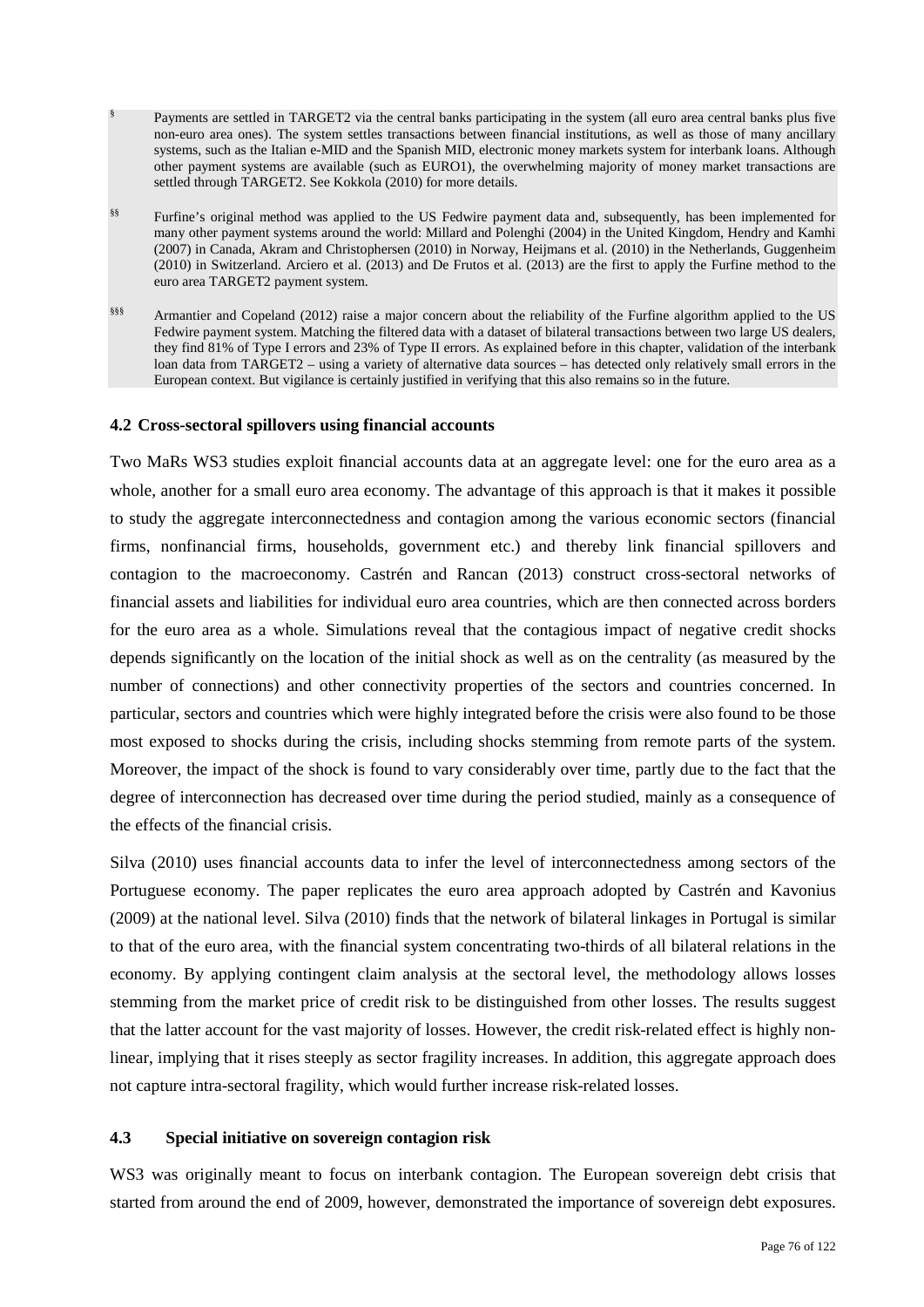§ Payments are settled in TARGET2 via the central banks participating in the system (all euro area central banks plus five non-euro area ones). The system settles transactions between financial institutions, as well as those of many ancillary systems, such as the Italian e-MID and the Spanish MID, electronic money markets system for interbank loans. Although other payment systems are available (such as EURO1), the overwhelming majority of money market transactions are settled through TARGET2. See Kokkola (2010) for more details.

§§ Furfine's original method was applied to the US Fedwire payment data and, subsequently, has been implemented for many other payment systems around the world: Millard and Polenghi (2004) in the United Kingdom, Hendry and Kamhi (2007) in Canada, Akram and Christophersen (2010) in Norway, Heijmans et al. (2010) in the Netherlands, Guggenheim (2010) in Switzerland. Arciero et al. (2013) and De Frutos et al. (2013) are the first to apply the Furfine method to the euro area TARGET2 payment system.

§§§ Armantier and Copeland (2012) raise a major concern about the reliability of the Furfine algorithm applied to the US Fedwire payment system. Matching the filtered data with a dataset of bilateral transactions between two large US dealers, they find 81% of Type I errors and 23% of Type II errors. As explained before in this chapter, validation of the interbank loan data from TARGET2 – using a variety of alternative data sources – has detected only relatively small errors in the European context. But vigilance is certainly justified in verifying that this also remains so in the future.

### 4.2 Cross-sectoral spillovers using financial accounts

Two MaRs WS3 studies exploit financial accounts data at an aggregate level: one for the euro area as a whole, another for a small euro area economy. The advantage of this approach is that it makes it possible to study the aggregate interconnectedness and contagion among the various economic sectors (financial firms, nonfinancial firms, households, government etc.) and thereby link financial spillovers and contagion to the macroeconomy. Castrén and Rancan (2013) construct cross-sectoral networks of financial assets and liabilities for individual euro area countries, which are then connected across borders for the euro area as a whole. Simulations reveal that the contagious impact of negative credit shocks depends significantly on the location of the initial shock as well as on the centrality (as measured by the number of connections) and other connectivity properties of the sectors and countries concerned. In particular, sectors and countries which were highly integrated before the crisis were also found to be those most exposed to shocks during the crisis, including shocks stemming from remote parts of the system. Moreover, the impact of the shock is found to vary considerably over time, partly due to the fact that the degree of interconnection has decreased over time during the period studied, mainly as a consequence of the effects of the financial crisis.

Silva (2010) uses financial accounts data to infer the level of interconnectedness among sectors of the Portuguese economy. The paper replicates the euro area approach adopted by Castrén and Kavonius (2009) at the national level. Silva (2010) finds that the network of bilateral linkages in Portugal is similar to that of the euro area, with the financial system concentrating two-thirds of all bilateral relations in the economy. By applying contingent claim analysis at the sectoral level, the methodology allows losses stemming from the market price of credit risk to be distinguished from other losses. The results suggest that the latter account for the vast majority of losses. However, the credit risk-related effect is highly non-linear, implying that it rises steeply as sector fragility increases. In addition, this aggregate approach does not capture intra-sectoral fragility, which would further increase risk-related losses.

### 4.3 Special initiative on sovereign contagion risk

WS3 was originally meant to focus on interbank contagion. The European sovereign debt crisis that started from around the end of 2009, however, demonstrated the importance of sovereign debt exposures.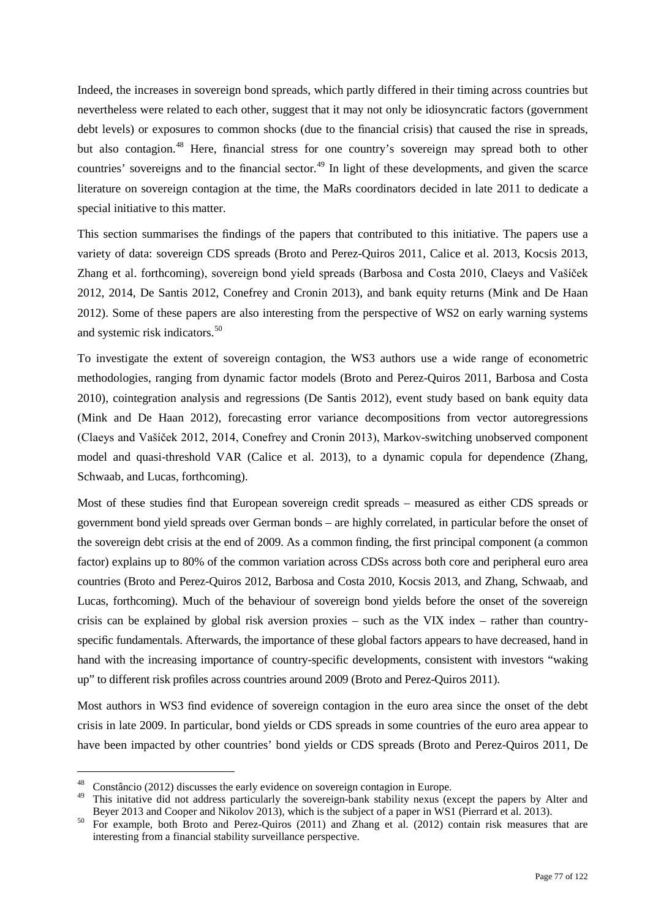Indeed, the increases in sovereign bond spreads, which partly differed in their timing across countries but nevertheless were related to each other, suggest that it may not only be idiosyncratic factors (government debt levels) or exposures to common shocks (due to the financial crisis) that caused the rise in spreads, but also contagion.[48] Here, financial stress for one country's sovereign may spread both to other countries' sovereigns and to the financial sector.[49] In light of these developments, and given the scarce literature on sovereign contagion at the time, the MaRs coordinators decided in late 2011 to dedicate a special initiative to this matter.

This section summarises the findings of the papers that contributed to this initiative. The papers use a variety of data: sovereign CDS spreads (Broto and Perez-Quiros 2011, Calice et al. 2013, Kocsis 2013, Zhang et al. forthcoming), sovereign bond yield spreads (Barbosa and Costa 2010, Claeys and Vašíček 2012, 2014, De Santis 2012, Conefrey and Cronin 2013), and bank equity returns (Mink and De Haan 2012). Some of these papers are also interesting from the perspective of WS2 on early warning systems and systemic risk indicators.[50]

To investigate the extent of sovereign contagion, the WS3 authors use a wide range of econometric methodologies, ranging from dynamic factor models (Broto and Perez-Quiros 2011, Barbosa and Costa 2010), cointegration analysis and regressions (De Santis 2012), event study based on bank equity data (Mink and De Haan 2012), forecasting error variance decompositions from vector autoregressions (Claeys and Vašíček 2012, 2014, Conefrey and Cronin 2013), Markov-switching unobserved component model and quasi-threshold VAR (Calice et al. 2013), to a dynamic copula for dependence (Zhang, Schwaab, and Lucas, forthcoming).

Most of these studies find that European sovereign credit spreads – measured as either CDS spreads or government bond yield spreads over German bonds – are highly correlated, in particular before the onset of the sovereign debt crisis at the end of 2009. As a common finding, the first principal component (a common factor) explains up to 80% of the common variation across CDSs across both core and peripheral euro area countries (Broto and Perez-Quiros 2012, Barbosa and Costa 2010, Kocsis 2013, and Zhang, Schwaab, and Lucas, forthcoming). Much of the behaviour of sovereign bond yields before the onset of the sovereign crisis can be explained by global risk aversion proxies – such as the VIX index – rather than country-specific fundamentals. Afterwards, the importance of these global factors appears to have decreased, hand in hand with the increasing importance of country-specific developments, consistent with investors "waking up" to different risk profiles across countries around 2009 (Broto and Perez-Quiros 2011).

Most authors in WS3 find evidence of sovereign contagion in the euro area since the onset of the debt crisis in late 2009. In particular, bond yields or CDS spreads in some countries of the euro area appear to have been impacted by other countries' bond yields or CDS spreads (Broto and Perez-Quiros 2011, De

---

[48] Constâncio (2012) discusses the early evidence on sovereign contagion in Europe.

[49] This initative did not address particularly the sovereign-bank stability nexus (except the papers by Alter and Beyer 2013 and Cooper and Nikolov 2013), which is the subject of a paper in WS1 (Pierrard et al. 2013).

[50] For example, both Broto and Perez-Quiros (2011) and Zhang et al. (2012) contain risk measures that are interesting from a financial stability surveillance perspective.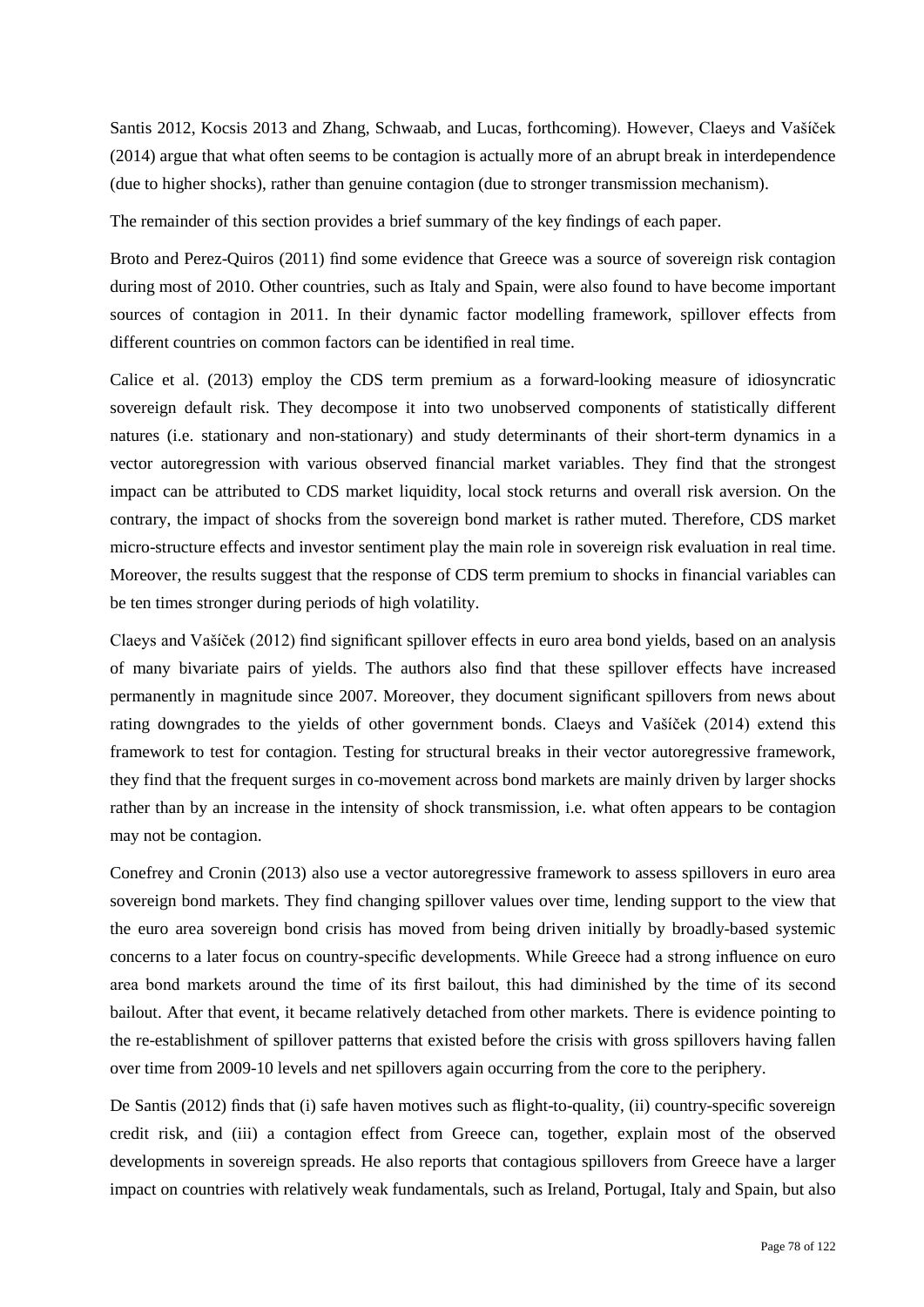Santis 2012, Kocsis 2013 and Zhang, Schwaab, and Lucas, forthcoming). However, Claeys and Vašíček (2014) argue that what often seems to be contagion is actually more of an abrupt break in interdependence (due to higher shocks), rather than genuine contagion (due to stronger transmission mechanism).

The remainder of this section provides a brief summary of the key findings of each paper.

Broto and Perez-Quiros (2011) find some evidence that Greece was a source of sovereign risk contagion during most of 2010. Other countries, such as Italy and Spain, were also found to have become important sources of contagion in 2011. In their dynamic factor modelling framework, spillover effects from different countries on common factors can be identified in real time.

Calice et al. (2013) employ the CDS term premium as a forward-looking measure of idiosyncratic sovereign default risk. They decompose it into two unobserved components of statistically different natures (i.e. stationary and non-stationary) and study determinants of their short-term dynamics in a vector autoregression with various observed financial market variables. They find that the strongest impact can be attributed to CDS market liquidity, local stock returns and overall risk aversion. On the contrary, the impact of shocks from the sovereign bond market is rather muted. Therefore, CDS market micro-structure effects and investor sentiment play the main role in sovereign risk evaluation in real time. Moreover, the results suggest that the response of CDS term premium to shocks in financial variables can be ten times stronger during periods of high volatility.

Claeys and Vašíček (2012) find significant spillover effects in euro area bond yields, based on an analysis of many bivariate pairs of yields. The authors also find that these spillover effects have increased permanently in magnitude since 2007. Moreover, they document significant spillovers from news about rating downgrades to the yields of other government bonds. Claeys and Vašíček (2014) extend this framework to test for contagion. Testing for structural breaks in their vector autoregressive framework, they find that the frequent surges in co-movement across bond markets are mainly driven by larger shocks rather than by an increase in the intensity of shock transmission, i.e. what often appears to be contagion may not be contagion.

Conefrey and Cronin (2013) also use a vector autoregressive framework to assess spillovers in euro area sovereign bond markets. They find changing spillover values over time, lending support to the view that the euro area sovereign bond crisis has moved from being driven initially by broadly-based systemic concerns to a later focus on country-specific developments. While Greece had a strong influence on euro area bond markets around the time of its first bailout, this had diminished by the time of its second bailout. After that event, it became relatively detached from other markets. There is evidence pointing to the re-establishment of spillover patterns that existed before the crisis with gross spillovers having fallen over time from 2009-10 levels and net spillovers again occurring from the core to the periphery.

De Santis (2012) finds that (i) safe haven motives such as flight-to-quality, (ii) country-specific sovereign credit risk, and (iii) a contagion effect from Greece can, together, explain most of the observed developments in sovereign spreads. He also reports that contagious spillovers from Greece have a larger impact on countries with relatively weak fundamentals, such as Ireland, Portugal, Italy and Spain, but also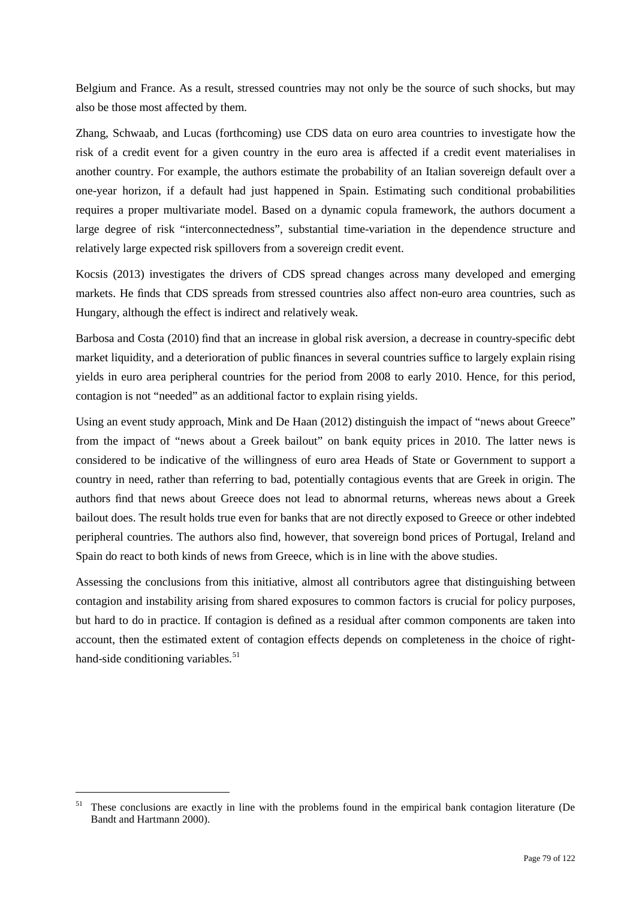Belgium and France. As a result, stressed countries may not only be the source of such shocks, but may also be those most affected by them.

Zhang, Schwaab, and Lucas (forthcoming) use CDS data on euro area countries to investigate how the risk of a credit event for a given country in the euro area is affected if a credit event materialises in another country. For example, the authors estimate the probability of an Italian sovereign default over a one-year horizon, if a default had just happened in Spain. Estimating such conditional probabilities requires a proper multivariate model. Based on a dynamic copula framework, the authors document a large degree of risk "interconnectedness", substantial time-variation in the dependence structure and relatively large expected risk spillovers from a sovereign credit event.

Kocsis (2013) investigates the drivers of CDS spread changes across many developed and emerging markets. He finds that CDS spreads from stressed countries also affect non-euro area countries, such as Hungary, although the effect is indirect and relatively weak.

Barbosa and Costa (2010) find that an increase in global risk aversion, a decrease in country-specific debt market liquidity, and a deterioration of public finances in several countries suffice to largely explain rising yields in euro area peripheral countries for the period from 2008 to early 2010. Hence, for this period, contagion is not "needed" as an additional factor to explain rising yields.

Using an event study approach, Mink and De Haan (2012) distinguish the impact of "news about Greece" from the impact of "news about a Greek bailout" on bank equity prices in 2010. The latter news is considered to be indicative of the willingness of euro area Heads of State or Government to support a country in need, rather than referring to bad, potentially contagious events that are Greek in origin. The authors find that news about Greece does not lead to abnormal returns, whereas news about a Greek bailout does. The result holds true even for banks that are not directly exposed to Greece or other indebted peripheral countries. The authors also find, however, that sovereign bond prices of Portugal, Ireland and Spain do react to both kinds of news from Greece, which is in line with the above studies.

Assessing the conclusions from this initiative, almost all contributors agree that distinguishing between contagion and instability arising from shared exposures to common factors is crucial for policy purposes, but hard to do in practice. If contagion is defined as a residual after common components are taken into account, then the estimated extent of contagion effects depends on completeness in the choice of right-hand-side conditioning variables.[51]

[51] These conclusions are exactly in line with the problems found in the empirical bank contagion literature (De Bandt and Hartmann 2000).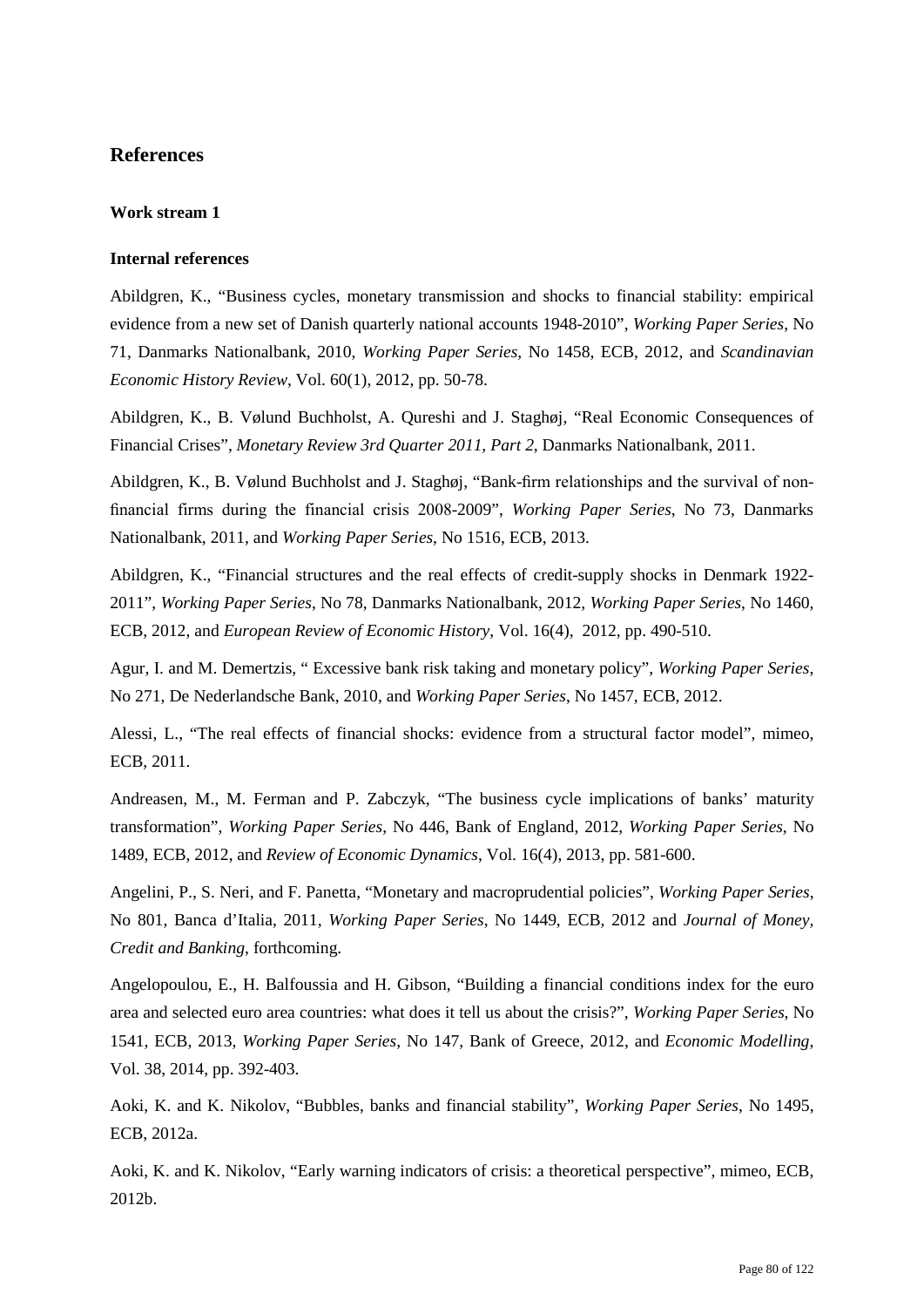## References

### Work stream 1

#### Internal references

Abildgren, K., "Business cycles, monetary transmission and shocks to financial stability: empirical evidence from a new set of Danish quarterly national accounts 1948-2010", *Working Paper Series*, No 71, Danmarks Nationalbank, 2010, *Working Paper Series*, No 1458, ECB, 2012, and *Scandinavian Economic History Review*, Vol. 60(1), 2012, pp. 50-78.

Abildgren, K., B. Vølund Buchholst, A. Qureshi and J. Staghøj, "Real Economic Consequences of Financial Crises", *Monetary Review 3rd Quarter 2011, Part 2*, Danmarks Nationalbank, 2011.

Abildgren, K., B. Vølund Buchholst and J. Staghøj, "Bank-firm relationships and the survival of non-financial firms during the financial crisis 2008-2009", *Working Paper Series*, No 73, Danmarks Nationalbank, 2011, and *Working Paper Series*, No 1516, ECB, 2013.

Abildgren, K., "Financial structures and the real effects of credit-supply shocks in Denmark 1922-2011", *Working Paper Series*, No 78, Danmarks Nationalbank, 2012, *Working Paper Series*, No 1460, ECB, 2012, and *European Review of Economic History*, Vol. 16(4), 2012, pp. 490-510.

Agur, I. and M. Demertzis, " Excessive bank risk taking and monetary policy", *Working Paper Series*, No 271, De Nederlandsche Bank, 2010, and *Working Paper Series*, No 1457, ECB, 2012.

Alessi, L., "The real effects of financial shocks: evidence from a structural factor model", mimeo, ECB, 2011.

Andreasen, M., M. Ferman and P. Zabczyk, "The business cycle implications of banks' maturity transformation", *Working Paper Series*, No 446, Bank of England, 2012, *Working Paper Series*, No 1489, ECB, 2012, and *Review of Economic Dynamics*, Vol. 16(4), 2013, pp. 581-600.

Angelini, P., S. Neri, and F. Panetta, "Monetary and macroprudential policies", *Working Paper Series*, No 801, Banca d'Italia, 2011, *Working Paper Series*, No 1449, ECB, 2012 and *Journal of Money, Credit and Banking*, forthcoming.

Angelopoulou, E., H. Balfoussia and H. Gibson, "Building a financial conditions index for the euro area and selected euro area countries: what does it tell us about the crisis?", *Working Paper Series*, No 1541, ECB, 2013, *Working Paper Series*, No 147, Bank of Greece, 2012, and *Economic Modelling*, Vol. 38, 2014, pp. 392-403.

Aoki, K. and K. Nikolov, "Bubbles, banks and financial stability", *Working Paper Series*, No 1495, ECB, 2012a.

Aoki, K. and K. Nikolov, "Early warning indicators of crisis: a theoretical perspective", mimeo, ECB, 2012b.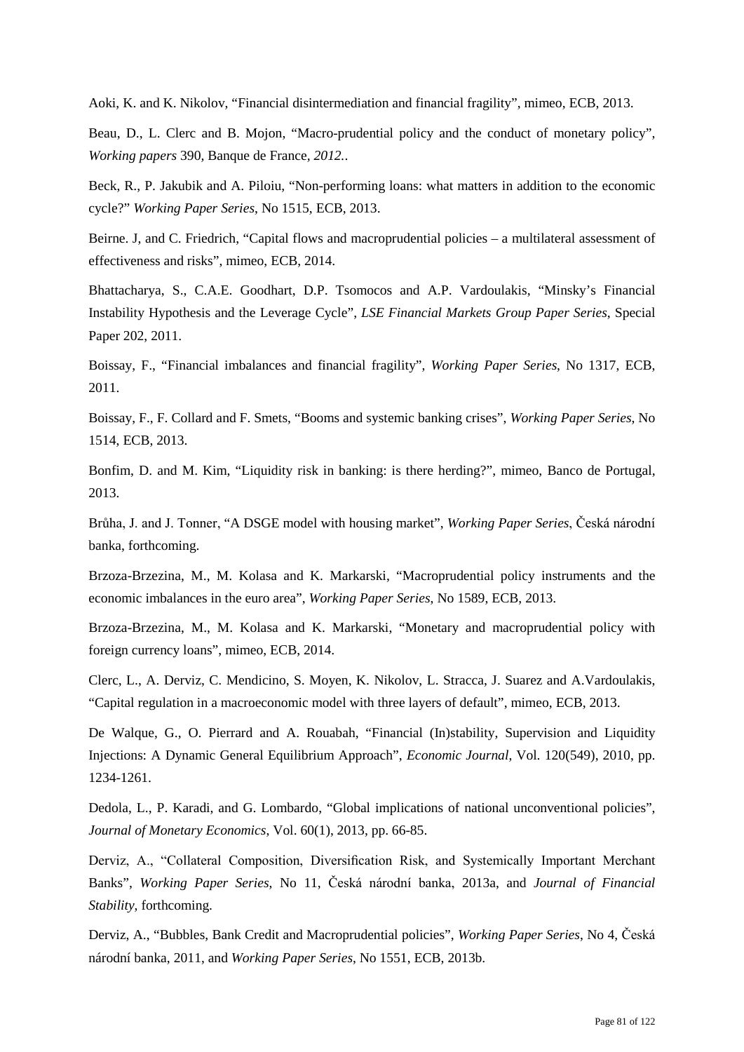Aoki, K. and K. Nikolov, “Financial disintermediation and financial fragility”, mimeo, ECB, 2013.

Beau, D., L. Clerc and B. Mojon, “Macro-prudential policy and the conduct of monetary policy”, *Working papers* 390, Banque de France, *2012.*.

Beck, R., P. Jakubik and A. Piloiu, “Non-performing loans: what matters in addition to the economic cycle?” *Working Paper Series*, No 1515, ECB, 2013.

Beirne. J, and C. Friedrich, “Capital flows and macroprudential policies – a multilateral assessment of effectiveness and risks”, mimeo, ECB, 2014.

Bhattacharya, S., C.A.E. Goodhart, D.P. Tsomocos and A.P. Vardoulakis, “Minsky’s Financial Instability Hypothesis and the Leverage Cycle”, *LSE Financial Markets Group Paper Series*, Special Paper 202, 2011.

Boissay, F., “Financial imbalances and financial fragility”, *Working Paper Series*, No 1317, ECB, 2011.

Boissay, F., F. Collard and F. Smets, “Booms and systemic banking crises”, *Working Paper Series*, No 1514, ECB, 2013.

Bonfim, D. and M. Kim, “Liquidity risk in banking: is there herding?”, mimeo, Banco de Portugal, 2013.

Brůha, J. and J. Tonner, “A DSGE model with housing market”, *Working Paper Series*, Česká národní banka, forthcoming.

Brzoza-Brzezina, M., M. Kolasa and K. Markarski, “Macroprudential policy instruments and the economic imbalances in the euro area”, *Working Paper Series*, No 1589, ECB, 2013.

Brzoza-Brzezina, M., M. Kolasa and K. Markarski, “Monetary and macroprudential policy with foreign currency loans”, mimeo, ECB, 2014.

Clerc, L., A. Derviz, C. Mendicino, S. Moyen, K. Nikolov, L. Stracca, J. Suarez and A.Vardoulakis, “Capital regulation in a macroeconomic model with three layers of default”, mimeo, ECB, 2013.

De Walque, G., O. Pierrard and A. Rouabah, “Financial (In)stability, Supervision and Liquidity Injections: A Dynamic General Equilibrium Approach”, *Economic Journal*, Vol. 120(549), 2010, pp. 1234-1261.

Dedola, L., P. Karadi, and G. Lombardo, “Global implications of national unconventional policies”, *Journal of Monetary Economics*, Vol. 60(1), 2013, pp. 66-85.

Derviz, A., “Collateral Composition, Diversification Risk, and Systemically Important Merchant Banks”, *Working Paper Series*, No 11, Česká národní banka, 2013a, and *Journal of Financial Stability*, forthcoming.

Derviz, A., “Bubbles, Bank Credit and Macroprudential policies”, *Working Paper Series*, No 4, Česká národní banka, 2011, and *Working Paper Series*, No 1551, ECB, 2013b.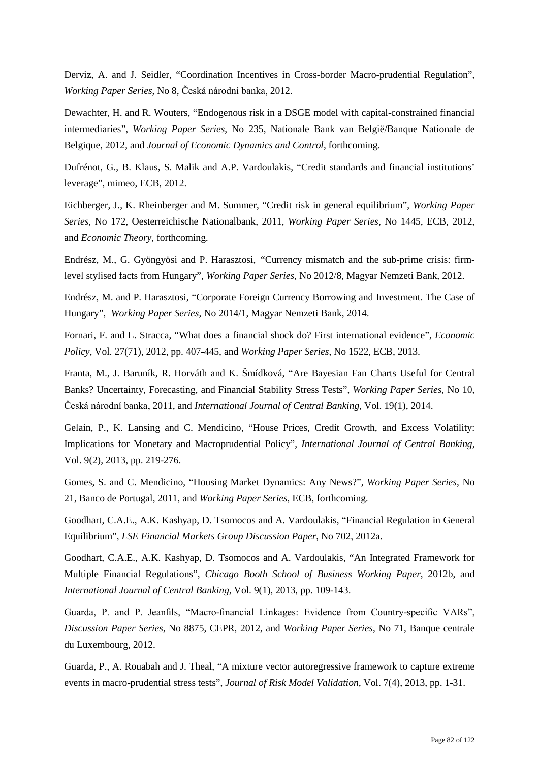Derviz, A. and J. Seidler, "Coordination Incentives in Cross-border Macro-prudential Regulation", *Working Paper Series*, No 8, Česká národní banka, 2012.

Dewachter, H. and R. Wouters, "Endogenous risk in a DSGE model with capital-constrained financial intermediaries", *Working Paper Series*, No 235, Nationale Bank van België/Banque Nationale de Belgique, 2012, and *Journal of Economic Dynamics and Control*, forthcoming.

Dufrénot, G., B. Klaus, S. Malik and A.P. Vardoulakis, "Credit standards and financial institutions' leverage", mimeo, ECB, 2012.

Eichberger, J., K. Rheinberger and M. Summer, "Credit risk in general equilibrium", *Working Paper Series*, No 172, Oesterreichische Nationalbank, 2011, *Working Paper Series*, No 1445, ECB, 2012, and *Economic Theory*, forthcoming.

Endrész, M., G. Gyöngyösi and P. Harasztosi, "Currency mismatch and the sub-prime crisis: firm-level stylised facts from Hungary", *Working Paper Series*, No 2012/8, Magyar Nemzeti Bank, 2012.

Endrész, M. and P. Harasztosi, "Corporate Foreign Currency Borrowing and Investment. The Case of Hungary", *Working Paper Series*, No 2014/1, Magyar Nemzeti Bank, 2014.

Fornari, F. and L. Stracca, "What does a financial shock do? First international evidence", *Economic Policy*, Vol. 27(71), 2012, pp. 407-445, and *Working Paper Series*, No 1522, ECB, 2013.

Franta, M., J. Baruník, R. Horváth and K. Šmídková, "Are Bayesian Fan Charts Useful for Central Banks? Uncertainty, Forecasting, and Financial Stability Stress Tests", *Working Paper Series*, No 10, Česká národní banka, 2011, and *International Journal of Central Banking*, Vol. 19(1), 2014.

Gelain, P., K. Lansing and C. Mendicino, "House Prices, Credit Growth, and Excess Volatility: Implications for Monetary and Macroprudential Policy", *International Journal of Central Banking*, Vol. 9(2), 2013, pp. 219-276.

Gomes, S. and C. Mendicino, "Housing Market Dynamics: Any News?", *Working Paper Series*, No 21, Banco de Portugal, 2011, and *Working Paper Series*, ECB, forthcoming.

Goodhart, C.A.E., A.K. Kashyap, D. Tsomocos and A. Vardoulakis, "Financial Regulation in General Equilibrium", *LSE Financial Markets Group Discussion Paper*, No 702, 2012a.

Goodhart, C.A.E., A.K. Kashyap, D. Tsomocos and A. Vardoulakis, "An Integrated Framework for Multiple Financial Regulations", *Chicago Booth School of Business Working Paper*, 2012b, and *International Journal of Central Banking*, Vol. 9(1), 2013, pp. 109-143.

Guarda, P. and P. Jeanfils, "Macro-financial Linkages: Evidence from Country-specific VARs", *Discussion Paper Series*, No 8875, CEPR, 2012, and *Working Paper Series*, No 71, Banque centrale du Luxembourg, 2012.

Guarda, P., A. Rouabah and J. Theal, "A mixture vector autoregressive framework to capture extreme events in macro-prudential stress tests", *Journal of Risk Model Validation*, Vol. 7(4), 2013, pp. 1-31.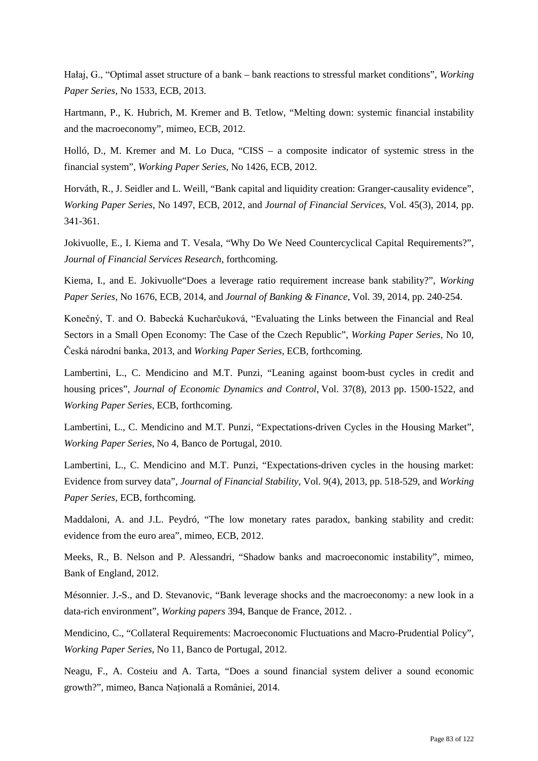Hałaj, G., "Optimal asset structure of a bank – bank reactions to stressful market conditions", *Working Paper Series*, No 1533, ECB, 2013.

Hartmann, P., K. Hubrich, M. Kremer and B. Tetlow, "Melting down: systemic financial instability and the macroeconomy", mimeo, ECB, 2012.

Holló, D., M. Kremer and M. Lo Duca, "CISS – a composite indicator of systemic stress in the financial system", *Working Paper Series*, No 1426, ECB, 2012.

Horváth, R., J. Seidler and L. Weill, "Bank capital and liquidity creation: Granger-causality evidence", *Working Paper Series*, No 1497, ECB, 2012, and *Journal of Financial Services*, Vol. 45(3), 2014, pp. 341-361.

Jokivuolle, E., I. Kiema and T. Vesala, "Why Do We Need Countercyclical Capital Requirements?", *Journal of Financial Services Research*, forthcoming.

Kiema, I., and E. Jokivuolle"Does a leverage ratio requirement increase bank stability?", *Working Paper Series*, No 1676, ECB, 2014, and *Journal of Banking & Finance*, Vol. 39, 2014, pp. 240-254.

Konečný, T. and O. Babecká Kucharčuková, "Evaluating the Links between the Financial and Real Sectors in a Small Open Economy: The Case of the Czech Republic", *Working Paper Series*, No 10, Česká národní banka, 2013, and *Working Paper Series*, ECB, forthcoming.

Lambertini, L., C. Mendicino and M.T. Punzi, "Leaning against boom-bust cycles in credit and housing prices", *Journal of Economic Dynamics and Control*, Vol. 37(8), 2013 pp. 1500-1522, and *Working Paper Series*, ECB, forthcoming.

Lambertini, L., C. Mendicino and M.T. Punzi, "Expectations-driven Cycles in the Housing Market", *Working Paper Series*, No 4, Banco de Portugal, 2010.

Lambertini, L., C. Mendicino and M.T. Punzi, "Expectations-driven cycles in the housing market: Evidence from survey data", *Journal of Financial Stability*, Vol. 9(4), 2013, pp. 518-529, and *Working Paper Series*, ECB, forthcoming.

Maddaloni, A. and J.L. Peydró, "The low monetary rates paradox, banking stability and credit: evidence from the euro area", mimeo, ECB, 2012.

Meeks, R., B. Nelson and P. Alessandri, "Shadow banks and macroeconomic instability", mimeo, Bank of England, 2012.

Mésonnier. J.-S., and D. Stevanovic, "Bank leverage shocks and the macroeconomy: a new look in a data-rich environment", *Working papers* 394, Banque de France, 2012. .

Mendicino, C., "Collateral Requirements: Macroeconomic Fluctuations and Macro-Prudential Policy", *Working Paper Series*, No 11, Banco de Portugal, 2012.

Neagu, F., A. Costeiu and A. Tarta, "Does a sound financial system deliver a sound economic growth?", mimeo, Banca Națională a României, 2014.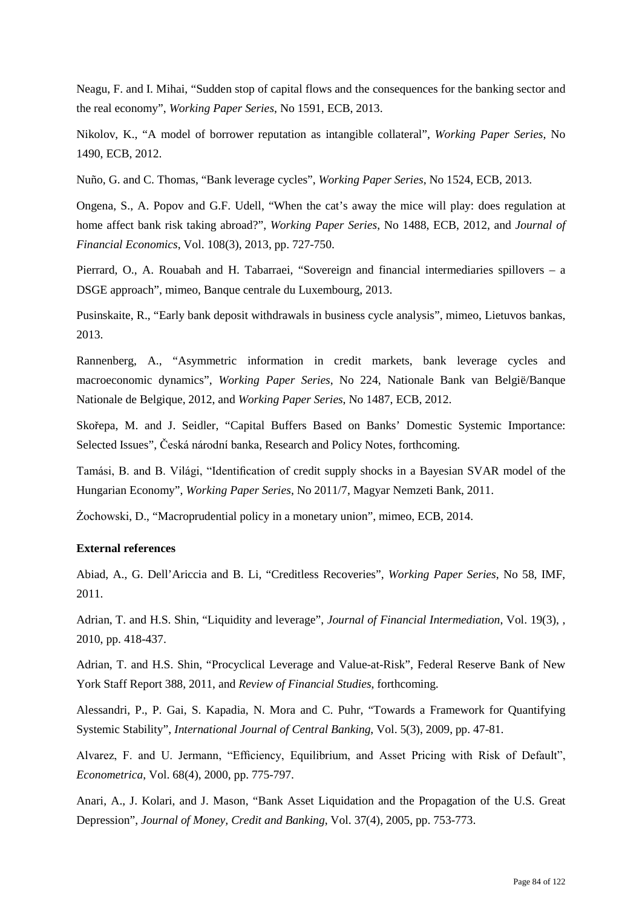Neagu, F. and I. Mihai, "Sudden stop of capital flows and the consequences for the banking sector and the real economy", *Working Paper Series*, No 1591, ECB, 2013.

Nikolov, K., "A model of borrower reputation as intangible collateral", *Working Paper Series*, No 1490, ECB, 2012.

Nuño, G. and C. Thomas, "Bank leverage cycles", *Working Paper Series*, No 1524, ECB, 2013.

Ongena, S., A. Popov and G.F. Udell, "When the cat's away the mice will play: does regulation at home affect bank risk taking abroad?", *Working Paper Series*, No 1488, ECB, 2012, and *Journal of Financial Economics*, Vol. 108(3), 2013, pp. 727-750.

Pierrard, O., A. Rouabah and H. Tabarraei, "Sovereign and financial intermediaries spillovers – a DSGE approach", mimeo, Banque centrale du Luxembourg, 2013.

Pusinskaite, R., "Early bank deposit withdrawals in business cycle analysis", mimeo, Lietuvos bankas, 2013.

Rannenberg, A., "Asymmetric information in credit markets, bank leverage cycles and macroeconomic dynamics", *Working Paper Series*, No 224, Nationale Bank van België/Banque Nationale de Belgique, 2012, and *Working Paper Series*, No 1487, ECB, 2012.

Skořepa, M. and J. Seidler, "Capital Buffers Based on Banks' Domestic Systemic Importance: Selected Issues", Česká národní banka, Research and Policy Notes, forthcoming.

Tamási, B. and B. Világi, "Identification of credit supply shocks in a Bayesian SVAR model of the Hungarian Economy", *Working Paper Series*, No 2011/7, Magyar Nemzeti Bank, 2011.

Żochowski, D., "Macroprudential policy in a monetary union", mimeo, ECB, 2014.

**External references**

Abiad, A., G. Dell'Ariccia and B. Li, "Creditless Recoveries", *Working Paper Series*, No 58, IMF, 2011.

Adrian, T. and H.S. Shin, "Liquidity and leverage", *Journal of Financial Intermediation*, Vol. 19(3), , 2010, pp. 418-437.

Adrian, T. and H.S. Shin, "Procyclical Leverage and Value-at-Risk", Federal Reserve Bank of New York Staff Report 388, 2011, and *Review of Financial Studies*, forthcoming.

Alessandri, P., P. Gai, S. Kapadia, N. Mora and C. Puhr, "Towards a Framework for Quantifying Systemic Stability", *International Journal of Central Banking*, Vol. 5(3), 2009, pp. 47-81.

Alvarez, F. and U. Jermann, "Efficiency, Equilibrium, and Asset Pricing with Risk of Default", *Econometrica*, Vol. 68(4), 2000, pp. 775-797.

Anari, A., J. Kolari, and J. Mason, "Bank Asset Liquidation and the Propagation of the U.S. Great Depression", *Journal of Money, Credit and Banking*, Vol. 37(4), 2005, pp. 753-773.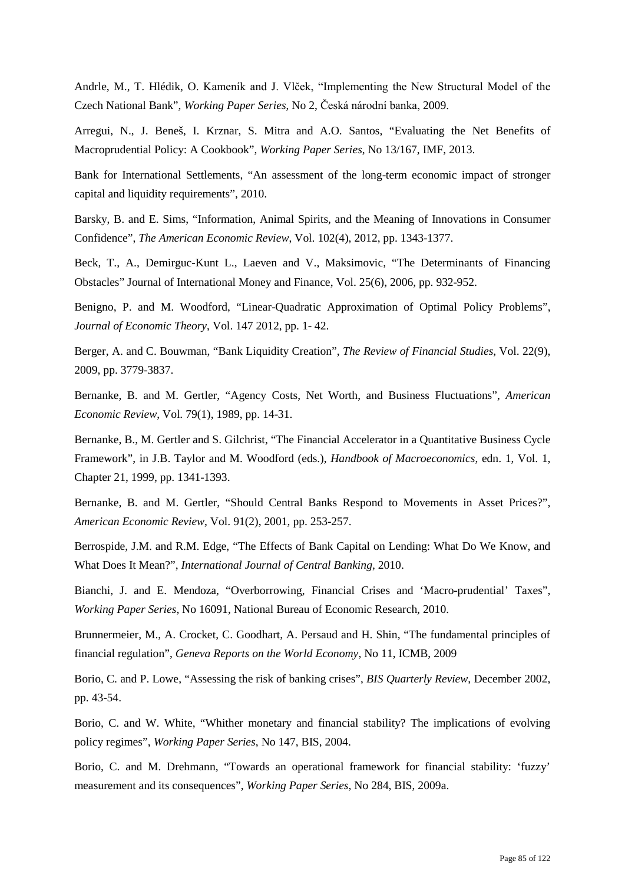Andrle, M., T. Hlédik, O. Kameník and J. Vlček, "Implementing the New Structural Model of the Czech National Bank", *Working Paper Series*, No 2, Česká národní banka, 2009.

Arregui, N., J. Beneš, I. Krznar, S. Mitra and A.O. Santos, "Evaluating the Net Benefits of Macroprudential Policy: A Cookbook", *Working Paper Series*, No 13/167, IMF, 2013.

Bank for International Settlements, "An assessment of the long-term economic impact of stronger capital and liquidity requirements", 2010.

Barsky, B. and E. Sims, "Information, Animal Spirits, and the Meaning of Innovations in Consumer Confidence", *The American Economic Review*, Vol. 102(4), 2012, pp. 1343-1377.

Beck, T., A., Demirguc-Kunt L., Laeven and V., Maksimovic, "The Determinants of Financing Obstacles" Journal of International Money and Finance, Vol. 25(6), 2006, pp. 932-952.

Benigno, P. and M. Woodford, "Linear-Quadratic Approximation of Optimal Policy Problems", *Journal of Economic Theory*, Vol. 147 2012, pp. 1- 42.

Berger, A. and C. Bouwman, "Bank Liquidity Creation", *The Review of Financial Studies*, Vol. 22(9), 2009, pp. 3779-3837.

Bernanke, B. and M. Gertler, "Agency Costs, Net Worth, and Business Fluctuations", *American Economic Review*, Vol. 79(1), 1989, pp. 14-31.

Bernanke, B., M. Gertler and S. Gilchrist, "The Financial Accelerator in a Quantitative Business Cycle Framework", in J.B. Taylor and M. Woodford (eds.), *Handbook of Macroeconomics*, edn. 1, Vol. 1, Chapter 21, 1999, pp. 1341-1393.

Bernanke, B. and M. Gertler, "Should Central Banks Respond to Movements in Asset Prices?", *American Economic Review*, Vol. 91(2), 2001, pp. 253-257.

Berrospide, J.M. and R.M. Edge, "The Effects of Bank Capital on Lending: What Do We Know, and What Does It Mean?", *International Journal of Central Banking*, 2010.

Bianchi, J. and E. Mendoza, "Overborrowing, Financial Crises and 'Macro-prudential' Taxes", *Working Paper Series*, No 16091, National Bureau of Economic Research, 2010.

Brunnermeier, M., A. Crocket, C. Goodhart, A. Persaud and H. Shin, "The fundamental principles of financial regulation", *Geneva Reports on the World Economy*, No 11, ICMB, 2009

Borio, C. and P. Lowe, "Assessing the risk of banking crises", *BIS Quarterly Review*, December 2002, pp. 43-54.

Borio, C. and W. White, "Whither monetary and financial stability? The implications of evolving policy regimes", *Working Paper Series*, No 147, BIS, 2004.

Borio, C. and M. Drehmann, "Towards an operational framework for financial stability: 'fuzzy' measurement and its consequences", *Working Paper Series*, No 284, BIS, 2009a.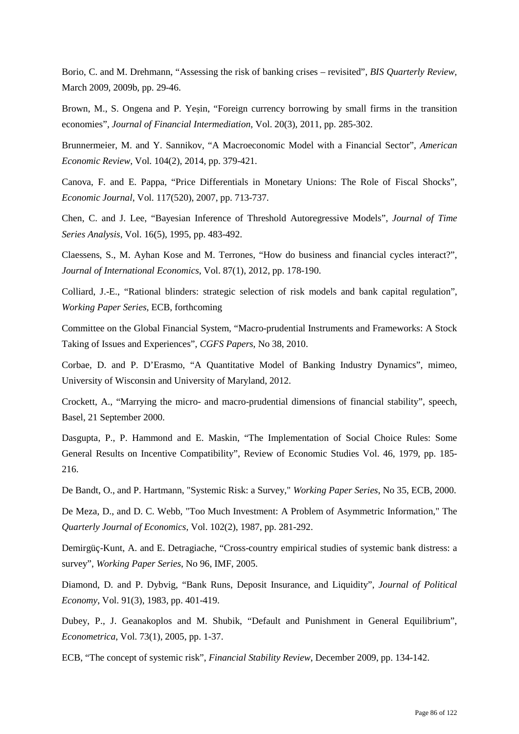Borio, C. and M. Drehmann, "Assessing the risk of banking crises – revisited", *BIS Quarterly Review*, March 2009, 2009b, pp. 29-46.

Brown, M., S. Ongena and P. Yeşin, "Foreign currency borrowing by small firms in the transition economies", *Journal of Financial Intermediation*, Vol. 20(3), 2011, pp. 285-302.

Brunnermeier, M. and Y. Sannikov, "A Macroeconomic Model with a Financial Sector", *American Economic Review*, Vol. 104(2), 2014, pp. 379-421.

Canova, F. and E. Pappa, "Price Differentials in Monetary Unions: The Role of Fiscal Shocks", *Economic Journal*, Vol. 117(520), 2007, pp. 713-737.

Chen, C. and J. Lee, "Bayesian Inference of Threshold Autoregressive Models", *Journal of Time Series Analysis*, Vol. 16(5), 1995, pp. 483-492.

Claessens, S., M. Ayhan Kose and M. Terrones, "How do business and financial cycles interact?", *Journal of International Economics*, Vol. 87(1), 2012, pp. 178-190.

Colliard, J.-E., "Rational blinders: strategic selection of risk models and bank capital regulation", *Working Paper Series*, ECB, forthcoming

Committee on the Global Financial System, "Macro-prudential Instruments and Frameworks: A Stock Taking of Issues and Experiences", *CGFS Papers*, No 38, 2010.

Corbae, D. and P. D'Erasmo, "A Quantitative Model of Banking Industry Dynamics", mimeo, University of Wisconsin and University of Maryland, 2012.

Crockett, A., "Marrying the micro- and macro-prudential dimensions of financial stability", speech, Basel, 21 September 2000.

Dasgupta, P., P. Hammond and E. Maskin, "The Implementation of Social Choice Rules: Some General Results on Incentive Compatibility", Review of Economic Studies Vol. 46, 1979, pp. 185-216.

De Bandt, O., and P. Hartmann, "Systemic Risk: a Survey," *Working Paper Series*, No 35, ECB, 2000.

De Meza, D., and D. C. Webb, "Too Much Investment: A Problem of Asymmetric Information," The *Quarterly Journal of Economics*, Vol. 102(2), 1987, pp. 281-292.

Demirgüç-Kunt, A. and E. Detragiache, "Cross-country empirical studies of systemic bank distress: a survey", *Working Paper Series*, No 96, IMF, 2005.

Diamond, D. and P. Dybvig, "Bank Runs, Deposit Insurance, and Liquidity", *Journal of Political Economy*, Vol. 91(3), 1983, pp. 401-419.

Dubey, P., J. Geanakoplos and M. Shubik, "Default and Punishment in General Equilibrium", *Econometrica*, Vol. 73(1), 2005, pp. 1-37.

ECB, "The concept of systemic risk", *Financial Stability Review*, December 2009, pp. 134-142.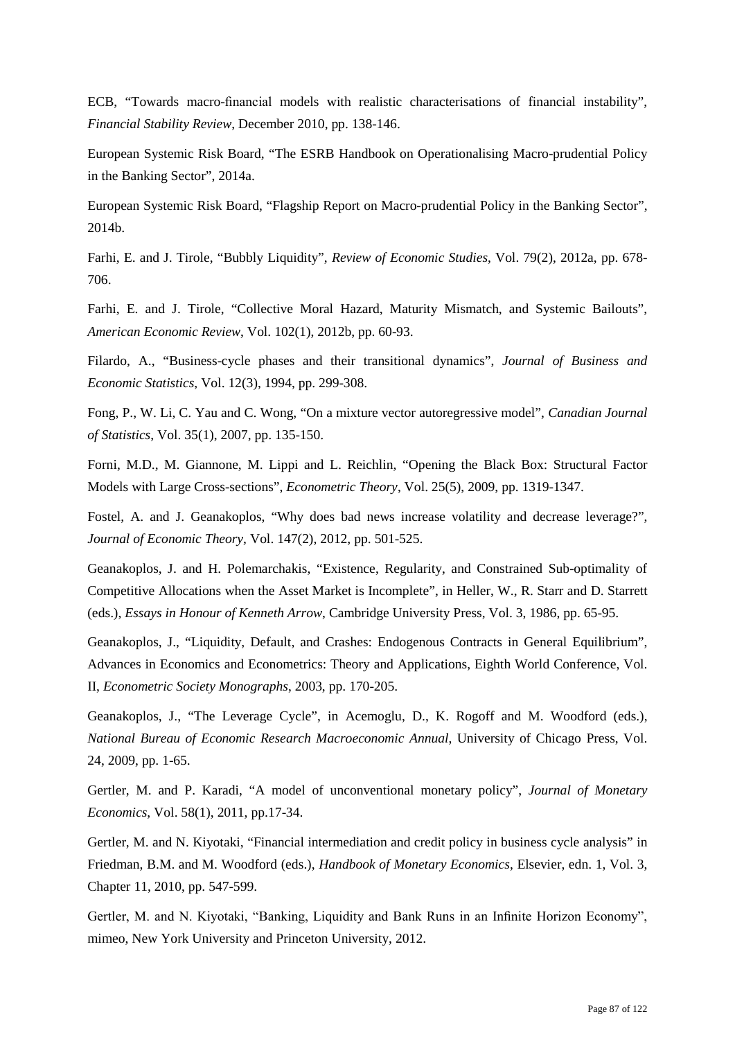ECB, "Towards macro-financial models with realistic characterisations of financial instability", *Financial Stability Review*, December 2010, pp. 138-146.

European Systemic Risk Board, "The ESRB Handbook on Operationalising Macro-prudential Policy in the Banking Sector", 2014a.

European Systemic Risk Board, "Flagship Report on Macro-prudential Policy in the Banking Sector", 2014b.

Farhi, E. and J. Tirole, "Bubbly Liquidity", *Review of Economic Studies*, Vol. 79(2), 2012a, pp. 678-706.

Farhi, E. and J. Tirole, "Collective Moral Hazard, Maturity Mismatch, and Systemic Bailouts", *American Economic Review*, Vol. 102(1), 2012b, pp. 60-93.

Filardo, A., "Business-cycle phases and their transitional dynamics", *Journal of Business and Economic Statistics*, Vol. 12(3), 1994, pp. 299-308.

Fong, P., W. Li, C. Yau and C. Wong, "On a mixture vector autoregressive model", *Canadian Journal of Statistics*, Vol. 35(1), 2007, pp. 135-150.

Forni, M.D., M. Giannone, M. Lippi and L. Reichlin, "Opening the Black Box: Structural Factor Models with Large Cross-sections", *Econometric Theory*, Vol. 25(5), 2009, pp. 1319-1347.

Fostel, A. and J. Geanakoplos, "Why does bad news increase volatility and decrease leverage?", *Journal of Economic Theory*, Vol. 147(2), 2012, pp. 501-525.

Geanakoplos, J. and H. Polemarchakis, "Existence, Regularity, and Constrained Sub-optimality of Competitive Allocations when the Asset Market is Incomplete", in Heller, W., R. Starr and D. Starrett (eds.), *Essays in Honour of Kenneth Arrow*, Cambridge University Press, Vol. 3, 1986, pp. 65-95.

Geanakoplos, J., "Liquidity, Default, and Crashes: Endogenous Contracts in General Equilibrium", Advances in Economics and Econometrics: Theory and Applications, Eighth World Conference, Vol. II, *Econometric Society Monographs*, 2003, pp. 170-205.

Geanakoplos, J., "The Leverage Cycle", in Acemoglu, D., K. Rogoff and M. Woodford (eds.), *National Bureau of Economic Research Macroeconomic Annual*, University of Chicago Press, Vol. 24, 2009, pp. 1-65.

Gertler, M. and P. Karadi, "A model of unconventional monetary policy", *Journal of Monetary Economics*, Vol. 58(1), 2011, pp.17-34.

Gertler, M. and N. Kiyotaki, "Financial intermediation and credit policy in business cycle analysis" in Friedman, B.M. and M. Woodford (eds.), *Handbook of Monetary Economics*, Elsevier, edn. 1, Vol. 3, Chapter 11, 2010, pp. 547-599.

Gertler, M. and N. Kiyotaki, "Banking, Liquidity and Bank Runs in an Infinite Horizon Economy", mimeo, New York University and Princeton University, 2012.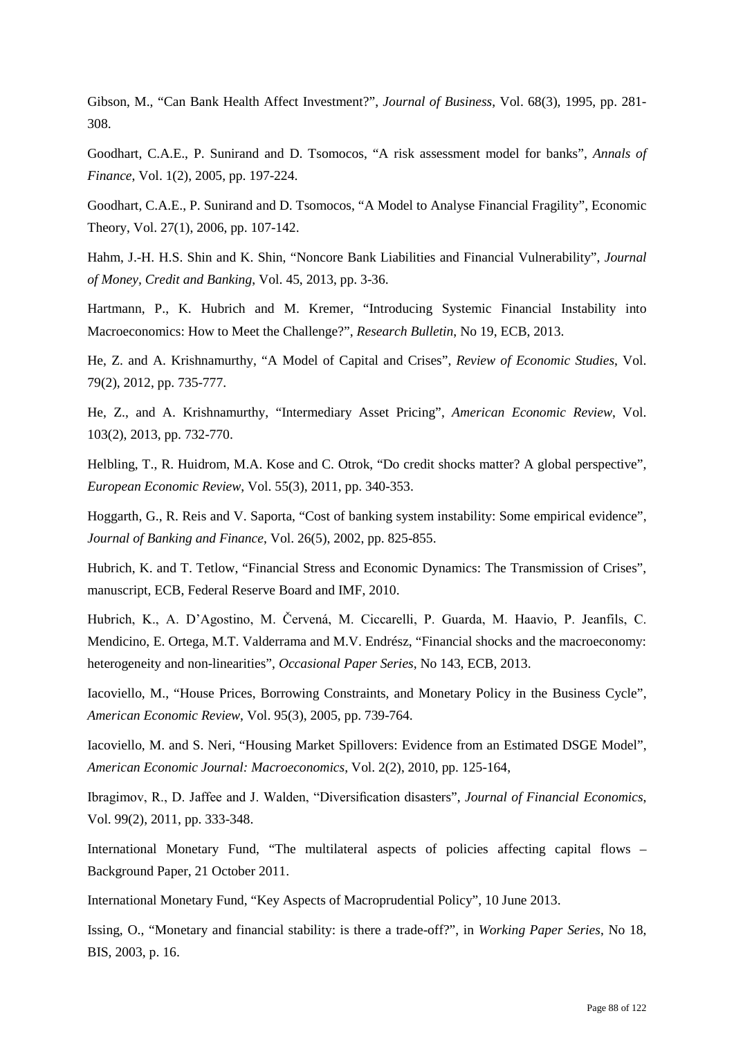Gibson, M., "Can Bank Health Affect Investment?", *Journal of Business*, Vol. 68(3), 1995, pp. 281-308.

Goodhart, C.A.E., P. Sunirand and D. Tsomocos, "A risk assessment model for banks", *Annals of Finance*, Vol. 1(2), 2005, pp. 197-224.

Goodhart, C.A.E., P. Sunirand and D. Tsomocos, "A Model to Analyse Financial Fragility", Economic Theory, Vol. 27(1), 2006, pp. 107-142.

Hahm, J.-H. H.S. Shin and K. Shin, "Noncore Bank Liabilities and Financial Vulnerability", *Journal of Money, Credit and Banking*, Vol. 45, 2013, pp. 3-36.

Hartmann, P., K. Hubrich and M. Kremer, "Introducing Systemic Financial Instability into Macroeconomics: How to Meet the Challenge?", *Research Bulletin*, No 19, ECB, 2013.

He, Z. and A. Krishnamurthy, "A Model of Capital and Crises", *Review of Economic Studies*, Vol. 79(2), 2012, pp. 735-777.

He, Z., and A. Krishnamurthy, "Intermediary Asset Pricing", *American Economic Review*, Vol. 103(2), 2013, pp. 732-770.

Helbling, T., R. Huidrom, M.A. Kose and C. Otrok, "Do credit shocks matter? A global perspective", *European Economic Review*, Vol. 55(3), 2011, pp. 340-353.

Hoggarth, G., R. Reis and V. Saporta, "Cost of banking system instability: Some empirical evidence", *Journal of Banking and Finance*, Vol. 26(5), 2002, pp. 825-855.

Hubrich, K. and T. Tetlow, "Financial Stress and Economic Dynamics: The Transmission of Crises", manuscript, ECB, Federal Reserve Board and IMF, 2010.

Hubrich, K., A. D'Agostino, M. Červená, M. Ciccarelli, P. Guarda, M. Haavio, P. Jeanfils, C. Mendicino, E. Ortega, M.T. Valderrama and M.V. Endrész, "Financial shocks and the macroeconomy: heterogeneity and non-linearities", *Occasional Paper Series*, No 143, ECB, 2013.

Iacoviello, M., "House Prices, Borrowing Constraints, and Monetary Policy in the Business Cycle", *American Economic Review*, Vol. 95(3), 2005, pp. 739-764.

Iacoviello, M. and S. Neri, "Housing Market Spillovers: Evidence from an Estimated DSGE Model", *American Economic Journal: Macroeconomics*, Vol. 2(2), 2010, pp. 125-164,

Ibragimov, R., D. Jaffee and J. Walden, "Diversification disasters", *Journal of Financial Economics*, Vol. 99(2), 2011, pp. 333-348.

International Monetary Fund, "The multilateral aspects of policies affecting capital flows – Background Paper, 21 October 2011.

International Monetary Fund, "Key Aspects of Macroprudential Policy", 10 June 2013.

Issing, O., "Monetary and financial stability: is there a trade-off?", in *Working Paper Series*, No 18, BIS, 2003, p. 16.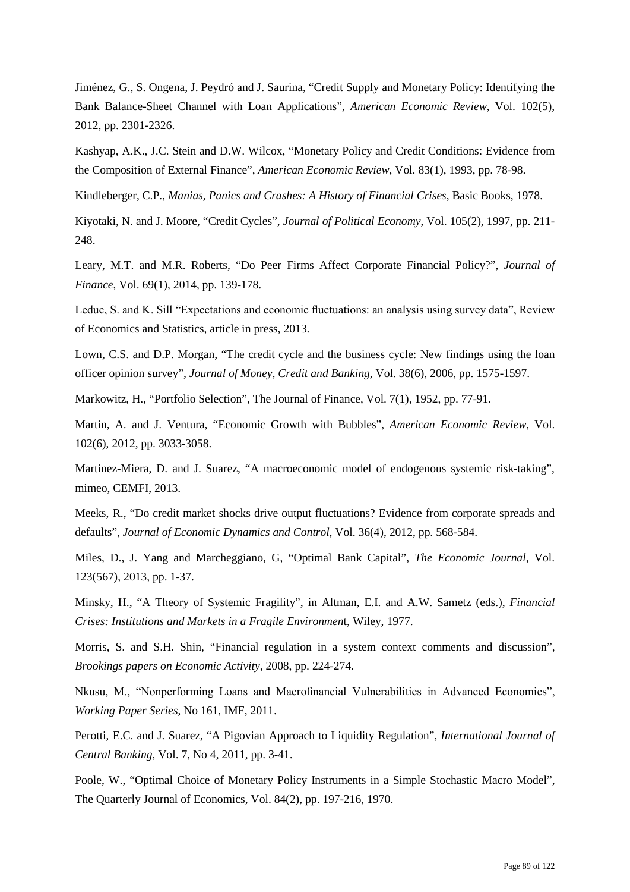Jiménez, G., S. Ongena, J. Peydró and J. Saurina, "Credit Supply and Monetary Policy: Identifying the Bank Balance-Sheet Channel with Loan Applications", *American Economic Review*, Vol. 102(5), 2012, pp. 2301-2326.

Kashyap, A.K., J.C. Stein and D.W. Wilcox, "Monetary Policy and Credit Conditions: Evidence from the Composition of External Finance", *American Economic Review*, Vol. 83(1), 1993, pp. 78-98.

Kindleberger, C.P., *Manias, Panics and Crashes: A History of Financial Crises*, Basic Books, 1978.

Kiyotaki, N. and J. Moore, "Credit Cycles", *Journal of Political Economy*, Vol. 105(2), 1997, pp. 211-248.

Leary, M.T. and M.R. Roberts, "Do Peer Firms Affect Corporate Financial Policy?", *Journal of Finance*, Vol. 69(1), 2014, pp. 139-178.

Leduc, S. and K. Sill "Expectations and economic fluctuations: an analysis using survey data", Review of Economics and Statistics, article in press, 2013.

Lown, C.S. and D.P. Morgan, "The credit cycle and the business cycle: New findings using the loan officer opinion survey", *Journal of Money, Credit and Banking*, Vol. 38(6), 2006, pp. 1575-1597.

Markowitz, H., "Portfolio Selection", The Journal of Finance, Vol. 7(1), 1952, pp. 77-91.

Martin, A. and J. Ventura, "Economic Growth with Bubbles", *American Economic Review*, Vol. 102(6), 2012, pp. 3033-3058.

Martinez-Miera, D. and J. Suarez, "A macroeconomic model of endogenous systemic risk-taking", mimeo, CEMFI, 2013.

Meeks, R., "Do credit market shocks drive output fluctuations? Evidence from corporate spreads and defaults", *Journal of Economic Dynamics and Control*, Vol. 36(4), 2012, pp. 568-584.

Miles, D., J. Yang and Marcheggiano, G, "Optimal Bank Capital", *The Economic Journal*, Vol. 123(567), 2013, pp. 1-37.

Minsky, H., "A Theory of Systemic Fragility", in Altman, E.I. and A.W. Sametz (eds.), *Financial Crises: Institutions and Markets in a Fragile Environment*, Wiley, 1977.

Morris, S. and S.H. Shin, "Financial regulation in a system context comments and discussion", *Brookings papers on Economic Activity*, 2008, pp. 224-274.

Nkusu, M., "Nonperforming Loans and Macrofinancial Vulnerabilities in Advanced Economies", *Working Paper Series*, No 161, IMF, 2011.

Perotti, E.C. and J. Suarez, "A Pigovian Approach to Liquidity Regulation", *International Journal of Central Banking*, Vol. 7, No 4, 2011, pp. 3-41.

Poole, W., "Optimal Choice of Monetary Policy Instruments in a Simple Stochastic Macro Model", The Quarterly Journal of Economics, Vol. 84(2), pp. 197-216, 1970.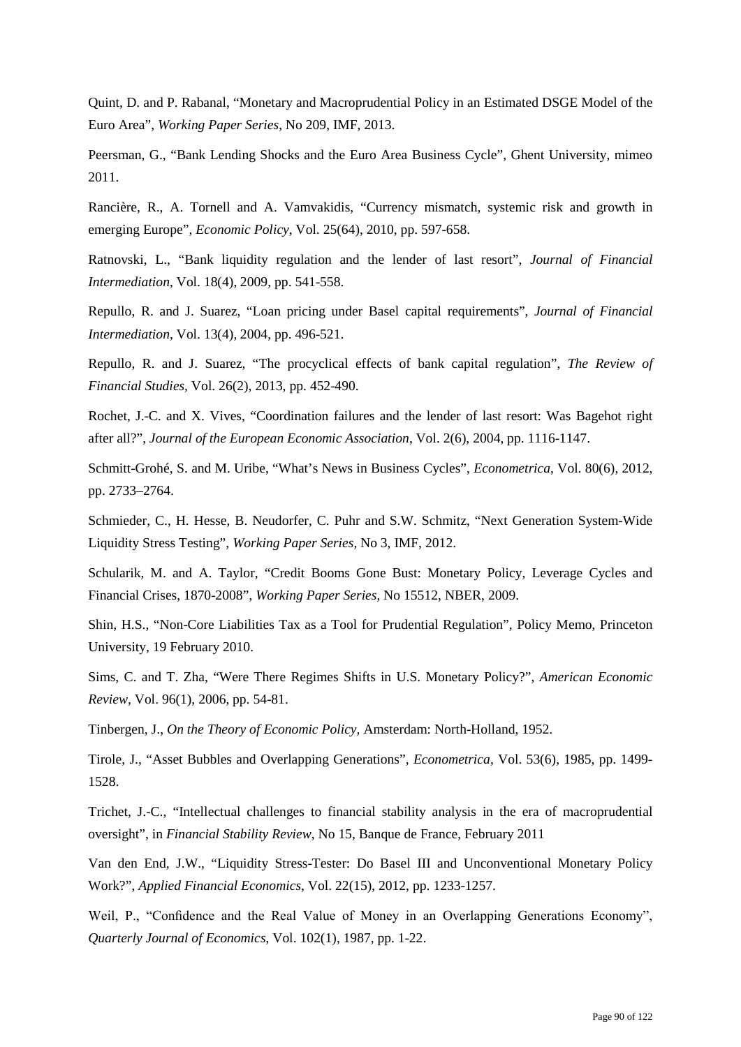Quint, D. and P. Rabanal, "Monetary and Macroprudential Policy in an Estimated DSGE Model of the Euro Area", *Working Paper Series*, No 209, IMF, 2013.

Peersman, G., "Bank Lending Shocks and the Euro Area Business Cycle", Ghent University, mimeo 2011.

Rancière, R., A. Tornell and A. Vamvakidis, "Currency mismatch, systemic risk and growth in emerging Europe", *Economic Policy*, Vol. 25(64), 2010, pp. 597-658.

Ratnovski, L., "Bank liquidity regulation and the lender of last resort", *Journal of Financial Intermediation*, Vol. 18(4), 2009, pp. 541-558.

Repullo, R. and J. Suarez, "Loan pricing under Basel capital requirements", *Journal of Financial Intermediation*, Vol. 13(4), 2004, pp. 496-521.

Repullo, R. and J. Suarez, "The procyclical effects of bank capital regulation", *The Review of Financial Studies*, Vol. 26(2), 2013, pp. 452-490.

Rochet, J.-C. and X. Vives, "Coordination failures and the lender of last resort: Was Bagehot right after all?", *Journal of the European Economic Association*, Vol. 2(6), 2004, pp. 1116-1147.

Schmitt-Grohé, S. and M. Uribe, "What's News in Business Cycles", *Econometrica*, Vol. 80(6), 2012, pp. 2733–2764.

Schmieder, C., H. Hesse, B. Neudorfer, C. Puhr and S.W. Schmitz, "Next Generation System-Wide Liquidity Stress Testing", *Working Paper Series*, No 3, IMF, 2012.

Schularik, M. and A. Taylor, "Credit Booms Gone Bust: Monetary Policy, Leverage Cycles and Financial Crises, 1870-2008", *Working Paper Series*, No 15512, NBER, 2009.

Shin, H.S., "Non-Core Liabilities Tax as a Tool for Prudential Regulation", Policy Memo, Princeton University, 19 February 2010.

Sims, C. and T. Zha, "Were There Regimes Shifts in U.S. Monetary Policy?", *American Economic Review*, Vol. 96(1), 2006, pp. 54-81.

Tinbergen, J., *On the Theory of Economic Policy*, Amsterdam: North-Holland, 1952.

Tirole, J., "Asset Bubbles and Overlapping Generations", *Econometrica*, Vol. 53(6), 1985, pp. 1499-1528.

Trichet, J.-C., "Intellectual challenges to financial stability analysis in the era of macroprudential oversight", in *Financial Stability Review*, No 15, Banque de France, February 2011

Van den End, J.W., "Liquidity Stress-Tester: Do Basel III and Unconventional Monetary Policy Work?", *Applied Financial Economics*, Vol. 22(15), 2012, pp. 1233-1257.

Weil, P., "Confidence and the Real Value of Money in an Overlapping Generations Economy", *Quarterly Journal of Economics*, Vol. 102(1), 1987, pp. 1-22.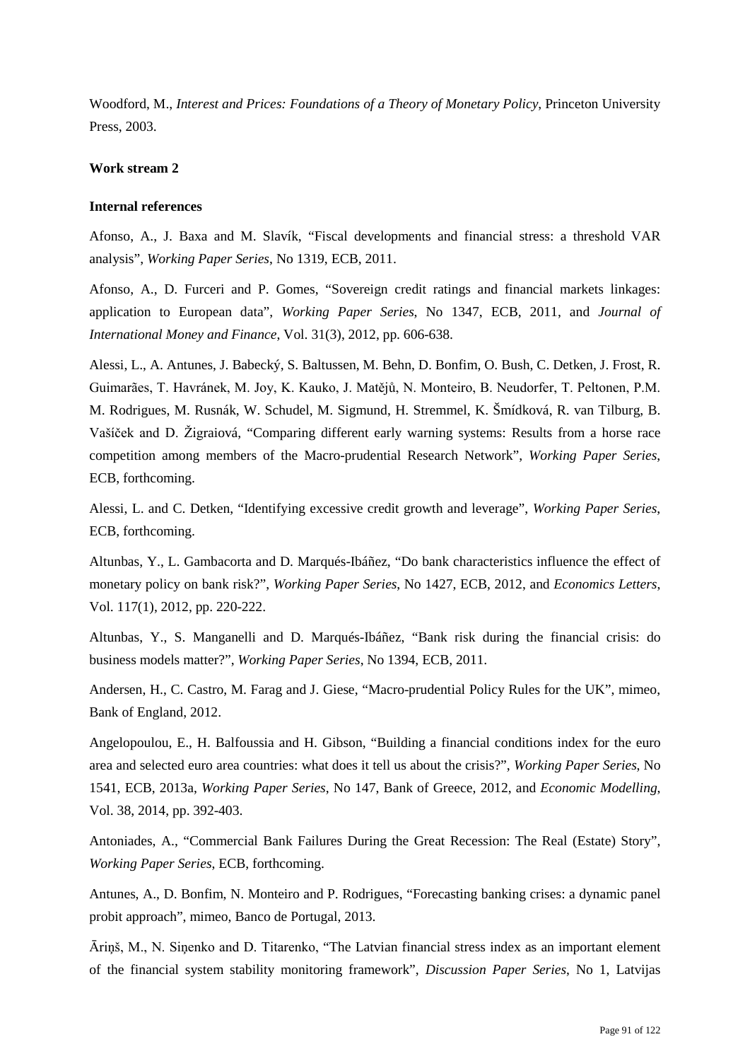Woodford, M., *Interest and Prices: Foundations of a Theory of Monetary Policy*, Princeton University Press, 2003.

**Work stream 2**

**Internal references**

Afonso, A., J. Baxa and M. Slavík, "Fiscal developments and financial stress: a threshold VAR analysis", *Working Paper Series*, No 1319, ECB, 2011.

Afonso, A., D. Furceri and P. Gomes, "Sovereign credit ratings and financial markets linkages: application to European data", *Working Paper Series*, No 1347, ECB, 2011, and *Journal of International Money and Finance*, Vol. 31(3), 2012, pp. 606-638.

Alessi, L., A. Antunes, J. Babecký, S. Baltussen, M. Behn, D. Bonfim, O. Bush, C. Detken, J. Frost, R. Guimarães, T. Havránek, M. Joy, K. Kauko, J. Matějů, N. Monteiro, B. Neudorfer, T. Peltonen, P.M. M. Rodrigues, M. Rusnák, W. Schudel, M. Sigmund, H. Stremmel, K. Šmídková, R. van Tilburg, B. Vašíček and D. Žigraiová, "Comparing different early warning systems: Results from a horse race competition among members of the Macro-prudential Research Network", *Working Paper Series*, ECB, forthcoming.

Alessi, L. and C. Detken, "Identifying excessive credit growth and leverage", *Working Paper Series*, ECB, forthcoming.

Altunbas, Y., L. Gambacorta and D. Marqués-Ibáñez, "Do bank characteristics influence the effect of monetary policy on bank risk?", *Working Paper Series*, No 1427, ECB, 2012, and *Economics Letters*, Vol. 117(1), 2012, pp. 220-222.

Altunbas, Y., S. Manganelli and D. Marqués-Ibáñez, "Bank risk during the financial crisis: do business models matter?", *Working Paper Series*, No 1394, ECB, 2011.

Andersen, H., C. Castro, M. Farag and J. Giese, "Macro-prudential Policy Rules for the UK", mimeo, Bank of England, 2012.

Angelopoulou, E., H. Balfoussia and H. Gibson, "Building a financial conditions index for the euro area and selected euro area countries: what does it tell us about the crisis?", *Working Paper Series*, No 1541, ECB, 2013a, *Working Paper Series*, No 147, Bank of Greece, 2012, and *Economic Modelling*, Vol. 38, 2014, pp. 392-403.

Antoniades, A., "Commercial Bank Failures During the Great Recession: The Real (Estate) Story", *Working Paper Series*, ECB, forthcoming.

Antunes, A., D. Bonfim, N. Monteiro and P. Rodrigues, "Forecasting banking crises: a dynamic panel probit approach", mimeo, Banco de Portugal, 2013.

Āriņš, M., N. Siņenko and D. Titarenko, "The Latvian financial stress index as an important element of the financial system stability monitoring framework", *Discussion Paper Series*, No 1, Latvijas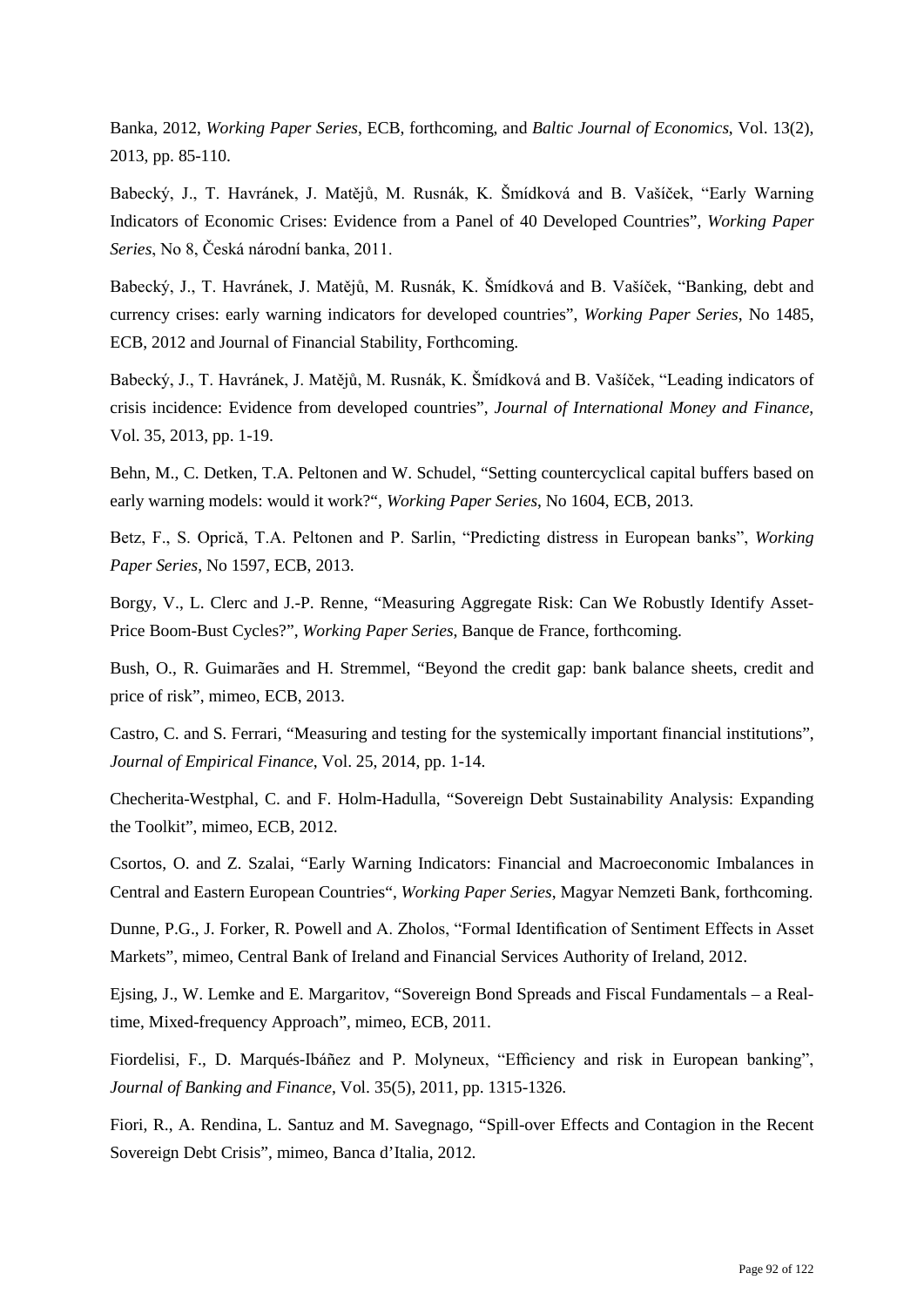Banka, 2012, *Working Paper Series*, ECB, forthcoming, and *Baltic Journal of Economics*, Vol. 13(2), 2013, pp. 85-110.

Babecký, J., T. Havránek, J. Matějů, M. Rusnák, K. Šmídková and B. Vašíček, "Early Warning Indicators of Economic Crises: Evidence from a Panel of 40 Developed Countries", *Working Paper Series*, No 8, Česká národní banka, 2011.

Babecký, J., T. Havránek, J. Matějů, M. Rusnák, K. Šmídková and B. Vašíček, "Banking, debt and currency crises: early warning indicators for developed countries", *Working Paper Series*, No 1485, ECB, 2012 and Journal of Financial Stability, Forthcoming.

Babecký, J., T. Havránek, J. Matějů, M. Rusnák, K. Šmídková and B. Vašíček, "Leading indicators of crisis incidence: Evidence from developed countries", *Journal of International Money and Finance*, Vol. 35, 2013, pp. 1-19.

Behn, M., C. Detken, T.A. Peltonen and W. Schudel, "Setting countercyclical capital buffers based on early warning models: would it work?", *Working Paper Series*, No 1604, ECB, 2013.

Betz, F., S. Oprică, T.A. Peltonen and P. Sarlin, "Predicting distress in European banks", *Working Paper Series*, No 1597, ECB, 2013.

Borgy, V., L. Clerc and J.-P. Renne, "Measuring Aggregate Risk: Can We Robustly Identify Asset-Price Boom-Bust Cycles?", *Working Paper Series*, Banque de France, forthcoming.

Bush, O., R. Guimarães and H. Stremmel, "Beyond the credit gap: bank balance sheets, credit and price of risk", mimeo, ECB, 2013.

Castro, C. and S. Ferrari, "Measuring and testing for the systemically important financial institutions", *Journal of Empirical Finance*, Vol. 25, 2014, pp. 1-14.

Checherita-Westphal, C. and F. Holm-Hadulla, "Sovereign Debt Sustainability Analysis: Expanding the Toolkit", mimeo, ECB, 2012.

Csortos, O. and Z. Szalai, "Early Warning Indicators: Financial and Macroeconomic Imbalances in Central and Eastern European Countries", *Working Paper Series*, Magyar Nemzeti Bank, forthcoming.

Dunne, P.G., J. Forker, R. Powell and A. Zholos, "Formal Identification of Sentiment Effects in Asset Markets", mimeo, Central Bank of Ireland and Financial Services Authority of Ireland, 2012.

Ejsing, J., W. Lemke and E. Margaritov, "Sovereign Bond Spreads and Fiscal Fundamentals – a Real-time, Mixed-frequency Approach", mimeo, ECB, 2011.

Fiordelisi, F., D. Marqués-Ibáñez and P. Molyneux, "Efficiency and risk in European banking", *Journal of Banking and Finance*, Vol. 35(5), 2011, pp. 1315-1326.

Fiori, R., A. Rendina, L. Santuz and M. Savegnago, "Spill-over Effects and Contagion in the Recent Sovereign Debt Crisis", mimeo, Banca d'Italia, 2012.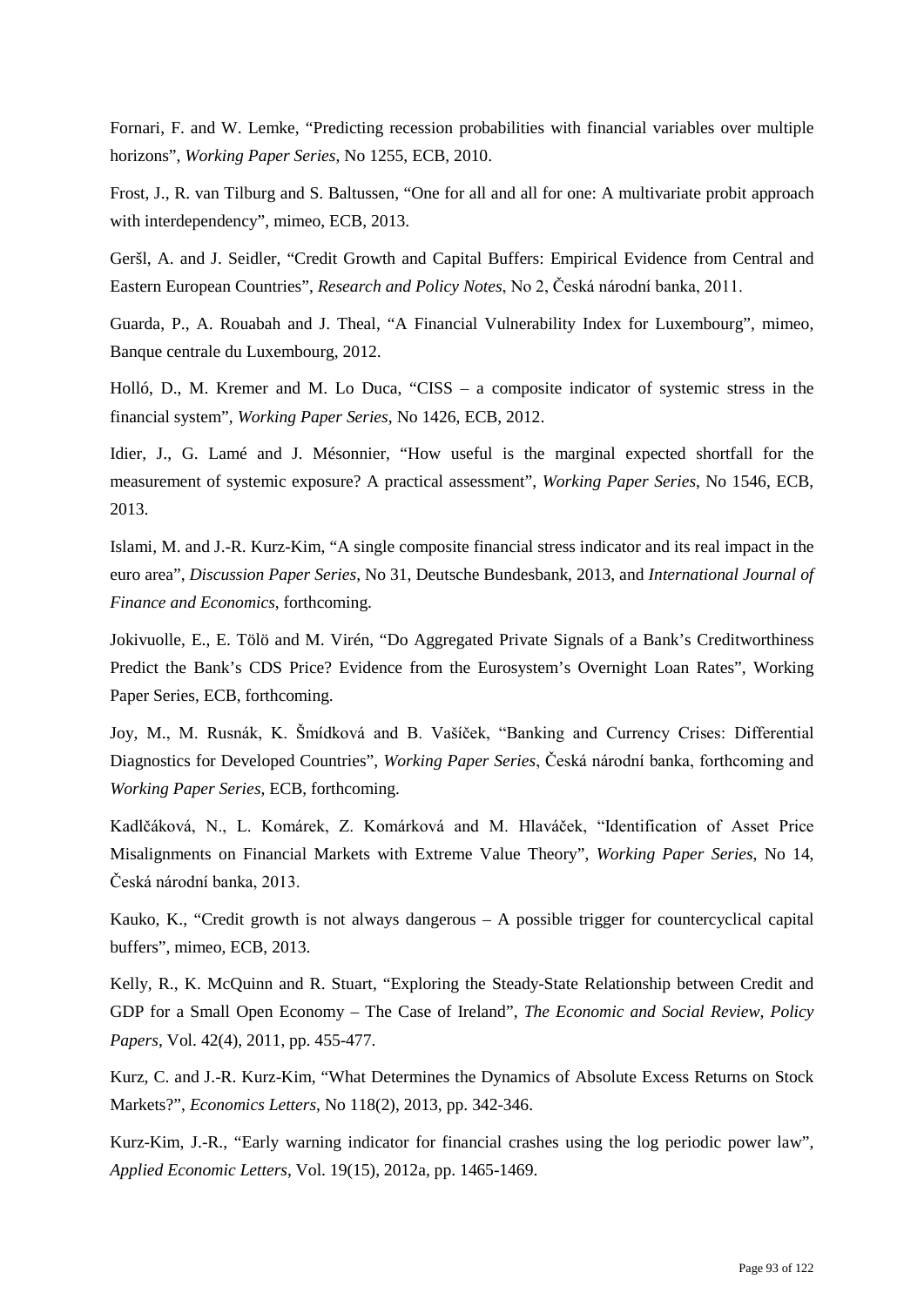Fornari, F. and W. Lemke, “Predicting recession probabilities with financial variables over multiple horizons”, *Working Paper Series*, No 1255, ECB, 2010.

Frost, J., R. van Tilburg and S. Baltussen, “One for all and all for one: A multivariate probit approach with interdependency”, mimeo, ECB, 2013.

Geršl, A. and J. Seidler, “Credit Growth and Capital Buffers: Empirical Evidence from Central and Eastern European Countries”, *Research and Policy Notes*, No 2, Česká národní banka, 2011.

Guarda, P., A. Rouabah and J. Theal, “A Financial Vulnerability Index for Luxembourg”, mimeo, Banque centrale du Luxembourg, 2012.

Holló, D., M. Kremer and M. Lo Duca, “CISS – a composite indicator of systemic stress in the financial system”, *Working Paper Series*, No 1426, ECB, 2012.

Idier, J., G. Lamé and J. Mésonnier, “How useful is the marginal expected shortfall for the measurement of systemic exposure? A practical assessment”, *Working Paper Series*, No 1546, ECB, 2013.

Islami, M. and J.-R. Kurz-Kim, “A single composite financial stress indicator and its real impact in the euro area”, *Discussion Paper Series*, No 31, Deutsche Bundesbank, 2013, and *International Journal of Finance and Economics*, forthcoming.

Jokivuolle, E., E. Tölö and M. Virén, “Do Aggregated Private Signals of a Bank’s Creditworthiness Predict the Bank’s CDS Price? Evidence from the Eurosystem’s Overnight Loan Rates”, Working Paper Series, ECB, forthcoming.

Joy, M., M. Rusnák, K. Šmídková and B. Vašíček, “Banking and Currency Crises: Differential Diagnostics for Developed Countries”, *Working Paper Series*, Česká národní banka, forthcoming and *Working Paper Series*, ECB, forthcoming.

Kadlčáková, N., L. Komárek, Z. Komárková and M. Hlaváček, “Identification of Asset Price Misalignments on Financial Markets with Extreme Value Theory”, *Working Paper Series*, No 14, Česká národní banka, 2013.

Kauko, K., “Credit growth is not always dangerous – A possible trigger for countercyclical capital buffers”, mimeo, ECB, 2013.

Kelly, R., K. McQuinn and R. Stuart, “Exploring the Steady-State Relationship between Credit and GDP for a Small Open Economy – The Case of Ireland”, *The Economic and Social Review, Policy Papers*, Vol. 42(4), 2011, pp. 455-477.

Kurz, C. and J.-R. Kurz-Kim, “What Determines the Dynamics of Absolute Excess Returns on Stock Markets?”, *Economics Letters*, No 118(2), 2013, pp. 342-346.

Kurz-Kim, J.-R., “Early warning indicator for financial crashes using the log periodic power law”, *Applied Economic Letters*, Vol. 19(15), 2012a, pp. 1465-1469.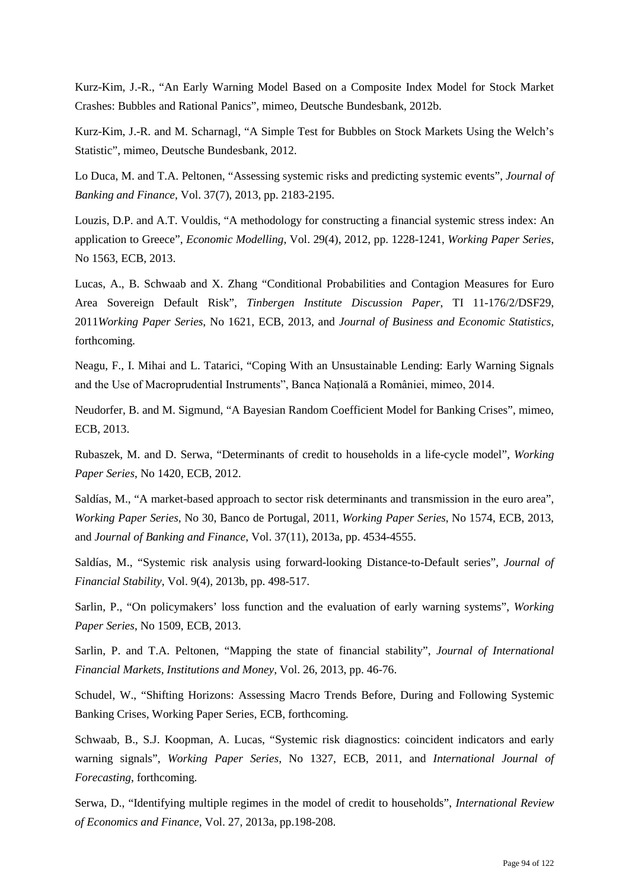Kurz-Kim, J.-R., "An Early Warning Model Based on a Composite Index Model for Stock Market Crashes: Bubbles and Rational Panics", mimeo, Deutsche Bundesbank, 2012b.

Kurz-Kim, J.-R. and M. Scharnagl, "A Simple Test for Bubbles on Stock Markets Using the Welch's Statistic", mimeo, Deutsche Bundesbank, 2012.

Lo Duca, M. and T.A. Peltonen, "Assessing systemic risks and predicting systemic events", *Journal of Banking and Finance*, Vol. 37(7), 2013, pp. 2183-2195.

Louzis, D.P. and A.T. Vouldis, "A methodology for constructing a financial systemic stress index: An application to Greece", *Economic Modelling*, Vol. 29(4), 2012, pp. 1228-1241, *Working Paper Series*, No 1563, ECB, 2013.

Lucas, A., B. Schwaab and X. Zhang "Conditional Probabilities and Contagion Measures for Euro Area Sovereign Default Risk", *Tinbergen Institute Discussion Paper*, TI 11-176/2/DSF29, 2011*Working Paper Series*, No 1621, ECB, 2013, and *Journal of Business and Economic Statistics*, forthcoming.

Neagu, F., I. Mihai and L. Tatarici, "Coping With an Unsustainable Lending: Early Warning Signals and the Use of Macroprudential Instruments", Banca Națională a României, mimeo, 2014.

Neudorfer, B. and M. Sigmund, "A Bayesian Random Coefficient Model for Banking Crises", mimeo, ECB, 2013.

Rubaszek, M. and D. Serwa, "Determinants of credit to households in a life-cycle model", *Working Paper Series*, No 1420, ECB, 2012.

Saldías, M., "A market-based approach to sector risk determinants and transmission in the euro area", *Working Paper Series*, No 30, Banco de Portugal, 2011, *Working Paper Series*, No 1574, ECB, 2013, and *Journal of Banking and Finance*, Vol. 37(11), 2013a, pp. 4534-4555.

Saldías, M., "Systemic risk analysis using forward-looking Distance-to-Default series", *Journal of Financial Stability*, Vol. 9(4), 2013b, pp. 498-517.

Sarlin, P., "On policymakers' loss function and the evaluation of early warning systems", *Working Paper Series*, No 1509, ECB, 2013.

Sarlin, P. and T.A. Peltonen, "Mapping the state of financial stability", *Journal of International Financial Markets, Institutions and Money*, Vol. 26, 2013, pp. 46-76.

Schudel, W., "Shifting Horizons: Assessing Macro Trends Before, During and Following Systemic Banking Crises, Working Paper Series, ECB, forthcoming.

Schwaab, B., S.J. Koopman, A. Lucas, "Systemic risk diagnostics: coincident indicators and early warning signals", *Working Paper Series*, No 1327, ECB, 2011, and *International Journal of Forecasting*, forthcoming.

Serwa, D., "Identifying multiple regimes in the model of credit to households", *International Review of Economics and Finance*, Vol. 27, 2013a, pp.198-208.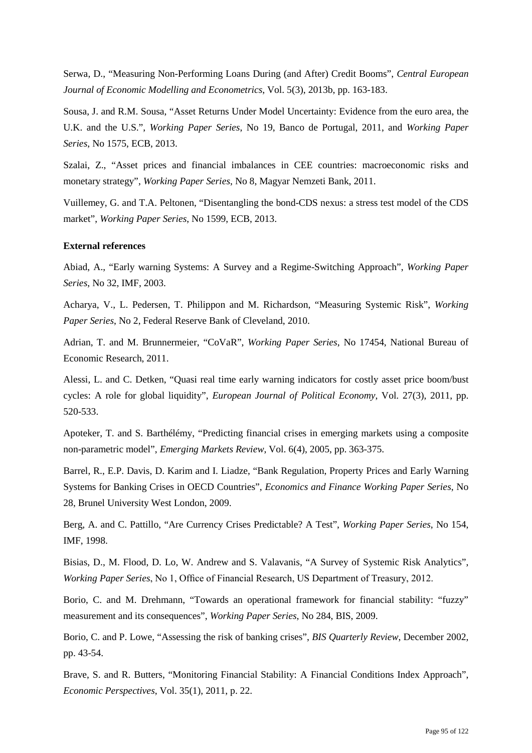Serwa, D., "Measuring Non-Performing Loans During (and After) Credit Booms", *Central European Journal of Economic Modelling and Econometrics*, Vol. 5(3), 2013b, pp. 163-183.

Sousa, J. and R.M. Sousa, "Asset Returns Under Model Uncertainty: Evidence from the euro area, the U.K. and the U.S.", *Working Paper Series*, No 19, Banco de Portugal, 2011, and *Working Paper Series*, No 1575, ECB, 2013.

Szalai, Z., "Asset prices and financial imbalances in CEE countries: macroeconomic risks and monetary strategy", *Working Paper Series*, No 8, Magyar Nemzeti Bank, 2011.

Vuillemey, G. and T.A. Peltonen, "Disentangling the bond-CDS nexus: a stress test model of the CDS market", *Working Paper Series*, No 1599, ECB, 2013.

**External references**

Abiad, A., "Early warning Systems: A Survey and a Regime-Switching Approach", *Working Paper Series*, No 32, IMF, 2003.

Acharya, V., L. Pedersen, T. Philippon and M. Richardson, "Measuring Systemic Risk", *Working Paper Series*, No 2, Federal Reserve Bank of Cleveland, 2010.

Adrian, T. and M. Brunnermeier, "CoVaR", *Working Paper Series*, No 17454, National Bureau of Economic Research, 2011.

Alessi, L. and C. Detken, "Quasi real time early warning indicators for costly asset price boom/bust cycles: A role for global liquidity", *European Journal of Political Economy*, Vol. 27(3), 2011, pp. 520-533.

Apoteker, T. and S. Barthélémy, "Predicting financial crises in emerging markets using a composite non-parametric model", *Emerging Markets Review*, Vol. 6(4), 2005, pp. 363-375.

Barrel, R., E.P. Davis, D. Karim and I. Liadze, "Bank Regulation, Property Prices and Early Warning Systems for Banking Crises in OECD Countries", *Economics and Finance Working Paper Series*, No 28, Brunel University West London, 2009.

Berg, A. and C. Pattillo, "Are Currency Crises Predictable? A Test", *Working Paper Series*, No 154, IMF, 1998.

Bisias, D., M. Flood, D. Lo, W. Andrew and S. Valavanis, "A Survey of Systemic Risk Analytics", *Working Paper Series*, No 1, Office of Financial Research, US Department of Treasury, 2012.

Borio, C. and M. Drehmann, "Towards an operational framework for financial stability: "fuzzy" measurement and its consequences", *Working Paper Series*, No 284, BIS, 2009.

Borio, C. and P. Lowe, "Assessing the risk of banking crises", *BIS Quarterly Review*, December 2002, pp. 43-54.

Brave, S. and R. Butters, "Monitoring Financial Stability: A Financial Conditions Index Approach", *Economic Perspectives*, Vol. 35(1), 2011, p. 22.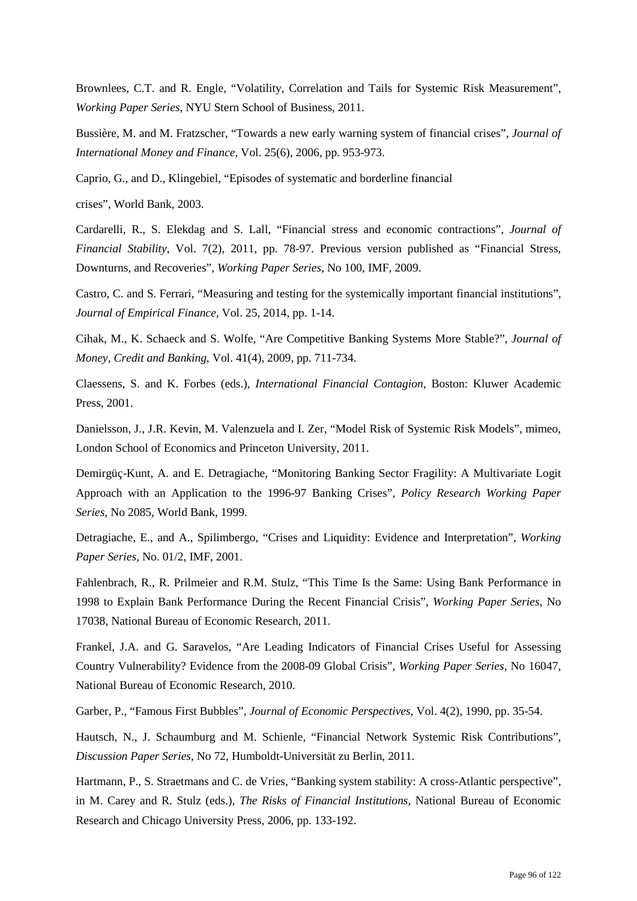Brownlees, C.T. and R. Engle, "Volatility, Correlation and Tails for Systemic Risk Measurement", *Working Paper Series*, NYU Stern School of Business, 2011.

Bussière, M. and M. Fratzscher, "Towards a new early warning system of financial crises", *Journal of International Money and Finance*, Vol. 25(6), 2006, pp. 953-973.

Caprio, G., and D., Klingebiel, "Episodes of systematic and borderline financial

crises", World Bank, 2003.

Cardarelli, R., S. Elekdag and S. Lall, "Financial stress and economic contractions", *Journal of Financial Stability*, Vol. 7(2), 2011, pp. 78-97. Previous version published as "Financial Stress, Downturns, and Recoveries", *Working Paper Series*, No 100, IMF, 2009.

Castro, C. and S. Ferrari, "Measuring and testing for the systemically important financial institutions", *Journal of Empirical Finance*, Vol. 25, 2014, pp. 1-14.

Cihak, M., K. Schaeck and S. Wolfe, "Are Competitive Banking Systems More Stable?", *Journal of Money, Credit and Banking*, Vol. 41(4), 2009, pp. 711-734.

Claessens, S. and K. Forbes (eds.), *International Financial Contagion*, Boston: Kluwer Academic Press, 2001.

Danielsson, J., J.R. Kevin, M. Valenzuela and I. Zer, "Model Risk of Systemic Risk Models", mimeo, London School of Economics and Princeton University, 2011.

Demirgüç-Kunt, A. and E. Detragiache, "Monitoring Banking Sector Fragility: A Multivariate Logit Approach with an Application to the 1996-97 Banking Crises", *Policy Research Working Paper Series*, No 2085, World Bank, 1999.

Detragiache, E., and A., Spilimbergo, "Crises and Liquidity: Evidence and Interpretation", *Working Paper Series*, No. 01/2, IMF, 2001.

Fahlenbrach, R., R. Prilmeier and R.M. Stulz, "This Time Is the Same: Using Bank Performance in 1998 to Explain Bank Performance During the Recent Financial Crisis", *Working Paper Series*, No 17038, National Bureau of Economic Research, 2011.

Frankel, J.A. and G. Saravelos, "Are Leading Indicators of Financial Crises Useful for Assessing Country Vulnerability? Evidence from the 2008-09 Global Crisis", *Working Paper Series*, No 16047, National Bureau of Economic Research, 2010.

Garber, P., "Famous First Bubbles", *Journal of Economic Perspectives*, Vol. 4(2), 1990, pp. 35-54.

Hautsch, N., J. Schaumburg and M. Schienle, "Financial Network Systemic Risk Contributions", *Discussion Paper Series*, No 72, Humboldt-Universität zu Berlin, 2011.

Hartmann, P., S. Straetmans and C. de Vries, "Banking system stability: A cross-Atlantic perspective", in M. Carey and R. Stulz (eds.), *The Risks of Financial Institutions*, National Bureau of Economic Research and Chicago University Press, 2006, pp. 133-192.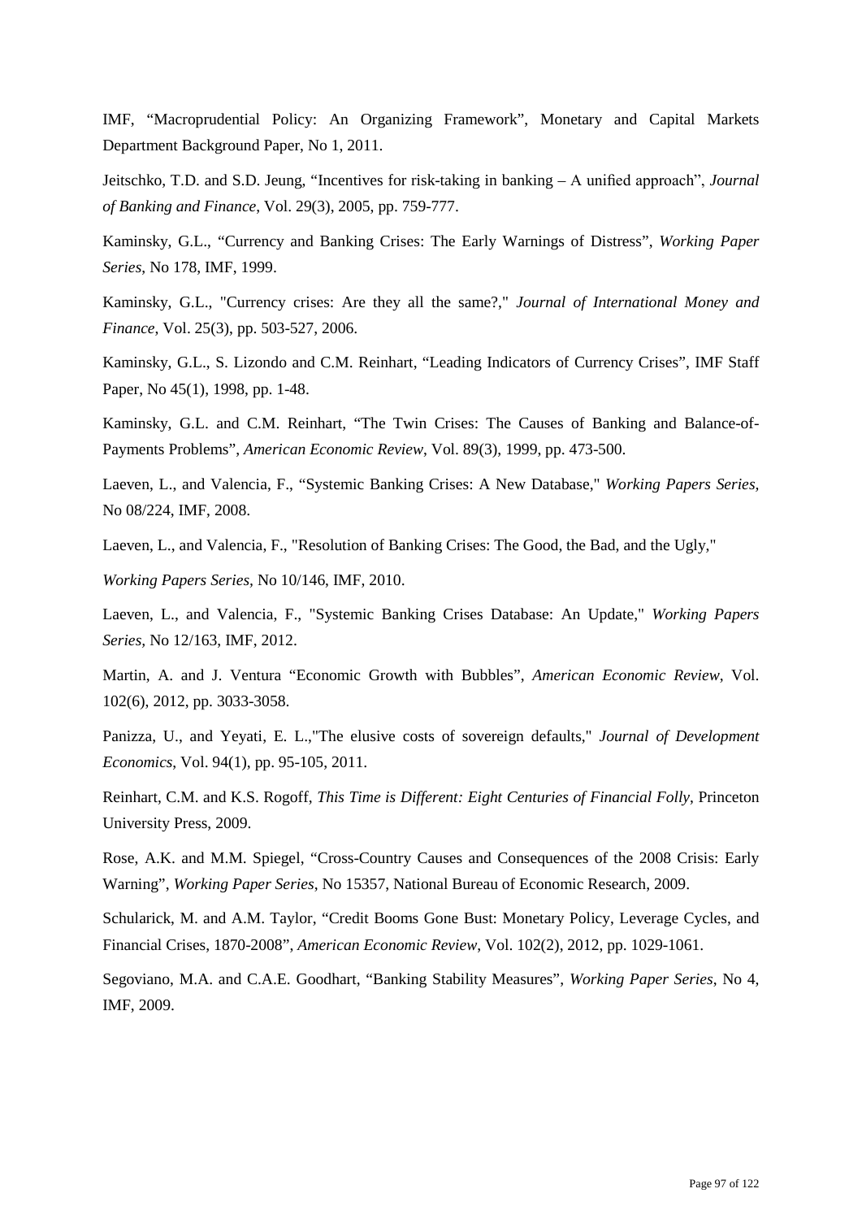IMF, "Macroprudential Policy: An Organizing Framework", Monetary and Capital Markets Department Background Paper, No 1, 2011.

Jeitschko, T.D. and S.D. Jeung, "Incentives for risk-taking in banking – A unified approach", *Journal of Banking and Finance*, Vol. 29(3), 2005, pp. 759-777.

Kaminsky, G.L., "Currency and Banking Crises: The Early Warnings of Distress", *Working Paper Series*, No 178, IMF, 1999.

Kaminsky, G.L., "Currency crises: Are they all the same?," *Journal of International Money and Finance*, Vol. 25(3), pp. 503-527, 2006.

Kaminsky, G.L., S. Lizondo and C.M. Reinhart, "Leading Indicators of Currency Crises", IMF Staff Paper, No 45(1), 1998, pp. 1-48.

Kaminsky, G.L. and C.M. Reinhart, "The Twin Crises: The Causes of Banking and Balance-of-Payments Problems", *American Economic Review*, Vol. 89(3), 1999, pp. 473-500.

Laeven, L., and Valencia, F., "Systemic Banking Crises: A New Database," *Working Papers Series*, No 08/224, IMF, 2008.

Laeven, L., and Valencia, F., "Resolution of Banking Crises: The Good, the Bad, and the Ugly,"

*Working Papers Series*, No 10/146, IMF, 2010.

Laeven, L., and Valencia, F., "Systemic Banking Crises Database: An Update," *Working Papers Series*, No 12/163, IMF, 2012.

Martin, A. and J. Ventura "Economic Growth with Bubbles", *American Economic Review*, Vol. 102(6), 2012, pp. 3033-3058.

Panizza, U., and Yeyati, E. L.,"The elusive costs of sovereign defaults," *Journal of Development Economics*, Vol. 94(1), pp. 95-105, 2011.

Reinhart, C.M. and K.S. Rogoff, *This Time is Different: Eight Centuries of Financial Folly*, Princeton University Press, 2009.

Rose, A.K. and M.M. Spiegel, "Cross-Country Causes and Consequences of the 2008 Crisis: Early Warning", *Working Paper Series*, No 15357, National Bureau of Economic Research, 2009.

Schularick, M. and A.M. Taylor, "Credit Booms Gone Bust: Monetary Policy, Leverage Cycles, and Financial Crises, 1870-2008", *American Economic Review*, Vol. 102(2), 2012, pp. 1029-1061.

Segoviano, M.A. and C.A.E. Goodhart, "Banking Stability Measures", *Working Paper Series*, No 4, IMF, 2009.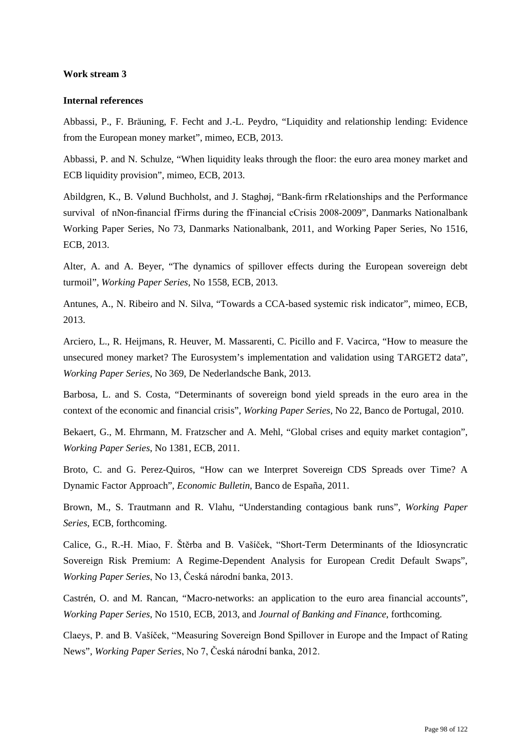**Work stream 3**

**Internal references**

Abbassi, P., F. Bräuning, F. Fecht and J.-L. Peydro, "Liquidity and relationship lending: Evidence from the European money market", mimeo, ECB, 2013.

Abbassi, P. and N. Schulze, "When liquidity leaks through the floor: the euro area money market and ECB liquidity provision", mimeo, ECB, 2013.

Abildgren, K., B. Vølund Buchholst, and J. Staghøj, "Bank-firm rRelationships and the Performance survival of nNon-financial fFirms during the fFinancial cCrisis 2008-2009", Danmarks Nationalbank Working Paper Series, No 73, Danmarks Nationalbank, 2011, and Working Paper Series, No 1516, ECB, 2013.

Alter, A. and A. Beyer, "The dynamics of spillover effects during the European sovereign debt turmoil", *Working Paper Series*, No 1558, ECB, 2013.

Antunes, A., N. Ribeiro and N. Silva, "Towards a CCA-based systemic risk indicator", mimeo, ECB, 2013.

Arciero, L., R. Heijmans, R. Heuver, M. Massarenti, C. Picillo and F. Vacirca, "How to measure the unsecured money market? The Eurosystem's implementation and validation using TARGET2 data", *Working Paper Series*, No 369, De Nederlandsche Bank, 2013.

Barbosa, L. and S. Costa, "Determinants of sovereign bond yield spreads in the euro area in the context of the economic and financial crisis", *Working Paper Series*, No 22, Banco de Portugal, 2010.

Bekaert, G., M. Ehrmann, M. Fratzscher and A. Mehl, "Global crises and equity market contagion", *Working Paper Series*, No 1381, ECB, 2011.

Broto, C. and G. Perez-Quiros, "How can we Interpret Sovereign CDS Spreads over Time? A Dynamic Factor Approach", *Economic Bulletin*, Banco de España, 2011.

Brown, M., S. Trautmann and R. Vlahu, "Understanding contagious bank runs", *Working Paper Series*, ECB, forthcoming.

Calice, G., R.-H. Miao, F. Štěrba and B. Vašíček, "Short-Term Determinants of the Idiosyncratic Sovereign Risk Premium: A Regime-Dependent Analysis for European Credit Default Swaps", *Working Paper Series*, No 13, Česká národní banka, 2013.

Castrén, O. and M. Rancan, "Macro-networks: an application to the euro area financial accounts", *Working Paper Series*, No 1510, ECB, 2013, and *Journal of Banking and Finance*, forthcoming.

Claeys, P. and B. Vašíček, "Measuring Sovereign Bond Spillover in Europe and the Impact of Rating News", *Working Paper Series*, No 7, Česká národní banka, 2012.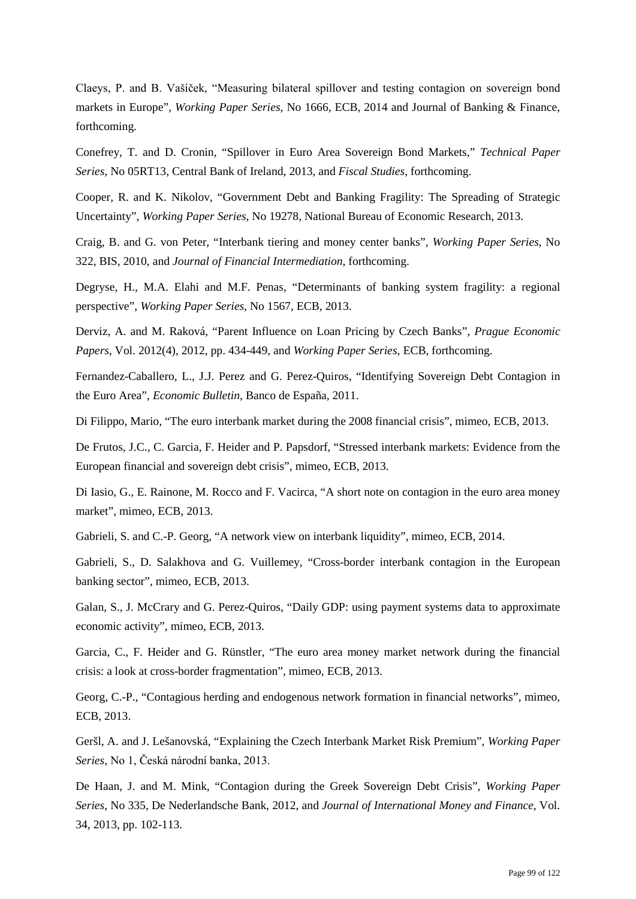Claeys, P. and B. Vašíček, "Measuring bilateral spillover and testing contagion on sovereign bond markets in Europe", *Working Paper Series*, No 1666, ECB, 2014 and Journal of Banking & Finance, forthcoming.

Conefrey, T. and D. Cronin, "Spillover in Euro Area Sovereign Bond Markets," *Technical Paper Series*, No 05RT13, Central Bank of Ireland, 2013, and *Fiscal Studies*, forthcoming.

Cooper, R. and K. Nikolov, "Government Debt and Banking Fragility: The Spreading of Strategic Uncertainty", *Working Paper Series*, No 19278, National Bureau of Economic Research, 2013.

Craig, B. and G. von Peter, "Interbank tiering and money center banks", *Working Paper Series*, No 322, BIS, 2010, and *Journal of Financial Intermediation*, forthcoming.

Degryse, H., M.A. Elahi and M.F. Penas, "Determinants of banking system fragility: a regional perspective", *Working Paper Series*, No 1567, ECB, 2013.

Derviz, A. and M. Raková, "Parent Influence on Loan Pricing by Czech Banks", *Prague Economic Papers*, Vol. 2012(4), 2012, pp. 434-449, and *Working Paper Series*, ECB, forthcoming.

Fernandez-Caballero, L., J.J. Perez and G. Perez-Quiros, "Identifying Sovereign Debt Contagion in the Euro Area", *Economic Bulletin*, Banco de España, 2011.

Di Filippo, Mario, "The euro interbank market during the 2008 financial crisis", mimeo, ECB, 2013.

De Frutos, J.C., C. Garcia, F. Heider and P. Papsdorf, "Stressed interbank markets: Evidence from the European financial and sovereign debt crisis", mimeo, ECB, 2013.

Di Iasio, G., E. Rainone, M. Rocco and F. Vacirca, "A short note on contagion in the euro area money market", mimeo, ECB, 2013.

Gabrieli, S. and C.-P. Georg, "A network view on interbank liquidity", mimeo, ECB, 2014.

Gabrieli, S., D. Salakhova and G. Vuillemey, "Cross-border interbank contagion in the European banking sector", mimeo, ECB, 2013.

Galan, S., J. McCrary and G. Perez-Quiros, "Daily GDP: using payment systems data to approximate economic activity", mimeo, ECB, 2013.

Garcia, C., F. Heider and G. Rünstler, "The euro area money market network during the financial crisis: a look at cross-border fragmentation", mimeo, ECB, 2013.

Georg, C.-P., "Contagious herding and endogenous network formation in financial networks", mimeo, ECB, 2013.

Geršl, A. and J. Lešanovská, "Explaining the Czech Interbank Market Risk Premium", *Working Paper Series*, No 1, Česká národní banka, 2013.

De Haan, J. and M. Mink, "Contagion during the Greek Sovereign Debt Crisis", *Working Paper Series*, No 335, De Nederlandsche Bank, 2012, and *Journal of International Money and Finance*, Vol. 34, 2013, pp. 102-113.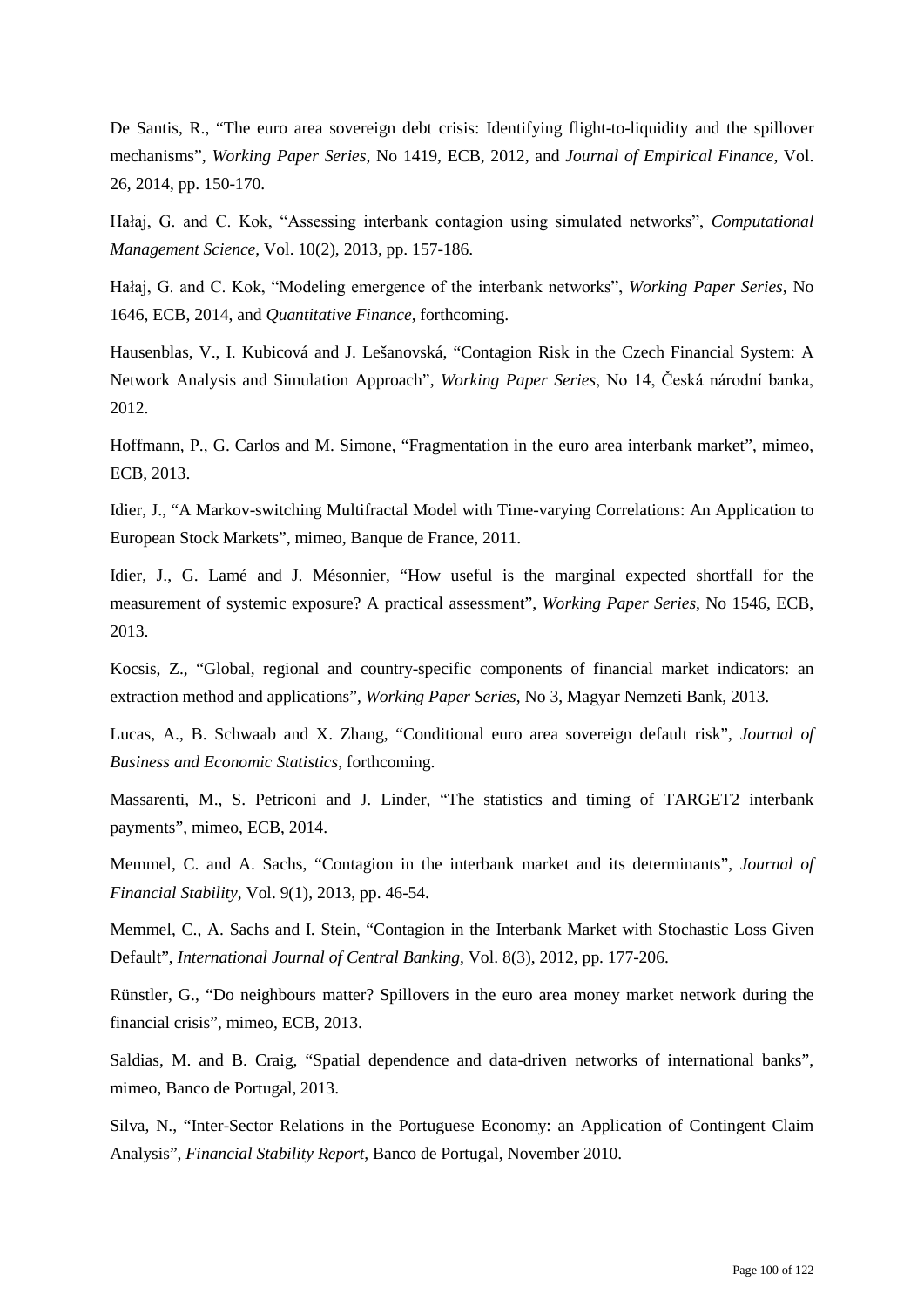De Santis, R., "The euro area sovereign debt crisis: Identifying flight-to-liquidity and the spillover mechanisms", *Working Paper Series*, No 1419, ECB, 2012, and *Journal of Empirical Finance*, Vol. 26, 2014, pp. 150-170.

Hałaj, G. and C. Kok, "Assessing interbank contagion using simulated networks", *Computational Management Science*, Vol. 10(2), 2013, pp. 157-186.

Hałaj, G. and C. Kok, "Modeling emergence of the interbank networks", *Working Paper Series*, No 1646, ECB, 2014, and *Quantitative Finance*, forthcoming.

Hausenblas, V., I. Kubicová and J. Lešanovská, "Contagion Risk in the Czech Financial System: A Network Analysis and Simulation Approach", *Working Paper Series*, No 14, Česká národní banka, 2012.

Hoffmann, P., G. Carlos and M. Simone, "Fragmentation in the euro area interbank market", mimeo, ECB, 2013.

Idier, J., "A Markov-switching Multifractal Model with Time-varying Correlations: An Application to European Stock Markets", mimeo, Banque de France, 2011.

Idier, J., G. Lamé and J. Mésonnier, "How useful is the marginal expected shortfall for the measurement of systemic exposure? A practical assessment", *Working Paper Series*, No 1546, ECB, 2013.

Kocsis, Z., "Global, regional and country-specific components of financial market indicators: an extraction method and applications", *Working Paper Series*, No 3, Magyar Nemzeti Bank, 2013.

Lucas, A., B. Schwaab and X. Zhang, "Conditional euro area sovereign default risk", *Journal of Business and Economic Statistics*, forthcoming.

Massarenti, M., S. Petriconi and J. Linder, "The statistics and timing of TARGET2 interbank payments", mimeo, ECB, 2014.

Memmel, C. and A. Sachs, "Contagion in the interbank market and its determinants", *Journal of Financial Stability*, Vol. 9(1), 2013, pp. 46-54.

Memmel, C., A. Sachs and I. Stein, "Contagion in the Interbank Market with Stochastic Loss Given Default", *International Journal of Central Banking*, Vol. 8(3), 2012, pp. 177-206.

Rünstler, G., "Do neighbours matter? Spillovers in the euro area money market network during the financial crisis", mimeo, ECB, 2013.

Saldias, M. and B. Craig, "Spatial dependence and data-driven networks of international banks", mimeo, Banco de Portugal, 2013.

Silva, N., "Inter-Sector Relations in the Portuguese Economy: an Application of Contingent Claim Analysis", *Financial Stability Report*, Banco de Portugal, November 2010.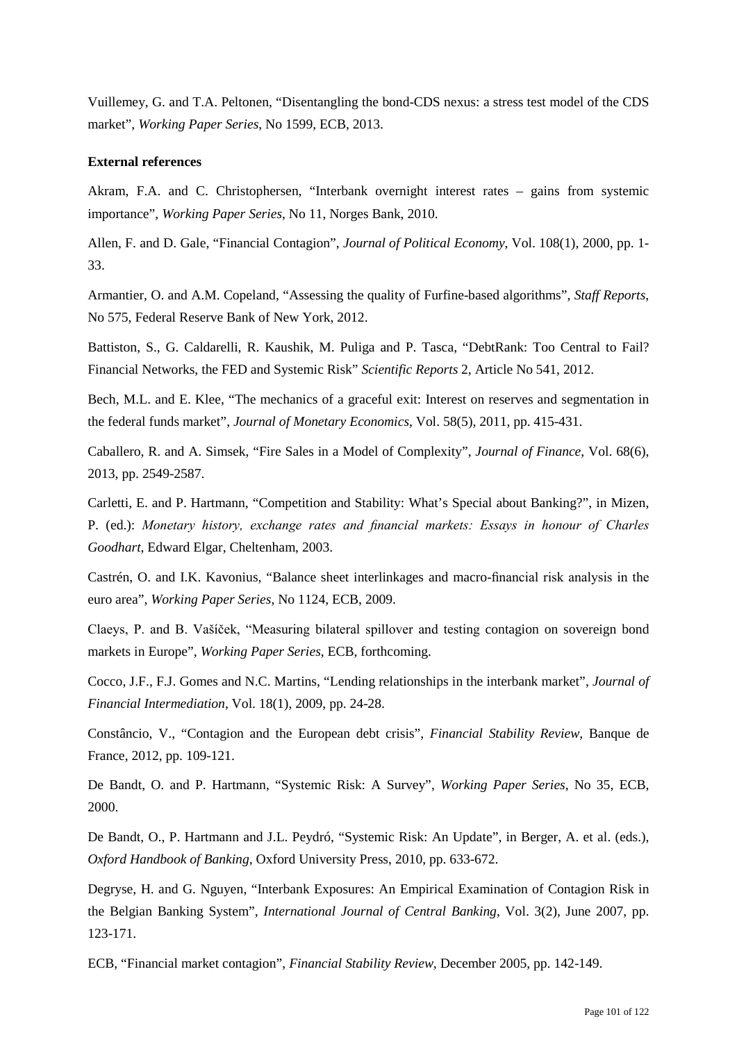Vuillemey, G. and T.A. Peltonen, “Disentangling the bond-CDS nexus: a stress test model of the CDS market”, *Working Paper Series*, No 1599, ECB, 2013.

**External references**

Akram, F.A. and C. Christophersen, “Interbank overnight interest rates – gains from systemic importance”, *Working Paper Series*, No 11, Norges Bank, 2010.

Allen, F. and D. Gale, “Financial Contagion”, *Journal of Political Economy*, Vol. 108(1), 2000, pp. 1-33.

Armantier, O. and A.M. Copeland, “Assessing the quality of Furfine-based algorithms”, *Staff Reports*, No 575, Federal Reserve Bank of New York, 2012.

Battiston, S., G. Caldarelli, R. Kaushik, M. Puliga and P. Tasca, “DebtRank: Too Central to Fail? Financial Networks, the FED and Systemic Risk” *Scientific Reports* 2, Article No 541, 2012.

Bech, M.L. and E. Klee, “The mechanics of a graceful exit: Interest on reserves and segmentation in the federal funds market”, *Journal of Monetary Economics*, Vol. 58(5), 2011, pp. 415-431.

Caballero, R. and A. Simsek, “Fire Sales in a Model of Complexity”, *Journal of Finance*, Vol. 68(6), 2013, pp. 2549-2587.

Carletti, E. and P. Hartmann, “Competition and Stability: What’s Special about Banking?”, in Mizen, P. (ed.): *Monetary history, exchange rates and financial markets: Essays in honour of Charles Goodhart*, Edward Elgar, Cheltenham, 2003.

Castrén, O. and I.K. Kavonius, “Balance sheet interlinkages and macro-financial risk analysis in the euro area”, *Working Paper Series*, No 1124, ECB, 2009.

Claeys, P. and B. Vašíček, “Measuring bilateral spillover and testing contagion on sovereign bond markets in Europe”, *Working Paper Series*, ECB, forthcoming.

Cocco, J.F., F.J. Gomes and N.C. Martins, “Lending relationships in the interbank market”, *Journal of Financial Intermediation*, Vol. 18(1), 2009, pp. 24-28.

Constâncio, V., “Contagion and the European debt crisis”, *Financial Stability Review*, Banque de France, 2012, pp. 109-121.

De Bandt, O. and P. Hartmann, “Systemic Risk: A Survey”, *Working Paper Series*, No 35, ECB, 2000.

De Bandt, O., P. Hartmann and J.L. Peydró, “Systemic Risk: An Update”, in Berger, A. et al. (eds.), *Oxford Handbook of Banking*, Oxford University Press, 2010, pp. 633-672.

Degryse, H. and G. Nguyen, “Interbank Exposures: An Empirical Examination of Contagion Risk in the Belgian Banking System”, *International Journal of Central Banking*, Vol. 3(2), June 2007, pp. 123-171.

ECB, “Financial market contagion”, *Financial Stability Review*, December 2005, pp. 142-149.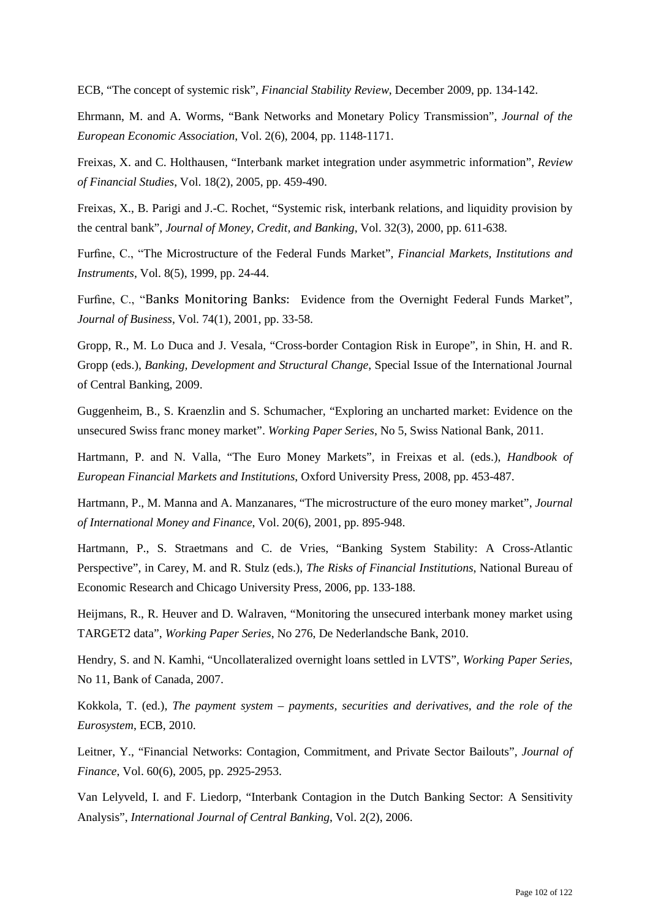ECB, "The concept of systemic risk", *Financial Stability Review*, December 2009, pp. 134-142.

Ehrmann, M. and A. Worms, "Bank Networks and Monetary Policy Transmission", *Journal of the European Economic Association*, Vol. 2(6), 2004, pp. 1148-1171.

Freixas, X. and C. Holthausen, "Interbank market integration under asymmetric information", *Review of Financial Studies*, Vol. 18(2), 2005, pp. 459-490.

Freixas, X., B. Parigi and J.-C. Rochet, "Systemic risk, interbank relations, and liquidity provision by the central bank", *Journal of Money, Credit, and Banking*, Vol. 32(3), 2000, pp. 611-638.

Furfine, C., "The Microstructure of the Federal Funds Market", *Financial Markets, Institutions and Instruments*, Vol. 8(5), 1999, pp. 24-44.

Furfine, C., "Banks Monitoring Banks: Evidence from the Overnight Federal Funds Market", *Journal of Business*, Vol. 74(1), 2001, pp. 33-58.

Gropp, R., M. Lo Duca and J. Vesala, "Cross-border Contagion Risk in Europe", in Shin, H. and R. Gropp (eds.), *Banking, Development and Structural Change*, Special Issue of the International Journal of Central Banking, 2009.

Guggenheim, B., S. Kraenzlin and S. Schumacher, "Exploring an uncharted market: Evidence on the unsecured Swiss franc money market". *Working Paper Series*, No 5, Swiss National Bank, 2011.

Hartmann, P. and N. Valla, "The Euro Money Markets", in Freixas et al. (eds.), *Handbook of European Financial Markets and Institutions*, Oxford University Press, 2008, pp. 453-487.

Hartmann, P., M. Manna and A. Manzanares, "The microstructure of the euro money market", *Journal of International Money and Finance*, Vol. 20(6), 2001, pp. 895-948.

Hartmann, P., S. Straetmans and C. de Vries, "Banking System Stability: A Cross-Atlantic Perspective", in Carey, M. and R. Stulz (eds.), *The Risks of Financial Institutions*, National Bureau of Economic Research and Chicago University Press, 2006, pp. 133-188.

Heijmans, R., R. Heuver and D. Walraven, "Monitoring the unsecured interbank money market using TARGET2 data", *Working Paper Series*, No 276, De Nederlandsche Bank, 2010.

Hendry, S. and N. Kamhi, "Uncollateralized overnight loans settled in LVTS", *Working Paper Series*, No 11, Bank of Canada, 2007.

Kokkola, T. (ed.), *The payment system – payments, securities and derivatives, and the role of the Eurosystem*, ECB, 2010.

Leitner, Y., "Financial Networks: Contagion, Commitment, and Private Sector Bailouts", *Journal of Finance*, Vol. 60(6), 2005, pp. 2925-2953.

Van Lelyveld, I. and F. Liedorp, "Interbank Contagion in the Dutch Banking Sector: A Sensitivity Analysis", *International Journal of Central Banking*, Vol. 2(2), 2006.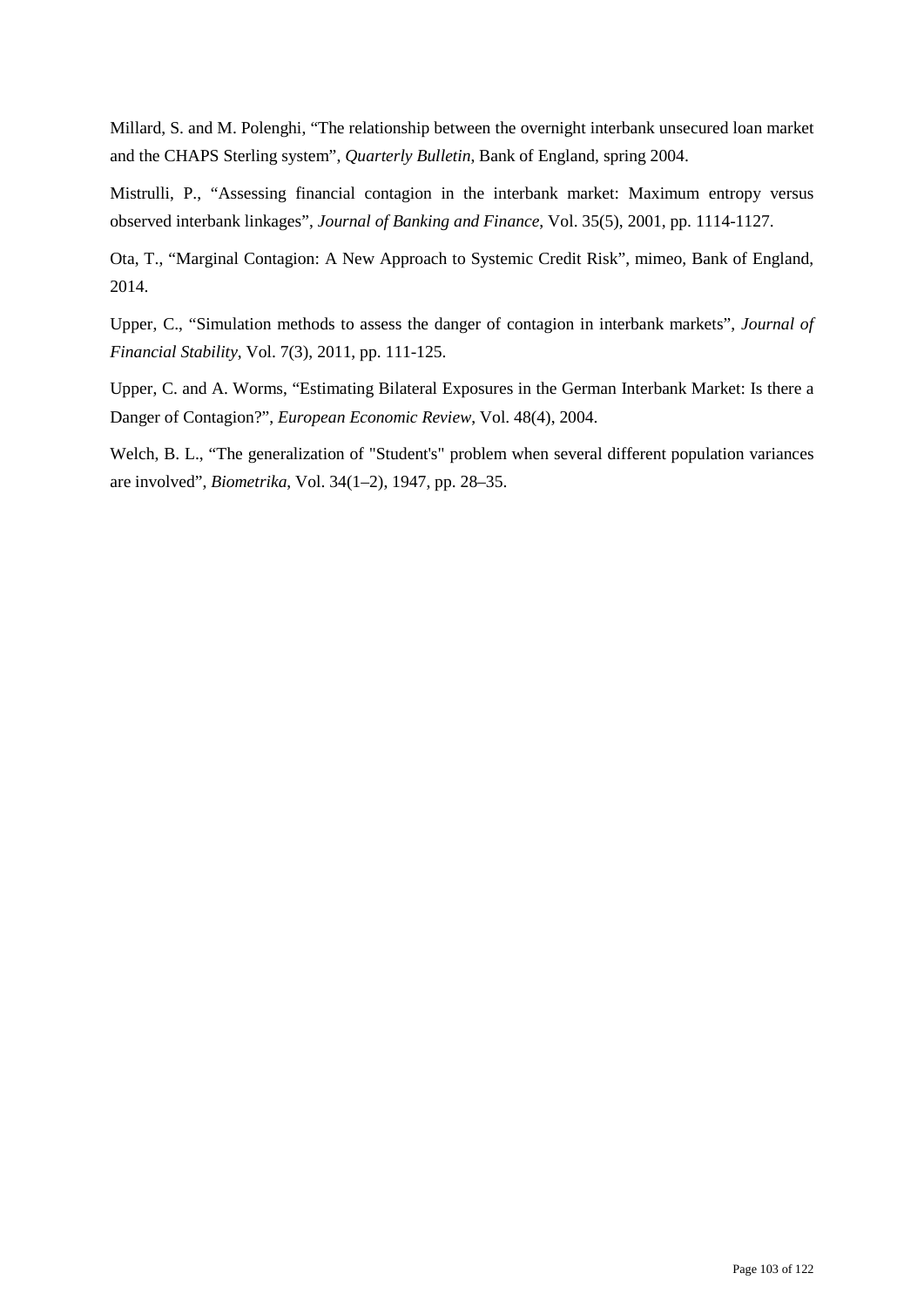Millard, S. and M. Polenghi, "The relationship between the overnight interbank unsecured loan market and the CHAPS Sterling system", *Quarterly Bulletin*, Bank of England, spring 2004.

Mistrulli, P., "Assessing financial contagion in the interbank market: Maximum entropy versus observed interbank linkages", *Journal of Banking and Finance*, Vol. 35(5), 2001, pp. 1114-1127.

Ota, T., "Marginal Contagion: A New Approach to Systemic Credit Risk", mimeo, Bank of England, 2014.

Upper, C., "Simulation methods to assess the danger of contagion in interbank markets", *Journal of Financial Stability*, Vol. 7(3), 2011, pp. 111-125.

Upper, C. and A. Worms, "Estimating Bilateral Exposures in the German Interbank Market: Is there a Danger of Contagion?", *European Economic Review*, Vol. 48(4), 2004.

Welch, B. L., "The generalization of "Student's" problem when several different population variances are involved", *Biometrika*, Vol. 34(1–2), 1947, pp. 28–35.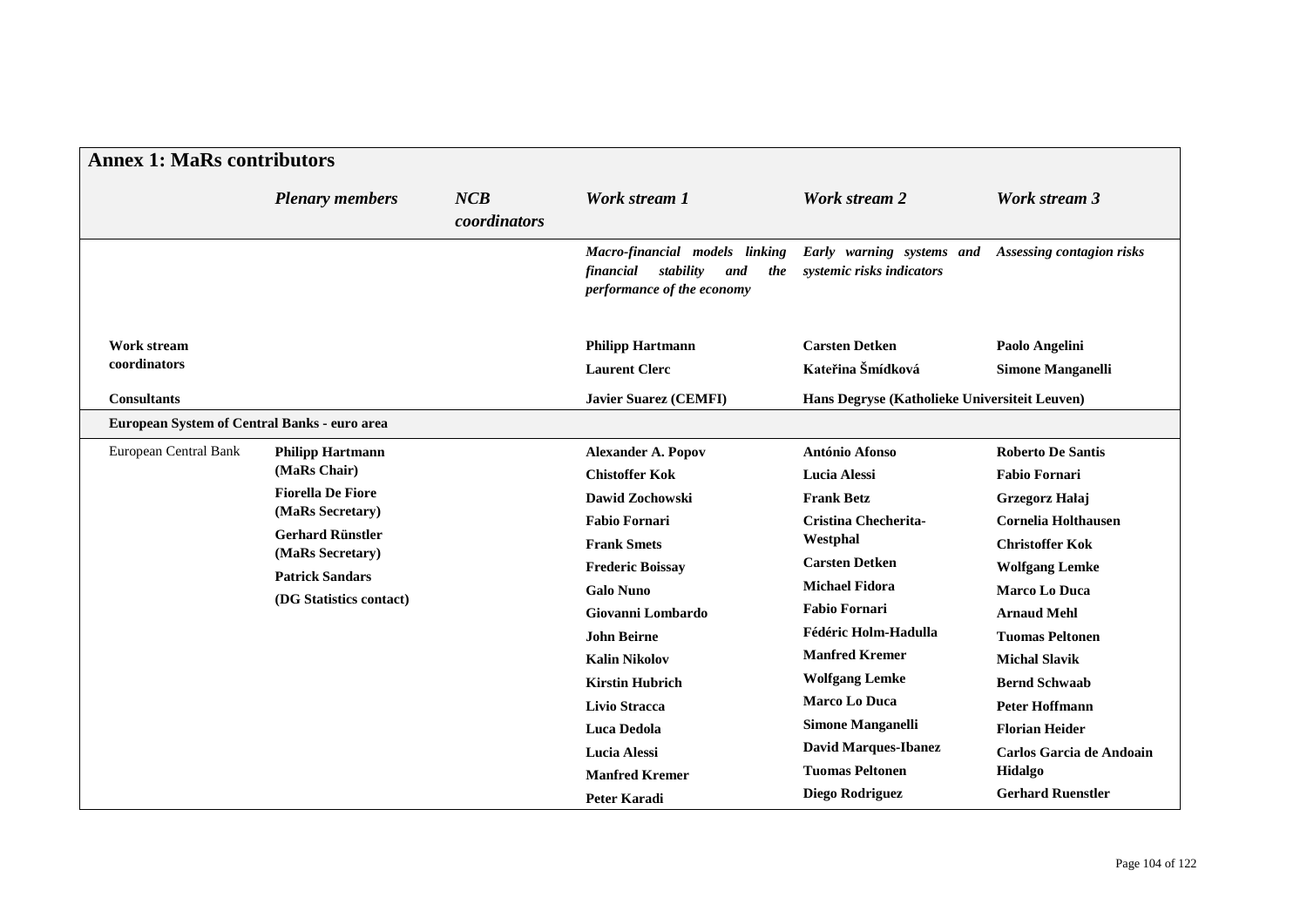## Annex 1: MaRs contributors

| | *Plenary members* | *NCB coordinators* | *Work stream 1* | *Work stream 2* | *Work stream 3* |
|---|---|---|---|---|---|
| | | | *Macro-financial models linking financial stability and the performance of the economy* | *Early warning systems and systemic risks indicators* | *Assessing contagion risks* |
| **Work stream coordinators** | | | **Philipp Hartmann**<br>**Laurent Clerc** | **Carsten Detken**<br>**Kateřina Šmídková** | **Paolo Angelini**<br>**Simone Manganelli** |
| **Consultants** | | | **Javier Suarez (CEMFI)** | **Hans Degryse (Katholieke Universiteit Leuven)** | |
| **European System of Central Banks - euro area** | | | | | |
| European Central Bank | **Philipp Hartmann (MaRs Chair)**<br>**Fiorella De Fiore (MaRs Secretary)**<br>**Gerhard Rünstler (MaRs Secretary)**<br>**Patrick Sandars (DG Statistics contact)** | | **Alexander A. Popov**<br>**Chistoffer Kok**<br>**Dawid Zochowski**<br>**Fabio Fornari**<br>**Frank Smets**<br>**Frederic Boissay**<br>**Galo Nuno**<br>**Giovanni Lombardo**<br>**John Beirne**<br>**Kalin Nikolov**<br>**Kirstin Hubrich**<br>**Livio Stracca**<br>**Luca Dedola**<br>**Lucia Alessi**<br>**Manfred Kremer**<br>**Peter Karadi** | **António Afonso**<br>**Lucia Alessi**<br>**Frank Betz**<br>**Cristina Checherita-Westphal**<br>**Carsten Detken**<br>**Michael Fidora**<br>**Fabio Fornari**<br>**Fédéric Holm-Hadulla**<br>**Manfred Kremer**<br>**Wolfgang Lemke**<br>**Marco Lo Duca**<br>**Simone Manganelli**<br>**David Marques-Ibanez**<br>**Tuomas Peltonen**<br>**Diego Rodriguez** | **Roberto De Santis**<br>**Fabio Fornari**<br>**Grzegorz Hałaj**<br>**Cornelia Holthausen**<br>**Christoffer Kok**<br>**Wolfgang Lemke**<br>**Marco Lo Duca**<br>**Arnaud Mehl**<br>**Tuomas Peltonen**<br>**Michal Slavik**<br>**Bernd Schwaab**<br>**Peter Hoffmann**<br>**Florian Heider**<br>**Carlos Garcia de Andoain Hidalgo**<br>**Gerhard Ruenstler** |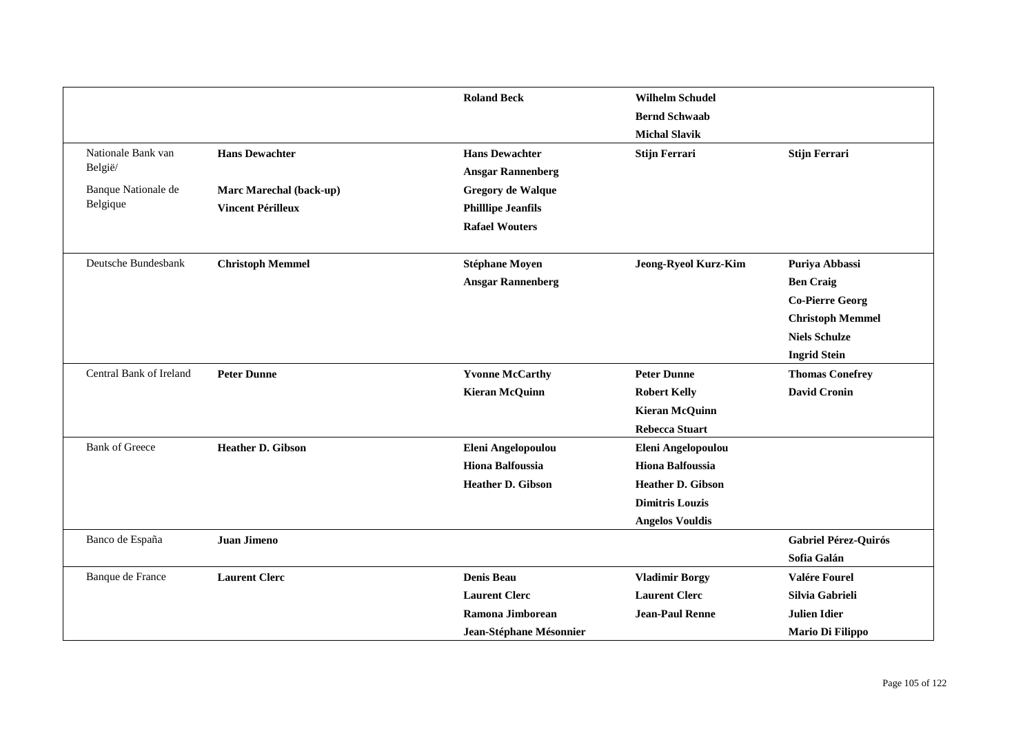| | | | | |
|---|---|---|---|---|
| | | **Roland Beck** | **Wilhelm Schudel** | |
| | | | **Bernd Schwaab** | |
| | | | **Michal Slavik** | |
| Nationale Bank van België/ | **Hans Dewachter** | **Hans Dewachter** | **Stijn Ferrari** | **Stijn Ferrari** |
| | | **Ansgar Rannenberg** | | |
| Banque Nationale de Belgique | **Marc Marechal (back-up)** | **Gregory de Walque** | | |
| | **Vincent Périlleux** | **Philllipe Jeanfils** | | |
| | | **Rafael Wouters** | | |
| Deutsche Bundesbank | **Christoph Memmel** | **Stéphane Moyen** | **Jeong-Ryeol Kurz-Kim** | **Puriya Abbassi** |
| | | **Ansgar Rannenberg** | | **Ben Craig** |
| | | | | **Co-Pierre Georg** |
| | | | | **Christoph Memmel** |
| | | | | **Niels Schulze** |
| | | | | **Ingrid Stein** |
| Central Bank of Ireland | **Peter Dunne** | **Yvonne McCarthy** | **Peter Dunne** | **Thomas Conefrey** |
| | | **Kieran McQuinn** | **Robert Kelly** | **David Cronin** |
| | | | **Kieran McQuinn** | |
| | | | **Rebecca Stuart** | |
| Bank of Greece | **Heather D. Gibson** | **Eleni Angelopoulou** | **Eleni Angelopoulou** | |
| | | **Hiona Balfoussia** | **Hiona Balfoussia** | |
| | | **Heather D. Gibson** | **Heather D. Gibson** | |
| | | | **Dimitris Louzis** | |
| | | | **Angelos Vouldis** | |
| Banco de España | **Juan Jimeno** | | | **Gabriel Pérez-Quirós** |
| | | | | **Sofia Galán** |
| Banque de France | **Laurent Clerc** | **Denis Beau** | **Vladimir Borgy** | **Valére Fourel** |
| | | **Laurent Clerc** | **Laurent Clerc** | **Silvia Gabrieli** |
| | | **Ramona Jimborean** | **Jean-Paul Renne** | **Julien Idier** |
| | | **Jean-Stéphane Mésonnier** | | **Mario Di Filippo** |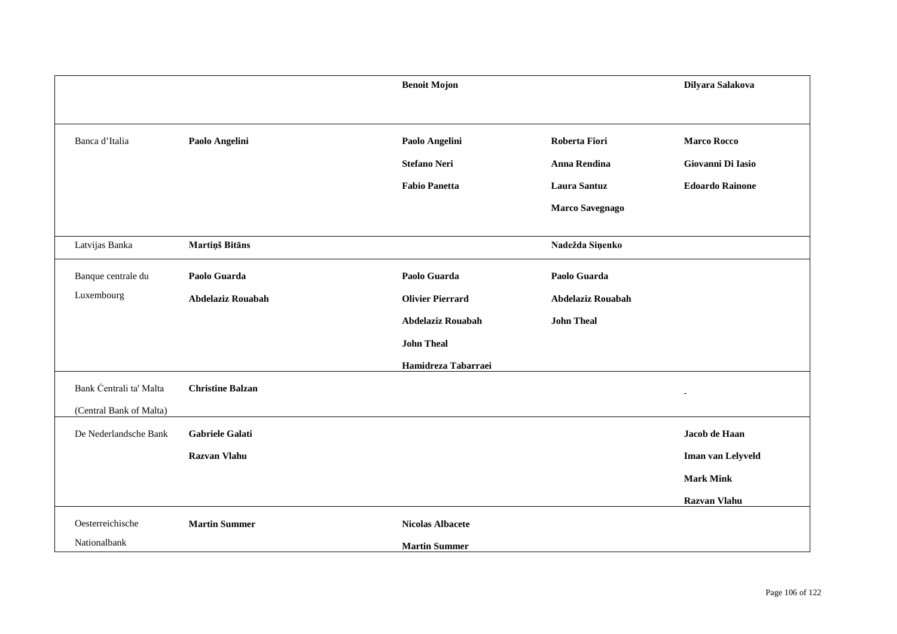| | | | | |
|---|---|---|---|---|
| | | **Benoit Mojon** | | **Dilyara Salakova** |
| Banca d’Italia | **Paolo Angelini** | **Paolo Angelini**<br>**Stefano Neri**<br>**Fabio Panetta** | **Roberta Fiori**<br>**Anna Rendina**<br>**Laura Santuz**<br>**Marco Savegnago** | **Marco Rocco**<br>**Giovanni Di Iasio**<br>**Edoardo Rainone** |
| Latvijas Banka | **Martiņš Bitāns** | | **Nadežda Siņenko** | |
| Banque centrale du Luxembourg | **Paolo Guarda**<br>**Abdelaziz Rouabah** | **Paolo Guarda**<br>**Olivier Pierrard**<br>**Abdelaziz Rouabah**<br>**John Theal**<br>**Hamidreza Tabarraei** | **Paolo Guarda**<br>**Abdelaziz Rouabah**<br>**John Theal** | |
| Bank Ċentrali ta' Malta (Central Bank of Malta) | **Christine Balzan** | | | |
| De Nederlandsche Bank | **Gabriele Galati**<br>**Razvan Vlahu** | | | **Jacob de Haan**<br>**Iman van Lelyveld**<br>**Mark Mink**<br>**Razvan Vlahu** |
| Oesterreichische Nationalbank | **Martin Summer** | **Nicolas Albacete**<br>**Martin Summer** | | |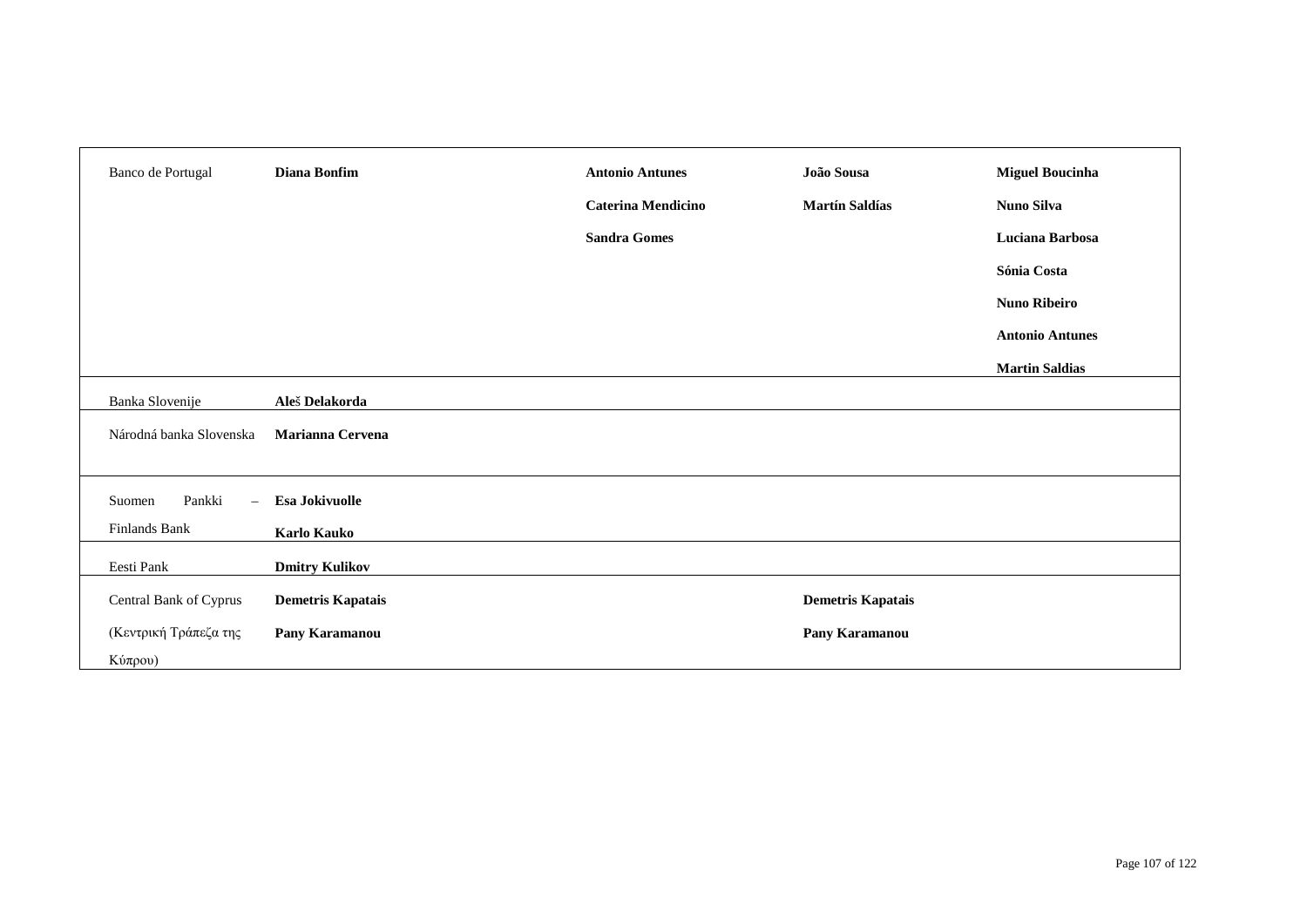| | | | | |
|---|---|---|---|---|
| Banco de Portugal | **Diana Bonfim** | **Antonio Antunes**<br>**Caterina Mendicino**<br>**Sandra Gomes** | **João Sousa**<br>**Martín Saldías** | **Miguel Boucinha**<br>**Nuno Silva**<br>**Luciana Barbosa**<br>**Sónia Costa**<br>**Nuno Ribeiro**<br>**Antonio Antunes**<br>**Martin Saldias** |
| Banka Slovenije | **Aleš Delakorda** | | | |
| Národná banka Slovenska | **Marianna Cervena** | | | |
| Suomen Pankki – Finlands Bank | **Esa Jokivuolle**<br>**Karlo Kauko** | | | |
| Eesti Pank | **Dmitry Kulikov** | | | |
| Central Bank of Cyprus (Κεντρική Τράπεζα της Κύπρου) | **Demetris Kapatais**<br>**Pany Karamanou** | | **Demetris Kapatais**<br>**Pany Karamanou** | |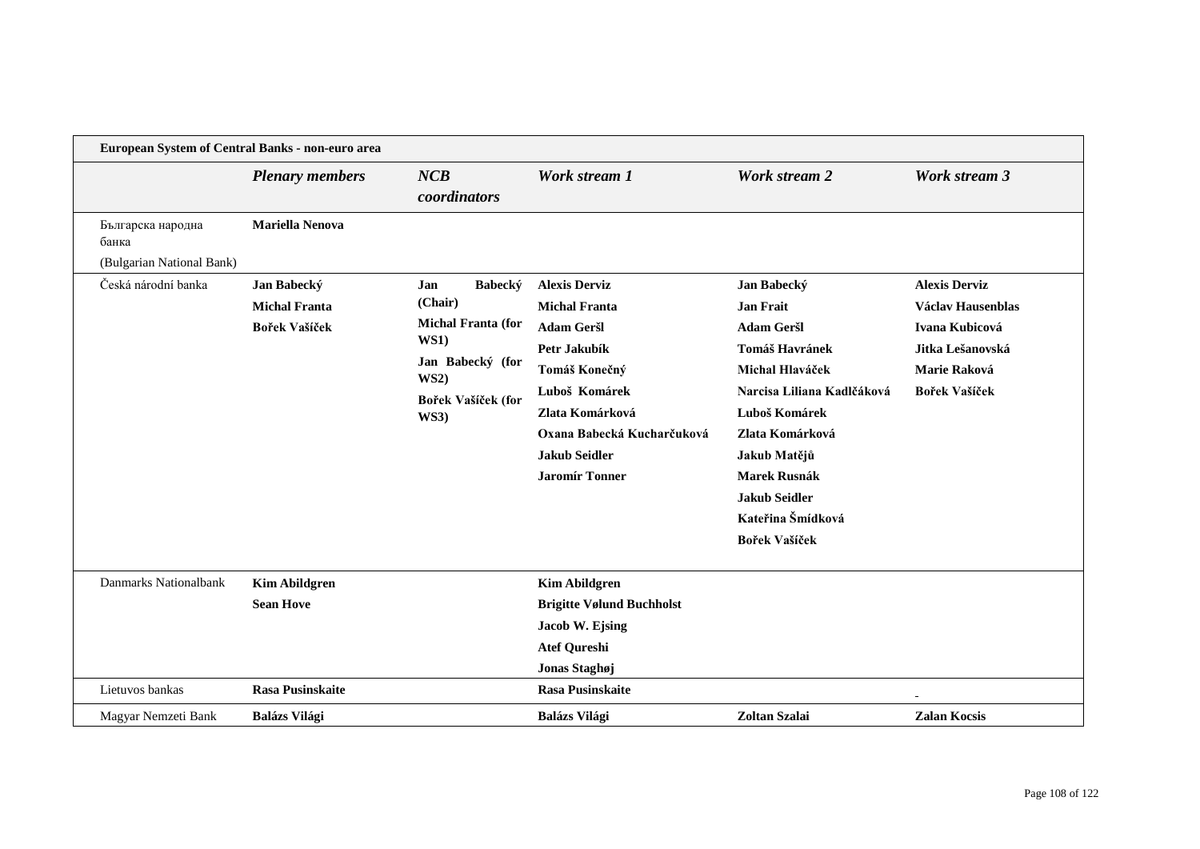| **European System of Central Banks - non-euro area** | | | | | |
|---|---|---|---|---|---|
| | ***Plenary members*** | ***NCB coordinators*** | ***Work stream 1*** | ***Work stream 2*** | ***Work stream 3*** |
| Българска народна банка (Bulgarian National Bank) | **Mariella Nenova** | | | | |
| Česká národní banka | **Jan Babecký**<br>**Michal Franta**<br>**Bořek Vašíček** | **Jan Babecký (Chair)**<br>**Michal Franta (for WS1)**<br>**Jan Babecký (for WS2)**<br>**Bořek Vašíček (for WS3)** | **Alexis Derviz**<br>**Michal Franta**<br>**Adam Geršl**<br>**Petr Jakubík**<br>**Tomáš Konečný**<br>**Luboš Komárek**<br>**Zlata Komárková**<br>**Oxana Babecká Kucharčuková**<br>**Jakub Seidler**<br>**Jaromír Tonner** | **Jan Babecký**<br>**Jan Frait**<br>**Adam Geršl**<br>**Tomáš Havránek**<br>**Michal Hlaváček**<br>**Narcisa Liliana Kadlčáková**<br>**Luboš Komárek**<br>**Zlata Komárková**<br>**Jakub Matějů**<br>**Marek Rusnák**<br>**Jakub Seidler**<br>**Kateřina Šmídková**<br>**Bořek Vašíček** | **Alexis Derviz**<br>**Václav Hausenblas**<br>**Ivana Kubicová**<br>**Jitka Lešanovská**<br>**Marie Raková**<br>**Bořek Vašíček** |
| Danmarks Nationalbank | **Kim Abildgren**<br>**Sean Hove** | | **Kim Abildgren**<br>**Brigitte Vølund Buchholst**<br>**Jacob W. Ejsing**<br>**Atef Qureshi**<br>**Jonas Staghøj** | | |
| Lietuvos bankas | **Rasa Pusinskaite** | | **Rasa Pusinskaite** | | |
| Magyar Nemzeti Bank | **Balázs Világi** | | **Balázs Világi** | **Zoltan Szalai** | **Zalan Kocsis** |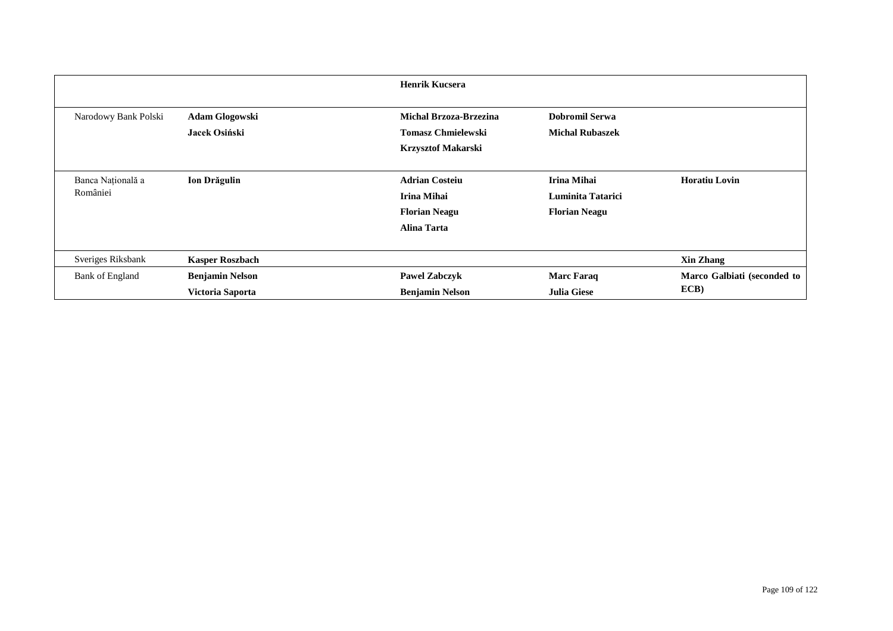| | | | | |
|---|---|---|---|---|
| | | **Henrik Kucsera** | | |
| Narodowy Bank Polski | **Adam Glogowski**<br>**Jacek Osiński** | **Michal Brzoza-Brzezina**<br>**Tomasz Chmielewski**<br>**Krzysztof Makarski** | **Dobromil Serwa**<br>**Michał Rubaszek** | |
| Banca Națională a României | **Ion Drăgulin** | **Adrian Costeiu**<br>**Irina Mihai**<br>**Florian Neagu**<br>**Alina Tarta** | **Irina Mihai**<br>**Luminita Tatarici**<br>**Florian Neagu** | **Horatiu Lovin** |
| Sveriges Riksbank | **Kasper Roszbach** | | | **Xin Zhang** |
| Bank of England | **Benjamin Nelson**<br>**Victoria Saporta** | **Pawel Zabczyk**<br>**Benjamin Nelson** | **Marc Faraq**<br>**Julia Giese** | **Marco Galbiati (seconded to ECB)** |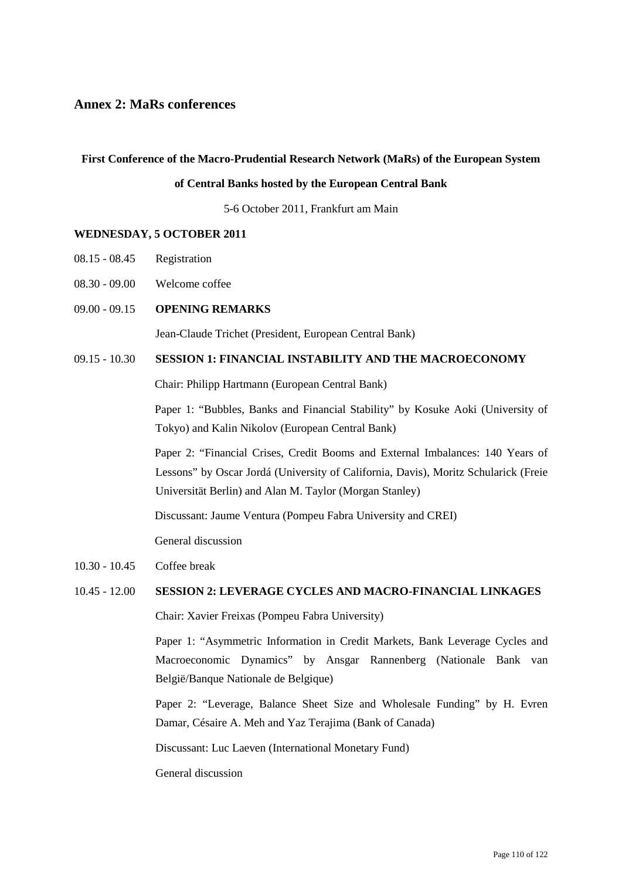## Annex 2: MaRs conferences

**First Conference of the Macro-Prudential Research Network (MaRs) of the European System of Central Banks hosted by the European Central Bank**

5-6 October 2011, Frankfurt am Main

**WEDNESDAY, 5 OCTOBER 2011**

08.15 - 08.45 Registration

08.30 - 09.00 Welcome coffee

09.00 - 09.15 **OPENING REMARKS**

Jean-Claude Trichet (President, European Central Bank)

09.15 - 10.30 **SESSION 1: FINANCIAL INSTABILITY AND THE MACROECONOMY**

Chair: Philipp Hartmann (European Central Bank)

Paper 1: "Bubbles, Banks and Financial Stability" by Kosuke Aoki (University of Tokyo) and Kalin Nikolov (European Central Bank)

Paper 2: "Financial Crises, Credit Booms and External Imbalances: 140 Years of Lessons" by Oscar Jordá (University of California, Davis), Moritz Schularick (Freie Universität Berlin) and Alan M. Taylor (Morgan Stanley)

Discussant: Jaume Ventura (Pompeu Fabra University and CREI)

General discussion

10.30 - 10.45 Coffee break

10.45 - 12.00 **SESSION 2: LEVERAGE CYCLES AND MACRO-FINANCIAL LINKAGES**

Chair: Xavier Freixas (Pompeu Fabra University)

Paper 1: "Asymmetric Information in Credit Markets, Bank Leverage Cycles and Macroeconomic Dynamics" by Ansgar Rannenberg (Nationale Bank van België/Banque Nationale de Belgique)

Paper 2: "Leverage, Balance Sheet Size and Wholesale Funding" by H. Evren Damar, Césaire A. Meh and Yaz Terajima (Bank of Canada)

Discussant: Luc Laeven (International Monetary Fund)

General discussion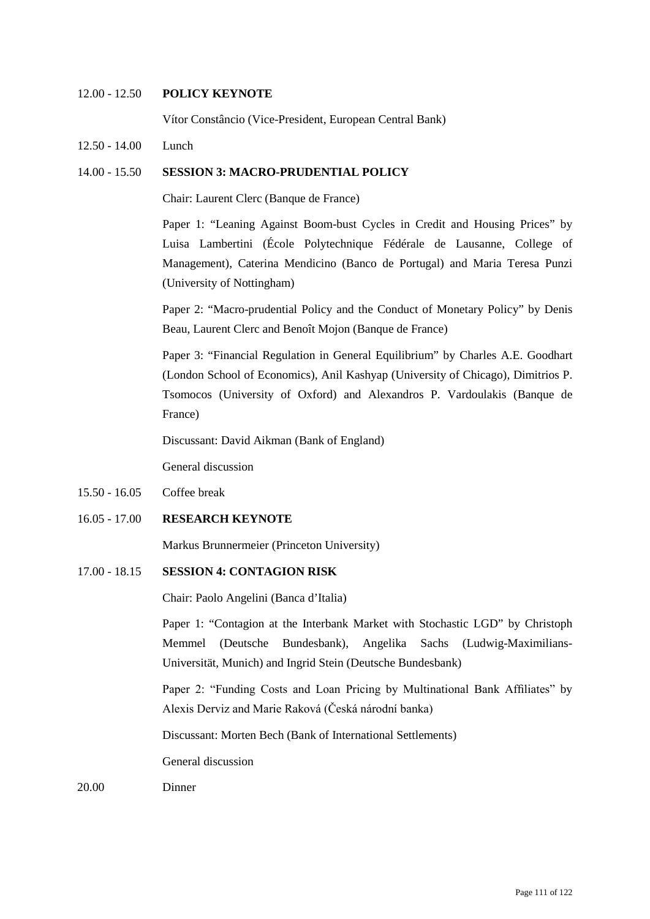12.00 - 12.50 **POLICY KEYNOTE**

Vítor Constâncio (Vice-President, European Central Bank)

12.50 - 14.00 Lunch

14.00 - 15.50 **SESSION 3: MACRO-PRUDENTIAL POLICY**

Chair: Laurent Clerc (Banque de France)

Paper 1: "Leaning Against Boom-bust Cycles in Credit and Housing Prices" by Luisa Lambertini (École Polytechnique Fédérale de Lausanne, College of Management), Caterina Mendicino (Banco de Portugal) and Maria Teresa Punzi (University of Nottingham)

Paper 2: "Macro-prudential Policy and the Conduct of Monetary Policy" by Denis Beau, Laurent Clerc and Benoît Mojon (Banque de France)

Paper 3: "Financial Regulation in General Equilibrium" by Charles A.E. Goodhart (London School of Economics), Anil Kashyap (University of Chicago), Dimitrios P. Tsomocos (University of Oxford) and Alexandros P. Vardoulakis (Banque de France)

Discussant: David Aikman (Bank of England)

General discussion

15.50 - 16.05 Coffee break

16.05 - 17.00 **RESEARCH KEYNOTE**

Markus Brunnermeier (Princeton University)

17.00 - 18.15 **SESSION 4: CONTAGION RISK**

Chair: Paolo Angelini (Banca d'Italia)

Paper 1: "Contagion at the Interbank Market with Stochastic LGD" by Christoph Memmel (Deutsche Bundesbank), Angelika Sachs (Ludwig-Maximilians-Universität, Munich) and Ingrid Stein (Deutsche Bundesbank)

Paper 2: "Funding Costs and Loan Pricing by Multinational Bank Affiliates" by Alexis Derviz and Marie Raková (Česká národní banka)

Discussant: Morten Bech (Bank of International Settlements)

General discussion

20.00 Dinner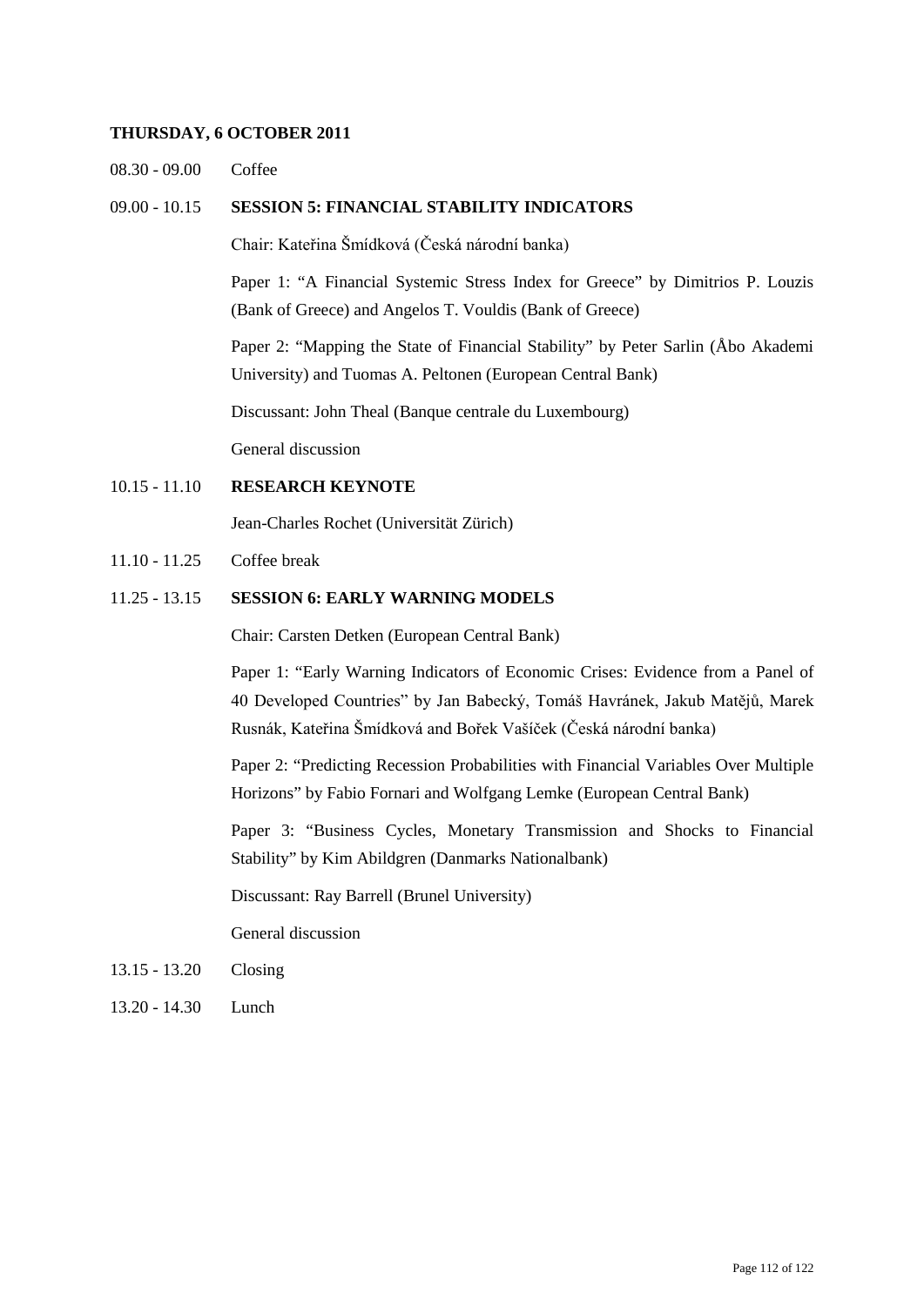**THURSDAY, 6 OCTOBER 2011**

08.30 - 09.00 Coffee

09.00 - 10.15 **SESSION 5: FINANCIAL STABILITY INDICATORS**

Chair: Kateřina Šmídková (Česká národní banka)

Paper 1: "A Financial Systemic Stress Index for Greece" by Dimitrios P. Louzis (Bank of Greece) and Angelos T. Vouldis (Bank of Greece)

Paper 2: "Mapping the State of Financial Stability" by Peter Sarlin (Åbo Akademi University) and Tuomas A. Peltonen (European Central Bank)

Discussant: John Theal (Banque centrale du Luxembourg)

General discussion

10.15 - 11.10 **RESEARCH KEYNOTE**

Jean-Charles Rochet (Universität Zürich)

11.10 - 11.25 Coffee break

11.25 - 13.15 **SESSION 6: EARLY WARNING MODELS**

Chair: Carsten Detken (European Central Bank)

Paper 1: "Early Warning Indicators of Economic Crises: Evidence from a Panel of 40 Developed Countries" by Jan Babecký, Tomáš Havránek, Jakub Matějů, Marek Rusnák, Kateřina Šmídková and Bořek Vašíček (Česká národní banka)

Paper 2: "Predicting Recession Probabilities with Financial Variables Over Multiple Horizons" by Fabio Fornari and Wolfgang Lemke (European Central Bank)

Paper 3: "Business Cycles, Monetary Transmission and Shocks to Financial Stability" by Kim Abildgren (Danmarks Nationalbank)

Discussant: Ray Barrell (Brunel University)

General discussion

13.15 - 13.20 Closing

13.20 - 14.30 Lunch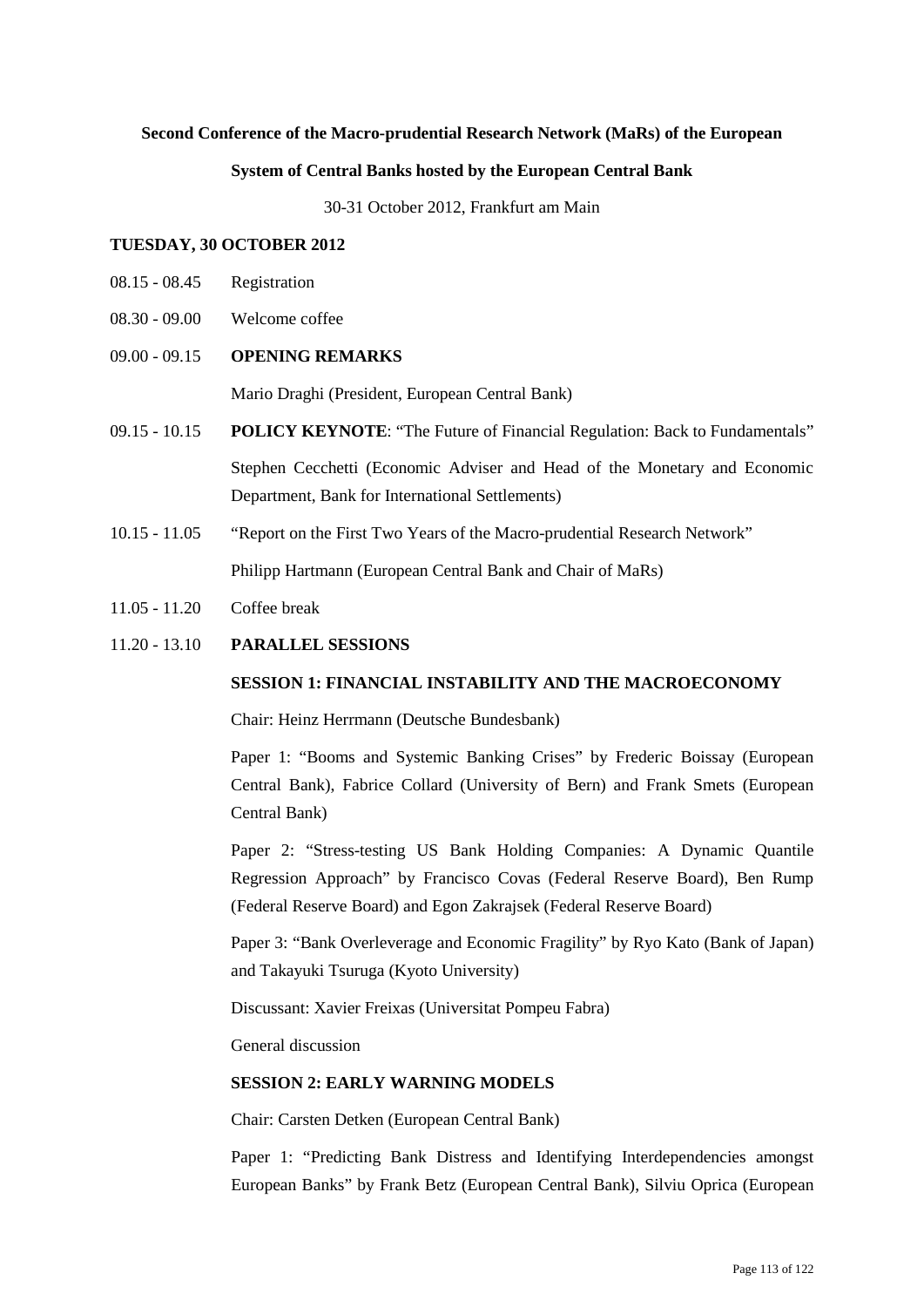**Second Conference of the Macro-prudential Research Network (MaRs) of the European System of Central Banks hosted by the European Central Bank**

30-31 October 2012, Frankfurt am Main

**TUESDAY, 30 OCTOBER 2012**

08.15 - 08.45 Registration

08.30 - 09.00 Welcome coffee

09.00 - 09.15 **OPENING REMARKS**

Mario Draghi (President, European Central Bank)

09.15 - 10.15 **POLICY KEYNOTE**: "The Future of Financial Regulation: Back to Fundamentals"

Stephen Cecchetti (Economic Adviser and Head of the Monetary and Economic Department, Bank for International Settlements)

10.15 - 11.05 "Report on the First Two Years of the Macro-prudential Research Network"

Philipp Hartmann (European Central Bank and Chair of MaRs)

11.05 - 11.20 Coffee break

11.20 - 13.10 **PARALLEL SESSIONS**

**SESSION 1: FINANCIAL INSTABILITY AND THE MACROECONOMY**

Chair: Heinz Herrmann (Deutsche Bundesbank)

Paper 1: "Booms and Systemic Banking Crises" by Frederic Boissay (European Central Bank), Fabrice Collard (University of Bern) and Frank Smets (European Central Bank)

Paper 2: "Stress-testing US Bank Holding Companies: A Dynamic Quantile Regression Approach" by Francisco Covas (Federal Reserve Board), Ben Rump (Federal Reserve Board) and Egon Zakrajsek (Federal Reserve Board)

Paper 3: "Bank Overleverage and Economic Fragility" by Ryo Kato (Bank of Japan) and Takayuki Tsuruga (Kyoto University)

Discussant: Xavier Freixas (Universitat Pompeu Fabra)

General discussion

**SESSION 2: EARLY WARNING MODELS**

Chair: Carsten Detken (European Central Bank)

Paper 1: "Predicting Bank Distress and Identifying Interdependencies amongst European Banks" by Frank Betz (European Central Bank), Silviu Oprica (European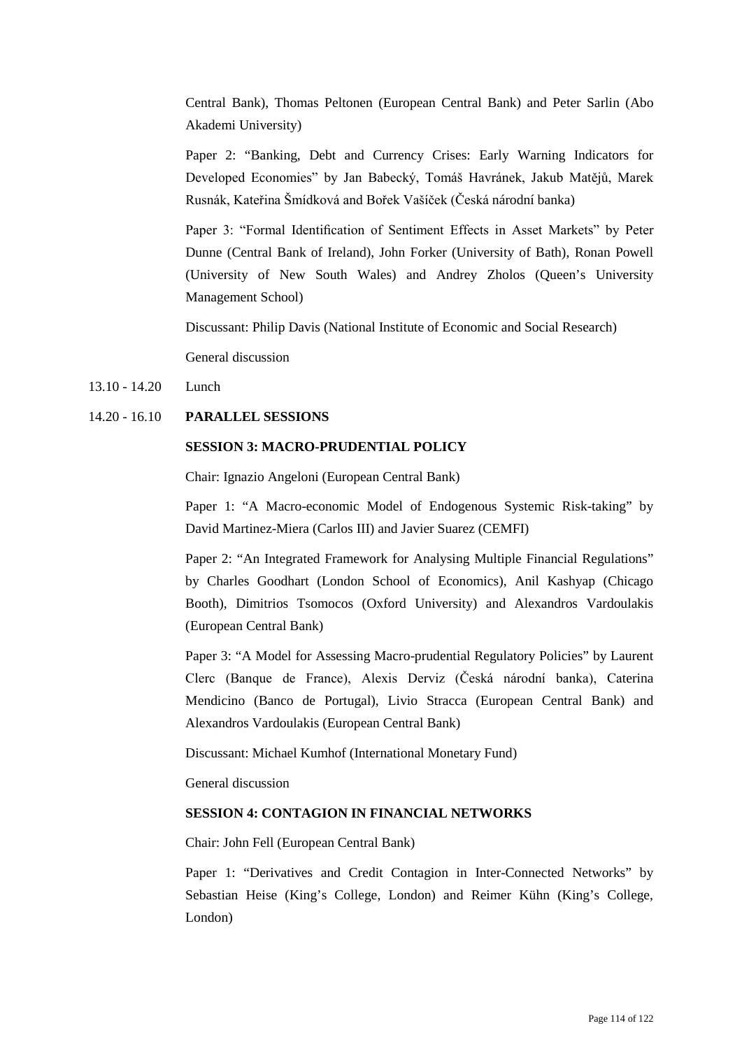Central Bank), Thomas Peltonen (European Central Bank) and Peter Sarlin (Abo Akademi University)

Paper 2: "Banking, Debt and Currency Crises: Early Warning Indicators for Developed Economies" by Jan Babecký, Tomáš Havránek, Jakub Matějů, Marek Rusnák, Kateřina Šmídková and Bořek Vašíček (Česká národní banka)

Paper 3: "Formal Identification of Sentiment Effects in Asset Markets" by Peter Dunne (Central Bank of Ireland), John Forker (University of Bath), Ronan Powell (University of New South Wales) and Andrey Zholos (Queen's University Management School)

Discussant: Philip Davis (National Institute of Economic and Social Research)

General discussion

13.10 - 14.20 Lunch

14.20 - 16.10 **PARALLEL SESSIONS**

**SESSION 3: MACRO-PRUDENTIAL POLICY**

Chair: Ignazio Angeloni (European Central Bank)

Paper 1: "A Macro-economic Model of Endogenous Systemic Risk-taking" by David Martinez-Miera (Carlos III) and Javier Suarez (CEMFI)

Paper 2: "An Integrated Framework for Analysing Multiple Financial Regulations" by Charles Goodhart (London School of Economics), Anil Kashyap (Chicago Booth), Dimitrios Tsomocos (Oxford University) and Alexandros Vardoulakis (European Central Bank)

Paper 3: "A Model for Assessing Macro-prudential Regulatory Policies" by Laurent Clerc (Banque de France), Alexis Derviz (Česká národní banka), Caterina Mendicino (Banco de Portugal), Livio Stracca (European Central Bank) and Alexandros Vardoulakis (European Central Bank)

Discussant: Michael Kumhof (International Monetary Fund)

General discussion

**SESSION 4: CONTAGION IN FINANCIAL NETWORKS**

Chair: John Fell (European Central Bank)

Paper 1: "Derivatives and Credit Contagion in Inter-Connected Networks" by Sebastian Heise (King's College, London) and Reimer Kühn (King's College, London)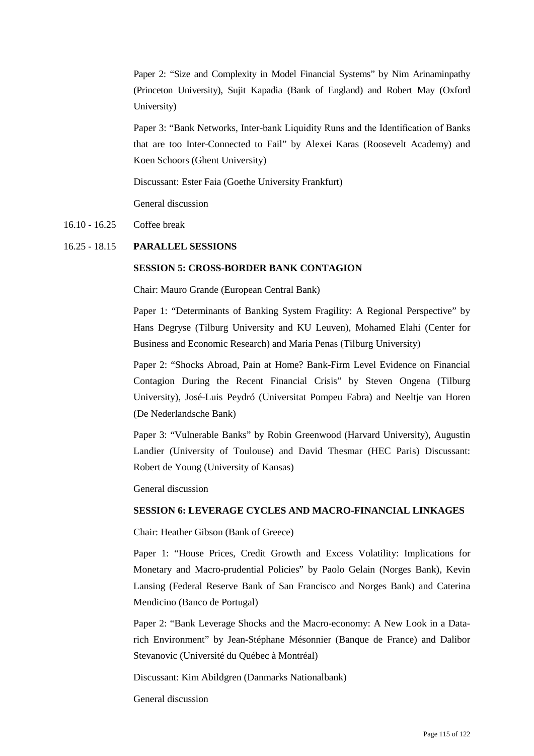Paper 2: "Size and Complexity in Model Financial Systems" by Nim Arinaminpathy (Princeton University), Sujit Kapadia (Bank of England) and Robert May (Oxford University)

Paper 3: "Bank Networks, Inter-bank Liquidity Runs and the Identification of Banks that are too Inter-Connected to Fail" by Alexei Karas (Roosevelt Academy) and Koen Schoors (Ghent University)

Discussant: Ester Faia (Goethe University Frankfurt)

General discussion

16.10 - 16.25 Coffee break

16.25 - 18.15 **PARALLEL SESSIONS**

**SESSION 5: CROSS-BORDER BANK CONTAGION**

Chair: Mauro Grande (European Central Bank)

Paper 1: "Determinants of Banking System Fragility: A Regional Perspective" by Hans Degryse (Tilburg University and KU Leuven), Mohamed Elahi (Center for Business and Economic Research) and Maria Penas (Tilburg University)

Paper 2: "Shocks Abroad, Pain at Home? Bank-Firm Level Evidence on Financial Contagion During the Recent Financial Crisis" by Steven Ongena (Tilburg University), José-Luis Peydró (Universitat Pompeu Fabra) and Neeltje van Horen (De Nederlandsche Bank)

Paper 3: "Vulnerable Banks" by Robin Greenwood (Harvard University), Augustin Landier (University of Toulouse) and David Thesmar (HEC Paris) Discussant: Robert de Young (University of Kansas)

General discussion

**SESSION 6: LEVERAGE CYCLES AND MACRO-FINANCIAL LINKAGES**

Chair: Heather Gibson (Bank of Greece)

Paper 1: "House Prices, Credit Growth and Excess Volatility: Implications for Monetary and Macro-prudential Policies" by Paolo Gelain (Norges Bank), Kevin Lansing (Federal Reserve Bank of San Francisco and Norges Bank) and Caterina Mendicino (Banco de Portugal)

Paper 2: "Bank Leverage Shocks and the Macro-economy: A New Look in a Data-rich Environment" by Jean-Stéphane Mésonnier (Banque de France) and Dalibor Stevanovic (Université du Québec à Montréal)

Discussant: Kim Abildgren (Danmarks Nationalbank)

General discussion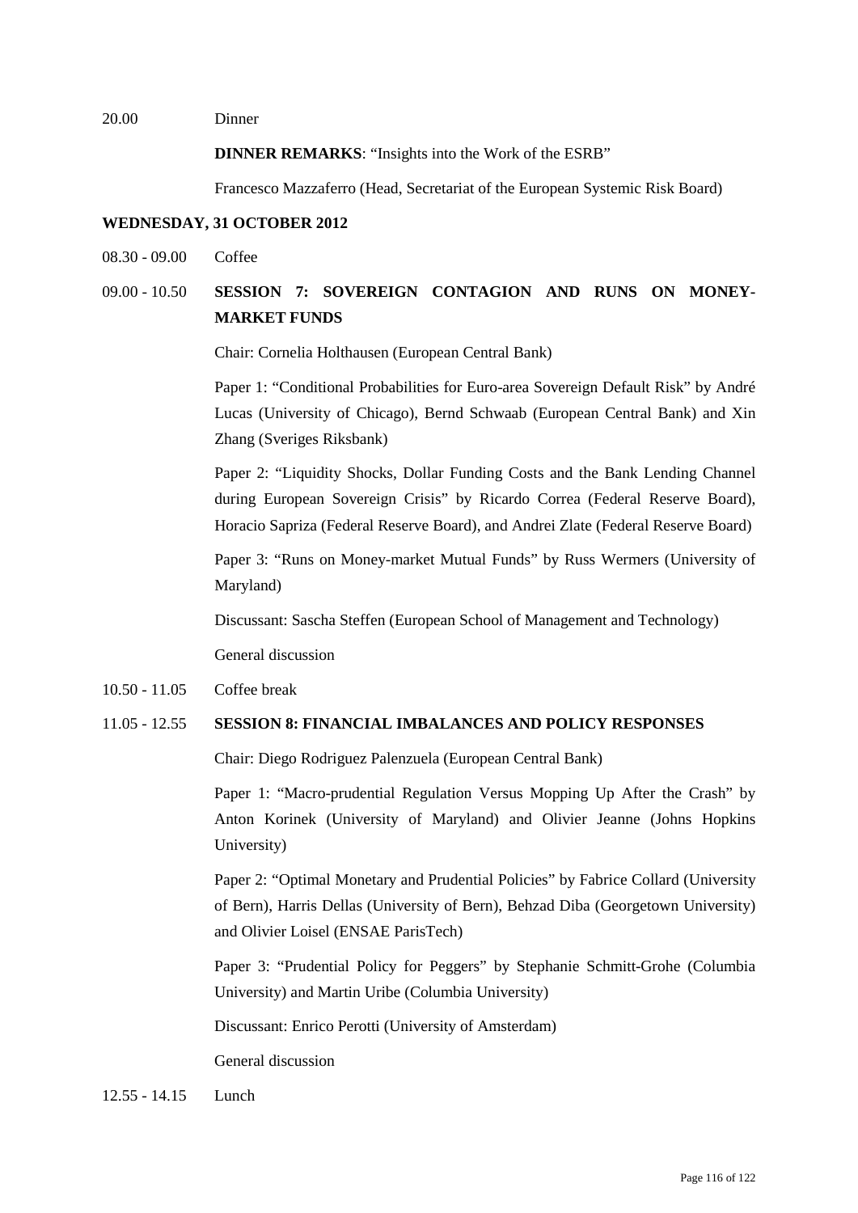20.00 Dinner

**DINNER REMARKS**: "Insights into the Work of the ESRB"

Francesco Mazzaferro (Head, Secretariat of the European Systemic Risk Board)

**WEDNESDAY, 31 OCTOBER 2012**

08.30 - 09.00 Coffee

09.00 - 10.50 **SESSION 7: SOVEREIGN CONTAGION AND RUNS ON MONEY-MARKET FUNDS**

Chair: Cornelia Holthausen (European Central Bank)

Paper 1: "Conditional Probabilities for Euro-area Sovereign Default Risk" by André Lucas (University of Chicago), Bernd Schwaab (European Central Bank) and Xin Zhang (Sveriges Riksbank)

Paper 2: "Liquidity Shocks, Dollar Funding Costs and the Bank Lending Channel during European Sovereign Crisis" by Ricardo Correa (Federal Reserve Board), Horacio Sapriza (Federal Reserve Board), and Andrei Zlate (Federal Reserve Board)

Paper 3: "Runs on Money-market Mutual Funds" by Russ Wermers (University of Maryland)

Discussant: Sascha Steffen (European School of Management and Technology)

General discussion

10.50 - 11.05 Coffee break

11.05 - 12.55 **SESSION 8: FINANCIAL IMBALANCES AND POLICY RESPONSES**

Chair: Diego Rodriguez Palenzuela (European Central Bank)

Paper 1: "Macro-prudential Regulation Versus Mopping Up After the Crash" by Anton Korinek (University of Maryland) and Olivier Jeanne (Johns Hopkins University)

Paper 2: "Optimal Monetary and Prudential Policies" by Fabrice Collard (University of Bern), Harris Dellas (University of Bern), Behzad Diba (Georgetown University) and Olivier Loisel (ENSAE ParisTech)

Paper 3: "Prudential Policy for Peggers" by Stephanie Schmitt-Grohe (Columbia University) and Martin Uribe (Columbia University)

Discussant: Enrico Perotti (University of Amsterdam)

General discussion

12.55 - 14.15 Lunch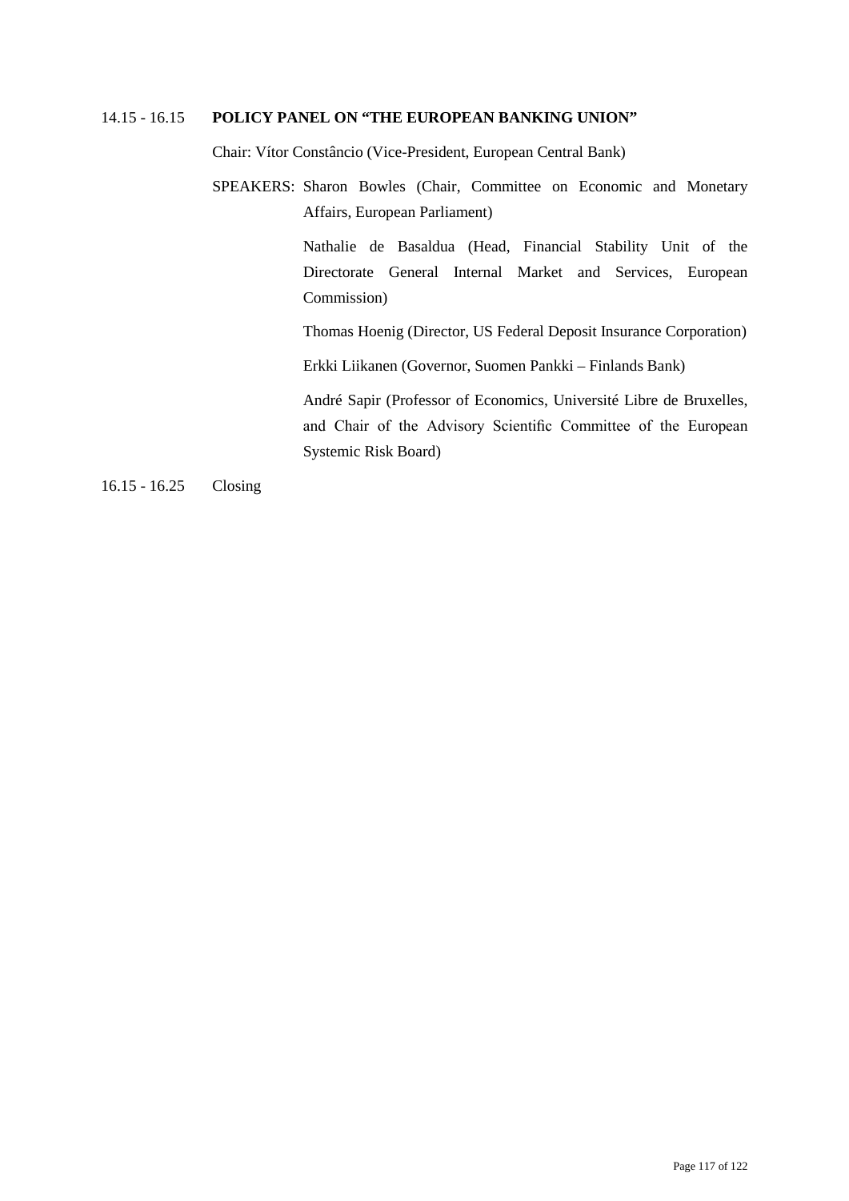14.15 - 16.15 **POLICY PANEL ON "THE EUROPEAN BANKING UNION"**

Chair: Vítor Constâncio (Vice-President, European Central Bank)

SPEAKERS: Sharon Bowles (Chair, Committee on Economic and Monetary Affairs, European Parliament)

Nathalie de Basaldua (Head, Financial Stability Unit of the Directorate General Internal Market and Services, European Commission)

Thomas Hoenig (Director, US Federal Deposit Insurance Corporation)

Erkki Liikanen (Governor, Suomen Pankki – Finlands Bank)

André Sapir (Professor of Economics, Université Libre de Bruxelles, and Chair of the Advisory Scientific Committee of the European Systemic Risk Board)

16.15 - 16.25 Closing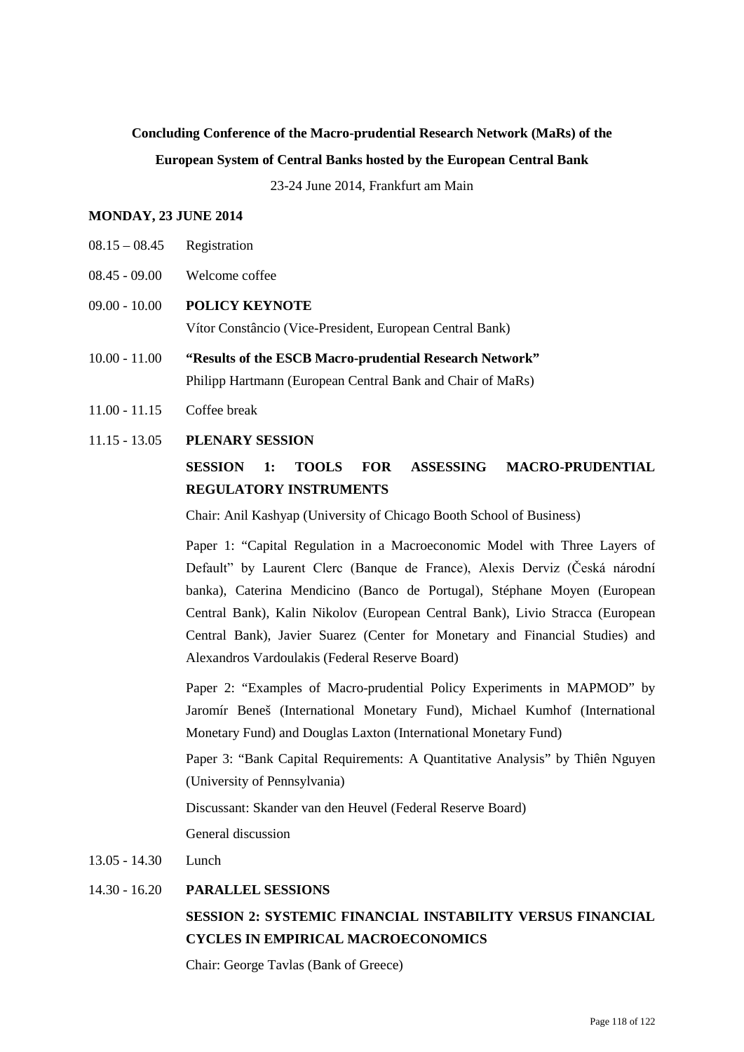**Concluding Conference of the Macro-prudential Research Network (MaRs) of the European System of Central Banks hosted by the European Central Bank**

23-24 June 2014, Frankfurt am Main

**MONDAY, 23 JUNE 2014**

08.15 – 08.45 Registration

08.45 - 09.00 Welcome coffee

09.00 - 10.00 **POLICY KEYNOTE**

Vítor Constâncio (Vice-President, European Central Bank)

10.00 - 11.00 **"Results of the ESCB Macro-prudential Research Network"**

Philipp Hartmann (European Central Bank and Chair of MaRs)

11.00 - 11.15 Coffee break

11.15 - 13.05 **PLENARY SESSION**

**SESSION 1: TOOLS FOR ASSESSING MACRO-PRUDENTIAL REGULATORY INSTRUMENTS**

Chair: Anil Kashyap (University of Chicago Booth School of Business)

Paper 1: "Capital Regulation in a Macroeconomic Model with Three Layers of Default" by Laurent Clerc (Banque de France), Alexis Derviz (Česká národní banka), Caterina Mendicino (Banco de Portugal), Stéphane Moyen (European Central Bank), Kalin Nikolov (European Central Bank), Livio Stracca (European Central Bank), Javier Suarez (Center for Monetary and Financial Studies) and Alexandros Vardoulakis (Federal Reserve Board)

Paper 2: "Examples of Macro-prudential Policy Experiments in MAPMOD" by Jaromír Beneš (International Monetary Fund), Michael Kumhof (International Monetary Fund) and Douglas Laxton (International Monetary Fund)

Paper 3: "Bank Capital Requirements: A Quantitative Analysis" by Thiên Nguyen (University of Pennsylvania)

Discussant: Skander van den Heuvel (Federal Reserve Board)

General discussion

13.05 - 14.30 Lunch

14.30 - 16.20 **PARALLEL SESSIONS**

**SESSION 2: SYSTEMIC FINANCIAL INSTABILITY VERSUS FINANCIAL CYCLES IN EMPIRICAL MACROECONOMICS**

Chair: George Tavlas (Bank of Greece)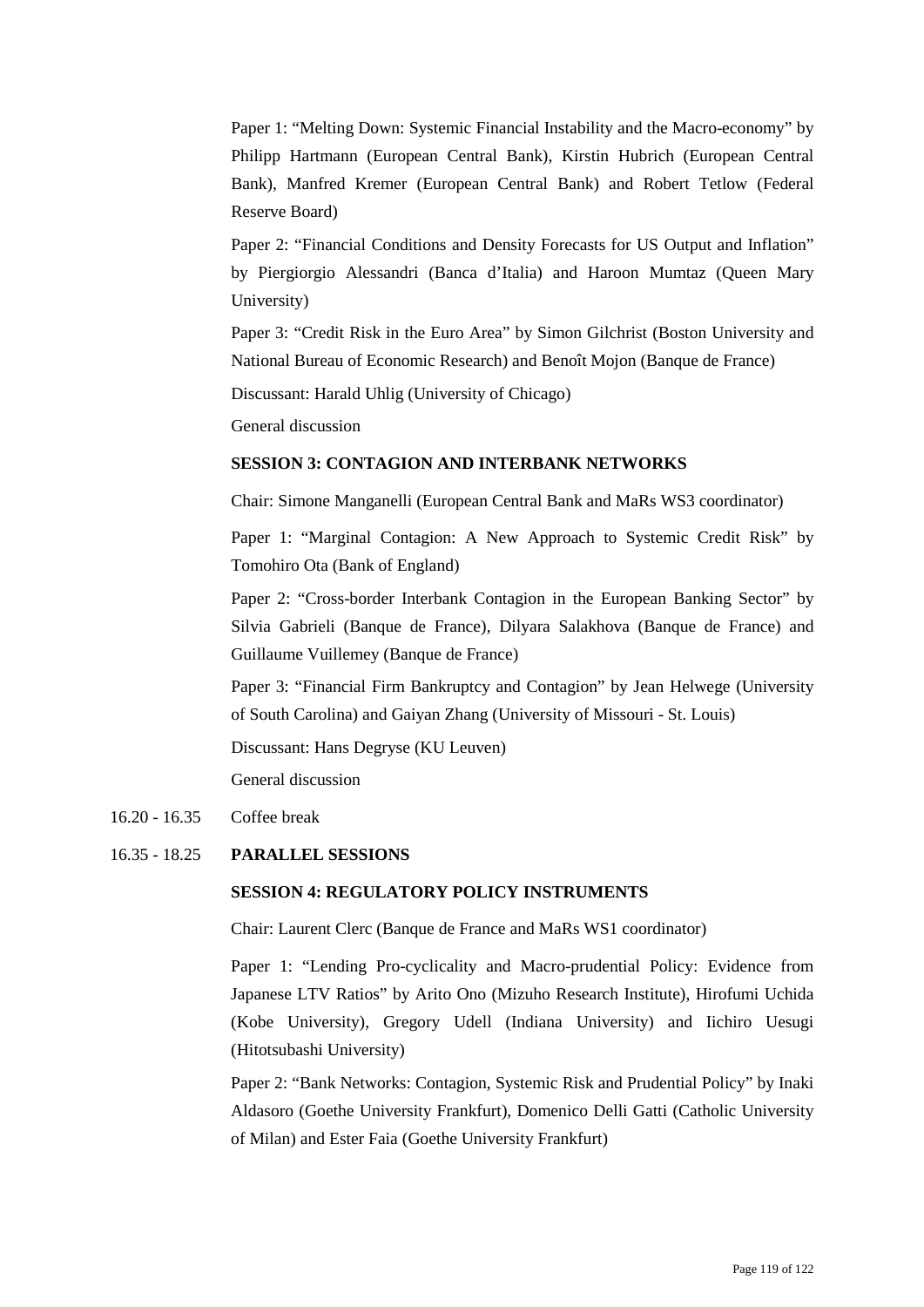Paper 1: "Melting Down: Systemic Financial Instability and the Macro-economy" by Philipp Hartmann (European Central Bank), Kirstin Hubrich (European Central Bank), Manfred Kremer (European Central Bank) and Robert Tetlow (Federal Reserve Board)

Paper 2: "Financial Conditions and Density Forecasts for US Output and Inflation" by Piergiorgio Alessandri (Banca d'Italia) and Haroon Mumtaz (Queen Mary University)

Paper 3: "Credit Risk in the Euro Area" by Simon Gilchrist (Boston University and National Bureau of Economic Research) and Benoît Mojon (Banque de France)

Discussant: Harald Uhlig (University of Chicago)

General discussion

**SESSION 3: CONTAGION AND INTERBANK NETWORKS**

Chair: Simone Manganelli (European Central Bank and MaRs WS3 coordinator)

Paper 1: "Marginal Contagion: A New Approach to Systemic Credit Risk" by Tomohiro Ota (Bank of England)

Paper 2: "Cross-border Interbank Contagion in the European Banking Sector" by Silvia Gabrieli (Banque de France), Dilyara Salakhova (Banque de France) and Guillaume Vuillemey (Banque de France)

Paper 3: "Financial Firm Bankruptcy and Contagion" by Jean Helwege (University of South Carolina) and Gaiyan Zhang (University of Missouri - St. Louis)

Discussant: Hans Degryse (KU Leuven)

General discussion

16.20 - 16.35 Coffee break

16.35 - 18.25 **PARALLEL SESSIONS**

**SESSION 4: REGULATORY POLICY INSTRUMENTS**

Chair: Laurent Clerc (Banque de France and MaRs WS1 coordinator)

Paper 1: "Lending Pro-cyclicality and Macro-prudential Policy: Evidence from Japanese LTV Ratios" by Arito Ono (Mizuho Research Institute), Hirofumi Uchida (Kobe University), Gregory Udell (Indiana University) and Iichiro Uesugi (Hitotsubashi University)

Paper 2: "Bank Networks: Contagion, Systemic Risk and Prudential Policy" by Inaki Aldasoro (Goethe University Frankfurt), Domenico Delli Gatti (Catholic University of Milan) and Ester Faia (Goethe University Frankfurt)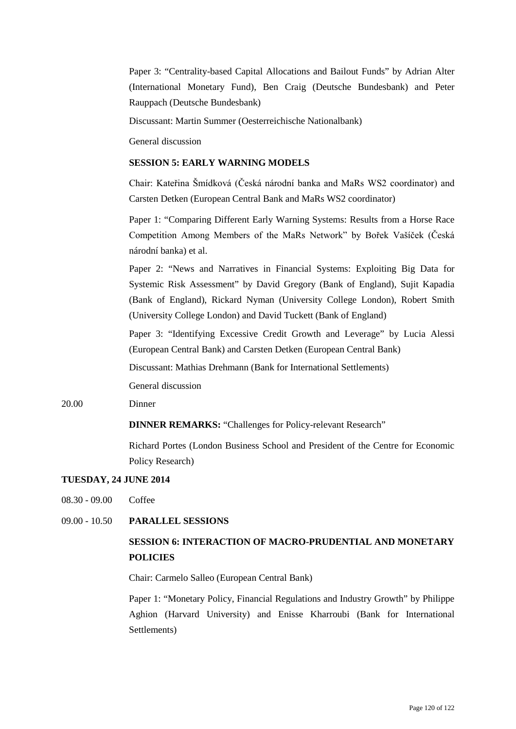Paper 3: "Centrality-based Capital Allocations and Bailout Funds" by Adrian Alter (International Monetary Fund), Ben Craig (Deutsche Bundesbank) and Peter Rauppach (Deutsche Bundesbank)

Discussant: Martin Summer (Oesterreichische Nationalbank)

General discussion

**SESSION 5: EARLY WARNING MODELS**

Chair: Kateřina Šmídková (Česká národní banka and MaRs WS2 coordinator) and Carsten Detken (European Central Bank and MaRs WS2 coordinator)

Paper 1: "Comparing Different Early Warning Systems: Results from a Horse Race Competition Among Members of the MaRs Network" by Bořek Vašíček (Česká národní banka) et al.

Paper 2: "News and Narratives in Financial Systems: Exploiting Big Data for Systemic Risk Assessment" by David Gregory (Bank of England), Sujit Kapadia (Bank of England), Rickard Nyman (University College London), Robert Smith (University College London) and David Tuckett (Bank of England)

Paper 3: "Identifying Excessive Credit Growth and Leverage" by Lucia Alessi (European Central Bank) and Carsten Detken (European Central Bank)

Discussant: Mathias Drehmann (Bank for International Settlements)

General discussion

20.00 Dinner

**DINNER REMARKS:** "Challenges for Policy-relevant Research"

Richard Portes (London Business School and President of the Centre for Economic Policy Research)

**TUESDAY, 24 JUNE 2014**

08.30 - 09.00 Coffee

09.00 - 10.50 **PARALLEL SESSIONS**

**SESSION 6: INTERACTION OF MACRO-PRUDENTIAL AND MONETARY POLICIES**

Chair: Carmelo Salleo (European Central Bank)

Paper 1: "Monetary Policy, Financial Regulations and Industry Growth" by Philippe Aghion (Harvard University) and Enisse Kharroubi (Bank for International Settlements)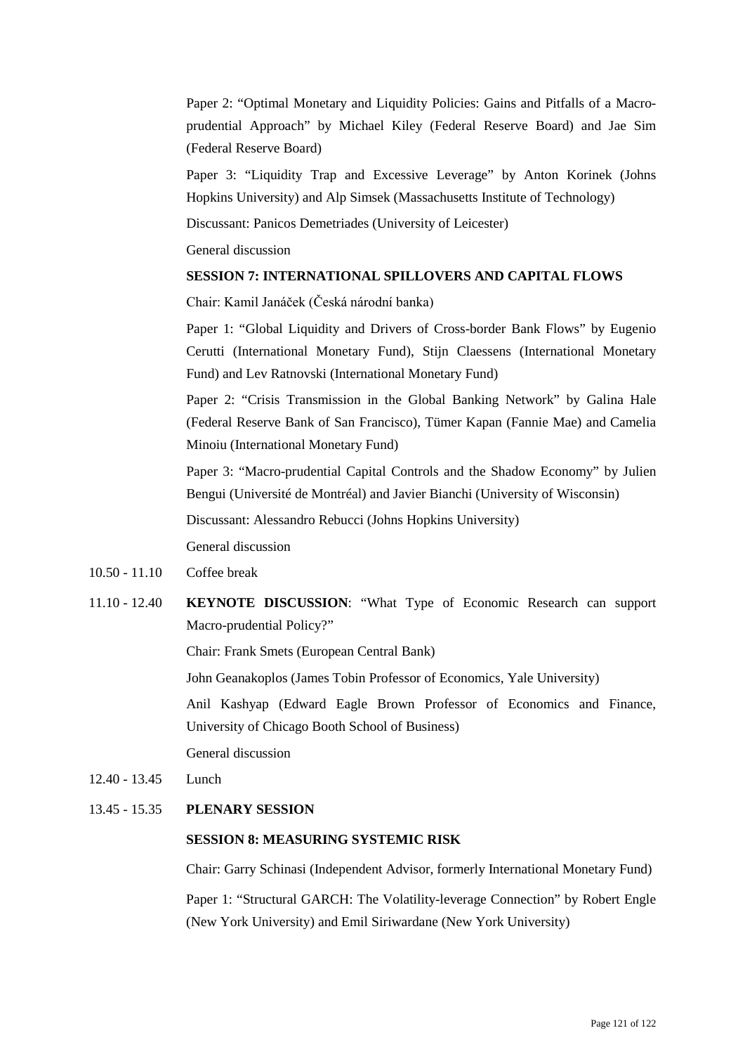Paper 2: "Optimal Monetary and Liquidity Policies: Gains and Pitfalls of a Macro-prudential Approach" by Michael Kiley (Federal Reserve Board) and Jae Sim (Federal Reserve Board)

Paper 3: "Liquidity Trap and Excessive Leverage" by Anton Korinek (Johns Hopkins University) and Alp Simsek (Massachusetts Institute of Technology)

Discussant: Panicos Demetriades (University of Leicester)

General discussion

**SESSION 7: INTERNATIONAL SPILLOVERS AND CAPITAL FLOWS**

Chair: Kamil Janáček (Česká národní banka)

Paper 1: "Global Liquidity and Drivers of Cross-border Bank Flows" by Eugenio Cerutti (International Monetary Fund), Stijn Claessens (International Monetary Fund) and Lev Ratnovski (International Monetary Fund)

Paper 2: "Crisis Transmission in the Global Banking Network" by Galina Hale (Federal Reserve Bank of San Francisco), Tümer Kapan (Fannie Mae) and Camelia Minoiu (International Monetary Fund)

Paper 3: "Macro-prudential Capital Controls and the Shadow Economy" by Julien Bengui (Université de Montréal) and Javier Bianchi (University of Wisconsin)

Discussant: Alessandro Rebucci (Johns Hopkins University)

General discussion

10.50 - 11.10 Coffee break

11.10 - 12.40 **KEYNOTE DISCUSSION**: "What Type of Economic Research can support Macro-prudential Policy?"

Chair: Frank Smets (European Central Bank)

John Geanakoplos (James Tobin Professor of Economics, Yale University)

Anil Kashyap (Edward Eagle Brown Professor of Economics and Finance, University of Chicago Booth School of Business)

General discussion

12.40 - 13.45 Lunch

13.45 - 15.35 **PLENARY SESSION**

**SESSION 8: MEASURING SYSTEMIC RISK**

Chair: Garry Schinasi (Independent Advisor, formerly International Monetary Fund)

Paper 1: "Structural GARCH: The Volatility-leverage Connection" by Robert Engle (New York University) and Emil Siriwardane (New York University)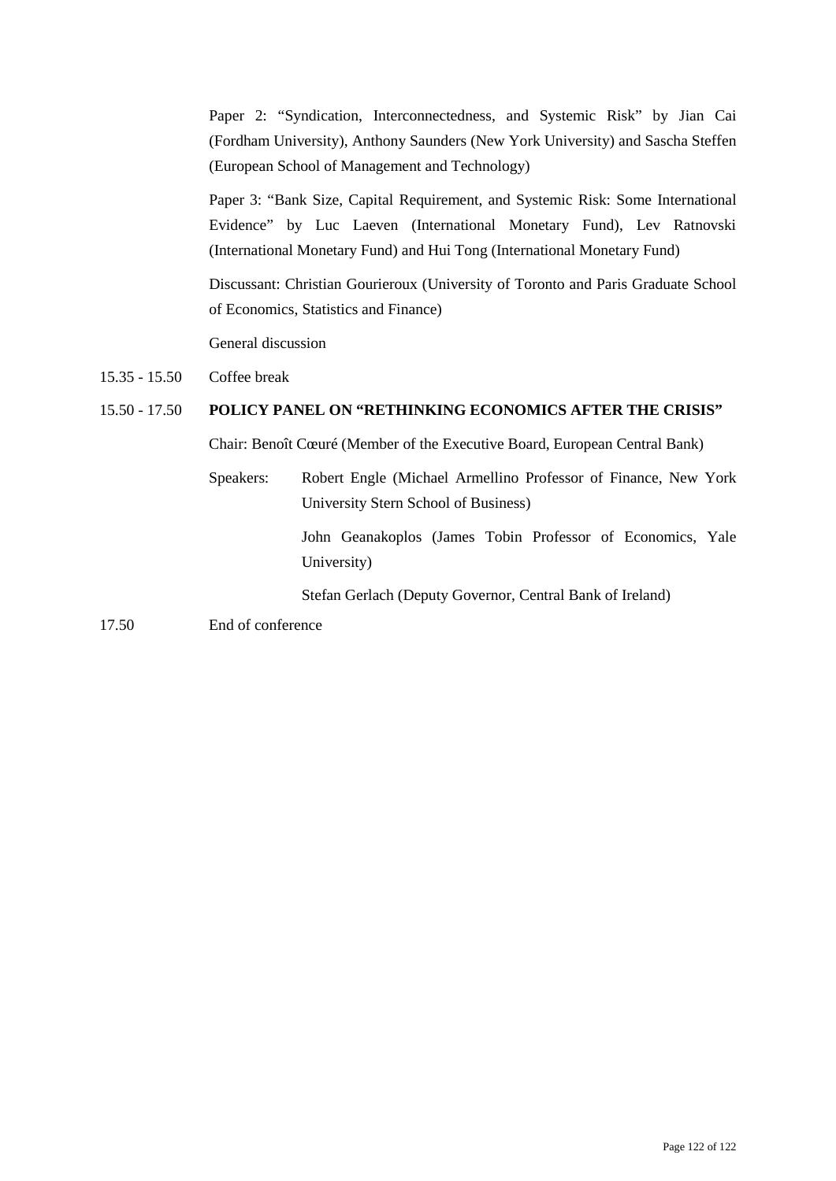Paper 2: "Syndication, Interconnectedness, and Systemic Risk" by Jian Cai (Fordham University), Anthony Saunders (New York University) and Sascha Steffen (European School of Management and Technology)

Paper 3: "Bank Size, Capital Requirement, and Systemic Risk: Some International Evidence" by Luc Laeven (International Monetary Fund), Lev Ratnovski (International Monetary Fund) and Hui Tong (International Monetary Fund)

Discussant: Christian Gourieroux (University of Toronto and Paris Graduate School of Economics, Statistics and Finance)

General discussion

15.35 - 15.50 Coffee break

15.50 - 17.50 **POLICY PANEL ON "RETHINKING ECONOMICS AFTER THE CRISIS"**

Chair: Benoît Cœuré (Member of the Executive Board, European Central Bank)

Speakers: Robert Engle (Michael Armellino Professor of Finance, New York University Stern School of Business)

John Geanakoplos (James Tobin Professor of Economics, Yale University)

Stefan Gerlach (Deputy Governor, Central Bank of Ireland)

17.50 End of conference